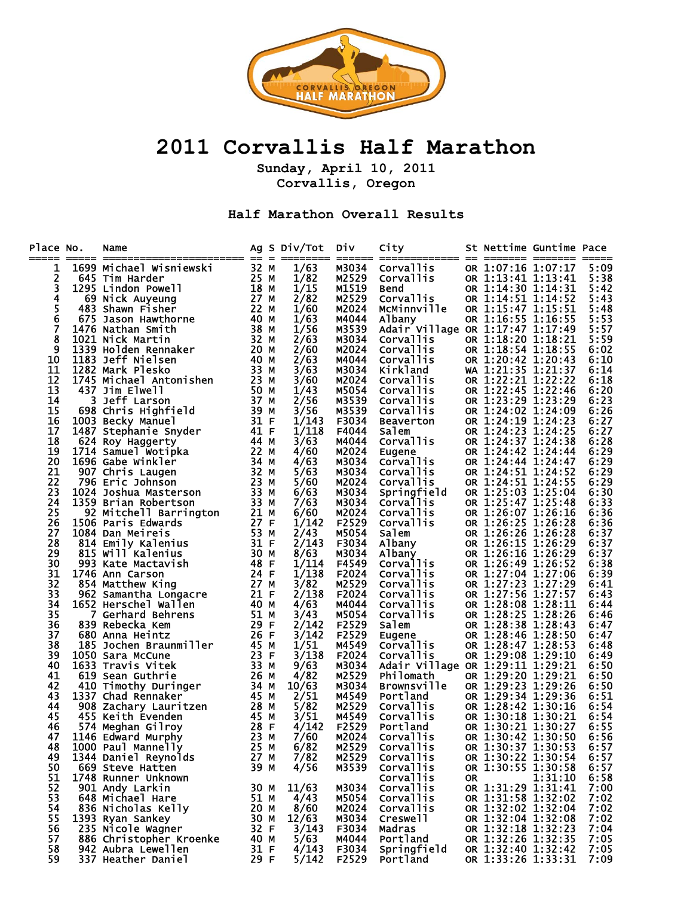# 2011 Corvallis Half Marathon

**Sunday, April 10, 2011**
**Corvallis, Oregon**

### Half Marathon Overall Results

| Place | No. | Name | Ag | S | Div/Tot | Div | City | St | Nettime | Guntime | Pace |
|---|---|---|---|---|---|---|---|---|---|---|---|
| 1 | 1699 | Michael Wisniewski | 32 | M | 1/63 | M3034 | Corvallis | OR | 1:07:16 | 1:07:17 | 5:09 |
| 2 | 645 | Tim Harder | 25 | M | 1/82 | M2529 | Corvallis | OR | 1:13:41 | 1:13:41 | 5:38 |
| 3 | 1295 | Lindon Powell | 18 | M | 1/15 | M1519 | Bend | OR | 1:14:30 | 1:14:31 | 5:42 |
| 4 | 69 | Nick Auyeung | 27 | M | 2/82 | M2529 | Corvallis | OR | 1:14:51 | 1:14:52 | 5:43 |
| 5 | 483 | Shawn Fisher | 22 | M | 1/60 | M2024 | McMinnville | OR | 1:15:47 | 1:15:51 | 5:48 |
| 6 | 675 | Jason Hawthorne | 40 | M | 1/63 | M4044 | Albany | OR | 1:16:55 | 1:16:55 | 5:53 |
| 7 | 1476 | Nathan Smith | 38 | M | 1/56 | M3539 | Adair Village | OR | 1:17:47 | 1:17:49 | 5:57 |
| 8 | 1021 | Nick Martin | 32 | M | 2/63 | M3034 | Corvallis | OR | 1:18:20 | 1:18:21 | 5:59 |
| 9 | 1339 | Holden Rennaker | 20 | M | 2/60 | M2024 | Corvallis | OR | 1:18:54 | 1:18:55 | 6:02 |
| 10 | 1183 | Jeff Nielsen | 40 | M | 2/63 | M4044 | Corvallis | OR | 1:20:42 | 1:20:43 | 6:10 |
| 11 | 1282 | Mark Plesko | 33 | M | 3/63 | M3034 | Kirkland | WA | 1:21:35 | 1:21:37 | 6:14 |
| 12 | 1745 | Michael Antonishen | 23 | M | 3/60 | M2024 | Corvallis | OR | 1:22:21 | 1:22:22 | 6:18 |
| 13 | 437 | Jim Elwell | 50 | M | 1/43 | M5054 | Corvallis | OR | 1:22:45 | 1:22:46 | 6:20 |
| 14 | 3 | Jeff Larson | 37 | M | 2/56 | M3539 | Corvallis | OR | 1:23:29 | 1:23:29 | 6:23 |
| 15 | 698 | Chris Highfield | 39 | M | 3/56 | M3539 | Corvallis | OR | 1:24:02 | 1:24:09 | 6:26 |
| 16 | 1003 | Becky Manuel | 31 | F | 1/143 | F3034 | Beaverton | OR | 1:24:19 | 1:24:23 | 6:27 |
| 17 | 1487 | Stephanie Snyder | 41 | F | 1/118 | F4044 | Salem | OR | 1:24:23 | 1:24:25 | 6:27 |
| 18 | 624 | Roy Haggerty | 44 | M | 3/63 | M4044 | Corvallis | OR | 1:24:37 | 1:24:38 | 6:28 |
| 19 | 1714 | Samuel Wotipka | 22 | M | 4/60 | M2024 | Eugene | OR | 1:24:42 | 1:24:44 | 6:29 |
| 20 | 1696 | Gabe Winkler | 34 | M | 4/63 | M3034 | Corvallis | OR | 1:24:44 | 1:24:47 | 6:29 |
| 21 | 907 | Chris Laugen | 32 | M | 5/63 | M3034 | Corvallis | OR | 1:24:51 | 1:24:52 | 6:29 |
| 22 | 796 | Eric Johnson | 23 | M | 5/60 | M2024 | Corvallis | OR | 1:24:51 | 1:24:55 | 6:29 |
| 23 | 1024 | Joshua Masterson | 33 | M | 6/63 | M3034 | Springfield | OR | 1:25:03 | 1:25:04 | 6:30 |
| 24 | 1359 | Brian Robertson | 33 | M | 7/63 | M3034 | Corvallis | OR | 1:25:47 | 1:25:48 | 6:33 |
| 25 | 92 | Mitchell Barrington | 21 | M | 6/60 | M2024 | Corvallis | OR | 1:26:07 | 1:26:16 | 6:36 |
| 26 | 1506 | Paris Edwards | 27 | F | 1/142 | F2529 | Corvallis | OR | 1:26:25 | 1:26:28 | 6:36 |
| 27 | 1084 | Dan Meireis | 53 | M | 2/43 | M5054 | Salem | OR | 1:26:26 | 1:26:28 | 6:37 |
| 28 | 814 | Emily Kalenius | 31 | F | 2/143 | F3034 | Albany | OR | 1:26:15 | 1:26:29 | 6:37 |
| 29 | 815 | Will Kalenius | 30 | M | 8/63 | M3034 | Albany | OR | 1:26:16 | 1:26:29 | 6:37 |
| 30 | 993 | Kate Mactavish | 48 | F | 1/114 | F4549 | Corvallis | OR | 1:26:49 | 1:26:52 | 6:38 |
| 31 | 1746 | Ann Carson | 24 | F | 1/138 | F2024 | Corvallis | OR | 1:27:04 | 1:27:06 | 6:39 |
| 32 | 854 | Matthew King | 27 | M | 3/82 | M2529 | Corvallis | OR | 1:27:23 | 1:27:29 | 6:41 |
| 33 | 962 | Samantha Longacre | 21 | F | 2/138 | F2024 | Corvallis | OR | 1:27:56 | 1:27:57 | 6:43 |
| 34 | 1652 | Herschel Wallen | 40 | M | 4/63 | M4044 | Corvallis | OR | 1:28:08 | 1:28:11 | 6:44 |
| 35 | 7 | Gerhard Behrens | 51 | M | 3/43 | M5054 | Corvallis | OR | 1:28:25 | 1:28:26 | 6:46 |
| 36 | 839 | Rebecka Kem | 29 | F | 2/142 | F2529 | Salem | OR | 1:28:38 | 1:28:43 | 6:47 |
| 37 | 680 | Anna Heintz | 26 | F | 3/142 | F2529 | Eugene | OR | 1:28:46 | 1:28:50 | 6:47 |
| 38 | 185 | Jochen Braunmiller | 45 | M | 1/51 | M4549 | Corvallis | OR | 1:28:47 | 1:28:53 | 6:48 |
| 39 | 1050 | Sara McCune | 23 | F | 3/138 | F2024 | Corvallis | OR | 1:29:08 | 1:29:10 | 6:49 |
| 40 | 1633 | Travis Vitek | 33 | M | 9/63 | M3034 | Adair Village | OR | 1:29:11 | 1:29:21 | 6:50 |
| 41 | 619 | Sean Guthrie | 26 | M | 4/82 | M2529 | Philomath | OR | 1:29:20 | 1:29:21 | 6:50 |
| 42 | 410 | Timothy Duringer | 34 | M | 10/63 | M3034 | Brownsville | OR | 1:29:23 | 1:29:26 | 6:50 |
| 43 | 1337 | Chad Rennaker | 45 | M | 2/51 | M4549 | Portland | OR | 1:29:34 | 1:29:36 | 6:51 |
| 44 | 908 | Zachary Lauritzen | 28 | M | 5/82 | M2529 | Corvallis | OR | 1:28:42 | 1:30:16 | 6:54 |
| 45 | 455 | Keith Evenden | 45 | M | 3/51 | M4549 | Corvallis | OR | 1:30:18 | 1:30:21 | 6:54 |
| 46 | 574 | Meghan Gilroy | 28 | F | 4/142 | F2529 | Portland | OR | 1:30:21 | 1:30:27 | 6:55 |
| 47 | 1146 | Edward Murphy | 23 | M | 7/60 | M2024 | Corvallis | OR | 1:30:42 | 1:30:50 | 6:56 |
| 48 | 1000 | Paul Mannelly | 25 | M | 6/82 | M2529 | Corvallis | OR | 1:30:37 | 1:30:53 | 6:57 |
| 49 | 1344 | Daniel Reynolds | 27 | M | 7/82 | M2529 | Corvallis | OR | 1:30:22 | 1:30:54 | 6:57 |
| 50 | 669 | Steve Hatten | 39 | M | 4/56 | M3539 | Corvallis | OR | 1:30:55 | 1:30:58 | 6:57 |
| 51 | 1748 | Runner Unknown | | | | | Corvallis | OR | | 1:31:10 | 6:58 |
| 52 | 901 | Andy Larkin | 30 | M | 11/63 | M3034 | Corvallis | OR | 1:31:29 | 1:31:41 | 7:00 |
| 53 | 648 | Michael Hare | 51 | M | 4/43 | M5054 | Corvallis | OR | 1:31:58 | 1:32:02 | 7:02 |
| 54 | 836 | Nicholas Kelly | 20 | M | 8/60 | M2024 | Corvallis | OR | 1:32:02 | 1:32:04 | 7:02 |
| 55 | 1393 | Ryan Sankey | 30 | M | 12/63 | M3034 | Creswell | OR | 1:32:04 | 1:32:08 | 7:02 |
| 56 | 235 | Nicole Wagner | 32 | F | 3/143 | F3034 | Madras | OR | 1:32:18 | 1:32:23 | 7:04 |
| 57 | 886 | Christopher Kroenke | 40 | M | 5/63 | M4044 | Portland | OR | 1:32:26 | 1:32:35 | 7:05 |
| 58 | 942 | Aubra Lewellen | 31 | F | 4/143 | F3034 | Springfield | OR | 1:32:40 | 1:32:42 | 7:05 |
| 59 | 337 | Heather Daniel | 29 | F | 5/142 | F2529 | Portland | OR | 1:33:26 | 1:33:31 | 7:09 |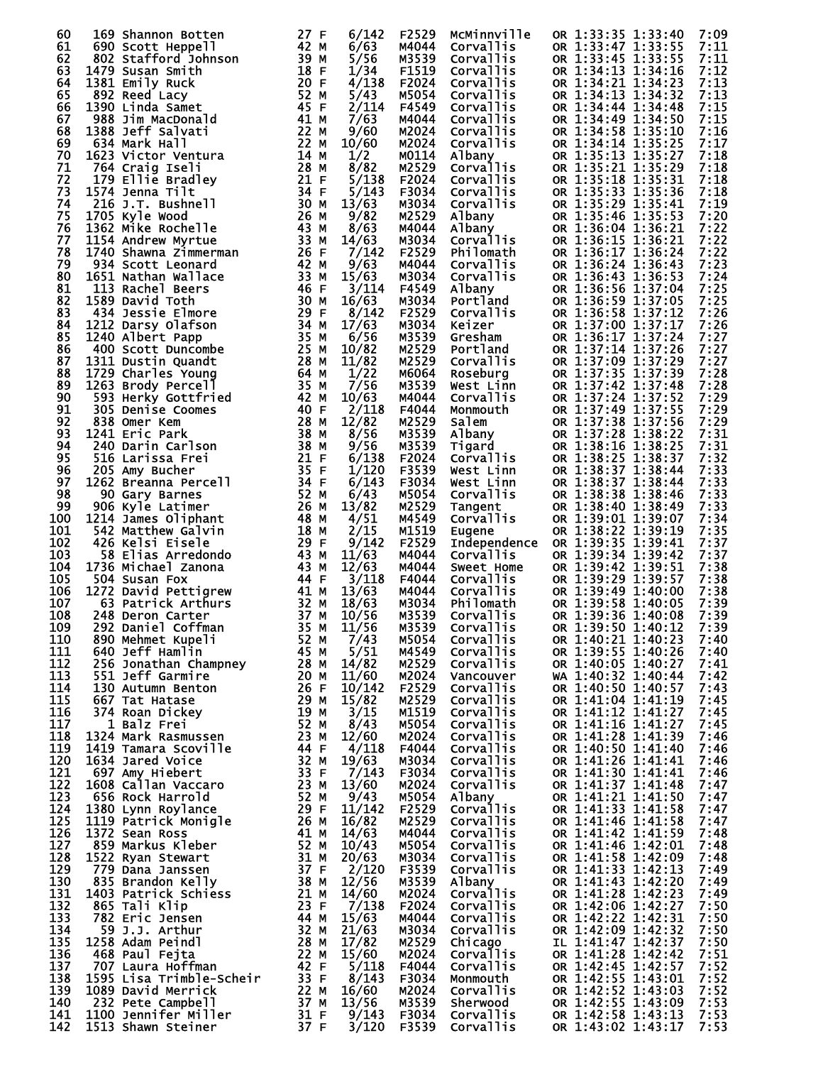```
 60   169 Shannon Botten          27 F    6/142   F2529  McMinnville    OR 1:33:35 1:33:40   7:09
 61   690 Scott Heppell           42 M    6/63    M4044  Corvallis      OR 1:33:47 1:33:55   7:11
 62   802 Stafford Johnson        39 M    5/56    M3539  Corvallis      OR 1:33:45 1:33:55   7:11
 63  1479 Susan Smith             18 F    1/34    F1519  Corvallis      OR 1:34:13 1:34:16   7:12
 64  1381 Emily Ruck              20 F    4/138   F2024  Corvallis      OR 1:34:21 1:34:23   7:13
 65   892 Reed Lacy               52 M    5/43    M5054  Corvallis      OR 1:34:13 1:34:32   7:13
 66  1390 Linda Samet             45 F    2/114   F4549  Corvallis      OR 1:34:44 1:34:48   7:15
 67   988 Jim MacDonald           41 M    7/63    M4044  Corvallis      OR 1:34:49 1:34:50   7:15
 68  1388 Jeff Salvati            22 M    9/60    M2024  Corvallis      OR 1:34:58 1:35:10   7:16
 69   634 Mark Hall               22 M   10/60    M2024  Corvallis      OR 1:34:14 1:35:25   7:17
 70  1623 Victor Ventura          14 M    1/2     M0114  Albany         OR 1:35:13 1:35:27   7:18
 71   764 Craig Iseli             28 M    8/82    M2529  Corvallis      OR 1:35:21 1:35:29   7:18
 72   179 Ellie Bradley           21 F    5/138   F2024  Corvallis      OR 1:35:18 1:35:31   7:18
 73  1574 Jenna Tilt              34 F    5/143   F3034  Corvallis      OR 1:35:33 1:35:36   7:18
 74   216 J.T. Bushnell           30 M   13/63    M3034  Corvallis      OR 1:35:29 1:35:41   7:19
 75  1705 Kyle Wood               26 M    9/82    M2529  Albany         OR 1:35:46 1:35:53   7:20
 76  1362 Mike Rochelle           43 M    8/63    M4044  Albany         OR 1:36:04 1:36:21   7:22
 77  1154 Andrew Myrtue           33 M   14/63    M3034  Corvallis      OR 1:36:15 1:36:21   7:22
 78  1740 Shawna Zimmerman        26 F    7/142   F2529  Philomath      OR 1:36:17 1:36:24   7:22
 79   934 Scott Leonard           42 M    9/63    M4044  Corvallis      OR 1:36:24 1:36:43   7:23
 80  1651 Nathan Wallace          33 M   15/63    M3034  Corvallis      OR 1:36:43 1:36:53   7:24
 81   113 Rachel Beers            46 F    3/114   F4549  Albany         OR 1:36:56 1:37:04   7:25
 82  1589 David Toth              30 M   16/63    M3034  Portland       OR 1:36:59 1:37:05   7:25
 83   434 Jessie Elmore           29 F    8/142   F2529  Corvallis      OR 1:36:58 1:37:12   7:26
 84  1212 Darsy Olafson           34 M   17/63    M3034  Keizer         OR 1:37:00 1:37:17   7:26
 85  1240 Albert Papp             35 M    6/56    M3539  Gresham        OR 1:36:17 1:37:24   7:27
 86   400 Scott Duncombe          25 M   10/82    M2529  Portland       OR 1:37:14 1:37:26   7:27
 87  1311 Dustin Quandt           28 M   11/82    M2529  Corvallis      OR 1:37:09 1:37:29   7:27
 88  1729 Charles Young           64 M    1/22    M6064  Roseburg       OR 1:37:35 1:37:39   7:28
 89  1263 Brody Percell           35 M    7/56    M3539  West Linn      OR 1:37:42 1:37:48   7:28
 90   593 Herky Gottfried         42 M   10/63    M4044  Corvallis      OR 1:37:24 1:37:52   7:29
 91   305 Denise Coomes           40 F    2/118   F4044  Monmouth       OR 1:37:49 1:37:55   7:29
 92   838 Omer Kem                28 M   12/82    M2529  Salem          OR 1:37:38 1:37:56   7:29
 93  1241 Eric Park               38 M    8/56    M3539  Albany         OR 1:37:28 1:38:22   7:31
 94   240 Darin Carlson           38 M    9/56    M3539  Tigard         OR 1:38:16 1:38:25   7:31
 95   516 Larissa Frei            21 F    6/138   F2024  Corvallis      OR 1:38:25 1:38:37   7:32
 96   205 Amy Bucher              35 F    1/120   F3539  West Linn      OR 1:38:37 1:38:44   7:33
 97  1262 Breanna Percell         34 F    6/143   F3034  West Linn      OR 1:38:37 1:38:44   7:33
 98    90 Gary Barnes             52 M    6/43    M5054  Corvallis      OR 1:38:38 1:38:46   7:33
 99   906 Kyle Latimer            26 M   13/82    M2529  Tangent        OR 1:38:40 1:38:49   7:33
100  1214 James Oliphant          48 M    4/51    M4549  Corvallis      OR 1:39:01 1:39:07   7:34
101   542 Matthew Galvin          18 M    2/15    M1519  Eugene         OR 1:38:22 1:39:19   7:35
102   426 Kelsi Eisele            29 F    9/142   F2529  Independence   OR 1:39:35 1:39:41   7:37
103    58 Elias Arredondo         43 M   11/63    M4044  Corvallis      OR 1:39:34 1:39:42   7:37
104  1736 Michael Zanona          43 M   12/63    M4044  Sweet Home     OR 1:39:42 1:39:51   7:38
105   504 Susan Fox               44 F    3/118   F4044  Corvallis      OR 1:39:29 1:39:57   7:38
106  1272 David Pettigrew         41 M   13/63    M4044  Corvallis      OR 1:39:49 1:40:00   7:38
107    63 Patrick Arthurs         32 M   18/63    M3034  Philomath      OR 1:39:58 1:40:05   7:39
108   248 Deron Carter            37 M   10/56    M3539  Corvallis      OR 1:39:36 1:40:08   7:39
109   292 Daniel Coffman          35 M   11/56    M3539  Corvallis      OR 1:39:50 1:40:12   7:39
110   890 Mehmet Kupeli           52 M    7/43    M5054  Corvallis      OR 1:40:21 1:40:23   7:40
111   640 Jeff Hamlin             45 M    5/51    M4549  Corvallis      OR 1:39:55 1:40:26   7:40
112   256 Jonathan Champney       28 M   14/82    M2529  Corvallis      OR 1:40:05 1:40:27   7:41
113   551 Jeff Garmire            20 M   11/60    M2024  Vancouver      WA 1:40:32 1:40:44   7:42
114   130 Autumn Benton           26 F   10/142   F2529  Corvallis      OR 1:40:50 1:40:57   7:43
115   667 Tat Hatase              29 M   15/82    M2529  Corvallis      OR 1:41:04 1:41:19   7:45
116   374 Roan Dickey             19 M    3/15    M1519  Corvallis      OR 1:41:12 1:41:27   7:45
117     1 Balz Frei               52 M    8/43    M5054  Corvallis      OR 1:41:16 1:41:27   7:45
118  1324 Mark Rasmussen          23 M   12/60    M2024  Corvallis      OR 1:41:28 1:41:39   7:46
119  1419 Tamara Scoville         44 F    4/118   F4044  Corvallis      OR 1:40:50 1:41:40   7:46
120  1634 Jared Voice             32 M   19/63    M3034  Corvallis      OR 1:41:26 1:41:41   7:46
121   697 Amy Hiebert             33 F    7/143   F3034  Corvallis      OR 1:41:30 1:41:41   7:46
122  1608 Callan Vaccaro          23 M   13/60    M2024  Corvallis      OR 1:41:37 1:41:48   7:47
123   656 Rock Harrold            52 M    9/43    M5054  Albany         OR 1:41:21 1:41:50   7:47
124  1380 Lynn Roylance           29 F   11/142   F2529  Corvallis      OR 1:41:33 1:41:58   7:47
125  1119 Patrick Monigle         26 M   16/82    M2529  Corvallis      OR 1:41:46 1:41:58   7:47
126  1372 Sean Ross               41 M   14/63    M4044  Corvallis      OR 1:41:42 1:41:59   7:48
127   859 Markus Kleber           52 M   10/43    M5054  Corvallis      OR 1:41:46 1:42:01   7:48
128  1522 Ryan Stewart            31 M   20/63    M3034  Corvallis      OR 1:41:58 1:42:09   7:48
129   779 Dana Janssen            37 F    2/120   F3539  Corvallis      OR 1:41:33 1:42:13   7:49
130   835 Brandon Kelly           38 M   12/56    M3539  Albany         OR 1:41:43 1:42:20   7:49
131  1403 Patrick Schiess         21 M   14/60    M2024  Corvallis      OR 1:41:28 1:42:23   7:49
132   865 Tali Klip               23 F    7/138   F2024  Corvallis      OR 1:42:06 1:42:27   7:50
133   782 Eric Jensen             44 M   15/63    M4044  Corvallis      OR 1:42:22 1:42:31   7:50
134    59 J.J. Arthur             32 M   21/63    M3034  Corvallis      OR 1:42:09 1:42:32   7:50
135  1258 Adam Peindl             28 M   17/82    M2529  Chicago        IL 1:41:47 1:42:37   7:50
136   468 Paul Fejta              22 M   15/60    M2024  Corvallis      OR 1:41:28 1:42:42   7:51
137   707 Laura Hoffman           42 F    5/118   F4044  Corvallis      OR 1:42:45 1:42:57   7:52
138  1595 Lisa Trimble-Scheir     33 F    8/143   F3034  Monmouth       OR 1:42:55 1:43:01   7:52
139  1089 David Merrick           22 M   16/60    M2024  Corvallis      OR 1:42:52 1:43:03   7:52
140   232 Pete Campbell           37 M   13/56    M3539  Sherwood       OR 1:42:55 1:43:09   7:53
141  1100 Jennifer Miller         31 F    9/143   F3034  Corvallis      OR 1:42:58 1:43:13   7:53
142  1513 Shawn Steiner           37 F    3/120   F3539  Corvallis      OR 1:43:02 1:43:17   7:53
```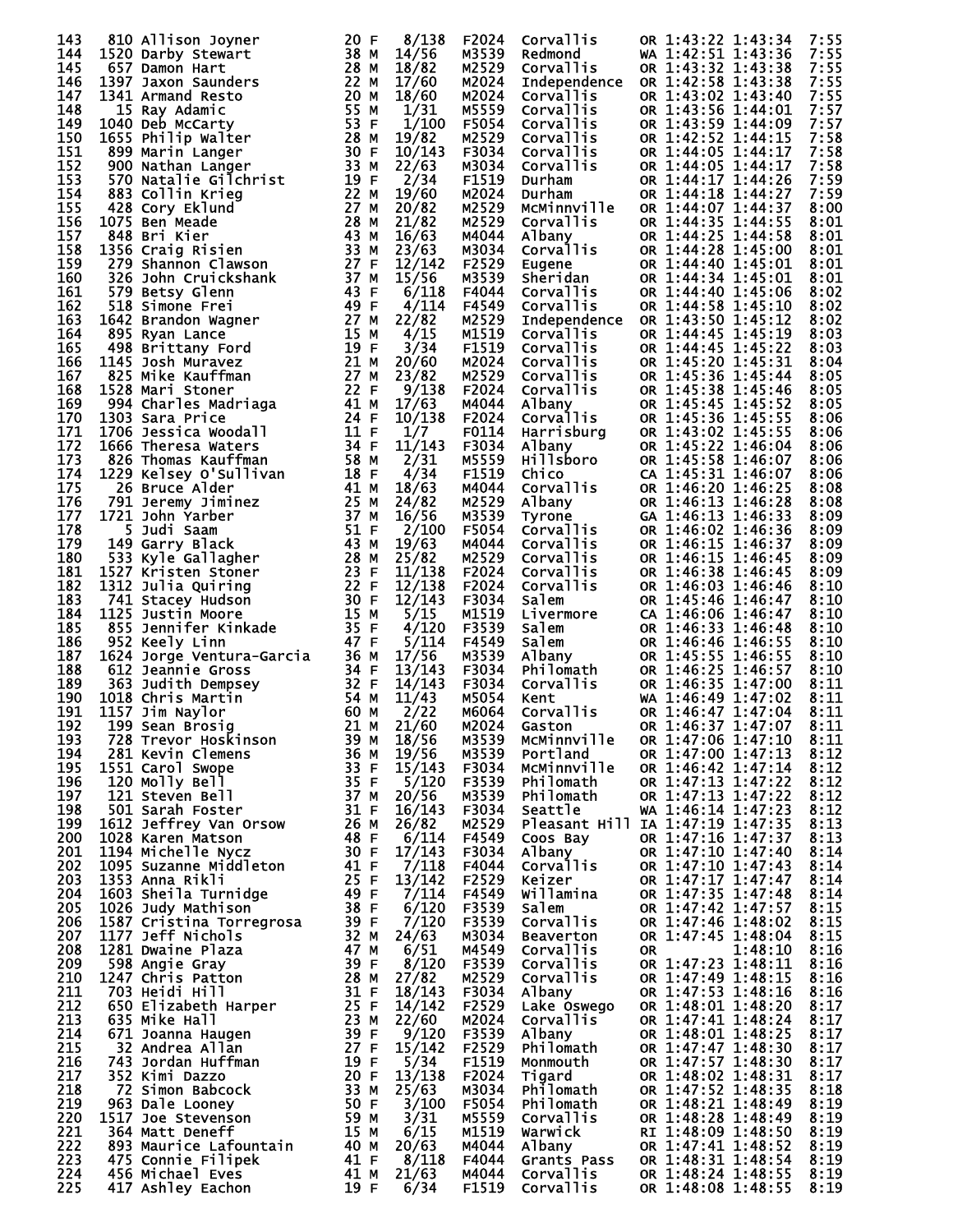| Place | Bib | Name | Age | Sex | Div Place | Division | City | State | Gun Time | Chip Time | Pace |
|---|---|---|---|---|---|---|---|---|---|---|---|
| 143 | 810 | Allison Joyner | 20 | F | 8/138 | F2024 | Corvallis | OR | 1:43:22 | 1:43:34 | 7:55 |
| 144 | 1520 | Darby Stewart | 38 | M | 14/56 | M3539 | Redmond | WA | 1:42:51 | 1:43:36 | 7:55 |
| 145 | 657 | Damon Hart | 28 | M | 18/82 | M2529 | Corvallis | OR | 1:43:32 | 1:43:38 | 7:55 |
| 146 | 1397 | Jaxon Saunders | 22 | M | 17/60 | M2024 | Independence | OR | 1:42:58 | 1:43:38 | 7:55 |
| 147 | 1341 | Armand Resto | 20 | M | 18/60 | M2024 | Corvallis | OR | 1:43:02 | 1:43:40 | 7:55 |
| 148 | 15 | Ray Adamic | 55 | M | 1/31 | M5559 | Corvallis | OR | 1:43:56 | 1:44:01 | 7:57 |
| 149 | 1040 | Deb McCarty | 53 | F | 1/100 | F5054 | Corvallis | OR | 1:43:59 | 1:44:09 | 7:57 |
| 150 | 1655 | Philip Walter | 28 | M | 19/82 | M2529 | Corvallis | OR | 1:42:52 | 1:44:15 | 7:58 |
| 151 | 899 | Marin Langer | 30 | F | 10/143 | F3034 | Corvallis | OR | 1:44:05 | 1:44:17 | 7:58 |
| 152 | 900 | Nathan Langer | 33 | M | 22/63 | M3034 | Corvallis | OR | 1:44:05 | 1:44:17 | 7:58 |
| 153 | 570 | Natalie Gilchrist | 19 | F | 2/34 | F1519 | Durham | OR | 1:44:17 | 1:44:26 | 7:59 |
| 154 | 883 | Collin Krieg | 22 | M | 19/60 | M2024 | Durham | OR | 1:44:18 | 1:44:27 | 7:59 |
| 155 | 428 | Cory Eklund | 27 | M | 20/82 | M2529 | McMinnville | OR | 1:44:07 | 1:44:37 | 8:00 |
| 156 | 1075 | Ben Meade | 28 | M | 21/82 | M2529 | Corvallis | OR | 1:44:35 | 1:44:55 | 8:01 |
| 157 | 848 | Bri Kier | 43 | M | 16/63 | M4044 | Albany | OR | 1:44:25 | 1:44:58 | 8:01 |
| 158 | 1356 | Craig Risien | 33 | M | 23/63 | M3034 | Corvallis | OR | 1:44:28 | 1:45:00 | 8:01 |
| 159 | 279 | Shannon Clawson | 27 | F | 12/142 | F2529 | Eugene | OR | 1:44:40 | 1:45:01 | 8:01 |
| 160 | 326 | John Cruickshank | 37 | M | 15/56 | M3539 | Sheridan | OR | 1:44:34 | 1:45:01 | 8:01 |
| 161 | 579 | Betsy Glenn | 43 | F | 6/118 | F4044 | Corvallis | OR | 1:44:40 | 1:45:06 | 8:02 |
| 162 | 518 | Simone Frei | 49 | F | 4/114 | F4549 | Corvallis | OR | 1:44:58 | 1:45:10 | 8:02 |
| 163 | 1642 | Brandon Wagner | 27 | M | 22/82 | M2529 | Independence | OR | 1:43:50 | 1:45:12 | 8:02 |
| 164 | 895 | Ryan Lance | 15 | M | 4/15 | M1519 | Corvallis | OR | 1:44:45 | 1:45:19 | 8:03 |
| 165 | 498 | Brittany Ford | 19 | F | 3/34 | F1519 | Corvallis | OR | 1:44:45 | 1:45:22 | 8:03 |
| 166 | 1145 | Josh Muravez | 21 | M | 20/60 | M2024 | Corvallis | OR | 1:45:20 | 1:45:31 | 8:04 |
| 167 | 825 | Mike Kauffman | 27 | M | 23/82 | M2529 | Corvallis | OR | 1:45:36 | 1:45:44 | 8:05 |
| 168 | 1528 | Mari Stoner | 22 | F | 9/138 | F2024 | Corvallis | OR | 1:45:38 | 1:45:46 | 8:05 |
| 169 | 994 | Charles Madriaga | 41 | M | 17/63 | M4044 | Albany | OR | 1:45:45 | 1:45:52 | 8:05 |
| 170 | 1303 | Sara Price | 24 | F | 10/138 | F2024 | Corvallis | OR | 1:45:36 | 1:45:55 | 8:06 |
| 171 | 1706 | Jessica Woodall | 11 | F | 1/7 | F0114 | Harrisburg | OR | 1:43:02 | 1:45:55 | 8:06 |
| 172 | 1666 | Theresa Waters | 34 | F | 11/143 | F3034 | Albany | OR | 1:45:22 | 1:46:04 | 8:06 |
| 173 | 826 | Thomas Kauffman | 58 | M | 2/31 | M5559 | Hillsboro | OR | 1:45:58 | 1:46:07 | 8:06 |
| 174 | 1229 | Kelsey O'Sullivan | 18 | F | 4/34 | F1519 | Chico | CA | 1:45:31 | 1:46:07 | 8:06 |
| 175 | 26 | Bruce Alder | 41 | M | 18/63 | M4044 | Corvallis | OR | 1:46:20 | 1:46:25 | 8:08 |
| 176 | 791 | Jeremy Jiminez | 25 | M | 24/82 | M2529 | Albany | OR | 1:46:13 | 1:46:28 | 8:08 |
| 177 | 1721 | John Yarber | 37 | M | 16/56 | M3539 | Tyrone | GA | 1:46:13 | 1:46:33 | 8:09 |
| 178 | 5 | Judi Saam | 51 | F | 2/100 | F5054 | Corvallis | OR | 1:46:02 | 1:46:36 | 8:09 |
| 179 | 149 | Garry Black | 43 | M | 19/63 | M4044 | Corvallis | OR | 1:46:15 | 1:46:37 | 8:09 |
| 180 | 533 | Kyle Gallagher | 28 | M | 25/82 | M2529 | Corvallis | OR | 1:46:15 | 1:46:45 | 8:09 |
| 181 | 1527 | Kristen Stoner | 23 | F | 11/138 | F2024 | Corvallis | OR | 1:46:38 | 1:46:45 | 8:09 |
| 182 | 1312 | Julia Quiring | 22 | F | 12/138 | F2024 | Corvallis | OR | 1:46:03 | 1:46:46 | 8:10 |
| 183 | 741 | Stacey Hudson | 30 | F | 12/143 | F3034 | Salem | OR | 1:45:46 | 1:46:47 | 8:10 |
| 184 | 1125 | Justin Moore | 15 | M | 5/15 | M1519 | Livermore | CA | 1:46:06 | 1:46:47 | 8:10 |
| 185 | 855 | Jennifer Kinkade | 35 | F | 4/120 | F3539 | Salem | OR | 1:46:33 | 1:46:48 | 8:10 |
| 186 | 952 | Keely Linn | 47 | F | 5/114 | F4549 | Salem | OR | 1:46:46 | 1:46:55 | 8:10 |
| 187 | 1624 | Jorge Ventura-Garcia | 36 | M | 17/56 | M3539 | Albany | OR | 1:45:55 | 1:46:55 | 8:10 |
| 188 | 612 | Jeannie Gross | 34 | F | 13/143 | F3034 | Philomath | OR | 1:46:25 | 1:46:57 | 8:10 |
| 189 | 363 | Judith Dempsey | 32 | F | 14/143 | F3034 | Corvallis | OR | 1:46:35 | 1:47:00 | 8:11 |
| 190 | 1018 | Chris Martin | 54 | M | 11/43 | M5054 | Kent | WA | 1:46:49 | 1:47:02 | 8:11 |
| 191 | 1157 | Jim Naylor | 60 | M | 2/22 | M6064 | Corvallis | OR | 1:46:47 | 1:47:04 | 8:11 |
| 192 | 199 | Sean Brosig | 21 | M | 21/60 | M2024 | Gaston | OR | 1:46:37 | 1:47:07 | 8:11 |
| 193 | 728 | Trevor Hoskinson | 39 | M | 18/56 | M3539 | McMinnville | OR | 1:47:06 | 1:47:10 | 8:11 |
| 194 | 281 | Kevin Clemens | 36 | M | 19/56 | M3539 | Portland | OR | 1:47:00 | 1:47:13 | 8:12 |
| 195 | 1551 | Carol Swope | 33 | F | 15/143 | F3034 | McMinnville | OR | 1:46:42 | 1:47:14 | 8:12 |
| 196 | 120 | Molly Bell | 35 | F | 5/120 | F3539 | Philomath | OR | 1:47:13 | 1:47:22 | 8:12 |
| 197 | 121 | Steven Bell | 37 | M | 20/56 | M3539 | Philomath | OR | 1:47:13 | 1:47:22 | 8:12 |
| 198 | 501 | Sarah Foster | 31 | F | 16/143 | F3034 | Seattle | WA | 1:46:14 | 1:47:23 | 8:12 |
| 199 | 1612 | Jeffrey Van Orsow | 26 | M | 26/82 | M2529 | Pleasant Hill | IA | 1:47:19 | 1:47:35 | 8:13 |
| 200 | 1028 | Karen Matson | 48 | F | 6/114 | F4549 | Coos Bay | OR | 1:47:16 | 1:47:37 | 8:13 |
| 201 | 1194 | Michelle Nycz | 30 | F | 17/143 | F3034 | Albany | OR | 1:47:10 | 1:47:40 | 8:14 |
| 202 | 1095 | Suzanne Middleton | 41 | F | 7/118 | F4044 | Corvallis | OR | 1:47:10 | 1:47:43 | 8:14 |
| 203 | 1353 | Anna Rikli | 25 | F | 13/142 | F2529 | Keizer | OR | 1:47:17 | 1:47:47 | 8:14 |
| 204 | 1603 | Sheila Turnidge | 49 | F | 7/114 | F4549 | Willamina | OR | 1:47:35 | 1:47:48 | 8:14 |
| 205 | 1026 | Judy Mathison | 38 | F | 6/120 | F3539 | Salem | OR | 1:47:42 | 1:47:57 | 8:15 |
| 206 | 1587 | Cristina Torregrosa | 39 | F | 7/120 | F3539 | Corvallis | OR | 1:47:46 | 1:48:02 | 8:15 |
| 207 | 1177 | Jeff Nichols | 32 | M | 24/63 | M3034 | Beaverton | OR | 1:47:45 | 1:48:04 | 8:15 |
| 208 | 1281 | Dwaine Plaza | 47 | M | 6/51 | M4549 | Corvallis | OR | | 1:48:10 | 8:16 |
| 209 | 598 | Angie Gray | 39 | F | 8/120 | F3539 | Corvallis | OR | 1:47:23 | 1:48:11 | 8:16 |
| 210 | 1247 | Chris Patton | 28 | M | 27/82 | M2529 | Corvallis | OR | 1:47:49 | 1:48:15 | 8:16 |
| 211 | 703 | Heidi Hill | 31 | F | 18/143 | F3034 | Albany | OR | 1:47:53 | 1:48:16 | 8:16 |
| 212 | 650 | Elizabeth Harper | 25 | F | 14/142 | F2529 | Lake Oswego | OR | 1:48:01 | 1:48:20 | 8:17 |
| 213 | 635 | Mike Hall | 23 | M | 22/60 | M2024 | Corvallis | OR | 1:47:41 | 1:48:24 | 8:17 |
| 214 | 671 | Joanna Haugen | 39 | F | 9/120 | F3539 | Albany | OR | 1:48:01 | 1:48:25 | 8:17 |
| 215 | 32 | Andrea Allan | 27 | F | 15/142 | F2529 | Philomath | OR | 1:47:47 | 1:48:30 | 8:17 |
| 216 | 743 | Jordan Huffman | 19 | F | 5/34 | F1519 | Monmouth | OR | 1:47:57 | 1:48:30 | 8:17 |
| 217 | 352 | Kimi Dazzo | 20 | F | 13/138 | F2024 | Tigard | OR | 1:48:02 | 1:48:31 | 8:17 |
| 218 | 72 | Simon Babcock | 33 | M | 25/63 | M3034 | Philomath | OR | 1:47:52 | 1:48:35 | 8:18 |
| 219 | 963 | Dale Looney | 50 | F | 3/100 | F5054 | Philomath | OR | 1:48:21 | 1:48:49 | 8:19 |
| 220 | 1517 | Joe Stevenson | 59 | M | 3/31 | M5559 | Corvallis | OR | 1:48:28 | 1:48:49 | 8:19 |
| 221 | 364 | Matt Deneff | 15 | M | 6/15 | M1519 | Warwick | RI | 1:48:09 | 1:48:50 | 8:19 |
| 222 | 893 | Maurice Lafountain | 40 | M | 20/63 | M4044 | Albany | OR | 1:47:41 | 1:48:52 | 8:19 |
| 223 | 475 | Connie Filipek | 41 | F | 8/118 | F4044 | Grants Pass | OR | 1:48:31 | 1:48:54 | 8:19 |
| 224 | 456 | Michael Eves | 41 | M | 21/63 | M4044 | Corvallis | OR | 1:48:24 | 1:48:55 | 8:19 |
| 225 | 417 | Ashley Eachon | 19 | F | 6/34 | F1519 | Corvallis | OR | 1:48:08 | 1:48:55 | 8:19 |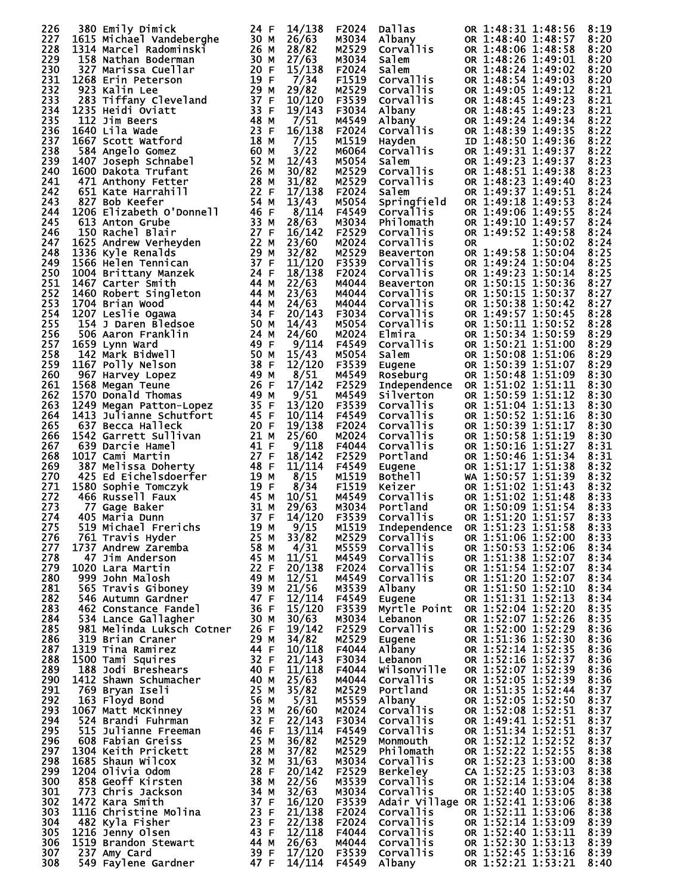| Place | Bib | Name | Age | Sex | Div Place | Division | City | State | Chip Time | Gun Time | Pace |
|---|---|---|---|---|---|---|---|---|---|---|---|
| 226 | 380 | Emily Dimick | 24 | F | 14/138 | F2024 | Dallas | OR | 1:48:31 | 1:48:56 | 8:19 |
| 227 | 1615 | Michael Vandeberghe | 30 | M | 26/63 | M3034 | Albany | OR | 1:48:40 | 1:48:57 | 8:20 |
| 228 | 1314 | Marcel Radominski | 26 | M | 28/82 | M2529 | Corvallis | OR | 1:48:06 | 1:48:58 | 8:20 |
| 229 | 158 | Nathan Boderman | 30 | M | 27/63 | M3034 | Salem | OR | 1:48:26 | 1:49:01 | 8:20 |
| 230 | 327 | Marissa Cuellar | 20 | F | 15/138 | F2024 | Salem | OR | 1:48:24 | 1:49:02 | 8:20 |
| 231 | 1268 | Erin Peterson | 19 | F | 7/34 | F1519 | Corvallis | OR | 1:48:54 | 1:49:03 | 8:20 |
| 232 | 923 | Kalin Lee | 29 | M | 29/82 | M2529 | Corvallis | OR | 1:49:05 | 1:49:12 | 8:21 |
| 233 | 283 | Tiffany Cleveland | 37 | F | 10/120 | F3539 | Corvallis | OR | 1:48:45 | 1:49:23 | 8:21 |
| 234 | 1235 | Heidi Oviatt | 33 | F | 19/143 | F3034 | Albany | OR | 1:48:45 | 1:49:23 | 8:21 |
| 235 | 112 | Jim Beers | 48 | M | 7/51 | M4549 | Albany | OR | 1:49:24 | 1:49:34 | 8:22 |
| 236 | 1640 | Lila Wade | 23 | F | 16/138 | F2024 | Corvallis | OR | 1:48:39 | 1:49:35 | 8:22 |
| 237 | 1667 | Scott Watford | 18 | M | 7/15 | M1519 | Hayden | ID | 1:48:50 | 1:49:36 | 8:22 |
| 238 | 584 | Angelo Gomez | 60 | M | 3/22 | M6064 | Corvallis | OR | 1:49:31 | 1:49:37 | 8:22 |
| 239 | 1407 | Joseph Schnabel | 52 | M | 12/43 | M5054 | Salem | OR | 1:49:23 | 1:49:37 | 8:23 |
| 240 | 1600 | Dakota Trufant | 26 | M | 30/82 | M2529 | Corvallis | OR | 1:48:51 | 1:49:38 | 8:23 |
| 241 | 471 | Anthony Fetter | 28 | M | 31/82 | M2529 | Corvallis | OR | 1:48:23 | 1:49:40 | 8:23 |
| 242 | 651 | Kate Harrahill | 22 | F | 17/138 | F2024 | Salem | OR | 1:49:37 | 1:49:51 | 8:24 |
| 243 | 827 | Bob Keefer | 54 | M | 13/43 | M5054 | Springfield | OR | 1:49:18 | 1:49:53 | 8:24 |
| 244 | 1206 | Elizabeth O'Donnell | 46 | F | 8/114 | F4549 | Corvallis | OR | 1:49:06 | 1:49:55 | 8:24 |
| 245 | 613 | Anton Grube | 33 | M | 28/63 | M3034 | Philomath | OR | 1:49:10 | 1:49:57 | 8:24 |
| 246 | 150 | Rachel Blair | 27 | F | 16/142 | F2529 | Corvallis | OR | 1:49:52 | 1:49:58 | 8:24 |
| 247 | 1625 | Andrew Verheyden | 22 | M | 23/60 | M2024 | Corvallis | OR | | 1:50:02 | 8:24 |
| 248 | 1336 | Kyle Renalds | 29 | M | 32/82 | M2529 | Beaverton | OR | 1:49:58 | 1:50:04 | 8:25 |
| 249 | 1566 | Helen Tennican | 37 | F | 11/120 | F3539 | Corvallis | OR | 1:49:24 | 1:50:04 | 8:25 |
| 250 | 1004 | Brittany Manzek | 24 | F | 18/138 | F2024 | Corvallis | OR | 1:49:23 | 1:50:14 | 8:25 |
| 251 | 1467 | Carter Smith | 44 | M | 22/63 | M4044 | Beaverton | OR | 1:50:15 | 1:50:36 | 8:27 |
| 252 | 1460 | Robert Singleton | 44 | M | 23/63 | M4044 | Corvallis | OR | 1:50:15 | 1:50:37 | 8:27 |
| 253 | 1704 | Brian Wood | 44 | M | 24/63 | M4044 | Corvallis | OR | 1:50:38 | 1:50:42 | 8:27 |
| 254 | 1207 | Leslie Ogawa | 34 | F | 20/143 | F3034 | Corvallis | OR | 1:49:57 | 1:50:45 | 8:28 |
| 255 | 154 | J Daren Bledsoe | 50 | M | 14/43 | M5054 | Corvallis | OR | 1:50:11 | 1:50:52 | 8:28 |
| 256 | 506 | Aaron Franklin | 24 | M | 24/60 | M2024 | Elmira | OR | 1:50:34 | 1:50:59 | 8:29 |
| 257 | 1659 | Lynn Ward | 49 | F | 9/114 | F4549 | Corvallis | OR | 1:50:21 | 1:51:00 | 8:29 |
| 258 | 142 | Mark Bidwell | 50 | M | 15/43 | M5054 | Salem | OR | 1:50:08 | 1:51:06 | 8:29 |
| 259 | 1167 | Polly Nelson | 38 | F | 12/120 | F3539 | Eugene | OR | 1:50:39 | 1:51:07 | 8:29 |
| 260 | 967 | Harvey Lopez | 49 | M | 8/51 | M4549 | Roseburg | OR | 1:50:48 | 1:51:09 | 8:30 |
| 261 | 1568 | Megan Teune | 26 | F | 17/142 | F2529 | Independence | OR | 1:51:02 | 1:51:11 | 8:30 |
| 262 | 1570 | Donald Thomas | 49 | M | 9/51 | M4549 | Silverton | OR | 1:50:59 | 1:51:12 | 8:30 |
| 263 | 1249 | Megan Patton-Lopez | 35 | F | 13/120 | F3539 | Corvallis | OR | 1:51:04 | 1:51:13 | 8:30 |
| 264 | 1413 | Julianne Schutfort | 45 | F | 10/114 | F4549 | Corvallis | OR | 1:50:52 | 1:51:16 | 8:30 |
| 265 | 637 | Becca Halleck | 20 | F | 19/138 | F2024 | Corvallis | OR | 1:50:39 | 1:51:17 | 8:30 |
| 266 | 1542 | Garrett Sullivan | 21 | M | 25/60 | M2024 | Corvallis | OR | 1:50:58 | 1:51:19 | 8:30 |
| 267 | 639 | Darcie Hamel | 41 | F | 9/118 | F4044 | Corvallis | OR | 1:50:16 | 1:51:27 | 8:31 |
| 268 | 1017 | Cami Martin | 27 | F | 18/142 | F2529 | Portland | OR | 1:50:46 | 1:51:34 | 8:31 |
| 269 | 387 | Melissa Doherty | 48 | F | 11/114 | F4549 | Eugene | OR | 1:51:17 | 1:51:38 | 8:32 |
| 270 | 425 | Ed Eichelsdoerfer | 19 | M | 8/15 | M1519 | Bothell | WA | 1:50:57 | 1:51:39 | 8:32 |
| 271 | 1580 | Sophie Tomczyk | 19 | F | 8/34 | F1519 | Keizer | OR | 1:51:02 | 1:51:43 | 8:32 |
| 272 | 466 | Russell Faux | 45 | M | 10/51 | M4549 | Corvallis | OR | 1:51:02 | 1:51:48 | 8:33 |
| 273 | 77 | Gage Baker | 31 | M | 29/63 | M3034 | Portland | OR | 1:50:09 | 1:51:54 | 8:33 |
| 274 | 405 | Maria Dunn | 37 | F | 14/120 | F3539 | Corvallis | OR | 1:51:20 | 1:51:57 | 8:33 |
| 275 | 519 | Michael Frerichs | 19 | M | 9/15 | M1519 | Independence | OR | 1:51:23 | 1:51:58 | 8:33 |
| 276 | 761 | Travis Hyder | 25 | M | 33/82 | M2529 | Corvallis | OR | 1:51:06 | 1:52:00 | 8:33 |
| 277 | 1737 | Andrew Zaremba | 58 | M | 4/31 | M5559 | Corvallis | OR | 1:50:53 | 1:52:06 | 8:34 |
| 278 | 47 | Jim Anderson | 45 | M | 11/51 | M4549 | Corvallis | OR | 1:51:38 | 1:52:07 | 8:34 |
| 279 | 1020 | Lara Martin | 22 | F | 20/138 | F2024 | Corvallis | OR | 1:51:54 | 1:52:07 | 8:34 |
| 280 | 999 | John Malosh | 49 | M | 12/51 | M4549 | Corvallis | OR | 1:51:20 | 1:52:07 | 8:34 |
| 281 | 565 | Travis Giboney | 39 | M | 21/56 | M3539 | Albany | OR | 1:51:50 | 1:52:10 | 8:34 |
| 282 | 546 | Autumn Gardner | 47 | F | 12/114 | F4549 | Eugene | OR | 1:51:31 | 1:52:13 | 8:34 |
| 283 | 462 | Constance Fandel | 36 | F | 15/120 | F3539 | Myrtle Point | OR | 1:52:04 | 1:52:20 | 8:35 |
| 284 | 534 | Lance Gallagher | 30 | M | 30/63 | M3034 | Lebanon | OR | 1:52:07 | 1:52:26 | 8:35 |
| 285 | 981 | Melinda Luksch Cotner | 26 | F | 19/142 | F2529 | Corvallis | OR | 1:52:00 | 1:52:29 | 8:36 |
| 286 | 319 | Brian Craner | 29 | M | 34/82 | M2529 | Eugene | OR | 1:51:36 | 1:52:30 | 8:36 |
| 287 | 1319 | Tina Ramirez | 44 | F | 10/118 | F4044 | Albany | OR | 1:52:14 | 1:52:35 | 8:36 |
| 288 | 1500 | Tami Squires | 32 | F | 21/143 | F3034 | Lebanon | OR | 1:52:16 | 1:52:37 | 8:36 |
| 289 | 188 | Jodi Breshears | 40 | F | 11/118 | F4044 | Wilsonville | OR | 1:52:07 | 1:52:39 | 8:36 |
| 290 | 1412 | Shawn Schumacher | 40 | M | 25/63 | M4044 | Corvallis | OR | 1:52:05 | 1:52:39 | 8:36 |
| 291 | 769 | Bryan Iseli | 25 | M | 35/82 | M2529 | Portland | OR | 1:51:35 | 1:52:44 | 8:37 |
| 292 | 163 | Floyd Bond | 56 | M | 5/31 | M5559 | Albany | OR | 1:52:05 | 1:52:50 | 8:37 |
| 293 | 1067 | Matt McKinney | 23 | M | 26/60 | M2024 | Corvallis | OR | 1:52:08 | 1:52:51 | 8:37 |
| 294 | 524 | Brandi Fuhrman | 32 | F | 22/143 | F3034 | Corvallis | OR | 1:49:41 | 1:52:51 | 8:37 |
| 295 | 515 | Julianne Freeman | 46 | F | 13/114 | F4549 | Corvallis | OR | 1:51:34 | 1:52:51 | 8:37 |
| 296 | 608 | Fabian Greiss | 25 | M | 36/82 | M2529 | Monmouth | OR | 1:52:12 | 1:52:52 | 8:37 |
| 297 | 1304 | Keith Prickett | 28 | M | 37/82 | M2529 | Philomath | OR | 1:52:22 | 1:52:55 | 8:38 |
| 298 | 1685 | Shaun Wilcox | 32 | M | 31/63 | M3034 | Corvallis | OR | 1:52:23 | 1:53:00 | 8:38 |
| 299 | 1204 | Olivia Odom | 28 | F | 20/142 | F2529 | Berkeley | CA | 1:52:25 | 1:53:03 | 8:38 |
| 300 | 858 | Geoff Kirsten | 38 | M | 22/56 | M3539 | Corvallis | OR | 1:52:14 | 1:53:04 | 8:38 |
| 301 | 773 | Chris Jackson | 34 | M | 32/63 | M3034 | Corvallis | OR | 1:52:40 | 1:53:05 | 8:38 |
| 302 | 1472 | Kara Smith | 37 | F | 16/120 | F3539 | Adair Village | OR | 1:52:41 | 1:53:06 | 8:38 |
| 303 | 1116 | Christine Molina | 23 | F | 21/138 | F2024 | Corvallis | OR | 1:52:11 | 1:53:06 | 8:38 |
| 304 | 482 | Kyla Fisher | 23 | F | 22/138 | F2024 | Corvallis | OR | 1:52:14 | 1:53:09 | 8:39 |
| 305 | 1216 | Jenny Olsen | 43 | F | 12/118 | F4044 | Corvallis | OR | 1:52:40 | 1:53:11 | 8:39 |
| 306 | 1519 | Brandon Stewart | 44 | M | 26/63 | M4044 | Corvallis | OR | 1:52:30 | 1:53:13 | 8:39 |
| 307 | 237 | Amy Card | 39 | F | 17/120 | F3539 | Corvallis | OR | 1:52:45 | 1:53:16 | 8:39 |
| 308 | 549 | Faylene Gardner | 47 | F | 14/114 | F4549 | Albany | OR | 1:52:21 | 1:53:21 | 8:40 |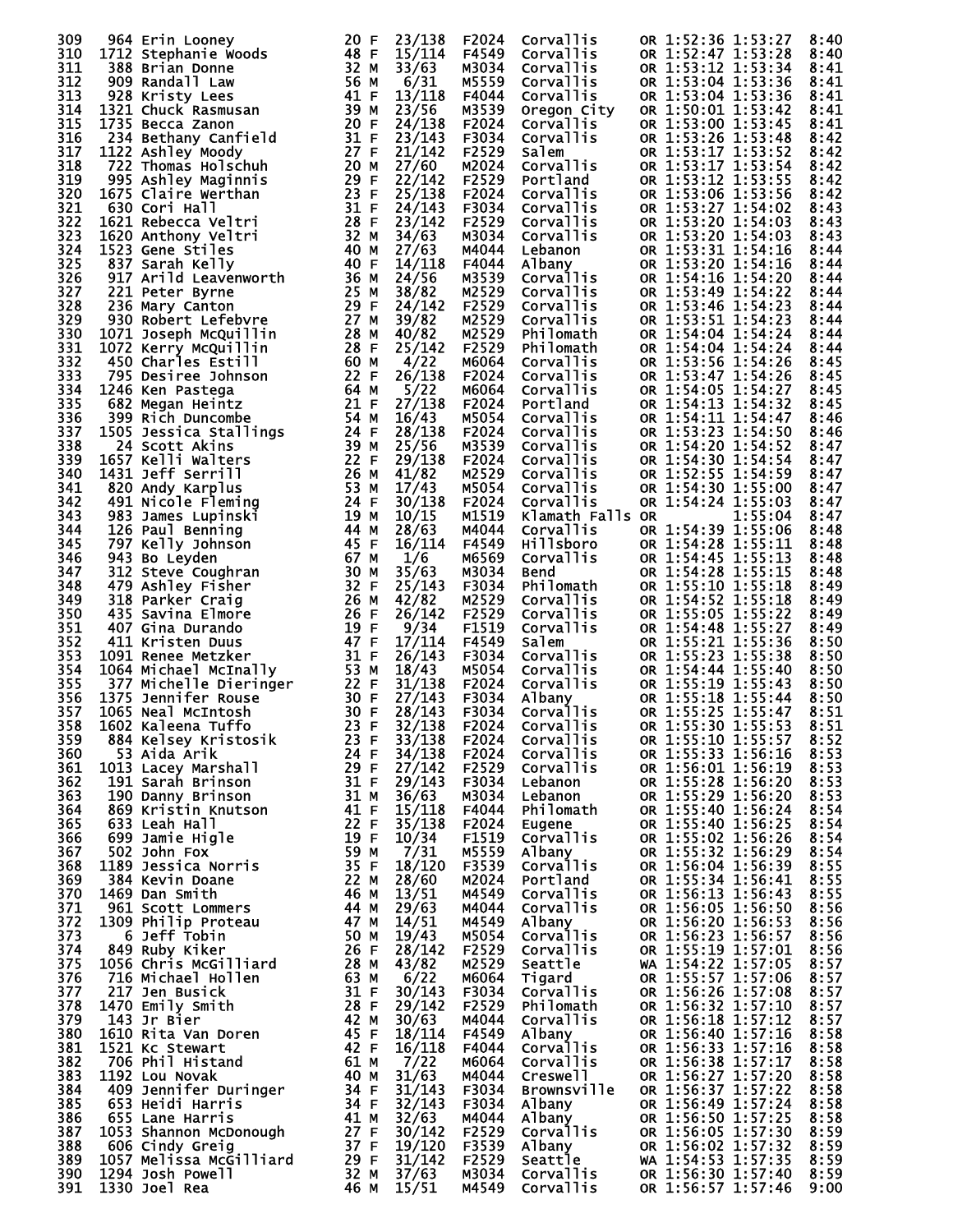| Place | Bib | Name | Age | Sex | Div Place | Division | City | State | Chip Time | Gun Time | Pace |
|---|---|---|---|---|---|---|---|---|---|---|---|
| 309 | 964 | Erin Looney | 20 | F | 23/138 | F2024 | Corvallis | OR | 1:52:36 | 1:53:27 | 8:40 |
| 310 | 1712 | Stephanie Woods | 48 | F | 15/114 | F4549 | Corvallis | OR | 1:52:47 | 1:53:28 | 8:40 |
| 311 | 388 | Brian Donne | 32 | M | 33/63 | M3034 | Corvallis | OR | 1:53:12 | 1:53:34 | 8:41 |
| 312 | 909 | Randall Law | 56 | M | 6/31 | M5559 | Corvallis | OR | 1:53:04 | 1:53:36 | 8:41 |
| 313 | 928 | Kristy Lees | 41 | F | 13/118 | F4044 | Corvallis | OR | 1:53:04 | 1:53:36 | 8:41 |
| 314 | 1321 | Chuck Rasmusan | 39 | M | 23/56 | M3539 | Oregon City | OR | 1:50:01 | 1:53:42 | 8:41 |
| 315 | 1735 | Becca Zanon | 20 | F | 24/138 | F2024 | Corvallis | OR | 1:53:00 | 1:53:45 | 8:41 |
| 316 | 234 | Bethany Canfield | 31 | F | 23/143 | F3034 | Corvallis | OR | 1:53:26 | 1:53:48 | 8:42 |
| 317 | 1122 | Ashley Moody | 27 | F | 21/142 | F2529 | Salem | OR | 1:53:17 | 1:53:52 | 8:42 |
| 318 | 722 | Thomas Holschuh | 20 | M | 27/60 | M2024 | Corvallis | OR | 1:53:17 | 1:53:54 | 8:42 |
| 319 | 995 | Ashley Maginnis | 29 | F | 22/142 | F2529 | Portland | OR | 1:53:12 | 1:53:55 | 8:42 |
| 320 | 1675 | Claire Werthan | 23 | F | 25/138 | F2024 | Corvallis | OR | 1:53:06 | 1:53:56 | 8:42 |
| 321 | 630 | Cori Hall | 31 | F | 24/143 | F3034 | Corvallis | OR | 1:53:27 | 1:54:02 | 8:43 |
| 322 | 1621 | Rebecca Veltri | 28 | F | 23/142 | F2529 | Corvallis | OR | 1:53:20 | 1:54:03 | 8:43 |
| 323 | 1620 | Anthony Veltri | 32 | M | 34/63 | M3034 | Corvallis | OR | 1:53:20 | 1:54:03 | 8:43 |
| 324 | 1523 | Gene Stiles | 40 | M | 27/63 | M4044 | Lebanon | OR | 1:53:31 | 1:54:16 | 8:44 |
| 325 | 837 | Sarah Kelly | 40 | F | 14/118 | F4044 | Albany | OR | 1:53:20 | 1:54:16 | 8:44 |
| 326 | 917 | Arild Leavenworth | 36 | M | 24/56 | M3539 | Corvallis | OR | 1:54:16 | 1:54:20 | 8:44 |
| 327 | 221 | Peter Byrne | 25 | M | 38/82 | M2529 | Corvallis | OR | 1:53:49 | 1:54:22 | 8:44 |
| 328 | 236 | Mary Canton | 29 | F | 24/142 | F2529 | Corvallis | OR | 1:53:46 | 1:54:23 | 8:44 |
| 329 | 930 | Robert Lefebvre | 27 | M | 39/82 | M2529 | Corvallis | OR | 1:53:51 | 1:54:23 | 8:44 |
| 330 | 1071 | Joseph McQuillin | 28 | M | 40/82 | M2529 | Philomath | OR | 1:54:04 | 1:54:24 | 8:44 |
| 331 | 1072 | Kerry McQuillin | 28 | F | 25/142 | F2529 | Philomath | OR | 1:54:04 | 1:54:24 | 8:44 |
| 332 | 450 | Charles Estill | 60 | M | 4/22 | M6064 | Corvallis | OR | 1:53:56 | 1:54:26 | 8:45 |
| 333 | 795 | Desiree Johnson | 22 | F | 26/138 | F2024 | Corvallis | OR | 1:53:47 | 1:54:26 | 8:45 |
| 334 | 1246 | Ken Pastega | 64 | M | 5/22 | M6064 | Corvallis | OR | 1:54:05 | 1:54:27 | 8:45 |
| 335 | 682 | Megan Heintz | 21 | F | 27/138 | F2024 | Portland | OR | 1:54:13 | 1:54:32 | 8:45 |
| 336 | 399 | Rich Duncombe | 54 | M | 16/43 | M5054 | Corvallis | OR | 1:54:11 | 1:54:47 | 8:46 |
| 337 | 1505 | Jessica Stallings | 24 | F | 28/138 | F2024 | Corvallis | OR | 1:53:23 | 1:54:50 | 8:46 |
| 338 | 24 | Scott Akins | 39 | M | 25/56 | M3539 | Corvallis | OR | 1:54:20 | 1:54:52 | 8:47 |
| 339 | 1657 | Kelli Walters | 22 | F | 29/138 | F2024 | Corvallis | OR | 1:54:30 | 1:54:54 | 8:47 |
| 340 | 1431 | Jeff Serrill | 26 | M | 41/82 | M2529 | Corvallis | OR | 1:52:55 | 1:54:59 | 8:47 |
| 341 | 820 | Andy Karplus | 53 | M | 17/43 | M5054 | Corvallis | OR | 1:54:30 | 1:55:00 | 8:47 |
| 342 | 491 | Nicole Fleming | 24 | F | 30/138 | F2024 | Corvallis | OR | 1:54:24 | 1:55:03 | 8:47 |
| 343 | 983 | James Lupinski | 19 | M | 10/15 | M1519 | Klamath Falls | OR | | 1:55:04 | 8:47 |
| 344 | 126 | Paul Benning | 44 | M | 28/63 | M4044 | Corvallis | OR | 1:54:39 | 1:55:06 | 8:48 |
| 345 | 797 | Kelly Johnson | 45 | F | 16/114 | F4549 | Hillsboro | OR | 1:54:28 | 1:55:11 | 8:48 |
| 346 | 943 | Bo Leyden | 67 | M | 1/6 | M6569 | Corvallis | OR | 1:54:45 | 1:55:13 | 8:48 |
| 347 | 312 | Steve Coughran | 30 | M | 35/63 | M3034 | Bend | OR | 1:54:28 | 1:55:15 | 8:48 |
| 348 | 479 | Ashley Fisher | 32 | F | 25/143 | F3034 | Philomath | OR | 1:55:10 | 1:55:18 | 8:49 |
| 349 | 318 | Parker Craig | 26 | M | 42/82 | M2529 | Corvallis | OR | 1:54:52 | 1:55:18 | 8:49 |
| 350 | 435 | Savina Elmore | 26 | F | 26/142 | F2529 | Corvallis | OR | 1:55:05 | 1:55:22 | 8:49 |
| 351 | 407 | Gina Durando | 19 | F | 9/34 | F1519 | Corvallis | OR | 1:54:48 | 1:55:27 | 8:49 |
| 352 | 411 | Kristen Duus | 47 | F | 17/114 | F4549 | Salem | OR | 1:55:21 | 1:55:36 | 8:50 |
| 353 | 1091 | Renee Metzker | 31 | F | 26/143 | F3034 | Corvallis | OR | 1:55:23 | 1:55:38 | 8:50 |
| 354 | 1064 | Michael McInally | 53 | M | 18/43 | M5054 | Corvallis | OR | 1:54:44 | 1:55:40 | 8:50 |
| 355 | 377 | Michelle Dieringer | 22 | F | 31/138 | F2024 | Corvallis | OR | 1:55:19 | 1:55:43 | 8:50 |
| 356 | 1375 | Jennifer Rouse | 30 | F | 27/143 | F3034 | Albany | OR | 1:55:18 | 1:55:44 | 8:50 |
| 357 | 1065 | Neal McIntosh | 30 | F | 28/143 | F3034 | Corvallis | OR | 1:55:25 | 1:55:47 | 8:51 |
| 358 | 1602 | Kaleena Tuffo | 23 | F | 32/138 | F2024 | Corvallis | OR | 1:55:30 | 1:55:53 | 8:51 |
| 359 | 884 | Kelsey Kristosik | 23 | F | 33/138 | F2024 | Corvallis | OR | 1:55:10 | 1:55:57 | 8:52 |
| 360 | 53 | Aida Arik | 24 | F | 34/138 | F2024 | Corvallis | OR | 1:55:33 | 1:56:16 | 8:53 |
| 361 | 1013 | Lacey Marshall | 29 | F | 27/142 | F2529 | Corvallis | OR | 1:56:01 | 1:56:19 | 8:53 |
| 362 | 191 | Sarah Brinson | 31 | F | 29/143 | F3034 | Lebanon | OR | 1:55:28 | 1:56:20 | 8:53 |
| 363 | 190 | Danny Brinson | 31 | M | 36/63 | M3034 | Lebanon | OR | 1:55:29 | 1:56:20 | 8:53 |
| 364 | 869 | Kristin Knutson | 41 | F | 15/118 | F4044 | Philomath | OR | 1:55:40 | 1:56:24 | 8:54 |
| 365 | 633 | Leah Hall | 22 | F | 35/138 | F2024 | Eugene | OR | 1:55:40 | 1:56:25 | 8:54 |
| 366 | 699 | Jamie Higle | 19 | F | 10/34 | F1519 | Corvallis | OR | 1:55:02 | 1:56:26 | 8:54 |
| 367 | 502 | John Fox | 59 | M | 7/31 | M5559 | Albany | OR | 1:55:32 | 1:56:29 | 8:54 |
| 368 | 1189 | Jessica Norris | 35 | F | 18/120 | F3539 | Corvallis | OR | 1:56:04 | 1:56:39 | 8:55 |
| 369 | 384 | Kevin Doane | 22 | M | 28/60 | M2024 | Portland | OR | 1:55:34 | 1:56:41 | 8:55 |
| 370 | 1469 | Dan Smith | 46 | M | 13/51 | M4549 | Corvallis | OR | 1:56:13 | 1:56:43 | 8:55 |
| 371 | 961 | Scott Lommers | 44 | M | 29/63 | M4044 | Corvallis | OR | 1:56:05 | 1:56:50 | 8:56 |
| 372 | 1309 | Philip Proteau | 47 | M | 14/51 | M4549 | Albany | OR | 1:56:20 | 1:56:53 | 8:56 |
| 373 | 6 | Jeff Tobin | 50 | M | 19/43 | M5054 | Corvallis | OR | 1:56:23 | 1:56:57 | 8:56 |
| 374 | 849 | Ruby Kiker | 26 | F | 28/142 | F2529 | Corvallis | OR | 1:55:19 | 1:57:01 | 8:56 |
| 375 | 1056 | Chris McGilliard | 28 | M | 43/82 | M2529 | Seattle | WA | 1:54:22 | 1:57:05 | 8:57 |
| 376 | 716 | Michael Hollen | 63 | M | 6/22 | M6064 | Tigard | OR | 1:55:57 | 1:57:06 | 8:57 |
| 377 | 217 | Jen Busick | 31 | F | 30/143 | F3034 | Corvallis | OR | 1:56:26 | 1:57:08 | 8:57 |
| 378 | 1470 | Emily Smith | 28 | F | 29/142 | F2529 | Philomath | OR | 1:56:32 | 1:57:10 | 8:57 |
| 379 | 143 | Jr Bier | 42 | M | 30/63 | M4044 | Corvallis | OR | 1:56:18 | 1:57:12 | 8:57 |
| 380 | 1610 | Rita Van Doren | 45 | F | 18/114 | F4549 | Albany | OR | 1:56:40 | 1:57:16 | 8:58 |
| 381 | 1521 | Kc Stewart | 42 | F | 16/118 | F4044 | Corvallis | OR | 1:56:33 | 1:57:16 | 8:58 |
| 382 | 706 | Phil Histand | 61 | M | 7/22 | M6064 | Corvallis | OR | 1:56:38 | 1:57:17 | 8:58 |
| 383 | 1192 | Lou Novak | 40 | M | 31/63 | M4044 | Creswell | OR | 1:56:27 | 1:57:20 | 8:58 |
| 384 | 409 | Jennifer Duringer | 34 | F | 31/143 | F3034 | Brownsville | OR | 1:56:37 | 1:57:22 | 8:58 |
| 385 | 653 | Heidi Harris | 34 | F | 32/143 | F3034 | Albany | OR | 1:56:49 | 1:57:24 | 8:58 |
| 386 | 655 | Lane Harris | 41 | M | 32/63 | M4044 | Albany | OR | 1:56:50 | 1:57:25 | 8:58 |
| 387 | 1053 | Shannon McDonough | 27 | F | 30/142 | F2529 | Corvallis | OR | 1:56:05 | 1:57:30 | 8:59 |
| 388 | 606 | Cindy Greig | 37 | F | 19/120 | F3539 | Albany | OR | 1:56:02 | 1:57:32 | 8:59 |
| 389 | 1057 | Melissa McGilliard | 29 | F | 31/142 | F2529 | Seattle | WA | 1:54:53 | 1:57:35 | 8:59 |
| 390 | 1294 | Josh Powell | 32 | M | 37/63 | M3034 | Corvallis | OR | 1:56:30 | 1:57:40 | 8:59 |
| 391 | 1330 | Joel Rea | 46 | M | 15/51 | M4549 | Corvallis | OR | 1:56:57 | 1:57:46 | 9:00 |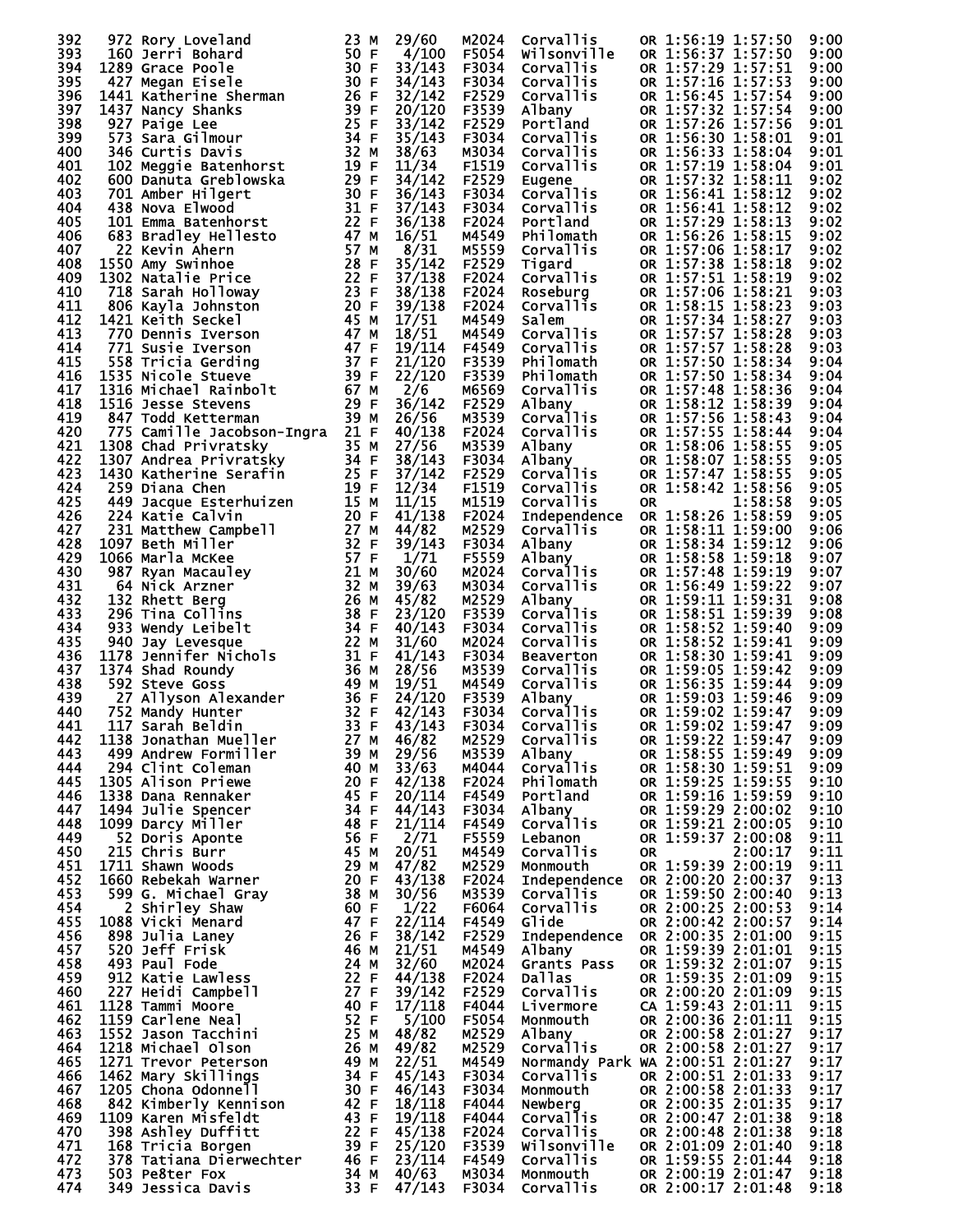```
392   972 Rory Loveland           23 M  29/60   M2024  Corvallis     OR 1:56:19 1:57:50  9:00
393   160 Jerri Bohard            50 F   4/100  F5054  Wilsonville   OR 1:56:37 1:57:50  9:00
394  1289 Grace Poole             30 F  33/143  F3034  Corvallis     OR 1:57:29 1:57:51  9:00
395   427 Megan Eisele            30 F  34/143  F3034  Corvallis     OR 1:57:16 1:57:53  9:00
396  1441 Katherine Sherman       26 F  32/142  F2529  Corvallis     OR 1:56:45 1:57:54  9:00
397  1437 Nancy Shanks            39 F  20/120  F3539  Albany        OR 1:57:32 1:57:54  9:00
398   927 Paige Lee               25 F  33/142  F2529  Portland      OR 1:57:26 1:57:56  9:01
399   573 Sara Gilmour            34 F  35/143  F3034  Corvallis     OR 1:56:30 1:58:01  9:01
400   346 Curtis Davis            32 M  38/63   M3034  Corvallis     OR 1:56:33 1:58:04  9:01
401   102 Meggie Batenhorst       19 F  11/34   F1519  Corvallis     OR 1:57:19 1:58:04  9:01
402   600 Danuta Greblowska       29 F  34/142  F2529  Eugene        OR 1:57:32 1:58:11  9:02
403   701 Amber Hilgert           30 F  36/143  F3034  Corvallis     OR 1:56:41 1:58:12  9:02
404   438 Nova Elwood             31 F  37/143  F3034  Corvallis     OR 1:56:41 1:58:12  9:02
405   101 Emma Batenhorst         22 F  36/138  F2024  Portland      OR 1:57:29 1:58:13  9:02
406   683 Bradley Hellesto        47 M  16/51   M4549  Philomath     OR 1:56:26 1:58:15  9:02
407    22 Kevin Ahern             57 M   8/31   M5559  Corvallis     OR 1:57:06 1:58:17  9:02
408  1550 Amy Swinhoe             28 F  35/142  F2529  Tigard        OR 1:57:38 1:58:18  9:02
409  1302 Natalie Price           22 F  37/138  F2024  Corvallis     OR 1:57:51 1:58:19  9:02
410   718 Sarah Holloway          23 F  38/138  F2024  Roseburg      OR 1:57:06 1:58:21  9:03
411   806 Kayla Johnston          20 F  39/138  F2024  Corvallis     OR 1:58:15 1:58:23  9:03
412  1421 Keith Seckel            45 M  17/51   M4549  Salem         OR 1:57:34 1:58:27  9:03
413   770 Dennis Iverson          47 M  18/51   M4549  Corvallis     OR 1:57:57 1:58:28  9:03
414   771 Susie Iverson           47 F  19/114  F4549  Corvallis     OR 1:57:57 1:58:28  9:03
415   558 Tricia Gerding          37 F  21/120  F3539  Philomath     OR 1:57:50 1:58:34  9:04
416  1535 Nicole Stueve           39 F  22/120  F3539  Philomath     OR 1:57:50 1:58:34  9:04
417  1316 Michael Rainbolt        67 M   2/6    M6569  Corvallis     OR 1:57:48 1:58:36  9:04
418  1516 Jesse Stevens           29 F  36/142  F2529  Albany        OR 1:58:12 1:58:39  9:04
419   847 Todd Ketterman          39 M  26/56   M3539  Corvallis     OR 1:57:56 1:58:43  9:04
420   775 Camille Jacobson-Ingra  21 F  40/138  F2024  Corvallis     OR 1:57:55 1:58:44  9:04
421  1308 Chad Privratsky         35 M  27/56   M3539  Albany        OR 1:58:06 1:58:55  9:05
422  1307 Andrea Privratsky       34 F  38/143  F3034  Albany        OR 1:58:07 1:58:55  9:05
423  1430 Katherine Serafin       25 F  37/142  F2529  Corvallis     OR 1:57:47 1:58:55  9:05
424   259 Diana Chen              19 F  12/34   F1519  Corvallis     OR 1:58:42 1:58:56  9:05
425   449 Jacque Esterhuizen      15 M  11/15   M1519  Corvallis     OR         1:58:58  9:05
426   224 Katie Calvin            20 F  41/138  F2024  Independence  OR 1:58:26 1:58:59  9:05
427   231 Matthew Campbell        27 M  44/82   M2529  Corvallis     OR 1:58:11 1:59:00  9:06
428  1097 Beth Miller             32 F  39/143  F3034  Albany        OR 1:58:34 1:59:12  9:06
429  1066 Marla McKee             57 F   1/71   F5559  Albany        OR 1:58:58 1:59:18  9:07
430   987 Ryan Macauley           21 M  30/60   M2024  Corvallis     OR 1:57:48 1:59:19  9:07
431    64 Nick Arzner             32 M  39/63   M3034  Corvallis     OR 1:56:49 1:59:22  9:07
432   132 Rhett Berg              26 M  45/82   M2529  Albany        OR 1:59:11 1:59:31  9:08
433   296 Tina Collins            38 F  23/120  F3539  Corvallis     OR 1:58:51 1:59:39  9:08
434   933 Wendy Leibelt           34 F  40/143  F3034  Corvallis     OR 1:58:52 1:59:40  9:09
435   940 Jay Levesque            22 M  31/60   M2024  Corvallis     OR 1:58:52 1:59:41  9:09
436  1178 Jennifer Nichols        31 F  41/143  F3034  Beaverton     OR 1:58:30 1:59:41  9:09
437  1374 Shad Roundy             36 M  28/56   M3539  Corvallis     OR 1:59:05 1:59:42  9:09
438   592 Steve Goss              49 M  19/51   M4549  Corvallis     OR 1:56:35 1:59:44  9:09
439    27 Allyson Alexander       36 F  24/120  F3539  Albany        OR 1:59:03 1:59:46  9:09
440   752 Mandy Hunter            32 F  42/143  F3034  Corvallis     OR 1:59:02 1:59:47  9:09
441   117 Sarah Beldin            33 F  43/143  F3034  Corvallis     OR 1:59:02 1:59:47  9:09
442  1138 Jonathan Mueller        27 M  46/82   M2529  Corvallis     OR 1:59:22 1:59:47  9:09
443   499 Andrew Formiller        39 M  29/56   M3539  Albany        OR 1:58:55 1:59:49  9:09
444   294 Clint Coleman           40 M  33/63   M4044  Corvallis     OR 1:58:30 1:59:51  9:09
445  1305 Alison Priewe           20 F  42/138  F2024  Philomath     OR 1:59:25 1:59:55  9:10
446  1338 Dana Rennaker           45 F  20/114  F4549  Portland      OR 1:59:16 1:59:59  9:10
447  1494 Julie Spencer           34 F  44/143  F3034  Albany        OR 1:59:29 2:00:02  9:10
448  1099 Darcy Miller            48 F  21/114  F4549  Corvallis     OR 1:59:21 2:00:05  9:10
449    52 Doris Aponte            56 F   2/71   F5559  Lebanon       OR 1:59:37 2:00:08  9:11
450   215 Chris Burr              45 M  20/51   M4549  Corvallis     OR         2:00:17  9:11
451  1711 Shawn Woods             29 M  47/82   M2529  Monmouth      OR 1:59:39 2:00:19  9:11
452  1660 Rebekah Warner          20 F  43/138  F2024  Independence  OR 2:00:20 2:00:37  9:13
453   599 G. Michael Gray         38 M  30/56   M3539  Corvallis     OR 1:59:50 2:00:40  9:13
454     2 Shirley Shaw            60 F   1/22   F6064  Corvallis     OR 2:00:25 2:00:53  9:14
455  1088 Vicki Menard            47 F  22/114  F4549  Glide         OR 2:00:42 2:00:57  9:14
456   898 Julia Laney             26 F  38/142  F2529  Independence  OR 2:00:35 2:01:00  9:15
457   520 Jeff Frisk              46 M  21/51   M4549  Albany        OR 1:59:39 2:01:01  9:15
458   493 Paul Fode               24 M  32/60   M2024  Grants Pass   OR 1:59:32 2:01:07  9:15
459   912 Katie Lawless           22 F  44/138  F2024  Dallas        OR 1:59:35 2:01:09  9:15
460   227 Heidi Campbell          27 F  39/142  F2529  Corvallis     OR 2:00:20 2:01:09  9:15
461  1128 Tammi Moore             40 F  17/118  F4044  Livermore     CA 1:59:43 2:01:11  9:15
462  1159 Carlene Neal            52 F   5/100  F5054  Monmouth      OR 2:00:36 2:01:11  9:15
463  1552 Jason Tacchini          25 M  48/82   M2529  Albany        OR 2:00:58 2:01:27  9:17
464  1218 Michael Olson           26 M  49/82   M2529  Corvallis     OR 2:00:58 2:01:27  9:17
465  1271 Trevor Peterson         49 M  22/51   M4549  Normandy Park WA 2:00:51 2:01:27  9:17
466  1462 Mary Skillings          34 F  45/143  F3034  Corvallis     OR 2:00:51 2:01:33  9:17
467  1205 Chona Odonnell          30 F  46/143  F3034  Monmouth      OR 2:00:58 2:01:33  9:17
468   842 Kimberly Kennison       42 F  18/118  F4044  Newberg       OR 2:00:35 2:01:35  9:17
469  1109 Karen Misfeldt          43 F  19/118  F4044  Corvallis     OR 2:00:47 2:01:38  9:18
470   398 Ashley Duffitt          22 F  45/138  F2024  Corvallis     OR 2:00:48 2:01:38  9:18
471   168 Tricia Borgen           39 F  25/120  F3539  Wilsonville   OR 2:01:09 2:01:40  9:18
472   378 Tatiana Dierwechter     46 F  23/114  F4549  Corvallis     OR 1:59:55 2:01:44  9:18
473   503 Pe8ter Fox              34 M  40/63   M3034  Monmouth      OR 2:00:19 2:01:47  9:18
474   349 Jessica Davis           33 F  47/143  F3034  Corvallis     OR 2:00:17 2:01:48  9:18
```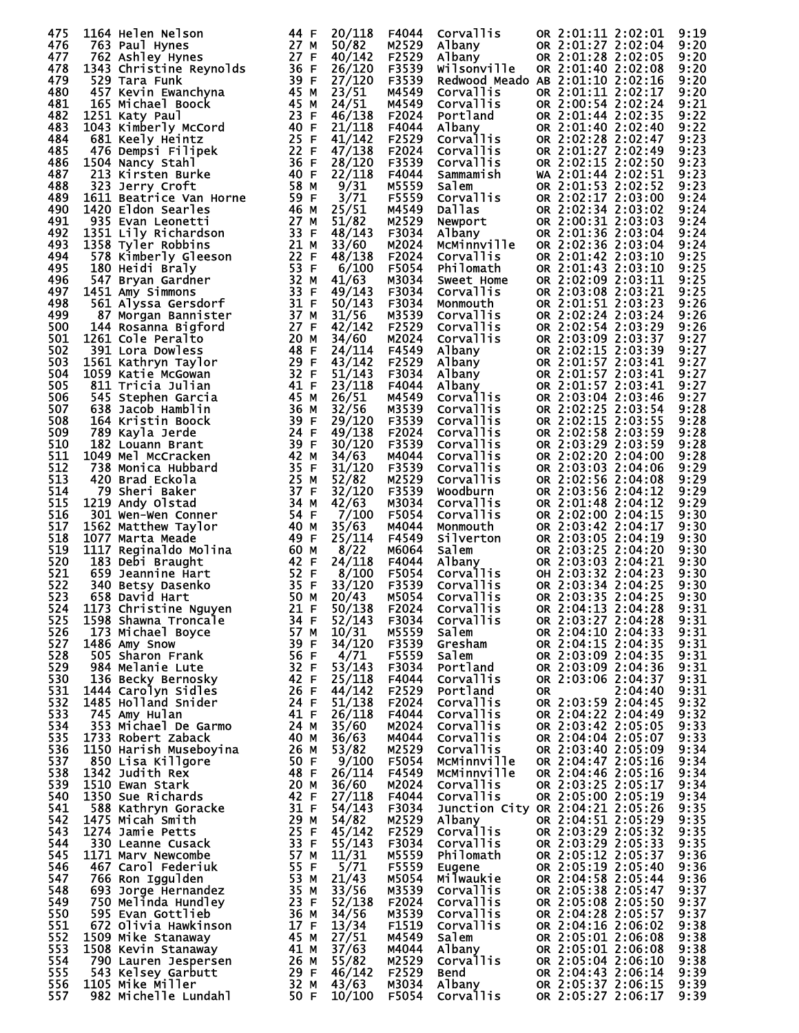| 475 | 1164 | Helen Nelson | 44 | F | 20/118 | F4044 | Corvallis | OR | 2:01:11 | 2:02:01 | 9:19 |
|---|---|---|---|---|---|---|---|---|---|---|---|
| 476 | 763 | Paul Hynes | 27 | M | 50/82 | M2529 | Albany | OR | 2:01:27 | 2:02:04 | 9:20 |
| 477 | 762 | Ashley Hynes | 27 | F | 40/142 | F2529 | Albany | OR | 2:01:28 | 2:02:05 | 9:20 |
| 478 | 1343 | Christine Reynolds | 36 | F | 26/120 | F3539 | Wilsonville | OR | 2:01:40 | 2:02:08 | 9:20 |
| 479 | 529 | Tara Funk | 39 | F | 27/120 | F3539 | Redwood Meado | AB | 2:01:10 | 2:02:16 | 9:20 |
| 480 | 457 | Kevin Ewanchyna | 45 | M | 23/51 | M4549 | Corvallis | OR | 2:01:11 | 2:02:17 | 9:20 |
| 481 | 165 | Michael Boock | 45 | M | 24/51 | M4549 | Corvallis | OR | 2:00:54 | 2:02:24 | 9:21 |
| 482 | 1251 | Katy Paul | 23 | F | 46/138 | F2024 | Portland | OR | 2:01:44 | 2:02:35 | 9:22 |
| 483 | 1043 | Kimberly McCord | 40 | F | 21/118 | F4044 | Albany | OR | 2:01:40 | 2:02:40 | 9:22 |
| 484 | 681 | Keely Heintz | 25 | F | 41/142 | F2529 | Corvallis | OR | 2:02:28 | 2:02:47 | 9:23 |
| 485 | 476 | Dempsi Filipek | 22 | F | 47/138 | F2024 | Corvallis | OR | 2:01:27 | 2:02:49 | 9:23 |
| 486 | 1504 | Nancy Stahl | 36 | F | 28/120 | F3539 | Corvallis | OR | 2:02:15 | 2:02:50 | 9:23 |
| 487 | 213 | Kirsten Burke | 40 | F | 22/118 | F4044 | Sammamish | WA | 2:01:44 | 2:02:51 | 9:23 |
| 488 | 323 | Jerry Croft | 58 | M | 9/31 | M5559 | Salem | OR | 2:01:53 | 2:02:52 | 9:23 |
| 489 | 1611 | Beatrice Van Horne | 59 | F | 3/71 | F5559 | Corvallis | OR | 2:02:17 | 2:03:00 | 9:24 |
| 490 | 1420 | Eldon Searles | 46 | M | 25/51 | M4549 | Dallas | OR | 2:02:34 | 2:03:02 | 9:24 |
| 491 | 935 | Evan Leonetti | 27 | M | 51/82 | M2529 | Newport | OR | 2:00:31 | 2:03:03 | 9:24 |
| 492 | 1351 | Lily Richardson | 33 | F | 48/143 | F3034 | Albany | OR | 2:01:36 | 2:03:04 | 9:24 |
| 493 | 1358 | Tyler Robbins | 21 | M | 33/60 | M2024 | McMinnville | OR | 2:02:36 | 2:03:04 | 9:24 |
| 494 | 578 | Kimberly Gleeson | 22 | F | 48/138 | F2024 | Corvallis | OR | 2:01:42 | 2:03:10 | 9:25 |
| 495 | 180 | Heidi Braly | 53 | F | 6/100 | F5054 | Philomath | OR | 2:01:43 | 2:03:10 | 9:25 |
| 496 | 547 | Bryan Gardner | 32 | M | 41/63 | M3034 | Sweet Home | OR | 2:02:09 | 2:03:11 | 9:25 |
| 497 | 1451 | Amy Simmons | 33 | F | 49/143 | F3034 | Corvallis | OR | 2:03:08 | 2:03:21 | 9:25 |
| 498 | 561 | Alyssa Gersdorf | 31 | F | 50/143 | F3034 | Monmouth | OR | 2:01:51 | 2:03:23 | 9:26 |
| 499 | 87 | Morgan Bannister | 37 | M | 31/56 | M3539 | Corvallis | OR | 2:02:24 | 2:03:24 | 9:26 |
| 500 | 144 | Rosanna Bigford | 27 | F | 42/142 | F2529 | Corvallis | OR | 2:02:54 | 2:03:29 | 9:26 |
| 501 | 1261 | Cole Peralto | 20 | M | 34/60 | M2024 | Corvallis | OR | 2:03:09 | 2:03:37 | 9:27 |
| 502 | 391 | Lora Dowless | 48 | F | 24/114 | F4549 | Albany | OR | 2:02:15 | 2:03:39 | 9:27 |
| 503 | 1561 | Kathryn Taylor | 29 | F | 43/142 | F2529 | Albany | OR | 2:01:57 | 2:03:41 | 9:27 |
| 504 | 1059 | Katie McGowan | 32 | F | 51/143 | F3034 | Albany | OR | 2:01:57 | 2:03:41 | 9:27 |
| 505 | 811 | Tricia Julian | 41 | F | 23/118 | F4044 | Albany | OR | 2:01:57 | 2:03:41 | 9:27 |
| 506 | 545 | Stephen Garcia | 45 | M | 26/51 | M4549 | Corvallis | OR | 2:03:04 | 2:03:46 | 9:27 |
| 507 | 638 | Jacob Hamblin | 36 | M | 32/56 | M3539 | Corvallis | OR | 2:02:25 | 2:03:54 | 9:28 |
| 508 | 164 | Kristin Boock | 39 | F | 29/120 | F3539 | Corvallis | OR | 2:02:15 | 2:03:55 | 9:28 |
| 509 | 789 | Kayla Jerde | 24 | F | 49/138 | F2024 | Corvallis | OR | 2:02:58 | 2:03:59 | 9:28 |
| 510 | 182 | Louann Brant | 39 | F | 30/120 | F3539 | Corvallis | OR | 2:03:29 | 2:03:59 | 9:28 |
| 511 | 1049 | Mel McCracken | 42 | M | 34/63 | M4044 | Corvallis | OR | 2:02:20 | 2:04:00 | 9:28 |
| 512 | 738 | Monica Hubbard | 35 | F | 31/120 | F3539 | Corvallis | OR | 2:03:03 | 2:04:06 | 9:29 |
| 513 | 420 | Brad Eckola | 25 | M | 52/82 | M2529 | Corvallis | OR | 2:02:56 | 2:04:08 | 9:29 |
| 514 | 79 | Sheri Baker | 37 | F | 32/120 | F3539 | Woodburn | OR | 2:03:56 | 2:04:12 | 9:29 |
| 515 | 1219 | Andy Olstad | 34 | M | 42/63 | M3034 | Corvallis | OR | 2:01:48 | 2:04:12 | 9:29 |
| 516 | 301 | Wen-Wen Conner | 54 | F | 7/100 | F5054 | Corvallis | OR | 2:02:00 | 2:04:15 | 9:30 |
| 517 | 1562 | Matthew Taylor | 40 | M | 35/63 | M4044 | Monmouth | OR | 2:03:42 | 2:04:17 | 9:30 |
| 518 | 1077 | Marta Meade | 49 | F | 25/114 | F4549 | Silverton | OR | 2:03:05 | 2:04:19 | 9:30 |
| 519 | 1117 | Reginaldo Molina | 60 | M | 8/22 | M6064 | Salem | OR | 2:03:25 | 2:04:20 | 9:30 |
| 520 | 183 | Debi Braught | 42 | F | 24/118 | F4044 | Albany | OR | 2:03:03 | 2:04:21 | 9:30 |
| 521 | 659 | Jeannine Hart | 52 | F | 8/100 | F5054 | Corvallis | OH | 2:03:32 | 2:04:23 | 9:30 |
| 522 | 340 | Betsy Dasenko | 35 | F | 33/120 | F3539 | Corvallis | OR | 2:03:34 | 2:04:25 | 9:30 |
| 523 | 658 | David Hart | 50 | M | 20/43 | M5054 | Corvallis | OR | 2:03:35 | 2:04:25 | 9:30 |
| 524 | 1173 | Christine Nguyen | 21 | F | 50/138 | F2024 | Corvallis | OR | 2:04:13 | 2:04:28 | 9:31 |
| 525 | 1598 | Shawna Troncale | 34 | F | 52/143 | F3034 | Corvallis | OR | 2:03:27 | 2:04:28 | 9:31 |
| 526 | 173 | Michael Boyce | 57 | M | 10/31 | M5559 | Salem | OR | 2:04:10 | 2:04:33 | 9:31 |
| 527 | 1486 | Amy Snow | 39 | F | 34/120 | F3539 | Gresham | OR | 2:04:15 | 2:04:35 | 9:31 |
| 528 | 505 | Sharon Frank | 56 | F | 4/71 | F5559 | Salem | OR | 2:03:09 | 2:04:35 | 9:31 |
| 529 | 984 | Melanie Lute | 32 | F | 53/143 | F3034 | Portland | OR | 2:03:09 | 2:04:36 | 9:31 |
| 530 | 136 | Becky Bernosky | 42 | F | 25/118 | F4044 | Corvallis | OR | 2:03:06 | 2:04:37 | 9:31 |
| 531 | 1444 | Carolyn Sidles | 26 | F | 44/142 | F2529 | Portland | OR | | 2:04:40 | 9:31 |
| 532 | 1485 | Holland Snider | 24 | F | 51/138 | F2024 | Corvallis | OR | 2:03:59 | 2:04:45 | 9:32 |
| 533 | 745 | Amy Hulan | 41 | F | 26/118 | F4044 | Corvallis | OR | 2:04:22 | 2:04:49 | 9:32 |
| 534 | 353 | Michael De Garmo | 24 | M | 35/60 | M2024 | Corvallis | OR | 2:03:42 | 2:05:05 | 9:33 |
| 535 | 1733 | Robert Zaback | 40 | M | 36/63 | M4044 | Corvallis | OR | 2:04:04 | 2:05:07 | 9:33 |
| 536 | 1150 | Harish Museboyina | 26 | M | 53/82 | M2529 | Corvallis | OR | 2:03:40 | 2:05:09 | 9:34 |
| 537 | 850 | Lisa Killgore | 50 | F | 9/100 | F5054 | McMinnville | OR | 2:04:47 | 2:05:16 | 9:34 |
| 538 | 1342 | Judith Rex | 48 | F | 26/114 | F4549 | McMinnville | OR | 2:04:46 | 2:05:16 | 9:34 |
| 539 | 1510 | Ewan Stark | 20 | M | 36/60 | M2024 | Corvallis | OR | 2:03:25 | 2:05:17 | 9:34 |
| 540 | 1350 | Sue Richards | 42 | F | 27/118 | F4044 | Corvallis | OR | 2:05:00 | 2:05:19 | 9:34 |
| 541 | 588 | Kathryn Goracke | 31 | F | 54/143 | F3034 | Junction City | OR | 2:04:21 | 2:05:26 | 9:35 |
| 542 | 1475 | Micah Smith | 29 | M | 54/82 | M2529 | Albany | OR | 2:04:51 | 2:05:29 | 9:35 |
| 543 | 1274 | Jamie Petts | 25 | F | 45/142 | F2529 | Corvallis | OR | 2:03:29 | 2:05:32 | 9:35 |
| 544 | 330 | Leanne Cusack | 33 | F | 55/143 | F3034 | Corvallis | OR | 2:03:29 | 2:05:33 | 9:35 |
| 545 | 1171 | Marv Newcombe | 57 | M | 11/31 | M5559 | Philomath | OR | 2:05:12 | 2:05:37 | 9:36 |
| 546 | 467 | Carol Federiuk | 55 | F | 5/71 | F5559 | Eugene | OR | 2:05:19 | 2:05:40 | 9:36 |
| 547 | 766 | Ron Iggulden | 53 | M | 21/43 | M5054 | Milwaukie | OR | 2:04:58 | 2:05:44 | 9:36 |
| 548 | 693 | Jorge Hernandez | 35 | M | 33/56 | M3539 | Corvallis | OR | 2:05:38 | 2:05:47 | 9:37 |
| 549 | 750 | Melinda Hundley | 23 | F | 52/138 | F2024 | Corvallis | OR | 2:05:08 | 2:05:50 | 9:37 |
| 550 | 595 | Evan Gottlieb | 36 | M | 34/56 | M3539 | Corvallis | OR | 2:04:28 | 2:05:57 | 9:37 |
| 551 | 672 | Olivia Hawkinson | 17 | F | 13/34 | F1519 | Corvallis | OR | 2:04:16 | 2:06:02 | 9:38 |
| 552 | 1509 | Mike Stanaway | 45 | M | 27/51 | M4549 | Salem | OR | 2:05:01 | 2:06:08 | 9:38 |
| 553 | 1508 | Kevin Stanaway | 41 | M | 37/63 | M4044 | Albany | OR | 2:05:01 | 2:06:08 | 9:38 |
| 554 | 790 | Lauren Jespersen | 26 | M | 55/82 | M2529 | Corvallis | OR | 2:05:04 | 2:06:10 | 9:38 |
| 555 | 543 | Kelsey Garbutt | 29 | F | 46/142 | F2529 | Bend | OR | 2:04:43 | 2:06:14 | 9:39 |
| 556 | 1105 | Mike Miller | 32 | M | 43/63 | M3034 | Albany | OR | 2:05:37 | 2:06:15 | 9:39 |
| 557 | 982 | Michelle Lundahl | 50 | F | 10/100 | F5054 | Corvallis | OR | 2:05:27 | 2:06:17 | 9:39 |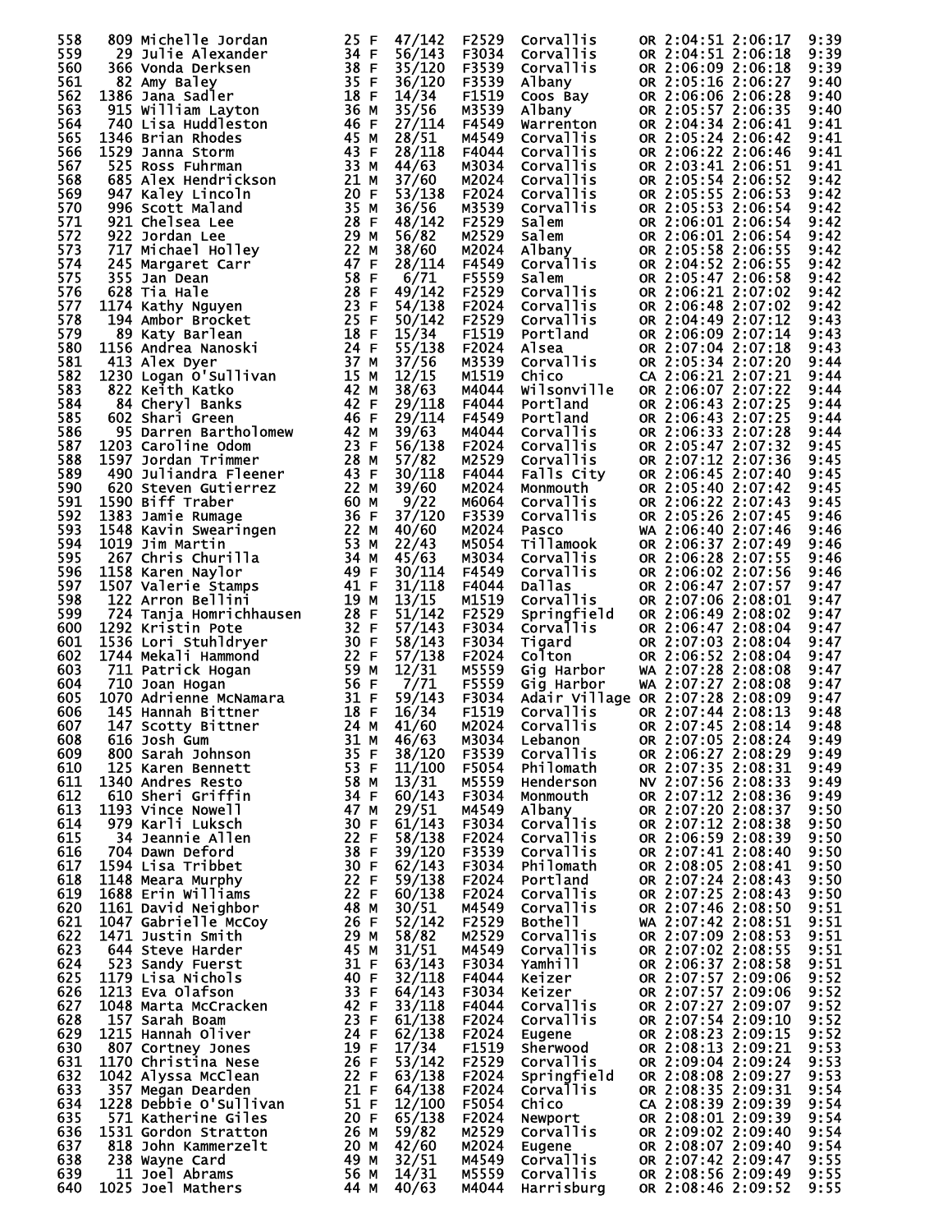| Place | Bib | Name | Age | Sex | Div Place | Div | City | State | Gun Time | Chip Time | Pace |
|---|---|---|---|---|---|---|---|---|---|---|---|
| 558 | 809 | Michelle Jordan | 25 | F | 47/142 | F2529 | Corvallis | OR | 2:04:51 | 2:06:17 | 9:39 |
| 559 | 29 | Julie Alexander | 34 | F | 56/143 | F3034 | Corvallis | OR | 2:04:51 | 2:06:18 | 9:39 |
| 560 | 366 | Vonda Derksen | 38 | F | 35/120 | F3539 | Corvallis | OR | 2:06:09 | 2:06:18 | 9:39 |
| 561 | 82 | Amy Baley | 35 | F | 36/120 | F3539 | Albany | OR | 2:05:16 | 2:06:27 | 9:40 |
| 562 | 1386 | Jana Sadler | 18 | F | 14/34 | F1519 | Coos Bay | OR | 2:06:06 | 2:06:28 | 9:40 |
| 563 | 915 | William Layton | 36 | M | 35/56 | M3539 | Albany | OR | 2:05:57 | 2:06:35 | 9:40 |
| 564 | 740 | Lisa Huddleston | 46 | F | 27/114 | F4549 | Warrenton | OR | 2:04:34 | 2:06:41 | 9:41 |
| 565 | 1346 | Brian Rhodes | 45 | M | 28/51 | M4549 | Corvallis | OR | 2:05:24 | 2:06:42 | 9:41 |
| 566 | 1529 | Janna Storm | 43 | F | 28/118 | F4044 | Corvallis | OR | 2:06:22 | 2:06:46 | 9:41 |
| 567 | 525 | Ross Fuhrman | 33 | M | 44/63 | M3034 | Corvallis | OR | 2:03:41 | 2:06:51 | 9:41 |
| 568 | 685 | Alex Hendrickson | 21 | M | 37/60 | M2024 | Corvallis | OR | 2:05:54 | 2:06:52 | 9:42 |
| 569 | 947 | Kaley Lincoln | 20 | F | 53/138 | F2024 | Corvallis | OR | 2:05:55 | 2:06:53 | 9:42 |
| 570 | 996 | Scott Maland | 35 | M | 36/56 | M3539 | Corvallis | OR | 2:05:53 | 2:06:54 | 9:42 |
| 571 | 921 | Chelsea Lee | 28 | F | 48/142 | F2529 | Salem | OR | 2:06:01 | 2:06:54 | 9:42 |
| 572 | 922 | Jordan Lee | 29 | M | 56/82 | M2529 | Salem | OR | 2:06:01 | 2:06:54 | 9:42 |
| 573 | 717 | Michael Holley | 22 | M | 38/60 | M2024 | Albany | OR | 2:05:58 | 2:06:55 | 9:42 |
| 574 | 245 | Margaret Carr | 47 | F | 28/114 | F4549 | Corvallis | OR | 2:04:52 | 2:06:55 | 9:42 |
| 575 | 355 | Jan Dean | 58 | F | 6/71 | F5559 | Salem | OR | 2:05:47 | 2:06:58 | 9:42 |
| 576 | 628 | Tia Hale | 28 | F | 49/142 | F2529 | Corvallis | OR | 2:06:21 | 2:07:02 | 9:42 |
| 577 | 1174 | Kathy Nguyen | 23 | F | 54/138 | F2024 | Corvallis | OR | 2:06:48 | 2:07:02 | 9:42 |
| 578 | 194 | Ambor Brocket | 25 | F | 50/142 | F2529 | Corvallis | OR | 2:04:49 | 2:07:12 | 9:43 |
| 579 | 89 | Katy Barlean | 18 | F | 15/34 | F1519 | Portland | OR | 2:06:09 | 2:07:14 | 9:43 |
| 580 | 1156 | Andrea Nanoski | 24 | F | 55/138 | F2024 | Alsea | OR | 2:07:04 | 2:07:18 | 9:43 |
| 581 | 413 | Alex Dyer | 37 | M | 37/56 | M3539 | Corvallis | OR | 2:05:34 | 2:07:20 | 9:44 |
| 582 | 1230 | Logan O'Sullivan | 15 | M | 12/15 | M1519 | Chico | CA | 2:06:21 | 2:07:21 | 9:44 |
| 583 | 822 | Keith Katko | 42 | M | 38/63 | M4044 | Wilsonville | OR | 2:06:07 | 2:07:22 | 9:44 |
| 584 | 84 | Cheryl Banks | 42 | F | 29/118 | F4044 | Portland | OR | 2:06:43 | 2:07:25 | 9:44 |
| 585 | 602 | Shari Green | 46 | F | 29/114 | F4549 | Portland | OR | 2:06:43 | 2:07:25 | 9:44 |
| 586 | 95 | Darren Bartholomew | 42 | M | 39/63 | M4044 | Corvallis | OR | 2:06:33 | 2:07:28 | 9:44 |
| 587 | 1203 | Caroline Odom | 23 | F | 56/138 | F2024 | Corvallis | OR | 2:05:47 | 2:07:32 | 9:45 |
| 588 | 1597 | Jordan Trimmer | 28 | M | 57/82 | M2529 | Corvallis | OR | 2:07:12 | 2:07:36 | 9:45 |
| 589 | 490 | Juliandra Fleener | 43 | F | 30/118 | F4044 | Falls City | OR | 2:06:45 | 2:07:40 | 9:45 |
| 590 | 620 | Steven Gutierrez | 22 | M | 39/60 | M2024 | Monmouth | OR | 2:05:40 | 2:07:42 | 9:45 |
| 591 | 1590 | Biff Traber | 60 | M | 9/22 | M6064 | Corvallis | OR | 2:06:22 | 2:07:43 | 9:45 |
| 592 | 1383 | Jamie Rumage | 36 | F | 37/120 | F3539 | Corvallis | OR | 2:05:26 | 2:07:45 | 9:46 |
| 593 | 1548 | Kavin Swearingen | 22 | M | 40/60 | M2024 | Pasco | WA | 2:06:40 | 2:07:46 | 9:46 |
| 594 | 1019 | Jim Martin | 53 | M | 22/43 | M5054 | Tillamook | OR | 2:06:37 | 2:07:49 | 9:46 |
| 595 | 267 | Chris Churilla | 34 | M | 45/63 | M3034 | Corvallis | OR | 2:06:28 | 2:07:55 | 9:46 |
| 596 | 1158 | Karen Naylor | 49 | F | 30/114 | F4549 | Corvallis | OR | 2:06:02 | 2:07:56 | 9:46 |
| 597 | 1507 | Valerie Stamps | 41 | F | 31/118 | F4044 | Dallas | OR | 2:06:47 | 2:07:57 | 9:47 |
| 598 | 122 | Arron Bellini | 19 | M | 13/15 | M1519 | Corvallis | OR | 2:07:06 | 2:08:01 | 9:47 |
| 599 | 724 | Tanja Homrichhausen | 28 | F | 51/142 | F2529 | Springfield | OR | 2:06:49 | 2:08:02 | 9:47 |
| 600 | 1292 | Kristin Pote | 32 | F | 57/143 | F3034 | Corvallis | OR | 2:06:47 | 2:08:04 | 9:47 |
| 601 | 1536 | Lori Stuhldryer | 30 | F | 58/143 | F3034 | Tigard | OR | 2:07:03 | 2:08:04 | 9:47 |
| 602 | 1744 | Mekali Hammond | 22 | F | 57/138 | F2024 | Colton | OR | 2:06:52 | 2:08:04 | 9:47 |
| 603 | 711 | Patrick Hogan | 59 | M | 12/31 | M5559 | Gig Harbor | WA | 2:07:28 | 2:08:08 | 9:47 |
| 604 | 710 | Joan Hogan | 56 | F | 7/71 | F5559 | Gig Harbor | WA | 2:07:27 | 2:08:08 | 9:47 |
| 605 | 1070 | Adrienne McNamara | 31 | F | 59/143 | F3034 | Adair Village | OR | 2:07:28 | 2:08:09 | 9:47 |
| 606 | 145 | Hannah Bittner | 18 | F | 16/34 | F1519 | Corvallis | OR | 2:07:44 | 2:08:13 | 9:48 |
| 607 | 147 | Scotty Bittner | 24 | M | 41/60 | M2024 | Corvallis | OR | 2:07:45 | 2:08:14 | 9:48 |
| 608 | 616 | Josh Gum | 31 | M | 46/63 | M3034 | Lebanon | OR | 2:07:05 | 2:08:24 | 9:49 |
| 609 | 800 | Sarah Johnson | 35 | F | 38/120 | F3539 | Corvallis | OR | 2:06:27 | 2:08:29 | 9:49 |
| 610 | 125 | Karen Bennett | 53 | F | 11/100 | F5054 | Philomath | OR | 2:07:35 | 2:08:31 | 9:49 |
| 611 | 1340 | Andres Resto | 58 | M | 13/31 | M5559 | Henderson | NV | 2:07:56 | 2:08:33 | 9:49 |
| 612 | 610 | Sheri Griffin | 34 | F | 60/143 | F3034 | Monmouth | OR | 2:07:12 | 2:08:36 | 9:49 |
| 613 | 1193 | Vince Nowell | 47 | M | 29/51 | M4549 | Albany | OR | 2:07:20 | 2:08:37 | 9:50 |
| 614 | 979 | Karli Luksch | 30 | F | 61/143 | F3034 | Corvallis | OR | 2:07:12 | 2:08:38 | 9:50 |
| 615 | 34 | Jeannie Allen | 22 | F | 58/138 | F2024 | Corvallis | OR | 2:06:59 | 2:08:39 | 9:50 |
| 616 | 704 | Dawn Deford | 38 | F | 39/120 | F3539 | Corvallis | OR | 2:07:41 | 2:08:40 | 9:50 |
| 617 | 1594 | Lisa Tribbet | 30 | F | 62/143 | F3034 | Philomath | OR | 2:08:05 | 2:08:41 | 9:50 |
| 618 | 1148 | Meara Murphy | 22 | F | 59/138 | F2024 | Portland | OR | 2:07:24 | 2:08:43 | 9:50 |
| 619 | 1688 | Erin Williams | 22 | F | 60/138 | F2024 | Corvallis | OR | 2:07:25 | 2:08:43 | 9:50 |
| 620 | 1161 | David Neighbor | 48 | M | 30/51 | M4549 | Corvallis | OR | 2:07:46 | 2:08:50 | 9:51 |
| 621 | 1047 | Gabrielle McCoy | 26 | F | 52/142 | F2529 | Bothell | WA | 2:07:42 | 2:08:51 | 9:51 |
| 622 | 1471 | Justin Smith | 29 | M | 58/82 | M2529 | Corvallis | OR | 2:07:09 | 2:08:53 | 9:51 |
| 623 | 644 | Steve Harder | 45 | M | 31/51 | M4549 | Corvallis | OR | 2:07:02 | 2:08:55 | 9:51 |
| 624 | 523 | Sandy Fuerst | 31 | F | 63/143 | F3034 | Yamhill | OR | 2:06:37 | 2:08:58 | 9:51 |
| 625 | 1179 | Lisa Nichols | 40 | F | 32/118 | F4044 | Keizer | OR | 2:07:57 | 2:09:06 | 9:52 |
| 626 | 1213 | Eva Olafson | 33 | F | 64/143 | F3034 | Keizer | OR | 2:07:57 | 2:09:06 | 9:52 |
| 627 | 1048 | Marta McCracken | 42 | F | 33/118 | F4044 | Corvallis | OR | 2:07:27 | 2:09:07 | 9:52 |
| 628 | 157 | Sarah Boam | 23 | F | 61/138 | F2024 | Corvallis | OR | 2:07:54 | 2:09:10 | 9:52 |
| 629 | 1215 | Hannah Oliver | 24 | F | 62/138 | F2024 | Eugene | OR | 2:08:23 | 2:09:15 | 9:52 |
| 630 | 807 | Cortney Jones | 19 | F | 17/34 | F1519 | Sherwood | OR | 2:08:13 | 2:09:21 | 9:53 |
| 631 | 1170 | Christina Nese | 26 | F | 53/142 | F2529 | Corvallis | OR | 2:09:04 | 2:09:24 | 9:53 |
| 632 | 1042 | Alyssa McClean | 22 | F | 63/138 | F2024 | Springfield | OR | 2:08:08 | 2:09:27 | 9:53 |
| 633 | 357 | Megan Dearden | 21 | F | 64/138 | F2024 | Corvallis | OR | 2:08:35 | 2:09:31 | 9:54 |
| 634 | 1228 | Debbie O'Sullivan | 51 | F | 12/100 | F5054 | Chico | CA | 2:08:39 | 2:09:39 | 9:54 |
| 635 | 571 | Katherine Giles | 20 | F | 65/138 | F2024 | Newport | OR | 2:08:01 | 2:09:39 | 9:54 |
| 636 | 1531 | Gordon Stratton | 26 | M | 59/82 | M2529 | Corvallis | OR | 2:09:02 | 2:09:40 | 9:54 |
| 637 | 818 | John Kammerzelt | 20 | M | 42/60 | M2024 | Eugene | OR | 2:08:07 | 2:09:40 | 9:54 |
| 638 | 238 | Wayne Card | 49 | M | 32/51 | M4549 | Corvallis | OR | 2:07:42 | 2:09:47 | 9:55 |
| 639 | 11 | Joel Abrams | 56 | M | 14/31 | M5559 | Corvallis | OR | 2:08:56 | 2:09:49 | 9:55 |
| 640 | 1025 | Joel Mathers | 44 | M | 40/63 | M4044 | Harrisburg | OR | 2:08:46 | 2:09:52 | 9:55 |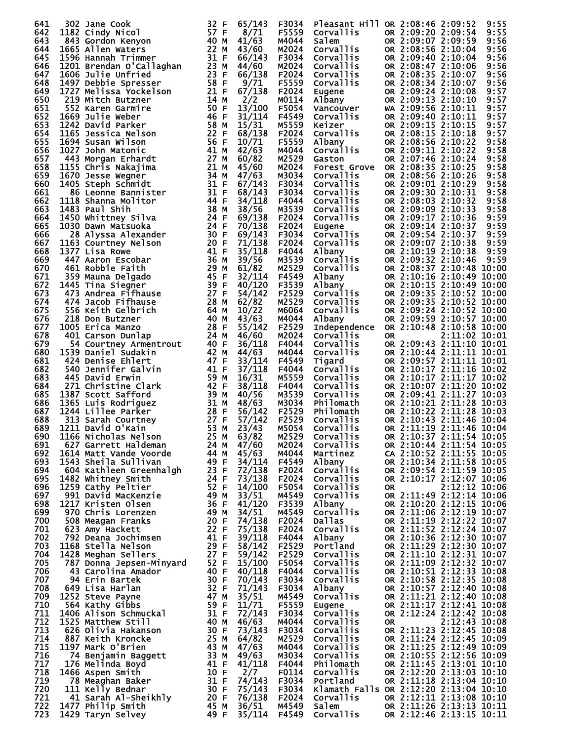| Place | Bib | Name | Age | Sex | Div Place | Division | City | State | Chip Time | Gun Time | Pace |
|---|---|---|---|---|---|---|---|---|---|---|---|
| 641 | 302 | Jane Cook | 32 | F | 65/143 | F3034 | Pleasant Hill | OR | 2:08:46 | 2:09:52 | 9:55 |
| 642 | 1182 | Cindy Nicol | 57 | F | 8/71 | F5559 | Corvallis | OR | 2:09:20 | 2:09:54 | 9:55 |
| 643 | 843 | Gordon Kenyon | 40 | M | 41/63 | M4044 | Salem | OR | 2:09:07 | 2:09:59 | 9:56 |
| 644 | 1665 | Allen Waters | 22 | M | 43/60 | M2024 | Corvallis | OR | 2:08:56 | 2:10:04 | 9:56 |
| 645 | 1596 | Hannah Trimmer | 31 | F | 66/143 | F3034 | Corvallis | OR | 2:09:40 | 2:10:04 | 9:56 |
| 646 | 1201 | Brendan O'Callaghan | 23 | M | 44/60 | M2024 | Corvallis | OR | 2:08:47 | 2:10:06 | 9:56 |
| 647 | 1606 | Julie Unfried | 23 | F | 66/138 | F2024 | Corvallis | OR | 2:08:35 | 2:10:07 | 9:56 |
| 648 | 1497 | Debbie Spresser | 58 | F | 9/71 | F5559 | Corvallis | OR | 2:08:34 | 2:10:07 | 9:56 |
| 649 | 1727 | Melissa Yockelson | 21 | F | 67/138 | F2024 | Eugene | OR | 2:09:24 | 2:10:08 | 9:57 |
| 650 | 219 | Mitch Butzner | 14 | M | 2/2 | M0114 | Albany | OR | 2:09:13 | 2:10:10 | 9:57 |
| 651 | 552 | Karen Garmire | 50 | F | 13/100 | F5054 | Vancouver | WA | 2:09:56 | 2:10:11 | 9:57 |
| 652 | 1669 | Julie Weber | 46 | F | 31/114 | F4549 | Corvallis | OR | 2:09:40 | 2:10:11 | 9:57 |
| 653 | 1242 | David Parker | 58 | M | 15/31 | M5559 | Keizer | OR | 2:09:15 | 2:10:15 | 9:57 |
| 654 | 1165 | Jessica Nelson | 22 | F | 68/138 | F2024 | Corvallis | OR | 2:08:15 | 2:10:18 | 9:57 |
| 655 | 1694 | Susan Wilson | 56 | F | 10/71 | F5559 | Albany | OR | 2:08:56 | 2:10:22 | 9:58 |
| 656 | 1027 | John Matonic | 41 | M | 42/63 | M4044 | Corvallis | OR | 2:09:11 | 2:10:22 | 9:58 |
| 657 | 443 | Morgan Erhardt | 27 | M | 60/82 | M2529 | Gaston | OR | 2:07:46 | 2:10:24 | 9:58 |
| 658 | 1155 | Chris Nakajima | 21 | M | 45/60 | M2024 | Forest Grove | OR | 2:08:35 | 2:10:25 | 9:58 |
| 659 | 1670 | Jesse Wegner | 34 | M | 47/63 | M3034 | Corvallis | OR | 2:08:56 | 2:10:26 | 9:58 |
| 660 | 1405 | Steph Schmidt | 31 | F | 67/143 | F3034 | Corvallis | OR | 2:09:01 | 2:10:29 | 9:58 |
| 661 | 86 | Leonne Bannister | 31 | F | 68/143 | F3034 | Corvallis | OR | 2:09:30 | 2:10:31 | 9:58 |
| 662 | 1118 | Shanna Molitor | 44 | F | 34/118 | F4044 | Corvallis | OR | 2:08:03 | 2:10:32 | 9:58 |
| 663 | 1483 | Paul Shih | 38 | M | 38/56 | M3539 | Corvallis | OR | 2:09:09 | 2:10:33 | 9:58 |
| 664 | 1450 | Whittney Silva | 24 | F | 69/138 | F2024 | Corvallis | OR | 2:09:17 | 2:10:36 | 9:59 |
| 665 | 1030 | Dawn Matsuoka | 24 | F | 70/138 | F2024 | Eugene | OR | 2:09:14 | 2:10:37 | 9:59 |
| 666 | 28 | Alyssa Alexander | 30 | F | 69/143 | F3034 | Corvallis | OR | 2:09:54 | 2:10:37 | 9:59 |
| 667 | 1163 | Courtney Nelson | 20 | F | 71/138 | F2024 | Corvallis | OR | 2:09:07 | 2:10:38 | 9:59 |
| 668 | 1377 | Lisa Rowe | 41 | F | 35/118 | F4044 | Albany | OR | 2:10:19 | 2:10:38 | 9:59 |
| 669 | 447 | Aaron Escobar | 36 | M | 39/56 | M3539 | Corvallis | OR | 2:09:32 | 2:10:46 | 9:59 |
| 670 | 461 | Robbie Faith | 29 | M | 61/82 | M2529 | Corvallis | OR | 2:08:37 | 2:10:48 | 10:00 |
| 671 | 359 | Mauna Delgado | 45 | F | 32/114 | F4549 | Albany | OR | 2:10:16 | 2:10:49 | 10:00 |
| 672 | 1445 | Tina Siegner | 39 | F | 40/120 | F3539 | Albany | OR | 2:10:15 | 2:10:49 | 10:00 |
| 673 | 473 | Andrea Fifhause | 27 | F | 54/142 | F2529 | Corvallis | OR | 2:09:35 | 2:10:52 | 10:00 |
| 674 | 474 | Jacob Fifhause | 28 | M | 62/82 | M2529 | Corvallis | OR | 2:09:35 | 2:10:52 | 10:00 |
| 675 | 556 | Keith Gelbrich | 64 | M | 10/22 | M6064 | Corvallis | OR | 2:09:24 | 2:10:52 | 10:00 |
| 676 | 218 | Don Butzner | 40 | M | 43/63 | M4044 | Albany | OR | 2:09:59 | 2:10:57 | 10:00 |
| 677 | 1005 | Erica Manzo | 28 | F | 55/142 | F2529 | Independence | OR | 2:10:48 | 2:10:58 | 10:00 |
| 678 | 401 | Carson Dunlap | 24 | M | 46/60 | M2024 | Corvallis | OR | | 2:11:02 | 10:01 |
| 679 | 54 | Courtney Armentrout | 40 | F | 36/118 | F4044 | Corvallis | OR | 2:09:43 | 2:11:10 | 10:01 |
| 680 | 1539 | Daniel Sudakin | 42 | M | 44/63 | M4044 | Corvallis | OR | 2:10:44 | 2:11:11 | 10:01 |
| 681 | 424 | Denise Ehlert | 47 | F | 33/114 | F4549 | Tigard | OR | 2:09:57 | 2:11:11 | 10:01 |
| 682 | 540 | Jennifer Galvin | 41 | F | 37/118 | F4044 | Corvallis | OR | 2:10:17 | 2:11:16 | 10:02 |
| 683 | 445 | David Erwin | 59 | M | 16/31 | M5559 | Corvallis | OR | 2:10:17 | 2:11:17 | 10:02 |
| 684 | 271 | Christine Clark | 42 | F | 38/118 | F4044 | Corvallis | OR | 2:10:07 | 2:11:20 | 10:02 |
| 685 | 1387 | Scott Safford | 39 | M | 40/56 | M3539 | Corvallis | OR | 2:09:41 | 2:11:27 | 10:03 |
| 686 | 1365 | Luis Rodriguez | 31 | M | 48/63 | M3034 | Philomath | OR | 2:10:21 | 2:11:28 | 10:03 |
| 687 | 1244 | Lillee Parker | 28 | F | 56/142 | F2529 | Philomath | OR | 2:10:22 | 2:11:28 | 10:03 |
| 688 | 313 | Sarah Courtney | 27 | F | 57/142 | F2529 | Corvallis | OR | 2:10:43 | 2:11:46 | 10:04 |
| 689 | 1211 | David O'Kain | 53 | M | 23/43 | M5054 | Corvallis | OR | 2:11:19 | 2:11:46 | 10:04 |
| 690 | 1166 | Nicholas Nelson | 25 | M | 63/82 | M2529 | Corvallis | OR | 2:10:37 | 2:11:54 | 10:05 |
| 691 | 627 | Garrett Haldeman | 24 | M | 47/60 | M2024 | Corvallis | OR | 2:10:44 | 2:11:54 | 10:05 |
| 692 | 1614 | Matt Vande Voorde | 44 | M | 45/63 | M4044 | Martinez | CA | 2:10:52 | 2:11:55 | 10:05 |
| 693 | 1543 | Sheila Sullivan | 49 | F | 34/114 | F4549 | Albany | OR | 2:10:34 | 2:11:58 | 10:05 |
| 694 | 604 | Kathleen Greenhalgh | 23 | F | 72/138 | F2024 | Corvallis | OR | 2:09:54 | 2:11:59 | 10:05 |
| 695 | 1482 | Whitney Smith | 24 | F | 73/138 | F2024 | Corvallis | OR | 2:10:17 | 2:12:07 | 10:06 |
| 696 | 1259 | Cathy Peltier | 52 | F | 14/100 | F5054 | Corvallis | OR | | 2:12:12 | 10:06 |
| 697 | 991 | David MacKenzie | 49 | M | 33/51 | M4549 | Corvallis | OR | 2:11:49 | 2:12:14 | 10:06 |
| 698 | 1217 | Kristen Olsen | 36 | F | 41/120 | F3539 | Albany | OR | 2:10:20 | 2:12:15 | 10:06 |
| 699 | 970 | Chris Lorenzen | 49 | M | 34/51 | M4549 | Corvallis | OR | 2:11:06 | 2:12:19 | 10:07 |
| 700 | 508 | Meagan Franks | 20 | F | 74/138 | F2024 | Dallas | OR | 2:11:19 | 2:12:22 | 10:07 |
| 701 | 623 | Amy Hackett | 22 | F | 75/138 | F2024 | Corvallis | OR | 2:11:52 | 2:12:24 | 10:07 |
| 702 | 792 | Deana Jochimsen | 41 | F | 39/118 | F4044 | Albany | OR | 2:10:36 | 2:12:30 | 10:07 |
| 703 | 1168 | Stella Nelson | 29 | F | 58/142 | F2529 | Portland | OR | 2:11:29 | 2:12:30 | 10:07 |
| 704 | 1428 | Meghan Sellers | 27 | F | 59/142 | F2529 | Corvallis | OR | 2:11:10 | 2:12:31 | 10:07 |
| 705 | 787 | Donna Jepsen-Minyard | 52 | F | 15/100 | F5054 | Corvallis | OR | 2:11:09 | 2:12:32 | 10:07 |
| 706 | 43 | Carolina Amador | 40 | F | 40/118 | F4044 | Corvallis | OR | 2:10:51 | 2:12:33 | 10:08 |
| 707 | 94 | Erin Bartek | 30 | F | 70/143 | F3034 | Corvallis | OR | 2:10:58 | 2:12:35 | 10:08 |
| 708 | 649 | Lisa Harlan | 32 | F | 71/143 | F3034 | Albany | OR | 2:10:57 | 2:12:40 | 10:08 |
| 709 | 1252 | Steve Payne | 47 | M | 35/51 | M4549 | Corvallis | OR | 2:11:21 | 2:12:40 | 10:08 |
| 710 | 564 | Kathy Gibbs | 59 | F | 11/71 | F5559 | Eugene | OR | 2:11:17 | 2:12:41 | 10:08 |
| 711 | 1406 | Alison Schmuckal | 31 | F | 72/143 | F3034 | Corvallis | OR | 2:12:24 | 2:12:42 | 10:08 |
| 712 | 1525 | Matthew Still | 40 | M | 46/63 | M4044 | Corvallis | OR | | 2:12:43 | 10:08 |
| 713 | 626 | Olivia Hakanson | 30 | F | 73/143 | F3034 | Corvallis | OR | 2:11:23 | 2:12:45 | 10:08 |
| 714 | 887 | Keith Kroncke | 25 | M | 64/82 | M2529 | Corvallis | OR | 2:11:24 | 2:12:45 | 10:09 |
| 715 | 1197 | Mark O'Brien | 43 | M | 47/63 | M4044 | Corvallis | OR | 2:11:25 | 2:12:49 | 10:09 |
| 716 | 74 | Benjamin Baggett | 33 | M | 49/63 | M3034 | Corvallis | OR | 2:10:55 | 2:12:56 | 10:09 |
| 717 | 176 | Melinda Boyd | 41 | F | 41/118 | F4044 | Philomath | OR | 2:11:45 | 2:13:01 | 10:10 |
| 718 | 1466 | Aspen Smith | 10 | F | 2/7 | F0114 | Corvallis | OR | 2:12:20 | 2:13:03 | 10:10 |
| 719 | 78 | Meaghan Baker | 31 | F | 74/143 | F3034 | Portland | OR | 2:11:18 | 2:13:04 | 10:10 |
| 720 | 111 | Kelly Bednar | 30 | F | 75/143 | F3034 | Klamath Falls | OR | 2:12:20 | 2:13:04 | 10:10 |
| 721 | 41 | Sarah Al-Sheikhly | 20 | F | 76/138 | F2024 | Corvallis | OR | 2:12:11 | 2:13:08 | 10:10 |
| 722 | 1477 | Philip Smith | 45 | M | 36/51 | M4549 | Salem | OR | 2:11:26 | 2:13:13 | 10:11 |
| 723 | 1429 | Taryn Selvey | 49 | F | 35/114 | F4549 | Corvallis | OR | 2:12:46 | 2:13:15 | 10:11 |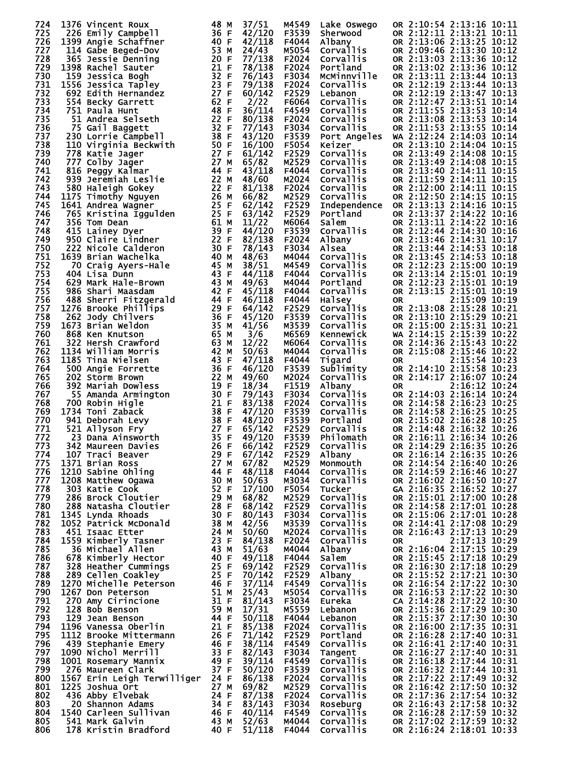| Place | Bib | Name | Age | Sex | Div Place | Division | City | State | Chip Time | Gun Time | Pace |
|---|---|---|---|---|---|---|---|---|---|---|---|
| 724 | 1376 | Vincent Roux | 48 | M | 37/51 | M4549 | Lake Oswego | OR | 2:10:54 | 2:13:16 | 10:11 |
| 725 | 226 | Emily Campbell | 36 | F | 42/120 | F3539 | Sherwood | OR | 2:12:11 | 2:13:21 | 10:11 |
| 726 | 1399 | Angie Schaffner | 40 | F | 42/118 | F4044 | Albany | OR | 2:13:06 | 2:13:25 | 10:12 |
| 727 | 114 | Gabe Beged-Dov | 53 | M | 24/43 | M5054 | Corvallis | OR | 2:09:46 | 2:13:30 | 10:12 |
| 728 | 365 | Jessie Denning | 20 | F | 77/138 | F2024 | Corvallis | OR | 2:13:03 | 2:13:36 | 10:12 |
| 729 | 1398 | Rachel Sauter | 21 | F | 78/138 | F2024 | Portland | OR | 2:13:02 | 2:13:36 | 10:12 |
| 730 | 159 | Jessica Bogh | 32 | F | 76/143 | F3034 | McMinnville | OR | 2:13:11 | 2:13:44 | 10:13 |
| 731 | 1556 | Jessica Tapley | 23 | F | 79/138 | F2024 | Corvallis | OR | 2:12:19 | 2:13:44 | 10:13 |
| 732 | 692 | Edith Hernandez | 27 | F | 60/142 | F2529 | Lebanon | OR | 2:12:19 | 2:13:47 | 10:13 |
| 733 | 554 | Becky Garrett | 62 | F | 2/22 | F6064 | Corvallis | OR | 2:12:47 | 2:13:51 | 10:14 |
| 734 | 751 | Paula Hunt | 48 | F | 36/114 | F4549 | Corvallis | OR | 2:11:55 | 2:13:53 | 10:14 |
| 735 | 51 | Andrea Selseth | 22 | F | 80/138 | F2024 | Corvallis | OR | 2:13:08 | 2:13:53 | 10:14 |
| 736 | 75 | Gail Baggett | 32 | F | 77/143 | F3034 | Corvallis | OR | 2:11:53 | 2:13:55 | 10:14 |
| 737 | 230 | Lorrie Campbell | 38 | F | 43/120 | F3539 | Port Angeles | WA | 2:12:24 | 2:14:03 | 10:14 |
| 738 | 110 | Virginia Beckwith | 50 | F | 16/100 | F5054 | Keizer | OR | 2:13:10 | 2:14:04 | 10:15 |
| 739 | 778 | Katie Jager | 27 | F | 61/142 | F2529 | Corvallis | OR | 2:13:49 | 2:14:08 | 10:15 |
| 740 | 777 | Colby Jager | 27 | M | 65/82 | M2529 | Corvallis | OR | 2:13:49 | 2:14:08 | 10:15 |
| 741 | 816 | Peggy Kalmar | 44 | F | 43/118 | F4044 | Corvallis | OR | 2:13:40 | 2:14:11 | 10:15 |
| 742 | 939 | Jeremiah Leslie | 22 | M | 48/60 | M2024 | Corvallis | OR | 2:11:59 | 2:14:11 | 10:15 |
| 743 | 580 | Haleigh Gokey | 22 | F | 81/138 | F2024 | Corvallis | OR | 2:12:00 | 2:14:11 | 10:15 |
| 744 | 1175 | Timothy Nguyen | 26 | M | 66/82 | M2529 | Corvallis | OR | 2:12:50 | 2:14:15 | 10:15 |
| 745 | 1641 | Andrea Wagner | 25 | F | 62/142 | F2529 | Independence | OR | 2:13:13 | 2:14:16 | 10:15 |
| 746 | 765 | Kristina Iggulden | 25 | F | 63/142 | F2529 | Portland | OR | 2:13:37 | 2:14:22 | 10:16 |
| 747 | 356 | Tom Dean | 61 | M | 11/22 | M6064 | Salem | OR | 2:13:11 | 2:14:22 | 10:16 |
| 748 | 415 | Lainey Dyer | 39 | F | 44/120 | F3539 | Corvallis | OR | 2:12:44 | 2:14:30 | 10:16 |
| 749 | 950 | Claire Lindner | 22 | F | 82/138 | F2024 | Albany | OR | 2:13:46 | 2:14:31 | 10:17 |
| 750 | 222 | Nicole Calderon | 30 | F | 78/143 | F3034 | Alsea | OR | 2:13:44 | 2:14:53 | 10:18 |
| 751 | 1639 | Brian Wachelka | 40 | M | 48/63 | M4044 | Corvallis | OR | 2:13:45 | 2:14:53 | 10:18 |
| 752 | 70 | Craig Ayers-Hale | 45 | M | 38/51 | M4549 | Corvallis | OR | 2:12:23 | 2:15:00 | 10:19 |
| 753 | 404 | Lisa Dunn | 43 | F | 44/118 | F4044 | Corvallis | OR | 2:13:14 | 2:15:01 | 10:19 |
| 754 | 629 | Mark Hale-Brown | 43 | M | 49/63 | M4044 | Portland | OR | 2:12:23 | 2:15:01 | 10:19 |
| 755 | 986 | Shari Maasdam | 42 | F | 45/118 | F4044 | Corvallis | OR | 2:13:15 | 2:15:01 | 10:19 |
| 756 | 488 | Sherri Fitzgerald | 44 | F | 46/118 | F4044 | Halsey | OR | | 2:15:09 | 10:19 |
| 757 | 1276 | Brooke Phillips | 29 | F | 64/142 | F2529 | Corvallis | OR | 2:13:08 | 2:15:28 | 10:21 |
| 758 | 262 | Jody Chilvers | 36 | F | 45/120 | F3539 | Corvallis | OR | 2:13:10 | 2:15:29 | 10:21 |
| 759 | 1673 | Brian Weldon | 35 | M | 41/56 | M3539 | Corvallis | OR | 2:15:00 | 2:15:31 | 10:21 |
| 760 | 868 | Ken Knutson | 65 | M | 3/6 | M6569 | Kennewick | WA | 2:14:15 | 2:15:39 | 10:22 |
| 761 | 322 | Hersh Crawford | 63 | M | 12/22 | M6064 | Corvallis | OR | 2:14:36 | 2:15:43 | 10:22 |
| 762 | 1134 | William Morris | 42 | M | 50/63 | M4044 | Corvallis | OR | 2:15:08 | 2:15:46 | 10:22 |
| 763 | 1185 | Tina Nielsen | 43 | F | 47/118 | F4044 | Tigard | OR | | 2:15:54 | 10:23 |
| 764 | 500 | Angie Forrette | 36 | F | 46/120 | F3539 | Sublimity | OR | 2:14:10 | 2:15:58 | 10:23 |
| 765 | 202 | Storm Brown | 22 | M | 49/60 | M2024 | Corvallis | OR | 2:14:17 | 2:16:07 | 10:24 |
| 766 | 392 | Mariah Dowless | 19 | F | 18/34 | F1519 | Albany | OR | | 2:16:12 | 10:24 |
| 767 | 55 | Amanda Armington | 30 | F | 79/143 | F3034 | Corvallis | OR | 2:14:03 | 2:16:14 | 10:24 |
| 768 | 700 | Robin Higle | 21 | F | 83/138 | F2024 | Corvallis | OR | 2:14:58 | 2:16:23 | 10:25 |
| 769 | 1734 | Toni Zaback | 38 | F | 47/120 | F3539 | Corvallis | OR | 2:14:58 | 2:16:25 | 10:25 |
| 770 | 941 | Deborah Levy | 38 | F | 48/120 | F3539 | Portland | OR | 2:15:02 | 2:16:28 | 10:25 |
| 771 | 521 | Allyson Fry | 27 | F | 65/142 | F2529 | Corvallis | OR | 2:14:48 | 2:16:32 | 10:26 |
| 772 | 23 | Dana Ainsworth | 35 | F | 49/120 | F3539 | Philomath | OR | 2:16:11 | 2:16:34 | 10:26 |
| 773 | 342 | Maureen Davies | 26 | F | 66/142 | F2529 | Corvallis | OR | 2:14:29 | 2:16:35 | 10:26 |
| 774 | 107 | Traci Beaver | 29 | F | 67/142 | F2529 | Albany | OR | 2:16:14 | 2:16:35 | 10:26 |
| 775 | 1371 | Brian Ross | 27 | M | 67/82 | M2529 | Monmouth | OR | 2:14:54 | 2:16:40 | 10:26 |
| 776 | 1210 | Sabine Ohling | 44 | F | 48/118 | F4044 | Corvallis | OR | 2:14:59 | 2:16:46 | 10:27 |
| 777 | 1208 | Matthew Ogawa | 30 | M | 50/63 | M3034 | Corvallis | OR | 2:16:02 | 2:16:50 | 10:27 |
| 778 | 303 | Katie Cook | 52 | F | 17/100 | F5054 | Tucker | GA | 2:16:35 | 2:16:52 | 10:27 |
| 779 | 286 | Brock Cloutier | 29 | M | 68/82 | M2529 | Corvallis | OR | 2:15:01 | 2:17:00 | 10:28 |
| 780 | 288 | Natasha Cloutier | 28 | F | 68/142 | F2529 | Corvallis | OR | 2:14:58 | 2:17:01 | 10:28 |
| 781 | 1345 | Lynda Rhoads | 30 | F | 80/143 | F3034 | Corvallis | OR | 2:15:06 | 2:17:01 | 10:28 |
| 782 | 1052 | Patrick McDonald | 38 | M | 42/56 | M3539 | Corvallis | OR | 2:14:41 | 2:17:08 | 10:29 |
| 783 | 451 | Isaac Etter | 24 | M | 50/60 | M2024 | Corvallis | OR | 2:16:43 | 2:17:13 | 10:29 |
| 784 | 1559 | Kimberly Tasner | 23 | F | 84/138 | F2024 | Corvallis | OR | | 2:17:13 | 10:29 |
| 785 | 36 | Michael Allen | 43 | M | 51/63 | M4044 | Albany | OR | 2:16:04 | 2:17:15 | 10:29 |
| 786 | 678 | Kimberly Hector | 40 | F | 49/118 | F4044 | Salem | OR | 2:15:45 | 2:17:18 | 10:29 |
| 787 | 328 | Heather Cummings | 25 | F | 69/142 | F2529 | Corvallis | OR | 2:16:30 | 2:17:18 | 10:29 |
| 788 | 289 | Cellen Coakley | 25 | F | 70/142 | F2529 | Albany | OR | 2:15:52 | 2:17:21 | 10:30 |
| 789 | 1270 | Michelle Peterson | 46 | F | 37/114 | F4549 | Corvallis | OR | 2:16:54 | 2:17:22 | 10:30 |
| 790 | 1267 | Don Peterson | 51 | M | 25/43 | M5054 | Corvallis | OR | 2:16:53 | 2:17:22 | 10:30 |
| 791 | 270 | Amy Cirincione | 31 | F | 81/143 | F3034 | Eureka | CA | 2:14:28 | 2:17:22 | 10:30 |
| 792 | 128 | Bob Benson | 59 | M | 17/31 | M5559 | Lebanon | OR | 2:15:36 | 2:17:29 | 10:30 |
| 793 | 129 | Jean Benson | 44 | F | 50/118 | F4044 | Lebanon | OR | 2:15:37 | 2:17:30 | 10:30 |
| 794 | 1196 | Vanessa Oberlin | 21 | F | 85/138 | F2024 | Corvallis | OR | 2:16:00 | 2:17:35 | 10:31 |
| 795 | 1112 | Brooke Mittermann | 26 | F | 71/142 | F2529 | Portland | OR | 2:16:28 | 2:17:40 | 10:31 |
| 796 | 439 | Stephanie Emery | 46 | F | 38/114 | F4549 | Corvallis | OR | 2:16:41 | 2:17:40 | 10:31 |
| 797 | 1090 | Nichol Merrill | 33 | F | 82/143 | F3034 | Tangent | OR | 2:16:27 | 2:17:40 | 10:31 |
| 798 | 1001 | Rosemary Mannix | 49 | F | 39/114 | F4549 | Corvallis | OR | 2:16:18 | 2:17:44 | 10:31 |
| 799 | 276 | Maureen Clark | 37 | F | 50/120 | F3539 | Corvallis | OR | 2:16:32 | 2:17:44 | 10:31 |
| 800 | 1567 | Erin Leigh Terwilliger | 24 | F | 86/138 | F2024 | Corvallis | OR | 2:17:22 | 2:17:49 | 10:32 |
| 801 | 1225 | Joshua Ort | 27 | M | 69/82 | M2529 | Corvallis | OR | 2:16:42 | 2:17:50 | 10:32 |
| 802 | 436 | Abby Elvebak | 24 | F | 87/138 | F2024 | Corvallis | OR | 2:17:36 | 2:17:54 | 10:32 |
| 803 | 20 | Shannon Adams | 34 | F | 83/143 | F3034 | Roseburg | OR | 2:16:43 | 2:17:58 | 10:32 |
| 804 | 1540 | Carleen Sullivan | 46 | F | 40/114 | F4549 | Corvallis | OR | 2:16:28 | 2:17:59 | 10:32 |
| 805 | 541 | Mark Galvin | 43 | M | 52/63 | M4044 | Corvallis | OR | 2:17:02 | 2:17:59 | 10:32 |
| 806 | 178 | Kristin Bradford | 40 | F | 51/118 | F4044 | Corvallis | OR | 2:16:24 | 2:18:01 | 10:33 |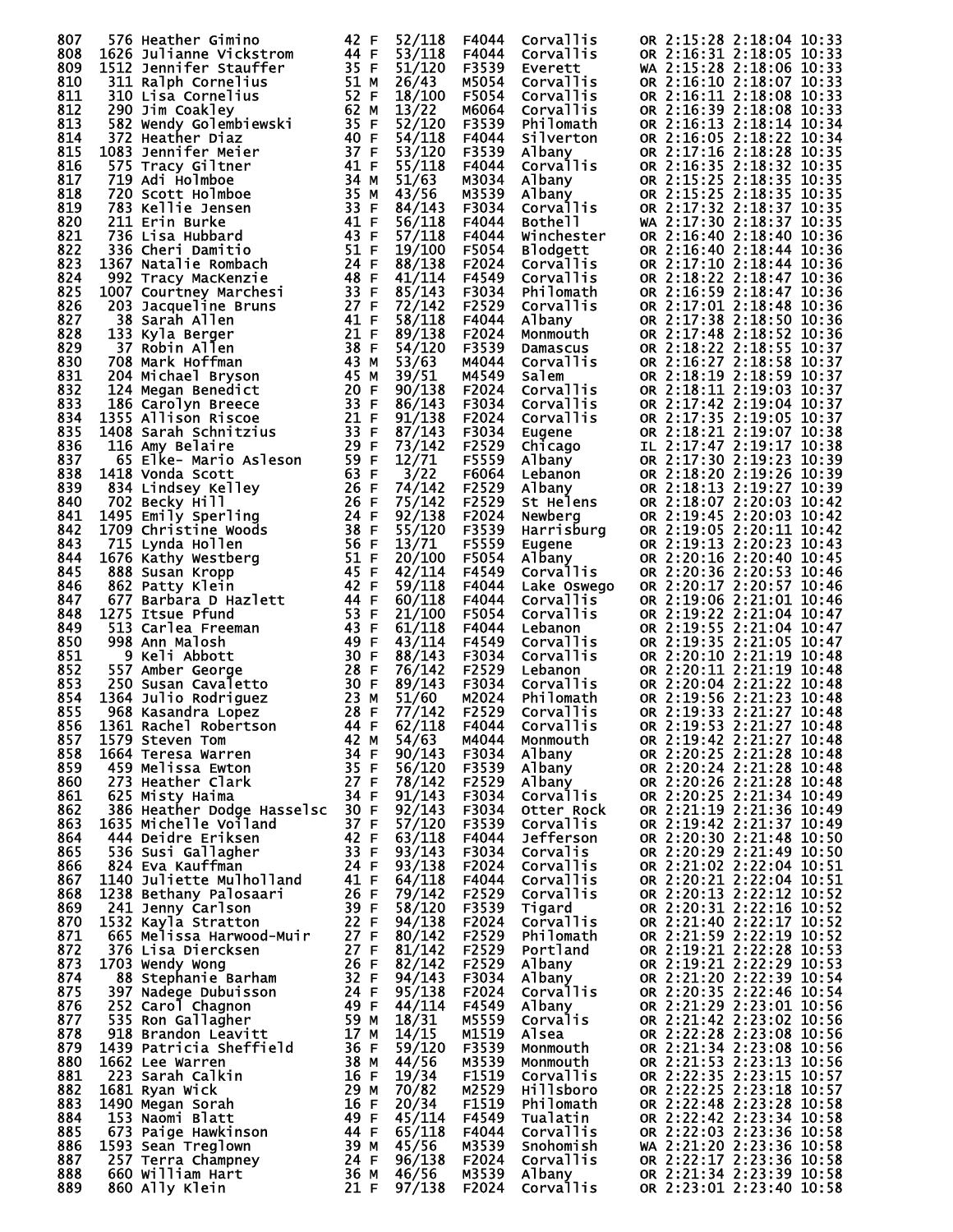| Place | Bib | Name | Age | Sex | Div Place | Div | City | State | Gun Time | Chip Time | Pace |
|---|---|---|---|---|---|---|---|---|---|---|---|
| 807 | 576 | Heather Gimino | 42 | F | 52/118 | F4044 | Corvallis | OR | 2:15:28 | 2:18:04 | 10:33 |
| 808 | 1626 | Julianne Vickstrom | 44 | F | 53/118 | F4044 | Corvallis | OR | 2:16:31 | 2:18:05 | 10:33 |
| 809 | 1512 | Jennifer Stauffer | 35 | F | 51/120 | F3539 | Everett | WA | 2:15:28 | 2:18:06 | 10:33 |
| 810 | 311 | Ralph Cornelius | 51 | M | 26/43 | M5054 | Corvallis | OR | 2:16:10 | 2:18:07 | 10:33 |
| 811 | 310 | Lisa Cornelius | 52 | F | 18/100 | F5054 | Corvallis | OR | 2:16:11 | 2:18:08 | 10:33 |
| 812 | 290 | Jim Coakley | 62 | M | 13/22 | M6064 | Corvallis | OR | 2:16:39 | 2:18:08 | 10:33 |
| 813 | 582 | Wendy Golembiewski | 35 | F | 52/120 | F3539 | Philomath | OR | 2:16:13 | 2:18:14 | 10:34 |
| 814 | 372 | Heather Diaz | 40 | F | 54/118 | F4044 | Silverton | OR | 2:16:05 | 2:18:22 | 10:34 |
| 815 | 1083 | Jennifer Meier | 37 | F | 53/120 | F3539 | Albany | OR | 2:17:16 | 2:18:28 | 10:35 |
| 816 | 575 | Tracy Giltner | 41 | F | 55/118 | F4044 | Corvallis | OR | 2:16:35 | 2:18:32 | 10:35 |
| 817 | 719 | Adi Holmboe | 34 | M | 51/63 | M3034 | Albany | OR | 2:15:25 | 2:18:35 | 10:35 |
| 818 | 720 | Scott Holmboe | 35 | M | 43/56 | M3539 | Albany | OR | 2:15:25 | 2:18:35 | 10:35 |
| 819 | 783 | Kellie Jensen | 33 | F | 84/143 | F3034 | Corvallis | OR | 2:17:32 | 2:18:37 | 10:35 |
| 820 | 211 | Erin Burke | 41 | F | 56/118 | F4044 | Bothell | WA | 2:17:30 | 2:18:37 | 10:35 |
| 821 | 736 | Lisa Hubbard | 43 | F | 57/118 | F4044 | Winchester | OR | 2:16:40 | 2:18:40 | 10:36 |
| 822 | 336 | Cheri Damitio | 51 | F | 19/100 | F5054 | Blodgett | OR | 2:16:40 | 2:18:44 | 10:36 |
| 823 | 1367 | Natalie Rombach | 24 | F | 88/138 | F2024 | Corvallis | OR | 2:17:10 | 2:18:44 | 10:36 |
| 824 | 992 | Tracy MacKenzie | 48 | F | 41/114 | F4549 | Corvallis | OR | 2:18:22 | 2:18:47 | 10:36 |
| 825 | 1007 | Courtney Marchesi | 33 | F | 85/143 | F3034 | Philomath | OR | 2:16:59 | 2:18:47 | 10:36 |
| 826 | 203 | Jacqueline Bruns | 27 | F | 72/142 | F2529 | Corvallis | OR | 2:17:01 | 2:18:48 | 10:36 |
| 827 | 38 | Sarah Allen | 41 | F | 58/118 | F4044 | Albany | OR | 2:17:38 | 2:18:50 | 10:36 |
| 828 | 133 | Kyla Berger | 21 | F | 89/138 | F2024 | Monmouth | OR | 2:17:48 | 2:18:52 | 10:36 |
| 829 | 37 | Robin Allen | 38 | F | 54/120 | F3539 | Damascus | OR | 2:18:22 | 2:18:55 | 10:37 |
| 830 | 708 | Mark Hoffman | 43 | M | 53/63 | M4044 | Corvallis | OR | 2:16:27 | 2:18:58 | 10:37 |
| 831 | 204 | Michael Bryson | 45 | M | 39/51 | M4549 | Salem | OR | 2:18:19 | 2:18:59 | 10:37 |
| 832 | 124 | Megan Benedict | 20 | F | 90/138 | F2024 | Corvallis | OR | 2:18:11 | 2:19:03 | 10:37 |
| 833 | 186 | Carolyn Breece | 33 | F | 86/143 | F3034 | Corvallis | OR | 2:17:42 | 2:19:04 | 10:37 |
| 834 | 1355 | Allison Riscoe | 21 | F | 91/138 | F2024 | Corvallis | OR | 2:17:35 | 2:19:05 | 10:37 |
| 835 | 1408 | Sarah Schnitzius | 33 | F | 87/143 | F3034 | Eugene | OR | 2:18:21 | 2:19:07 | 10:38 |
| 836 | 116 | Amy Belaire | 29 | F | 73/142 | F2529 | Chicago | IL | 2:17:47 | 2:19:17 | 10:38 |
| 837 | 65 | Elke- Mario Asleson | 59 | F | 12/71 | F5559 | Albany | OR | 2:17:30 | 2:19:23 | 10:39 |
| 838 | 1418 | Vonda Scott | 63 | F | 3/22 | F6064 | Lebanon | OR | 2:18:20 | 2:19:26 | 10:39 |
| 839 | 834 | Lindsey Kelley | 26 | F | 74/142 | F2529 | Albany | OR | 2:18:13 | 2:19:27 | 10:39 |
| 840 | 702 | Becky Hill | 26 | F | 75/142 | F2529 | St Helens | OR | 2:18:07 | 2:20:03 | 10:42 |
| 841 | 1495 | Emily Sperling | 24 | F | 92/138 | F2024 | Newberg | OR | 2:19:45 | 2:20:03 | 10:42 |
| 842 | 1709 | Christine Woods | 38 | F | 55/120 | F3539 | Harrisburg | OR | 2:19:05 | 2:20:11 | 10:42 |
| 843 | 715 | Lynda Hollen | 56 | F | 13/71 | F5559 | Eugene | OR | 2:19:13 | 2:20:23 | 10:43 |
| 844 | 1676 | Kathy Westberg | 51 | F | 20/100 | F5054 | Albany | OR | 2:20:16 | 2:20:40 | 10:45 |
| 845 | 888 | Susan Kropp | 45 | F | 42/114 | F4549 | Corvallis | OR | 2:20:36 | 2:20:53 | 10:46 |
| 846 | 862 | Patty Klein | 42 | F | 59/118 | F4044 | Lake Oswego | OR | 2:20:17 | 2:20:57 | 10:46 |
| 847 | 677 | Barbara D Hazlett | 44 | F | 60/118 | F4044 | Corvallis | OR | 2:19:06 | 2:21:01 | 10:46 |
| 848 | 1275 | Itsue Pfund | 53 | F | 21/100 | F5054 | Corvallis | OR | 2:19:22 | 2:21:04 | 10:47 |
| 849 | 513 | Carlea Freeman | 43 | F | 61/118 | F4044 | Lebanon | OR | 2:19:55 | 2:21:04 | 10:47 |
| 850 | 998 | Ann Malosh | 49 | F | 43/114 | F4549 | Corvallis | OR | 2:19:35 | 2:21:05 | 10:47 |
| 851 | 9 | Keli Abbott | 30 | F | 88/143 | F3034 | Corvallis | OR | 2:20:10 | 2:21:19 | 10:48 |
| 852 | 557 | Amber George | 28 | F | 76/142 | F2529 | Lebanon | OR | 2:20:11 | 2:21:19 | 10:48 |
| 853 | 250 | Susan Cavaletto | 30 | F | 89/143 | F3034 | Corvallis | OR | 2:20:04 | 2:21:22 | 10:48 |
| 854 | 1364 | Julio Rodriguez | 23 | M | 51/60 | M2024 | Philomath | OR | 2:19:56 | 2:21:23 | 10:48 |
| 855 | 968 | Kasandra Lopez | 28 | F | 77/142 | F2529 | Corvallis | OR | 2:19:33 | 2:21:27 | 10:48 |
| 856 | 1361 | Rachel Robertson | 44 | F | 62/118 | F4044 | Corvallis | OR | 2:19:53 | 2:21:27 | 10:48 |
| 857 | 1579 | Steven Tom | 42 | M | 54/63 | M4044 | Monmouth | OR | 2:19:42 | 2:21:27 | 10:48 |
| 858 | 1664 | Teresa Warren | 34 | F | 90/143 | F3034 | Albany | OR | 2:20:25 | 2:21:28 | 10:48 |
| 859 | 459 | Melissa Ewton | 35 | F | 56/120 | F3539 | Albany | OR | 2:20:24 | 2:21:28 | 10:48 |
| 860 | 273 | Heather Clark | 27 | F | 78/142 | F2529 | Albany | OR | 2:20:26 | 2:21:28 | 10:48 |
| 861 | 625 | Misty Haima | 34 | F | 91/143 | F3034 | Corvallis | OR | 2:20:25 | 2:21:34 | 10:49 |
| 862 | 386 | Heather Dodge Hasselsc | 30 | F | 92/143 | F3034 | Otter Rock | OR | 2:21:19 | 2:21:36 | 10:49 |
| 863 | 1635 | Michelle Voiland | 37 | F | 57/120 | F3539 | Corvallis | OR | 2:19:42 | 2:21:37 | 10:49 |
| 864 | 444 | Deidre Eriksen | 42 | F | 63/118 | F4044 | Jefferson | OR | 2:20:30 | 2:21:48 | 10:50 |
| 865 | 536 | Susi Gallagher | 33 | F | 93/143 | F3034 | Corvalis | OR | 2:20:29 | 2:21:49 | 10:50 |
| 866 | 824 | Eva Kauffman | 24 | F | 93/138 | F2024 | Corvallis | OR | 2:21:02 | 2:22:04 | 10:51 |
| 867 | 1140 | Juliette Mulholland | 41 | F | 64/118 | F4044 | Corvallis | OR | 2:20:21 | 2:22:04 | 10:51 |
| 868 | 1238 | Bethany Palosaari | 26 | F | 79/142 | F2529 | Corvallis | OR | 2:20:13 | 2:22:12 | 10:52 |
| 869 | 241 | Jenny Carlson | 39 | F | 58/120 | F3539 | Tigard | OR | 2:20:31 | 2:22:16 | 10:52 |
| 870 | 1532 | Kayla Stratton | 22 | F | 94/138 | F2024 | Corvallis | OR | 2:21:40 | 2:22:17 | 10:52 |
| 871 | 665 | Melissa Harwood-Muir | 27 | F | 80/142 | F2529 | Philomath | OR | 2:21:59 | 2:22:19 | 10:52 |
| 872 | 376 | Lisa Diercksen | 27 | F | 81/142 | F2529 | Portland | OR | 2:19:21 | 2:22:28 | 10:53 |
| 873 | 1703 | Wendy Wong | 26 | F | 82/142 | F2529 | Albany | OR | 2:19:21 | 2:22:29 | 10:53 |
| 874 | 88 | Stephanie Barham | 32 | F | 94/143 | F3034 | Albany | OR | 2:21:20 | 2:22:39 | 10:54 |
| 875 | 397 | Nadege Dubuisson | 24 | F | 95/138 | F2024 | Corvallis | OR | 2:20:35 | 2:22:46 | 10:54 |
| 876 | 252 | Carol Chagnon | 49 | F | 44/114 | F4549 | Albany | OR | 2:21:29 | 2:23:01 | 10:56 |
| 877 | 535 | Ron Gallagher | 59 | M | 18/31 | M5559 | Corvalis | OR | 2:21:42 | 2:23:02 | 10:56 |
| 878 | 918 | Brandon Leavitt | 17 | M | 14/15 | M1519 | Alsea | OR | 2:22:28 | 2:23:08 | 10:56 |
| 879 | 1439 | Patricia Sheffield | 36 | F | 59/120 | F3539 | Monmouth | OR | 2:21:34 | 2:23:08 | 10:56 |
| 880 | 1662 | Lee Warren | 38 | M | 44/56 | M3539 | Monmouth | OR | 2:21:53 | 2:23:13 | 10:56 |
| 881 | 223 | Sarah Calkin | 16 | F | 19/34 | F1519 | Corvallis | OR | 2:22:35 | 2:23:15 | 10:57 |
| 882 | 1681 | Ryan Wick | 29 | M | 70/82 | M2529 | Hillsboro | OR | 2:22:25 | 2:23:18 | 10:57 |
| 883 | 1490 | Megan Sorah | 16 | F | 20/34 | F1519 | Philomath | OR | 2:22:48 | 2:23:28 | 10:58 |
| 884 | 153 | Naomi Blatt | 49 | F | 45/114 | F4549 | Tualatin | OR | 2:22:42 | 2:23:34 | 10:58 |
| 885 | 673 | Paige Hawkinson | 44 | F | 65/118 | F4044 | Corvallis | OR | 2:22:03 | 2:23:36 | 10:58 |
| 886 | 1593 | Sean Treglown | 39 | M | 45/56 | M3539 | Snohomish | WA | 2:21:20 | 2:23:36 | 10:58 |
| 887 | 257 | Terra Champney | 24 | F | 96/138 | F2024 | Corvallis | OR | 2:22:17 | 2:23:36 | 10:58 |
| 888 | 660 | William Hart | 36 | M | 46/56 | M3539 | Albany | OR | 2:21:34 | 2:23:39 | 10:58 |
| 889 | 860 | Ally Klein | 21 | F | 97/138 | F2024 | Corvallis | OR | 2:23:01 | 2:23:40 | 10:58 |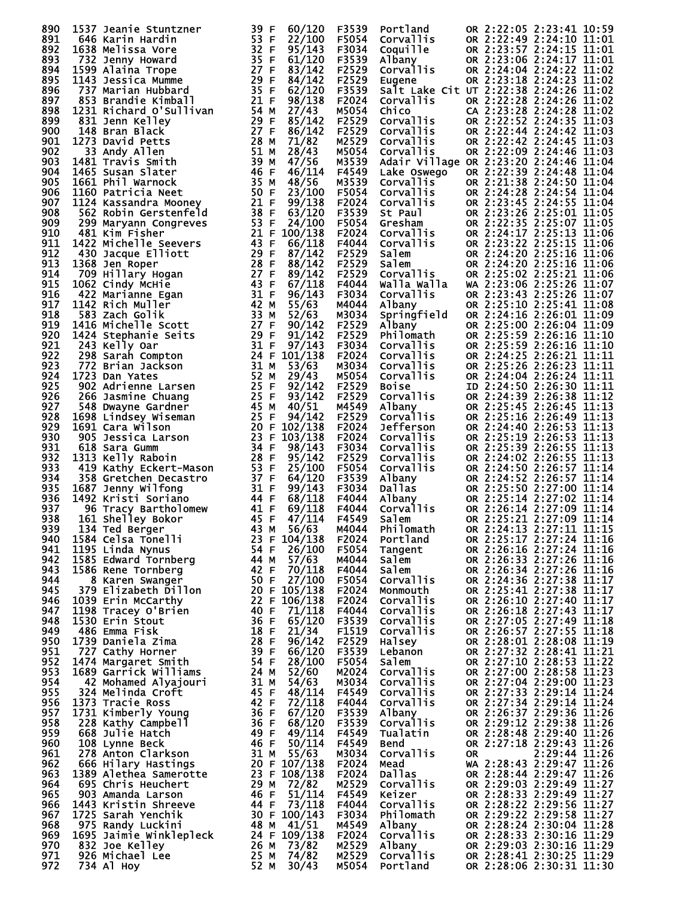| Place | Bib | Name | Age | Sex | Div Place | Division | City | State | Chip Time | Gun Time | Pace |
|---|---|---|---|---|---|---|---|---|---|---|---|
| 890 | 1537 | Jeanie Stuntzner | 39 | F | 60/120 | F3539 | Portland | OR | 2:22:05 | 2:23:41 | 10:59 |
| 891 | 646 | Karin Hardin | 53 | F | 22/100 | F5054 | Corvallis | OR | 2:22:49 | 2:24:10 | 11:01 |
| 892 | 1638 | Melissa Vore | 32 | F | 95/143 | F3034 | Coquille | OR | 2:23:57 | 2:24:15 | 11:01 |
| 893 | 732 | Jenny Howard | 35 | F | 61/120 | F3539 | Albany | OR | 2:23:06 | 2:24:17 | 11:01 |
| 894 | 1599 | Alaina Trope | 27 | F | 83/142 | F2529 | Corvallis | OR | 2:24:04 | 2:24:22 | 11:02 |
| 895 | 1143 | Jessica Mumme | 29 | F | 84/142 | F2529 | Eugene | OR | 2:23:18 | 2:24:23 | 11:02 |
| 896 | 737 | Marian Hubbard | 35 | F | 62/120 | F3539 | Salt Lake Cit | UT | 2:22:38 | 2:24:26 | 11:02 |
| 897 | 853 | Brandie Kimball | 21 | F | 98/138 | F2024 | Corvallis | OR | 2:22:28 | 2:24:26 | 11:02 |
| 898 | 1231 | Richard O'Sullivan | 54 | M | 27/43 | M5054 | Chico | CA | 2:23:28 | 2:24:28 | 11:02 |
| 899 | 831 | Jenn Kelley | 29 | F | 85/142 | F2529 | Corvallis | OR | 2:22:52 | 2:24:35 | 11:03 |
| 900 | 148 | Bran Black | 27 | F | 86/142 | F2529 | Corvallis | OR | 2:22:44 | 2:24:42 | 11:03 |
| 901 | 1273 | David Petts | 28 | M | 71/82 | M2529 | Corvallis | OR | 2:22:42 | 2:24:45 | 11:03 |
| 902 | 33 | Andy Allen | 51 | M | 28/43 | M5054 | Corvallis | OR | 2:22:09 | 2:24:46 | 11:03 |
| 903 | 1481 | Travis Smith | 39 | M | 47/56 | M3539 | Adair Village | OR | 2:23:20 | 2:24:46 | 11:04 |
| 904 | 1465 | Susan Slater | 46 | F | 46/114 | F4549 | Lake Oswego | OR | 2:22:39 | 2:24:48 | 11:04 |
| 905 | 1661 | Phil Warnock | 35 | M | 48/56 | M3539 | Corvallis | OR | 2:21:38 | 2:24:50 | 11:04 |
| 906 | 1160 | Patricia Neet | 50 | F | 23/100 | F5054 | Corvallis | OR | 2:24:28 | 2:24:54 | 11:04 |
| 907 | 1124 | Kassandra Mooney | 21 | F | 99/138 | F2024 | Corvallis | OR | 2:23:45 | 2:24:55 | 11:04 |
| 908 | 562 | Robin Gerstenfeld | 38 | F | 63/120 | F3539 | St Paul | OR | 2:23:26 | 2:25:01 | 11:05 |
| 909 | 299 | Maryann Congreves | 53 | F | 24/100 | F5054 | Gresham | OR | 2:22:35 | 2:25:07 | 11:05 |
| 910 | 481 | Kim Fisher | 21 | F | 100/138 | F2024 | Corvallis | OR | 2:24:17 | 2:25:13 | 11:06 |
| 911 | 1422 | Michelle Seevers | 43 | F | 66/118 | F4044 | Corvallis | OR | 2:23:22 | 2:25:15 | 11:06 |
| 912 | 430 | Jacque Elliott | 29 | F | 87/142 | F2529 | Salem | OR | 2:24:20 | 2:25:16 | 11:06 |
| 913 | 1368 | Jen Roper | 28 | F | 88/142 | F2529 | Salem | OR | 2:24:20 | 2:25:16 | 11:06 |
| 914 | 709 | Hillary Hogan | 27 | F | 89/142 | F2529 | Corvallis | OR | 2:25:02 | 2:25:21 | 11:06 |
| 915 | 1062 | Cindy McHie | 43 | F | 67/118 | F4044 | Walla Walla | WA | 2:23:06 | 2:25:26 | 11:07 |
| 916 | 422 | Marianne Egan | 31 | F | 96/143 | F3034 | Corvallis | OR | 2:23:43 | 2:25:26 | 11:07 |
| 917 | 1142 | Rich Muller | 42 | M | 55/63 | M4044 | Albany | OR | 2:25:10 | 2:25:41 | 11:08 |
| 918 | 583 | Zach Golik | 33 | M | 52/63 | M3034 | Springfield | OR | 2:24:16 | 2:26:01 | 11:09 |
| 919 | 1416 | Michelle Scott | 27 | F | 90/142 | F2529 | Albany | OR | 2:25:00 | 2:26:04 | 11:09 |
| 920 | 1424 | Stephanie Seits | 29 | F | 91/142 | F2529 | Philomath | OR | 2:25:59 | 2:26:16 | 11:10 |
| 921 | 243 | Kelly Oar | 31 | F | 97/143 | F3034 | Corvallis | OR | 2:25:59 | 2:26:16 | 11:10 |
| 922 | 298 | Sarah Compton | 24 | F | 101/138 | F2024 | Corvallis | OR | 2:24:25 | 2:26:21 | 11:11 |
| 923 | 772 | Brian Jackson | 31 | M | 53/63 | M3034 | Corvallis | OR | 2:25:26 | 2:26:23 | 11:11 |
| 924 | 1723 | Dan Yates | 52 | M | 29/43 | M5054 | Corvallis | OR | 2:24:04 | 2:26:24 | 11:11 |
| 925 | 902 | Adrienne Larsen | 25 | F | 92/142 | F2529 | Boise | ID | 2:24:50 | 2:26:30 | 11:11 |
| 926 | 266 | Jasmine Chuang | 25 | F | 93/142 | F2529 | Corvallis | OR | 2:24:39 | 2:26:38 | 11:12 |
| 927 | 548 | Dwayne Gardner | 45 | M | 40/51 | M4549 | Albany | OR | 2:25:45 | 2:26:45 | 11:13 |
| 928 | 1698 | Lindsey Wiseman | 25 | F | 94/142 | F2529 | Corvallis | OR | 2:25:16 | 2:26:49 | 11:13 |
| 929 | 1691 | Cara Wilson | 20 | F | 102/138 | F2024 | Jefferson | OR | 2:24:40 | 2:26:53 | 11:13 |
| 930 | 905 | Jessica Larson | 23 | F | 103/138 | F2024 | Corvallis | OR | 2:25:19 | 2:26:53 | 11:13 |
| 931 | 618 | Sara Gumm | 34 | F | 98/143 | F3034 | Corvallis | OR | 2:25:39 | 2:26:55 | 11:13 |
| 932 | 1313 | Kelly Raboin | 28 | F | 95/142 | F2529 | Corvallis | OR | 2:24:02 | 2:26:55 | 11:13 |
| 933 | 419 | Kathy Eckert-Mason | 53 | F | 25/100 | F5054 | Corvallis | OR | 2:24:50 | 2:26:57 | 11:14 |
| 934 | 358 | Gretchen Decastro | 37 | F | 64/120 | F3539 | Albany | OR | 2:24:52 | 2:26:57 | 11:14 |
| 935 | 1687 | Jenny Wilfong | 31 | F | 99/143 | F3034 | Dallas | OR | 2:25:50 | 2:27:00 | 11:14 |
| 936 | 1492 | Kristi Soriano | 44 | F | 68/118 | F4044 | Albany | OR | 2:25:14 | 2:27:02 | 11:14 |
| 937 | 96 | Tracy Bartholomew | 41 | F | 69/118 | F4044 | Corvallis | OR | 2:26:14 | 2:27:09 | 11:14 |
| 938 | 161 | Shelley Bokor | 45 | F | 47/114 | F4549 | Salem | OR | 2:25:21 | 2:27:09 | 11:14 |
| 939 | 134 | Ted Berger | 43 | M | 56/63 | M4044 | Philomath | OR | 2:24:13 | 2:27:11 | 11:15 |
| 940 | 1584 | Celsa Tonelli | 23 | F | 104/138 | F2024 | Portland | OR | 2:25:17 | 2:27:24 | 11:16 |
| 941 | 1195 | Linda Nynus | 54 | F | 26/100 | F5054 | Tangent | OR | 2:26:16 | 2:27:24 | 11:16 |
| 942 | 1585 | Edward Tornberg | 44 | M | 57/63 | M4044 | Salem | OR | 2:26:33 | 2:27:26 | 11:16 |
| 943 | 1586 | Rene Tornberg | 42 | F | 70/118 | F4044 | Salem | OR | 2:26:34 | 2:27:26 | 11:16 |
| 944 | 8 | Karen Swanger | 50 | F | 27/100 | F5054 | Corvallis | OR | 2:24:36 | 2:27:38 | 11:17 |
| 945 | 379 | Elizabeth Dillon | 20 | F | 105/138 | F2024 | Monmouth | OR | 2:25:41 | 2:27:38 | 11:17 |
| 946 | 1039 | Erin McCarthy | 22 | F | 106/138 | F2024 | Corvallis | OR | 2:26:10 | 2:27:40 | 11:17 |
| 947 | 1198 | Tracey O'Brien | 40 | F | 71/118 | F4044 | Corvallis | OR | 2:26:18 | 2:27:43 | 11:17 |
| 948 | 1530 | Erin Stout | 36 | F | 65/120 | F3539 | Corvallis | OR | 2:27:05 | 2:27:49 | 11:18 |
| 949 | 486 | Emma Fisk | 18 | F | 21/34 | F1519 | Corvallis | OR | 2:26:57 | 2:27:55 | 11:18 |
| 950 | 1739 | Daniela Zima | 28 | F | 96/142 | F2529 | Halsey | OR | 2:28:01 | 2:28:08 | 11:19 |
| 951 | 727 | Cathy Horner | 39 | F | 66/120 | F3539 | Lebanon | OR | 2:27:32 | 2:28:41 | 11:21 |
| 952 | 1474 | Margaret Smith | 54 | F | 28/100 | F5054 | Salem | OR | 2:27:10 | 2:28:53 | 11:22 |
| 953 | 1689 | Garrick Williams | 24 | M | 52/60 | M2024 | Corvallis | OR | 2:27:00 | 2:28:58 | 11:23 |
| 954 | 42 | Mohamed Alyajouri | 31 | M | 54/63 | M3034 | Corvallis | OR | 2:27:04 | 2:29:00 | 11:23 |
| 955 | 324 | Melinda Croft | 45 | F | 48/114 | F4549 | Corvallis | OR | 2:27:33 | 2:29:14 | 11:24 |
| 956 | 1373 | Tracie Ross | 42 | F | 72/118 | F4044 | Corvallis | OR | 2:27:34 | 2:29:14 | 11:24 |
| 957 | 1731 | Kimberly Young | 36 | F | 67/120 | F3539 | Albany | OR | 2:26:37 | 2:29:36 | 11:26 |
| 958 | 228 | Kathy Campbell | 36 | F | 68/120 | F3539 | Corvallis | OR | 2:29:12 | 2:29:38 | 11:26 |
| 959 | 668 | Julie Hatch | 49 | F | 49/114 | F4549 | Tualatin | OR | 2:28:48 | 2:29:40 | 11:26 |
| 960 | 108 | Lynne Beck | 46 | F | 50/114 | F4549 | Bend | OR | 2:27:18 | 2:29:43 | 11:26 |
| 961 | 278 | Anton Clarkson | 31 | M | 55/63 | M3034 | Corvallis | OR | | 2:29:44 | 11:26 |
| 962 | 666 | Hilary Hastings | 20 | F | 107/138 | F2024 | Mead | WA | 2:28:43 | 2:29:47 | 11:26 |
| 963 | 1389 | Alethea Samerotte | 23 | F | 108/138 | F2024 | Dallas | OR | 2:28:44 | 2:29:47 | 11:26 |
| 964 | 695 | Chris Heuchert | 29 | M | 72/82 | M2529 | Corvallis | OR | 2:29:03 | 2:29:49 | 11:27 |
| 965 | 903 | Amanda Larson | 46 | F | 51/114 | F4549 | Keizer | OR | 2:28:33 | 2:29:49 | 11:27 |
| 966 | 1443 | Kristin Shreeve | 44 | F | 73/118 | F4044 | Corvallis | OR | 2:28:22 | 2:29:56 | 11:27 |
| 967 | 1725 | Sarah Yenchik | 30 | F | 100/143 | F3034 | Philomath | OR | 2:29:22 | 2:29:58 | 11:27 |
| 968 | 975 | Randy Luckini | 48 | M | 41/51 | M4549 | Albany | OR | 2:28:24 | 2:30:04 | 11:28 |
| 969 | 1695 | Jaimie Winklepleck | 24 | F | 109/138 | F2024 | Corvallis | OR | 2:28:33 | 2:30:16 | 11:29 |
| 970 | 832 | Joe Kelley | 26 | M | 73/82 | M2529 | Albany | OR | 2:29:03 | 2:30:16 | 11:29 |
| 971 | 926 | Michael Lee | 25 | M | 74/82 | M2529 | Corvallis | OR | 2:28:41 | 2:30:25 | 11:29 |
| 972 | 734 | Al Hoy | 52 | M | 30/43 | M5054 | Portland | OR | 2:28:06 | 2:30:31 | 11:30 |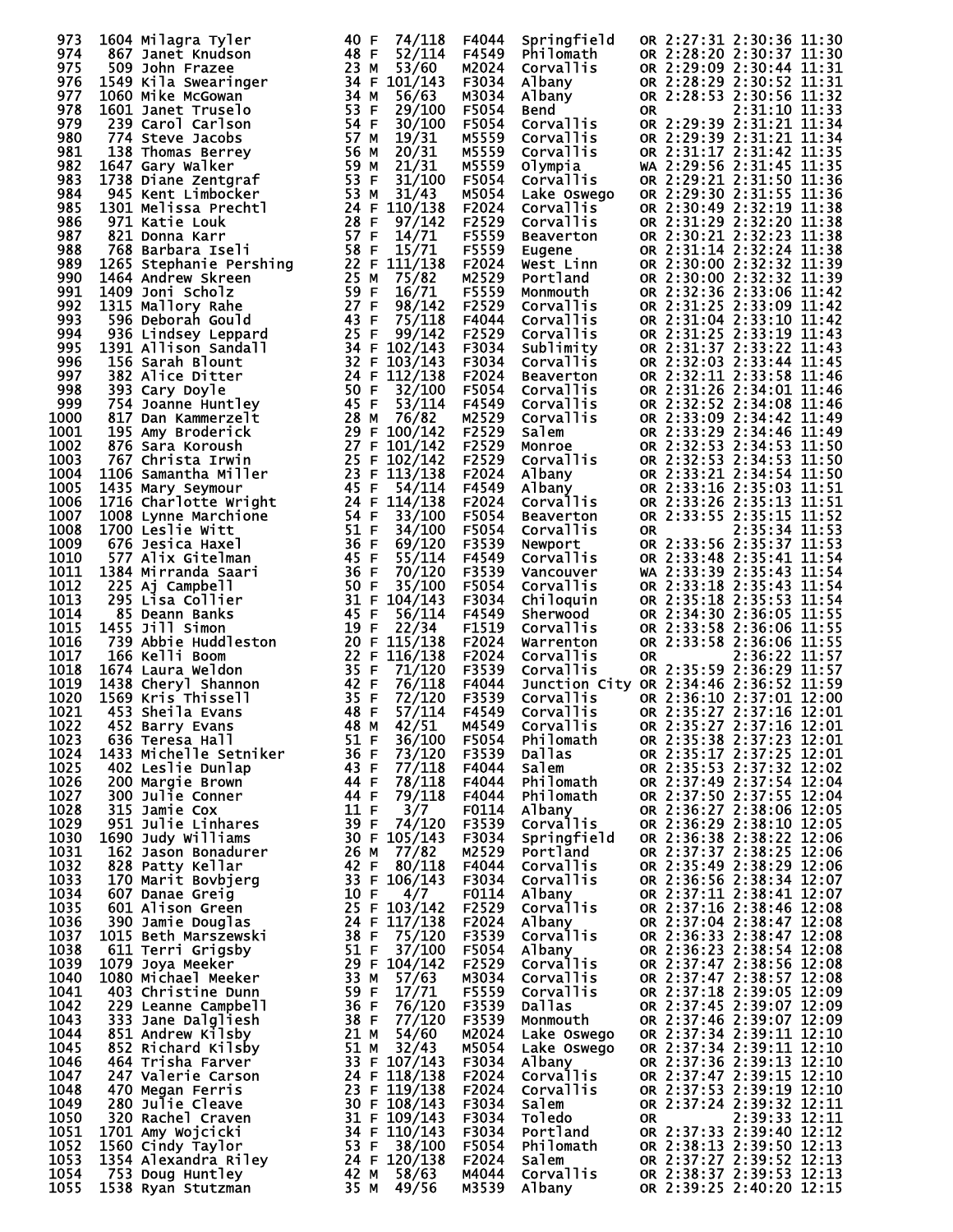| Place | Bib | Name | Age | Sex | Div Place | Division | City | State | Chip Time | Gun Time | Pace |
|---|---|---|---|---|---|---|---|---|---|---|---|
| 973 | 1604 | Milagra Tyler | 40 | F | 74/118 | F4044 | Springfield | OR | 2:27:31 | 2:30:36 | 11:30 |
| 974 | 867 | Janet Knudson | 48 | F | 52/114 | F4549 | Philomath | OR | 2:28:20 | 2:30:37 | 11:30 |
| 975 | 509 | John Frazee | 23 | M | 53/60 | M2024 | Corvallis | OR | 2:29:09 | 2:30:44 | 11:31 |
| 976 | 1549 | Kila Swearinger | 34 | F | 101/143 | F3034 | Albany | OR | 2:28:29 | 2:30:52 | 11:31 |
| 977 | 1060 | Mike McGowan | 34 | M | 56/63 | M3034 | Albany | OR | 2:28:53 | 2:30:56 | 11:32 |
| 978 | 1601 | Janet Truselo | 53 | F | 29/100 | F5054 | Bend | OR | | 2:31:10 | 11:33 |
| 979 | 239 | Carol Carlson | 54 | F | 30/100 | F5054 | Corvallis | OR | 2:29:39 | 2:31:21 | 11:34 |
| 980 | 774 | Steve Jacobs | 57 | M | 19/31 | M5559 | Corvallis | OR | 2:29:39 | 2:31:21 | 11:34 |
| 981 | 138 | Thomas Berrey | 56 | M | 20/31 | M5559 | Corvallis | OR | 2:31:17 | 2:31:42 | 11:35 |
| 982 | 1647 | Gary Walker | 59 | M | 21/31 | M5559 | Olympia | WA | 2:29:56 | 2:31:45 | 11:35 |
| 983 | 1738 | Diane Zentgraf | 53 | F | 31/100 | F5054 | Corvallis | OR | 2:29:21 | 2:31:50 | 11:36 |
| 984 | 945 | Kent Limbocker | 53 | M | 31/43 | M5054 | Lake Oswego | OR | 2:29:30 | 2:31:55 | 11:36 |
| 985 | 1301 | Melissa Prechtl | 24 | F | 110/138 | F2024 | Corvallis | OR | 2:30:49 | 2:32:19 | 11:38 |
| 986 | 971 | Katie Louk | 28 | F | 97/142 | F2529 | Corvallis | OR | 2:31:29 | 2:32:20 | 11:38 |
| 987 | 821 | Donna Karr | 57 | F | 14/71 | F5559 | Beaverton | OR | 2:30:21 | 2:32:23 | 11:38 |
| 988 | 768 | Barbara Iseli | 58 | F | 15/71 | F5559 | Eugene | OR | 2:31:14 | 2:32:24 | 11:38 |
| 989 | 1265 | Stephanie Pershing | 22 | F | 111/138 | F2024 | West Linn | OR | 2:30:00 | 2:32:32 | 11:39 |
| 990 | 1464 | Andrew Skreen | 25 | M | 75/82 | M2529 | Portland | OR | 2:30:00 | 2:32:32 | 11:39 |
| 991 | 1409 | Joni Scholz | 59 | F | 16/71 | F5559 | Monmouth | OR | 2:32:36 | 2:33:06 | 11:42 |
| 992 | 1315 | Mallory Rahe | 27 | F | 98/142 | F2529 | Corvallis | OR | 2:31:25 | 2:33:09 | 11:42 |
| 993 | 596 | Deborah Gould | 43 | F | 75/118 | F4044 | Corvallis | OR | 2:31:04 | 2:33:10 | 11:42 |
| 994 | 936 | Lindsey Leppard | 25 | F | 99/142 | F2529 | Corvallis | OR | 2:31:25 | 2:33:19 | 11:43 |
| 995 | 1391 | Allison Sandall | 34 | F | 102/143 | F3034 | Sublimity | OR | 2:31:37 | 2:33:22 | 11:43 |
| 996 | 156 | Sarah Blount | 32 | F | 103/143 | F3034 | Corvallis | OR | 2:32:03 | 2:33:44 | 11:45 |
| 997 | 382 | Alice Ditter | 24 | F | 112/138 | F2024 | Beaverton | OR | 2:32:11 | 2:33:58 | 11:46 |
| 998 | 393 | Cary Doyle | 50 | F | 32/100 | F5054 | Corvallis | OR | 2:31:26 | 2:34:01 | 11:46 |
| 999 | 754 | Joanne Huntley | 45 | F | 53/114 | F4549 | Corvallis | OR | 2:32:52 | 2:34:08 | 11:46 |
| 1000 | 817 | Dan Kammerzelt | 28 | M | 76/82 | M2529 | Corvallis | OR | 2:33:09 | 2:34:42 | 11:49 |
| 1001 | 195 | Amy Broderick | 29 | F | 100/142 | F2529 | Salem | OR | 2:33:29 | 2:34:46 | 11:49 |
| 1002 | 876 | Sara Koroush | 27 | F | 101/142 | F2529 | Monroe | OR | 2:32:53 | 2:34:53 | 11:50 |
| 1003 | 767 | Christa Irwin | 25 | F | 102/142 | F2529 | Corvallis | OR | 2:32:53 | 2:34:53 | 11:50 |
| 1004 | 1106 | Samantha Miller | 23 | F | 113/138 | F2024 | Albany | OR | 2:33:21 | 2:34:54 | 11:50 |
| 1005 | 1435 | Mary Seymour | 45 | F | 54/114 | F4549 | Albany | OR | 2:33:16 | 2:35:03 | 11:51 |
| 1006 | 1716 | Charlotte Wright | 24 | F | 114/138 | F2024 | Corvallis | OR | 2:33:26 | 2:35:13 | 11:51 |
| 1007 | 1008 | Lynne Marchione | 54 | F | 33/100 | F5054 | Beaverton | OR | 2:33:55 | 2:35:15 | 11:52 |
| 1008 | 1700 | Leslie Witt | 51 | F | 34/100 | F5054 | Corvallis | OR | | 2:35:34 | 11:53 |
| 1009 | 676 | Jesica Haxel | 36 | F | 69/120 | F3539 | Newport | OR | 2:33:56 | 2:35:37 | 11:53 |
| 1010 | 577 | Alix Gitelman | 45 | F | 55/114 | F4549 | Corvallis | OR | 2:33:48 | 2:35:41 | 11:54 |
| 1011 | 1384 | Mirranda Saari | 36 | F | 70/120 | F3539 | Vancouver | WA | 2:33:39 | 2:35:43 | 11:54 |
| 1012 | 225 | Aj Campbell | 50 | F | 35/100 | F5054 | Corvallis | OR | 2:33:18 | 2:35:43 | 11:54 |
| 1013 | 295 | Lisa Collier | 31 | F | 104/143 | F3034 | Chiloquin | OR | 2:35:18 | 2:35:53 | 11:54 |
| 1014 | 85 | Deann Banks | 45 | F | 56/114 | F4549 | Sherwood | OR | 2:34:30 | 2:36:05 | 11:55 |
| 1015 | 1455 | Jill Simon | 19 | F | 22/34 | F1519 | Corvallis | OR | 2:33:58 | 2:36:06 | 11:55 |
| 1016 | 739 | Abbie Huddleston | 20 | F | 115/138 | F2024 | Warrenton | OR | 2:33:58 | 2:36:06 | 11:55 |
| 1017 | 166 | Kelli Boom | 22 | F | 116/138 | F2024 | Corvallis | OR | | 2:36:22 | 11:57 |
| 1018 | 1674 | Laura Weldon | 35 | F | 71/120 | F3539 | Corvallis | OR | 2:35:59 | 2:36:29 | 11:57 |
| 1019 | 1438 | Cheryl Shannon | 42 | F | 76/118 | F4044 | Junction City | OR | 2:34:46 | 2:36:52 | 11:59 |
| 1020 | 1569 | Kris Thissell | 35 | F | 72/120 | F3539 | Corvallis | OR | 2:36:10 | 2:37:01 | 12:00 |
| 1021 | 453 | Sheila Evans | 48 | F | 57/114 | F4549 | Corvallis | OR | 2:35:27 | 2:37:16 | 12:01 |
| 1022 | 452 | Barry Evans | 48 | M | 42/51 | M4549 | Corvallis | OR | 2:35:27 | 2:37:16 | 12:01 |
| 1023 | 636 | Teresa Hall | 51 | F | 36/100 | F5054 | Philomath | OR | 2:35:38 | 2:37:23 | 12:01 |
| 1024 | 1433 | Michelle Setniker | 36 | F | 73/120 | F3539 | Dallas | OR | 2:35:17 | 2:37:25 | 12:01 |
| 1025 | 402 | Leslie Dunlap | 43 | F | 77/118 | F4044 | Salem | OR | 2:35:53 | 2:37:32 | 12:02 |
| 1026 | 200 | Margie Brown | 44 | F | 78/118 | F4044 | Philomath | OR | 2:37:49 | 2:37:54 | 12:04 |
| 1027 | 300 | Julie Conner | 44 | F | 79/118 | F4044 | Philomath | OR | 2:37:50 | 2:37:55 | 12:04 |
| 1028 | 315 | Jamie Cox | 11 | F | 3/7 | F0114 | Albany | OR | 2:36:27 | 2:38:06 | 12:05 |
| 1029 | 951 | Julie Linhares | 39 | F | 74/120 | F3539 | Corvallis | OR | 2:36:29 | 2:38:10 | 12:05 |
| 1030 | 1690 | Judy Williams | 30 | F | 105/143 | F3034 | Springfield | OR | 2:36:38 | 2:38:22 | 12:06 |
| 1031 | 162 | Jason Bonadurer | 26 | M | 77/82 | M2529 | Portland | OR | 2:37:37 | 2:38:25 | 12:06 |
| 1032 | 828 | Patty Kellar | 42 | F | 80/118 | F4044 | Corvallis | OR | 2:35:49 | 2:38:29 | 12:06 |
| 1033 | 170 | Marit Bovbjerg | 33 | F | 106/143 | F3034 | Corvallis | OR | 2:36:56 | 2:38:34 | 12:07 |
| 1034 | 607 | Danae Greig | 10 | F | 4/7 | F0114 | Albany | OR | 2:37:11 | 2:38:41 | 12:07 |
| 1035 | 601 | Alison Green | 25 | F | 103/142 | F2529 | Corvallis | OR | 2:37:16 | 2:38:46 | 12:08 |
| 1036 | 390 | Jamie Douglas | 24 | F | 117/138 | F2024 | Albany | OR | 2:37:04 | 2:38:47 | 12:08 |
| 1037 | 1015 | Beth Marszewski | 38 | F | 75/120 | F3539 | Corvallis | OR | 2:36:33 | 2:38:47 | 12:08 |
| 1038 | 611 | Terri Grigsby | 51 | F | 37/100 | F5054 | Albany | OR | 2:36:23 | 2:38:54 | 12:08 |
| 1039 | 1079 | Joya Meeker | 29 | F | 104/142 | F2529 | Corvallis | OR | 2:37:47 | 2:38:56 | 12:08 |
| 1040 | 1080 | Michael Meeker | 33 | M | 57/63 | M3034 | Corvallis | OR | 2:37:47 | 2:38:57 | 12:08 |
| 1041 | 403 | Christine Dunn | 59 | F | 17/71 | F5559 | Corvallis | OR | 2:37:18 | 2:39:05 | 12:09 |
| 1042 | 229 | Leanne Campbell | 36 | F | 76/120 | F3539 | Dallas | OR | 2:37:45 | 2:39:07 | 12:09 |
| 1043 | 333 | Jane Dalgliesh | 38 | F | 77/120 | F3539 | Monmouth | OR | 2:37:46 | 2:39:07 | 12:09 |
| 1044 | 851 | Andrew Kilsby | 21 | M | 54/60 | M2024 | Lake Oswego | OR | 2:37:34 | 2:39:11 | 12:10 |
| 1045 | 852 | Richard Kilsby | 51 | M | 32/43 | M5054 | Lake Oswego | OR | 2:37:34 | 2:39:11 | 12:10 |
| 1046 | 464 | Trisha Farver | 33 | F | 107/143 | F3034 | Albany | OR | 2:37:36 | 2:39:13 | 12:10 |
| 1047 | 247 | Valerie Carson | 24 | F | 118/138 | F2024 | Corvallis | OR | 2:37:47 | 2:39:15 | 12:10 |
| 1048 | 470 | Megan Ferris | 23 | F | 119/138 | F2024 | Corvallis | OR | 2:37:53 | 2:39:19 | 12:10 |
| 1049 | 280 | Julie Cleave | 30 | F | 108/143 | F3034 | Salem | OR | 2:37:24 | 2:39:32 | 12:11 |
| 1050 | 320 | Rachel Craven | 31 | F | 109/143 | F3034 | Toledo | OR | | 2:39:33 | 12:11 |
| 1051 | 1701 | Amy Wojcicki | 34 | F | 110/143 | F3034 | Portland | OR | 2:37:33 | 2:39:40 | 12:12 |
| 1052 | 1560 | Cindy Taylor | 53 | F | 38/100 | F5054 | Philomath | OR | 2:38:13 | 2:39:50 | 12:13 |
| 1053 | 1354 | Alexandra Riley | 24 | F | 120/138 | F2024 | Salem | OR | 2:37:27 | 2:39:52 | 12:13 |
| 1054 | 753 | Doug Huntley | 42 | M | 58/63 | M4044 | Corvallis | OR | 2:38:37 | 2:39:53 | 12:13 |
| 1055 | 1538 | Ryan Stutzman | 35 | M | 49/56 | M3539 | Albany | OR | 2:39:25 | 2:40:20 | 12:15 |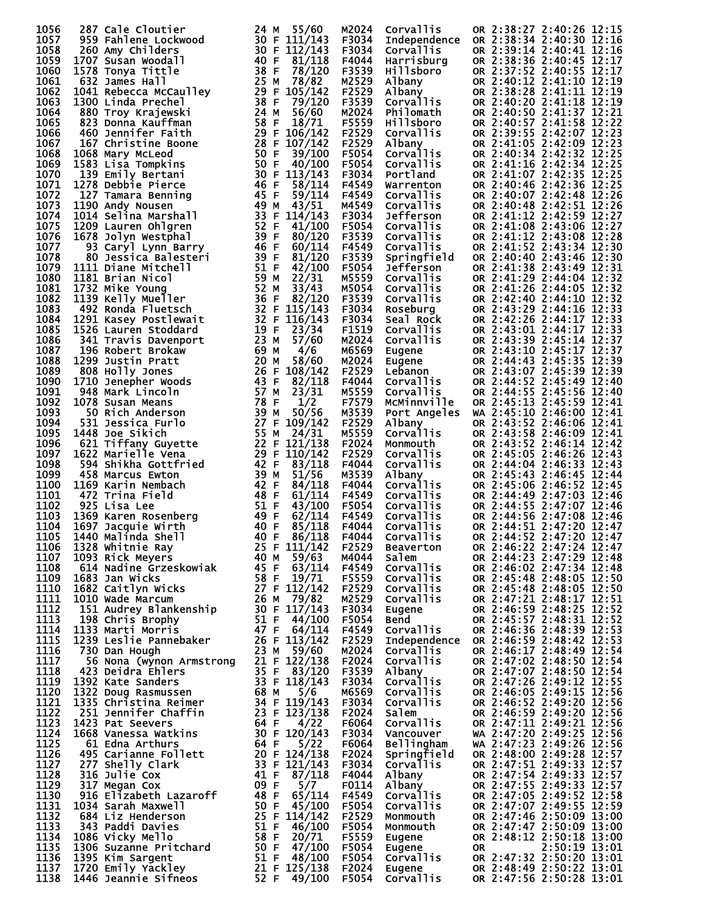| Place | Bib | Name | Age | Sex | Div Place | Division | City | State | Chip Time | Gun Time | Pace |
|---|---|---|---|---|---|---|---|---|---|---|---|
| 1056 | 287 | Cale Cloutier | 24 | M | 55/60 | M2024 | Corvallis | OR | 2:38:27 | 2:40:26 | 12:15 |
| 1057 | 959 | Fahlene Lockwood | 30 | F | 111/143 | F3034 | Independence | OR | 2:38:34 | 2:40:30 | 12:16 |
| 1058 | 260 | Amy Childers | 30 | F | 112/143 | F3034 | Corvallis | OR | 2:39:14 | 2:40:41 | 12:16 |
| 1059 | 1707 | Susan Woodall | 40 | F | 81/118 | F4044 | Harrisburg | OR | 2:38:36 | 2:40:45 | 12:17 |
| 1060 | 1578 | Tonya Tittle | 38 | F | 78/120 | F3539 | Hillsboro | OR | 2:37:52 | 2:40:55 | 12:17 |
| 1061 | 632 | James Hall | 25 | M | 78/82 | M2529 | Albany | OR | 2:40:12 | 2:41:10 | 12:19 |
| 1062 | 1041 | Rebecca McCaulley | 29 | F | 105/142 | F2529 | Albany | OR | 2:38:28 | 2:41:11 | 12:19 |
| 1063 | 1300 | Linda Prechel | 38 | F | 79/120 | F3539 | Corvallis | OR | 2:40:20 | 2:41:18 | 12:19 |
| 1064 | 880 | Troy Krajewski | 24 | M | 56/60 | M2024 | Philomath | OR | 2:40:50 | 2:41:37 | 12:21 |
| 1065 | 823 | Donna Kauffman | 58 | F | 18/71 | F5559 | Hillsboro | OR | 2:40:57 | 2:41:58 | 12:22 |
| 1066 | 460 | Jennifer Faith | 29 | F | 106/142 | F2529 | Corvallis | OR | 2:39:55 | 2:42:07 | 12:23 |
| 1067 | 167 | Christine Boone | 28 | F | 107/142 | F2529 | Albany | OR | 2:41:05 | 2:42:09 | 12:23 |
| 1068 | 1068 | Mary McLeod | 50 | F | 39/100 | F5054 | Corvallis | OR | 2:40:34 | 2:42:32 | 12:25 |
| 1069 | 1583 | Lisa Tompkins | 50 | F | 40/100 | F5054 | Corvallis | OR | 2:41:16 | 2:42:34 | 12:25 |
| 1070 | 139 | Emily Bertani | 30 | F | 113/143 | F3034 | Portland | OR | 2:41:07 | 2:42:35 | 12:25 |
| 1071 | 1278 | Debbie Pierce | 46 | F | 58/114 | F4549 | Warrenton | OR | 2:40:46 | 2:42:36 | 12:25 |
| 1072 | 127 | Tamara Benning | 45 | F | 59/114 | F4549 | Corvallis | OR | 2:40:07 | 2:42:48 | 12:26 |
| 1073 | 1190 | Andy Nousen | 49 | M | 43/51 | M4549 | Corvallis | OR | 2:40:48 | 2:42:51 | 12:26 |
| 1074 | 1014 | Selina Marshall | 33 | F | 114/143 | F3034 | Jefferson | OR | 2:41:12 | 2:42:59 | 12:27 |
| 1075 | 1209 | Lauren Ohlgren | 52 | F | 41/100 | F5054 | Corvallis | OR | 2:41:08 | 2:43:06 | 12:27 |
| 1076 | 1678 | Jolyn Westphal | 39 | F | 80/120 | F3539 | Corvallis | OR | 2:41:12 | 2:43:08 | 12:28 |
| 1077 | 93 | Caryl Lynn Barry | 46 | F | 60/114 | F4549 | Corvallis | OR | 2:41:52 | 2:43:34 | 12:30 |
| 1078 | 80 | Jessica Balesteri | 39 | F | 81/120 | F3539 | Springfield | OR | 2:40:40 | 2:43:46 | 12:30 |
| 1079 | 1111 | Diane Mitchell | 51 | F | 42/100 | F5054 | Jefferson | OR | 2:41:38 | 2:43:49 | 12:31 |
| 1080 | 1181 | Brian Nicol | 59 | M | 22/31 | M5559 | Corvallis | OR | 2:41:29 | 2:44:04 | 12:32 |
| 1081 | 1732 | Mike Young | 52 | M | 33/43 | M5054 | Corvallis | OR | 2:41:26 | 2:44:05 | 12:32 |
| 1082 | 1139 | Kelly Mueller | 36 | F | 82/120 | F3539 | Corvallis | OR | 2:42:40 | 2:44:10 | 12:32 |
| 1083 | 492 | Ronda Fluetsch | 32 | F | 115/143 | F3034 | Roseburg | OR | 2:43:29 | 2:44:16 | 12:33 |
| 1084 | 1291 | Kasey Postlewait | 32 | F | 116/143 | F3034 | Seal Rock | OR | 2:42:26 | 2:44:17 | 12:33 |
| 1085 | 1526 | Lauren Stoddard | 19 | F | 23/34 | F1519 | Corvallis | OR | 2:43:01 | 2:44:17 | 12:33 |
| 1086 | 341 | Travis Davenport | 23 | M | 57/60 | M2024 | Corvallis | OR | 2:43:39 | 2:45:14 | 12:37 |
| 1087 | 196 | Robert Brokaw | 69 | M | 4/6 | M6569 | Eugene | OR | 2:43:10 | 2:45:17 | 12:37 |
| 1088 | 1299 | Justin Pratt | 20 | M | 58/60 | M2024 | Eugene | OR | 2:44:43 | 2:45:35 | 12:39 |
| 1089 | 808 | Holly Jones | 26 | F | 108/142 | F2529 | Lebanon | OR | 2:43:07 | 2:45:39 | 12:39 |
| 1090 | 1710 | Jenepher Woods | 43 | F | 82/118 | F4044 | Corvallis | OR | 2:44:52 | 2:45:49 | 12:40 |
| 1091 | 948 | Mark Lincoln | 57 | M | 23/31 | M5559 | Corvallis | OR | 2:44:55 | 2:45:56 | 12:40 |
| 1092 | 1078 | Susan Means | 78 | F | 1/2 | F7579 | McMinnville | OR | 2:45:13 | 2:45:59 | 12:41 |
| 1093 | 50 | Rich Anderson | 39 | M | 50/56 | M3539 | Port Angeles | WA | 2:45:10 | 2:46:00 | 12:41 |
| 1094 | 531 | Jessica Furlo | 27 | F | 109/142 | F2529 | Albany | OR | 2:43:52 | 2:46:06 | 12:41 |
| 1095 | 1448 | Joe Sikich | 55 | M | 24/31 | M5559 | Corvallis | OR | 2:43:58 | 2:46:09 | 12:41 |
| 1096 | 621 | Tiffany Guyette | 22 | F | 121/138 | F2024 | Monmouth | OR | 2:43:52 | 2:46:14 | 12:42 |
| 1097 | 1622 | Marielle Vena | 29 | F | 110/142 | F2529 | Corvallis | OR | 2:45:05 | 2:46:26 | 12:43 |
| 1098 | 594 | Shikha Gottfried | 42 | F | 83/118 | F4044 | Corvallis | OR | 2:44:04 | 2:46:33 | 12:43 |
| 1099 | 458 | Marcus Ewton | 39 | M | 51/56 | M3539 | Albany | OR | 2:45:43 | 2:46:45 | 12:44 |
| 1100 | 1169 | Karin Nembach | 42 | F | 84/118 | F4044 | Corvallis | OR | 2:45:06 | 2:46:52 | 12:45 |
| 1101 | 472 | Trina Field | 48 | F | 61/114 | F4549 | Corvallis | OR | 2:44:49 | 2:47:03 | 12:46 |
| 1102 | 925 | Lisa Lee | 51 | F | 43/100 | F5054 | Corvallis | OR | 2:44:55 | 2:47:07 | 12:46 |
| 1103 | 1369 | Karen Rosenberg | 49 | F | 62/114 | F4549 | Corvallis | OR | 2:44:56 | 2:47:08 | 12:46 |
| 1104 | 1697 | Jacquie Wirth | 40 | F | 85/118 | F4044 | Corvallis | OR | 2:44:51 | 2:47:20 | 12:47 |
| 1105 | 1440 | Malinda Shell | 40 | F | 86/118 | F4044 | Corvallis | OR | 2:44:52 | 2:47:20 | 12:47 |
| 1106 | 1328 | Whitnie Ray | 25 | F | 111/142 | F2529 | Beaverton | OR | 2:46:22 | 2:47:24 | 12:47 |
| 1107 | 1093 | Rick Meyers | 40 | M | 59/63 | M4044 | Salem | OR | 2:44:23 | 2:47:29 | 12:48 |
| 1108 | 614 | Nadine Grzeskowiak | 45 | F | 63/114 | F4549 | Corvallis | OR | 2:46:02 | 2:47:34 | 12:48 |
| 1109 | 1683 | Jan Wicks | 58 | F | 19/71 | F5559 | Corvallis | OR | 2:45:48 | 2:48:05 | 12:50 |
| 1110 | 1682 | Caitlyn Wicks | 27 | F | 112/142 | F2529 | Corvallis | OR | 2:45:48 | 2:48:05 | 12:50 |
| 1111 | 1010 | Wade Marcum | 26 | M | 79/82 | M2529 | Corvallis | OR | 2:47:21 | 2:48:17 | 12:51 |
| 1112 | 151 | Audrey Blankenship | 30 | F | 117/143 | F3034 | Eugene | OR | 2:46:59 | 2:48:25 | 12:52 |
| 1113 | 198 | Chris Brophy | 51 | F | 44/100 | F5054 | Bend | OR | 2:45:57 | 2:48:31 | 12:52 |
| 1114 | 1133 | Marti Morris | 47 | F | 64/114 | F4549 | Corvallis | OR | 2:46:36 | 2:48:39 | 12:53 |
| 1115 | 1239 | Leslie Pannebaker | 26 | F | 113/142 | F2529 | Independence | OR | 2:46:59 | 2:48:42 | 12:53 |
| 1116 | 730 | Dan Hough | 23 | M | 59/60 | M2024 | Corvallis | OR | 2:46:17 | 2:48:49 | 12:54 |
| 1117 | 56 | Nona (Wynon Armstrong | 21 | F | 122/138 | F2024 | Corvallis | OR | 2:47:02 | 2:48:50 | 12:54 |
| 1118 | 423 | Deidra Ehlers | 35 | F | 83/120 | F3539 | Albany | OR | 2:47:07 | 2:48:50 | 12:54 |
| 1119 | 1392 | Kate Sanders | 33 | F | 118/143 | F3034 | Corvallis | OR | 2:47:26 | 2:49:12 | 12:55 |
| 1120 | 1322 | Doug Rasmussen | 68 | M | 5/6 | M6569 | Corvallis | OR | 2:46:05 | 2:49:15 | 12:56 |
| 1121 | 1335 | Christina Reimer | 34 | F | 119/143 | F3034 | Corvallis | OR | 2:46:52 | 2:49:20 | 12:56 |
| 1122 | 251 | Jennifer Chaffin | 23 | F | 123/138 | F2024 | Salem | OR | 2:46:59 | 2:49:20 | 12:56 |
| 1123 | 1423 | Pat Seevers | 64 | F | 4/22 | F6064 | Corvallis | OR | 2:47:11 | 2:49:21 | 12:56 |
| 1124 | 1668 | Vanessa Watkins | 30 | F | 120/143 | F3034 | Vancouver | WA | 2:47:20 | 2:49:25 | 12:56 |
| 1125 | 61 | Edna Arthurs | 64 | F | 5/22 | F6064 | Bellingham | WA | 2:47:23 | 2:49:26 | 12:56 |
| 1126 | 495 | Carianne Follett | 20 | F | 124/138 | F2024 | Springfield | OR | 2:48:00 | 2:49:28 | 12:57 |
| 1127 | 277 | Shelly Clark | 33 | F | 121/143 | F3034 | Corvallis | OR | 2:47:51 | 2:49:33 | 12:57 |
| 1128 | 316 | Julie Cox | 41 | F | 87/118 | F4044 | Albany | OR | 2:47:54 | 2:49:33 | 12:57 |
| 1129 | 317 | Megan Cox | 09 | F | 5/7 | F0114 | Albany | OR | 2:47:55 | 2:49:33 | 12:57 |
| 1130 | 916 | Elizabeth Lazaroff | 48 | F | 65/114 | F4549 | Corvallis | OR | 2:47:05 | 2:49:52 | 12:58 |
| 1131 | 1034 | Sarah Maxwell | 50 | F | 45/100 | F5054 | Corvallis | OR | 2:47:07 | 2:49:55 | 12:59 |
| 1132 | 684 | Liz Henderson | 25 | F | 114/142 | F2529 | Monmouth | OR | 2:47:46 | 2:50:09 | 13:00 |
| 1133 | 343 | Paddi Davies | 51 | F | 46/100 | F5054 | Monmouth | OR | 2:47:47 | 2:50:09 | 13:00 |
| 1134 | 1086 | Vicky Mello | 58 | F | 20/71 | F5559 | Eugene | OR | 2:48:12 | 2:50:18 | 13:00 |
| 1135 | 1306 | Suzanne Pritchard | 50 | F | 47/100 | F5054 | Eugene | OR | | 2:50:19 | 13:01 |
| 1136 | 1395 | Kim Sargent | 51 | F | 48/100 | F5054 | Corvallis | OR | 2:47:32 | 2:50:20 | 13:01 |
| 1137 | 1720 | Emily Yackley | 21 | F | 125/138 | F2024 | Eugene | OR | 2:48:49 | 2:50:22 | 13:01 |
| 1138 | 1446 | Jeannie Sifneos | 52 | F | 49/100 | F5054 | Corvallis | OR | 2:47:56 | 2:50:28 | 13:01 |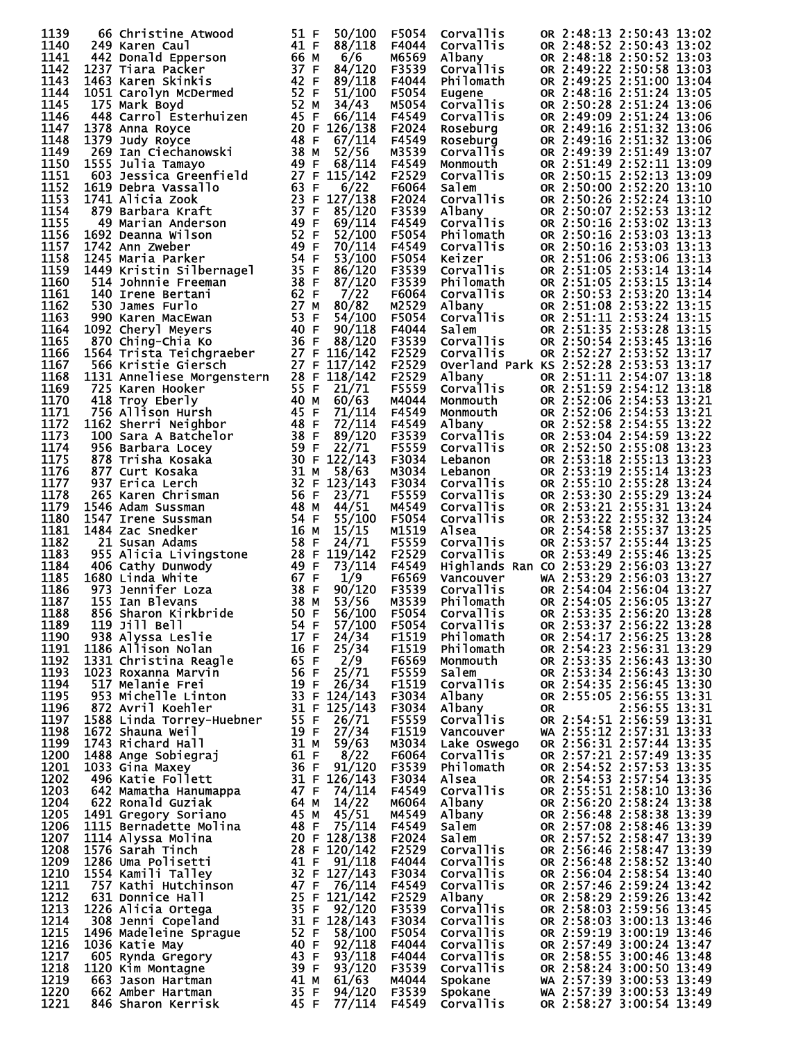| Place | Bib | Name | Age | Sex | Div Place | Division | City | State | Chip Time | Gun Time | Pace |
|---|---|---|---|---|---|---|---|---|---|---|---|
| 1139 | 66 | Christine Atwood | 51 | F | 50/100 | F5054 | Corvallis | OR | 2:48:13 | 2:50:43 | 13:02 |
| 1140 | 249 | Karen Caul | 41 | F | 88/118 | F4044 | Corvallis | OR | 2:48:52 | 2:50:43 | 13:02 |
| 1141 | 442 | Donald Epperson | 66 | M | 6/6 | M6569 | Albany | OR | 2:48:18 | 2:50:52 | 13:03 |
| 1142 | 1237 | Tiara Packer | 37 | F | 84/120 | F3539 | Corvallis | OR | 2:49:22 | 2:50:58 | 13:03 |
| 1143 | 1463 | Karen Skinkis | 42 | F | 89/118 | F4044 | Philomath | OR | 2:49:25 | 2:51:00 | 13:04 |
| 1144 | 1051 | Carolyn McDermed | 52 | F | 51/100 | F5054 | Eugene | OR | 2:48:16 | 2:51:24 | 13:05 |
| 1145 | 175 | Mark Boyd | 52 | M | 34/43 | M5054 | Corvallis | OR | 2:50:28 | 2:51:24 | 13:06 |
| 1146 | 448 | Carrol Esterhuizen | 45 | F | 66/114 | F4549 | Corvallis | OR | 2:49:09 | 2:51:24 | 13:06 |
| 1147 | 1378 | Anna Royce | 20 | F | 126/138 | F2024 | Roseburg | OR | 2:49:16 | 2:51:32 | 13:06 |
| 1148 | 1379 | Judy Royce | 48 | F | 67/114 | F4549 | Roseburg | OR | 2:49:16 | 2:51:32 | 13:06 |
| 1149 | 269 | Ian Ciechanowski | 38 | M | 52/56 | M3539 | Corvallis | OR | 2:49:39 | 2:51:49 | 13:07 |
| 1150 | 1555 | Julia Tamayo | 49 | F | 68/114 | F4549 | Monmouth | OR | 2:51:49 | 2:52:11 | 13:09 |
| 1151 | 603 | Jessica Greenfield | 27 | F | 115/142 | F2529 | Corvallis | OR | 2:50:15 | 2:52:13 | 13:09 |
| 1152 | 1619 | Debra Vassallo | 63 | F | 6/22 | F6064 | Salem | OR | 2:50:00 | 2:52:20 | 13:10 |
| 1153 | 1741 | Alicia Zook | 23 | F | 127/138 | F2024 | Corvallis | OR | 2:50:26 | 2:52:24 | 13:10 |
| 1154 | 879 | Barbara Kraft | 37 | F | 85/120 | F3539 | Albany | OR | 2:50:07 | 2:52:53 | 13:12 |
| 1155 | 49 | Marian Anderson | 49 | F | 69/114 | F4549 | Corvallis | OR | 2:50:16 | 2:53:02 | 13:13 |
| 1156 | 1692 | Deanna Wilson | 52 | F | 52/100 | F5054 | Philomath | OR | 2:50:16 | 2:53:03 | 13:13 |
| 1157 | 1742 | Ann Zweber | 49 | F | 70/114 | F4549 | Corvallis | OR | 2:50:16 | 2:53:03 | 13:13 |
| 1158 | 1245 | Maria Parker | 54 | F | 53/100 | F5054 | Keizer | OR | 2:51:06 | 2:53:06 | 13:13 |
| 1159 | 1449 | Kristin Silbernagel | 35 | F | 86/120 | F3539 | Corvallis | OR | 2:51:05 | 2:53:14 | 13:14 |
| 1160 | 514 | Johnnie Freeman | 38 | F | 87/120 | F3539 | Philomath | OR | 2:51:05 | 2:53:15 | 13:14 |
| 1161 | 140 | Irene Bertani | 62 | F | 7/22 | F6064 | Corvallis | OR | 2:50:53 | 2:53:20 | 13:14 |
| 1162 | 530 | James Furlo | 27 | M | 80/82 | M2529 | Albany | OR | 2:51:08 | 2:53:22 | 13:15 |
| 1163 | 990 | Karen MacEwan | 53 | F | 54/100 | F5054 | Corvallis | OR | 2:51:11 | 2:53:24 | 13:15 |
| 1164 | 1092 | Cheryl Meyers | 40 | F | 90/118 | F4044 | Salem | OR | 2:51:35 | 2:53:28 | 13:15 |
| 1165 | 870 | Ching-Chia Ko | 36 | F | 88/120 | F3539 | Corvallis | OR | 2:50:54 | 2:53:45 | 13:16 |
| 1166 | 1564 | Trista Teichgraeber | 27 | F | 116/142 | F2529 | Corvallis | OR | 2:52:27 | 2:53:52 | 13:17 |
| 1167 | 566 | Kristie Giersch | 27 | F | 117/142 | F2529 | Overland Park | KS | 2:52:28 | 2:53:53 | 13:17 |
| 1168 | 1131 | Anneliese Morgenstern | 28 | F | 118/142 | F2529 | Albany | OR | 2:51:11 | 2:54:07 | 13:18 |
| 1169 | 725 | Karen Hooker | 55 | F | 21/71 | F5559 | Corvallis | OR | 2:51:59 | 2:54:12 | 13:18 |
| 1170 | 418 | Troy Eberly | 40 | M | 60/63 | M4044 | Monmouth | OR | 2:52:06 | 2:54:53 | 13:21 |
| 1171 | 756 | Allison Hursh | 45 | F | 71/114 | F4549 | Monmouth | OR | 2:52:06 | 2:54:53 | 13:21 |
| 1172 | 1162 | Sherri Neighbor | 48 | F | 72/114 | F4549 | Albany | OR | 2:52:58 | 2:54:55 | 13:22 |
| 1173 | 100 | Sara A Batchelor | 38 | F | 89/120 | F3539 | Corvallis | OR | 2:53:04 | 2:54:59 | 13:22 |
| 1174 | 956 | Barbara Locey | 59 | F | 22/71 | F5559 | Corvallis | OR | 2:52:50 | 2:55:08 | 13:23 |
| 1175 | 878 | Trisha Kosaka | 30 | F | 122/143 | F3034 | Lebanon | OR | 2:53:18 | 2:55:13 | 13:23 |
| 1176 | 877 | Curt Kosaka | 31 | M | 58/63 | M3034 | Lebanon | OR | 2:53:19 | 2:55:14 | 13:23 |
| 1177 | 937 | Erica Lerch | 32 | F | 123/143 | F3034 | Corvallis | OR | 2:55:10 | 2:55:28 | 13:24 |
| 1178 | 265 | Karen Chrisman | 56 | F | 23/71 | F5559 | Corvallis | OR | 2:53:30 | 2:55:29 | 13:24 |
| 1179 | 1546 | Adam Sussman | 48 | M | 44/51 | M4549 | Corvallis | OR | 2:53:21 | 2:55:31 | 13:24 |
| 1180 | 1547 | Irene Sussman | 54 | F | 55/100 | F5054 | Corvallis | OR | 2:53:22 | 2:55:32 | 13:24 |
| 1181 | 1484 | Zac Snedker | 16 | M | 15/15 | M1519 | Alsea | OR | 2:54:58 | 2:55:37 | 13:25 |
| 1182 | 21 | Susan Adams | 58 | F | 24/71 | F5559 | Corvallis | OR | 2:53:57 | 2:55:44 | 13:25 |
| 1183 | 955 | Alicia Livingstone | 28 | F | 119/142 | F2529 | Corvallis | OR | 2:53:49 | 2:55:46 | 13:25 |
| 1184 | 406 | Cathy Dunwody | 49 | F | 73/114 | F4549 | Highlands Ran | CO | 2:53:29 | 2:56:03 | 13:27 |
| 1185 | 1680 | Linda White | 67 | F | 1/9 | F6569 | Vancouver | WA | 2:53:29 | 2:56:03 | 13:27 |
| 1186 | 973 | Jennifer Loza | 38 | F | 90/120 | F3539 | Corvallis | OR | 2:54:04 | 2:56:04 | 13:27 |
| 1187 | 155 | Ian Blevans | 38 | M | 53/56 | M3539 | Philomath | OR | 2:54:05 | 2:56:05 | 13:27 |
| 1188 | 856 | Sharon Kirkbride | 50 | F | 56/100 | F5054 | Corvallis | OR | 2:53:35 | 2:56:20 | 13:28 |
| 1189 | 119 | Jill Bell | 54 | F | 57/100 | F5054 | Corvallis | OR | 2:53:37 | 2:56:22 | 13:28 |
| 1190 | 938 | Alyssa Leslie | 17 | F | 24/34 | F1519 | Philomath | OR | 2:54:17 | 2:56:25 | 13:28 |
| 1191 | 1186 | Allison Nolan | 16 | F | 25/34 | F1519 | Philomath | OR | 2:54:23 | 2:56:31 | 13:29 |
| 1192 | 1331 | Christina Reagle | 65 | F | 2/9 | F6569 | Monmouth | OR | 2:53:35 | 2:56:43 | 13:30 |
| 1193 | 1023 | Roxanna Marvin | 56 | F | 25/71 | F5559 | Salem | OR | 2:53:34 | 2:56:43 | 13:30 |
| 1194 | 517 | Melanie Frei | 19 | F | 26/34 | F1519 | Corvallis | OR | 2:54:35 | 2:56:45 | 13:30 |
| 1195 | 953 | Michelle Linton | 33 | F | 124/143 | F3034 | Albany | OR | 2:55:05 | 2:56:55 | 13:31 |
| 1196 | 872 | Avril Koehler | 31 | F | 125/143 | F3034 | Albany | OR | | 2:56:55 | 13:31 |
| 1197 | 1588 | Linda Torrey-Huebner | 55 | F | 26/71 | F5559 | Corvallis | OR | 2:54:51 | 2:56:59 | 13:31 |
| 1198 | 1672 | Shauna Weil | 19 | F | 27/34 | F1519 | Vancouver | WA | 2:55:12 | 2:57:31 | 13:33 |
| 1199 | 1743 | Richard Hall | 31 | M | 59/63 | M3034 | Lake Oswego | OR | 2:56:31 | 2:57:44 | 13:35 |
| 1200 | 1488 | Ange Sobiegraj | 61 | F | 8/22 | F6064 | Corvallis | OR | 2:57:21 | 2:57:49 | 13:35 |
| 1201 | 1033 | Gina Maxey | 36 | F | 91/120 | F3539 | Philomath | OR | 2:54:52 | 2:57:53 | 13:35 |
| 1202 | 496 | Katie Follett | 31 | F | 126/143 | F3034 | Alsea | OR | 2:54:53 | 2:57:54 | 13:35 |
| 1203 | 642 | Mamatha Hanumappa | 47 | F | 74/114 | F4549 | Corvallis | OR | 2:55:51 | 2:58:10 | 13:36 |
| 1204 | 622 | Ronald Guziak | 64 | M | 14/22 | M6064 | Albany | OR | 2:56:20 | 2:58:24 | 13:38 |
| 1205 | 1491 | Gregory Soriano | 45 | M | 45/51 | M4549 | Albany | OR | 2:56:48 | 2:58:38 | 13:39 |
| 1206 | 1115 | Bernadette Molina | 48 | F | 75/114 | F4549 | Salem | OR | 2:57:08 | 2:58:46 | 13:39 |
| 1207 | 1114 | Alyssa Molina | 20 | F | 128/138 | F2024 | Salem | OR | 2:57:52 | 2:58:47 | 13:39 |
| 1208 | 1576 | Sarah Tinch | 28 | F | 120/142 | F2529 | Corvallis | OR | 2:56:46 | 2:58:47 | 13:39 |
| 1209 | 1286 | Uma Polisetti | 41 | F | 91/118 | F4044 | Corvallis | OR | 2:56:48 | 2:58:52 | 13:40 |
| 1210 | 1554 | Kamili Talley | 32 | F | 127/143 | F3034 | Corvallis | OR | 2:56:04 | 2:58:54 | 13:40 |
| 1211 | 757 | Kathi Hutchinson | 47 | F | 76/114 | F4549 | Corvallis | OR | 2:57:46 | 2:59:24 | 13:42 |
| 1212 | 631 | Donnice Hall | 25 | F | 121/142 | F2529 | Albany | OR | 2:58:29 | 2:59:26 | 13:42 |
| 1213 | 1226 | Alicia Ortega | 35 | F | 92/120 | F3539 | Corvallis | OR | 2:58:03 | 2:59:56 | 13:45 |
| 1214 | 308 | Jenni Copeland | 31 | F | 128/143 | F3034 | Corvallis | OR | 2:58:03 | 3:00:13 | 13:46 |
| 1215 | 1496 | Madeleine Sprague | 52 | F | 58/100 | F5054 | Corvallis | OR | 2:59:19 | 3:00:19 | 13:46 |
| 1216 | 1036 | Katie May | 40 | F | 92/118 | F4044 | Corvallis | OR | 2:57:49 | 3:00:24 | 13:47 |
| 1217 | 605 | Rynda Gregory | 43 | F | 93/118 | F4044 | Corvallis | OR | 2:58:55 | 3:00:46 | 13:48 |
| 1218 | 1120 | Kim Montagne | 39 | F | 93/120 | F3539 | Corvallis | OR | 2:58:24 | 3:00:50 | 13:49 |
| 1219 | 663 | Jason Hartman | 41 | M | 61/63 | M4044 | Spokane | WA | 2:57:39 | 3:00:53 | 13:49 |
| 1220 | 662 | Amber Hartman | 35 | F | 94/120 | F3539 | Spokane | WA | 2:57:39 | 3:00:53 | 13:49 |
| 1221 | 846 | Sharon Kerrisk | 45 | F | 77/114 | F4549 | Corvallis | OR | 2:58:27 | 3:00:54 | 13:49 |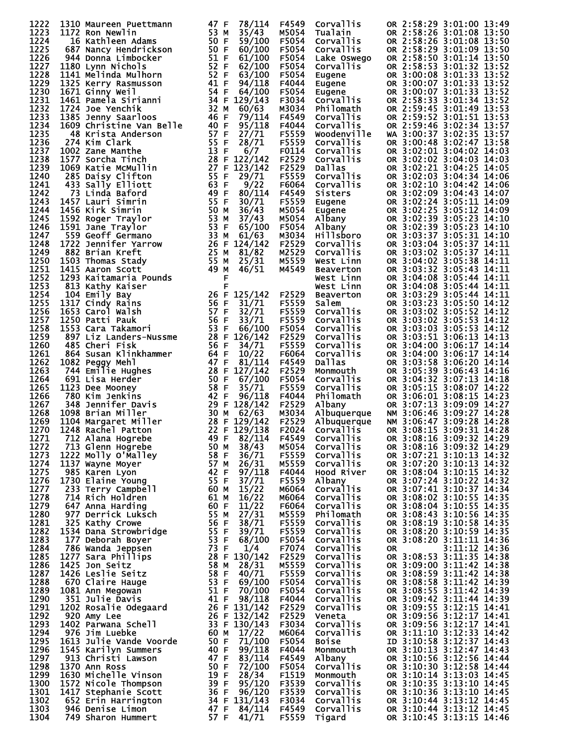| Place | Bib | Name | Age | Sex | Div Place | Division | City | State | Chip Time | Gun Time | Pace |
|---|---|---|---|---|---|---|---|---|---|---|---|
| 1222 | 1310 | Maureen Puettmann | 47 | F | 78/114 | F4549 | Corvallis | OR | 2:58:29 | 3:01:00 | 13:49 |
| 1223 | 1172 | Ron Newlin | 53 | M | 35/43 | M5054 | Tualain | OR | 2:58:26 | 3:01:08 | 13:50 |
| 1224 | 16 | Kathleen Adams | 50 | F | 59/100 | F5054 | Corvallis | OR | 2:58:26 | 3:01:08 | 13:50 |
| 1225 | 687 | Nancy Hendrickson | 50 | F | 60/100 | F5054 | Corvallis | OR | 2:58:29 | 3:01:09 | 13:50 |
| 1226 | 944 | Donna Limbocker | 51 | F | 61/100 | F5054 | Lake Oswego | OR | 2:58:50 | 3:01:14 | 13:50 |
| 1227 | 1180 | Lynn Nichols | 52 | F | 62/100 | F5054 | Corvallis | OR | 2:58:53 | 3:01:32 | 13:52 |
| 1228 | 1141 | Melinda Mulhorn | 52 | F | 63/100 | F5054 | Eugene | OR | 3:00:08 | 3:01:33 | 13:52 |
| 1229 | 1325 | Kerry Rasmusson | 41 | F | 94/118 | F4044 | Eugene | OR | 3:00:07 | 3:01:33 | 13:52 |
| 1230 | 1671 | Ginny Weil | 54 | F | 64/100 | F5054 | Eugene | OR | 3:00:07 | 3:01:33 | 13:52 |
| 1231 | 1461 | Pamela Sirianni | 34 | F | 129/143 | F3034 | Corvallis | OR | 2:58:33 | 3:01:34 | 13:52 |
| 1232 | 1724 | Joe Yenchik | 32 | M | 60/63 | M3034 | Philomath | OR | 2:59:45 | 3:01:49 | 13:53 |
| 1233 | 1385 | Jenny Saarloos | 46 | F | 79/114 | F4549 | Corvallis | OR | 2:59:52 | 3:01:51 | 13:53 |
| 1234 | 1609 | Christine Van Belle | 40 | F | 95/118 | F4044 | Corvallis | OR | 2:59:46 | 3:02:34 | 13:57 |
| 1235 | 48 | Krista Anderson | 57 | F | 27/71 | F5559 | Woodenville | WA | 3:00:37 | 3:02:35 | 13:57 |
| 1236 | 274 | Kim Clark | 55 | F | 28/71 | F5559 | Corvallis | OR | 3:00:48 | 3:02:47 | 13:58 |
| 1237 | 1002 | Zane Manthe | 13 | F | 6/7 | F0114 | Corvallis | OR | 3:02:01 | 3:04:02 | 14:03 |
| 1238 | 1577 | Sorcha Tinch | 28 | F | 122/142 | F2529 | Corvallis | OR | 3:02:02 | 3:04:03 | 14:03 |
| 1239 | 1069 | Katie McMullin | 27 | F | 123/142 | F2529 | Dallas | OR | 3:02:21 | 3:04:25 | 14:05 |
| 1240 | 285 | Daisy Clifton | 55 | F | 29/71 | F5559 | Corvallis | OR | 3:02:03 | 3:04:34 | 14:06 |
| 1241 | 433 | Sally Elliott | 63 | F | 9/22 | F6064 | Corvallis | OR | 3:02:10 | 3:04:42 | 14:06 |
| 1242 | 73 | Linda Baford | 49 | F | 80/114 | F4549 | Sisters | OR | 3:02:09 | 3:04:43 | 14:07 |
| 1243 | 1457 | Lauri Simrin | 55 | F | 30/71 | F5559 | Eugene | OR | 3:02:24 | 3:05:11 | 14:09 |
| 1244 | 1456 | Kirk Simrin | 50 | M | 36/43 | M5054 | Eugene | OR | 3:02:25 | 3:05:12 | 14:09 |
| 1245 | 1592 | Roger Traylor | 53 | M | 37/43 | M5054 | Albany | OR | 3:02:39 | 3:05:23 | 14:10 |
| 1246 | 1591 | Jane Traylor | 53 | F | 65/100 | F5054 | Albany | OR | 3:02:39 | 3:05:23 | 14:10 |
| 1247 | 559 | Geoff Germano | 33 | M | 61/63 | M3034 | Hillsboro | OR | 3:03:37 | 3:05:31 | 14:10 |
| 1248 | 1722 | Jennifer Yarrow | 26 | F | 124/142 | F2529 | Corvallis | OR | 3:03:04 | 3:05:37 | 14:11 |
| 1249 | 882 | Brian Kreft | 25 | M | 81/82 | M2529 | Corvallis | OR | 3:03:02 | 3:05:37 | 14:11 |
| 1250 | 1503 | Thomas Stady | 55 | M | 25/31 | M5559 | West Linn | OR | 3:04:02 | 3:05:38 | 14:11 |
| 1251 | 1415 | Aaron Scott | 49 | M | 46/51 | M4549 | Beaverton | OR | 3:03:32 | 3:05:43 | 14:11 |
| 1252 | 1293 | Kaitamaria Pounds | | F | | | West Linn | OR | 3:04:08 | 3:05:44 | 14:11 |
| 1253 | 813 | Kathy Kaiser | | F | | | West Linn | OR | 3:04:08 | 3:05:44 | 14:11 |
| 1254 | 104 | Emily Bay | 26 | F | 125/142 | F2529 | Beaverton | OR | 3:03:29 | 3:05:44 | 14:11 |
| 1255 | 1317 | Cindy Rains | 56 | F | 31/71 | F5559 | Salem | OR | 3:03:23 | 3:05:50 | 14:12 |
| 1256 | 1653 | Carol Walsh | 57 | F | 32/71 | F5559 | Corvallis | OR | 3:03:02 | 3:05:52 | 14:12 |
| 1257 | 1250 | Patti Pauk | 56 | F | 33/71 | F5559 | Corvallis | OR | 3:03:02 | 3:05:53 | 14:12 |
| 1258 | 1553 | Cara Takamori | 53 | F | 66/100 | F5054 | Corvallis | OR | 3:03:03 | 3:05:53 | 14:12 |
| 1259 | 897 | Liz Landers-Nussme | 28 | F | 126/142 | F2529 | Corvallis | OR | 3:03:51 | 3:06:13 | 14:13 |
| 1260 | 485 | Cheri Fisk | 56 | F | 34/71 | F5559 | Corvallis | OR | 3:04:00 | 3:06:17 | 14:14 |
| 1261 | 864 | Susan Klinkhammer | 64 | F | 10/22 | F6064 | Corvallis | OR | 3:04:00 | 3:06:17 | 14:14 |
| 1262 | 1082 | Peggy Mehl | 47 | F | 81/114 | F4549 | Dallas | OR | 3:03:58 | 3:06:20 | 14:14 |
| 1263 | 744 | Emilie Hughes | 28 | F | 127/142 | F2529 | Monmouth | OR | 3:05:39 | 3:06:43 | 14:16 |
| 1264 | 691 | Lisa Herder | 50 | F | 67/100 | F5054 | Corvallis | OR | 3:04:32 | 3:07:13 | 14:18 |
| 1265 | 1123 | Dee Mooney | 58 | F | 35/71 | F5559 | Corvallis | OR | 3:05:15 | 3:08:07 | 14:22 |
| 1266 | 780 | Kim Jenkins | 42 | F | 96/118 | F4044 | Philomath | OR | 3:06:01 | 3:08:15 | 14:23 |
| 1267 | 348 | Jennifer Davis | 29 | F | 128/142 | F2529 | Albany | OR | 3:07:13 | 3:09:09 | 14:27 |
| 1268 | 1098 | Brian Miller | 30 | M | 62/63 | M3034 | Albuquerque | NM | 3:06:46 | 3:09:27 | 14:28 |
| 1269 | 1104 | Margaret Miller | 28 | F | 129/142 | F2529 | Albuquerque | NM | 3:06:47 | 3:09:28 | 14:28 |
| 1270 | 1248 | Rachel Patton | 22 | F | 129/138 | F2024 | Corvallis | OR | 3:08:15 | 3:09:31 | 14:28 |
| 1271 | 712 | Alana Hogrebe | 49 | F | 82/114 | F4549 | Corvallis | OR | 3:08:16 | 3:09:32 | 14:29 |
| 1272 | 713 | Glenn Hogrebe | 50 | M | 38/43 | M5054 | Corvallis | OR | 3:08:16 | 3:09:32 | 14:29 |
| 1273 | 1222 | Molly O'Malley | 58 | F | 36/71 | F5559 | Corvallis | OR | 3:07:21 | 3:10:13 | 14:32 |
| 1274 | 1137 | Wayne Moyer | 57 | M | 26/31 | M5559 | Corvallis | OR | 3:07:20 | 3:10:13 | 14:32 |
| 1275 | 985 | Karen Lyon | 42 | F | 97/118 | F4044 | Hood River | OR | 3:08:04 | 3:10:15 | 14:32 |
| 1276 | 1730 | Elaine Young | 55 | F | 37/71 | F5559 | Albany | OR | 3:07:24 | 3:10:22 | 14:32 |
| 1277 | 233 | Terry Campbell | 60 | M | 15/22 | M6064 | Corvallis | OR | 3:07:41 | 3:10:37 | 14:34 |
| 1278 | 714 | Rich Holdren | 61 | M | 16/22 | M6064 | Corvallis | OR | 3:08:02 | 3:10:55 | 14:35 |
| 1279 | 647 | Anna Harding | 60 | F | 11/22 | F6064 | Corvallis | OR | 3:08:04 | 3:10:55 | 14:35 |
| 1280 | 977 | Derrick Luksch | 55 | M | 27/31 | M5559 | Philomath | OR | 3:08:43 | 3:10:56 | 14:35 |
| 1281 | 325 | Kathy Crowe | 56 | F | 38/71 | F5559 | Corvallis | OR | 3:08:19 | 3:10:58 | 14:35 |
| 1282 | 1534 | Dana Strowbridge | 55 | F | 39/71 | F5559 | Corvallis | OR | 3:08:20 | 3:10:59 | 14:35 |
| 1283 | 177 | Deborah Boyer | 53 | F | 68/100 | F5054 | Corvallis | OR | 3:08:20 | 3:11:11 | 14:36 |
| 1284 | 786 | Wanda Jeppsen | 73 | F | 1/4 | F7074 | Corvallis | OR | | 3:11:12 | 14:36 |
| 1285 | 1277 | Sara Phillips | 28 | F | 130/142 | F2529 | Corvallis | OR | 3:08:53 | 3:11:35 | 14:38 |
| 1286 | 1425 | Jon Seitz | 58 | M | 28/31 | M5559 | Corvallis | OR | 3:09:00 | 3:11:42 | 14:38 |
| 1287 | 1426 | Leslie Seitz | 58 | F | 40/71 | F5559 | Corvallis | OR | 3:08:59 | 3:11:42 | 14:38 |
| 1288 | 670 | Claire Hauge | 53 | F | 69/100 | F5054 | Corvallis | OR | 3:08:58 | 3:11:42 | 14:39 |
| 1289 | 1081 | Ann Megowan | 51 | F | 70/100 | F5054 | Corvallis | OR | 3:08:55 | 3:11:42 | 14:39 |
| 1290 | 351 | Julie Davis | 41 | F | 98/118 | F4044 | Corvallis | OR | 3:09:42 | 3:11:44 | 14:39 |
| 1291 | 1202 | Rosalie Odegaard | 26 | F | 131/142 | F2529 | Corvallis | OR | 3:09:55 | 3:12:15 | 14:41 |
| 1292 | 920 | Amy Lee | 26 | F | 132/142 | F2529 | Veneta | OR | 3:09:56 | 3:12:17 | 14:41 |
| 1293 | 1402 | Parwana Schell | 33 | F | 130/143 | F3034 | Corvallis | OR | 3:09:56 | 3:12:17 | 14:41 |
| 1294 | 976 | Jim Luebke | 60 | M | 17/22 | M6064 | Corvallis | OR | 3:11:10 | 3:12:33 | 14:42 |
| 1295 | 1613 | Julie Vande Voorde | 50 | F | 71/100 | F5054 | Boise | ID | 3:10:58 | 3:12:37 | 14:43 |
| 1296 | 1545 | Karilyn Summers | 40 | F | 99/118 | F4044 | Monmouth | OR | 3:10:13 | 3:12:47 | 14:43 |
| 1297 | 913 | Christi Lawson | 47 | F | 83/114 | F4549 | Albany | OR | 3:10:56 | 3:12:56 | 14:44 |
| 1298 | 1370 | Ann Ross | 50 | F | 72/100 | F5054 | Corvallis | OR | 3:10:30 | 3:12:58 | 14:44 |
| 1299 | 1630 | Michelle Vinson | 19 | F | 28/34 | F1519 | Monmouth | OR | 3:10:14 | 3:13:03 | 14:45 |
| 1300 | 1572 | Nicole Thompson | 39 | F | 95/120 | F3539 | Corvallis | OR | 3:10:35 | 3:13:10 | 14:45 |
| 1301 | 1417 | Stephanie Scott | 36 | F | 96/120 | F3539 | Corvallis | OR | 3:10:36 | 3:13:10 | 14:45 |
| 1302 | 652 | Erin Harrington | 34 | F | 131/143 | F3034 | Corvallis | OR | 3:10:44 | 3:13:12 | 14:45 |
| 1303 | 946 | Denise Limon | 47 | F | 84/114 | F4549 | Corvallis | OR | 3:10:44 | 3:13:12 | 14:45 |
| 1304 | 749 | Sharon Hummert | 57 | F | 41/71 | F5559 | Tigard | OR | 3:10:45 | 3:13:15 | 14:46 |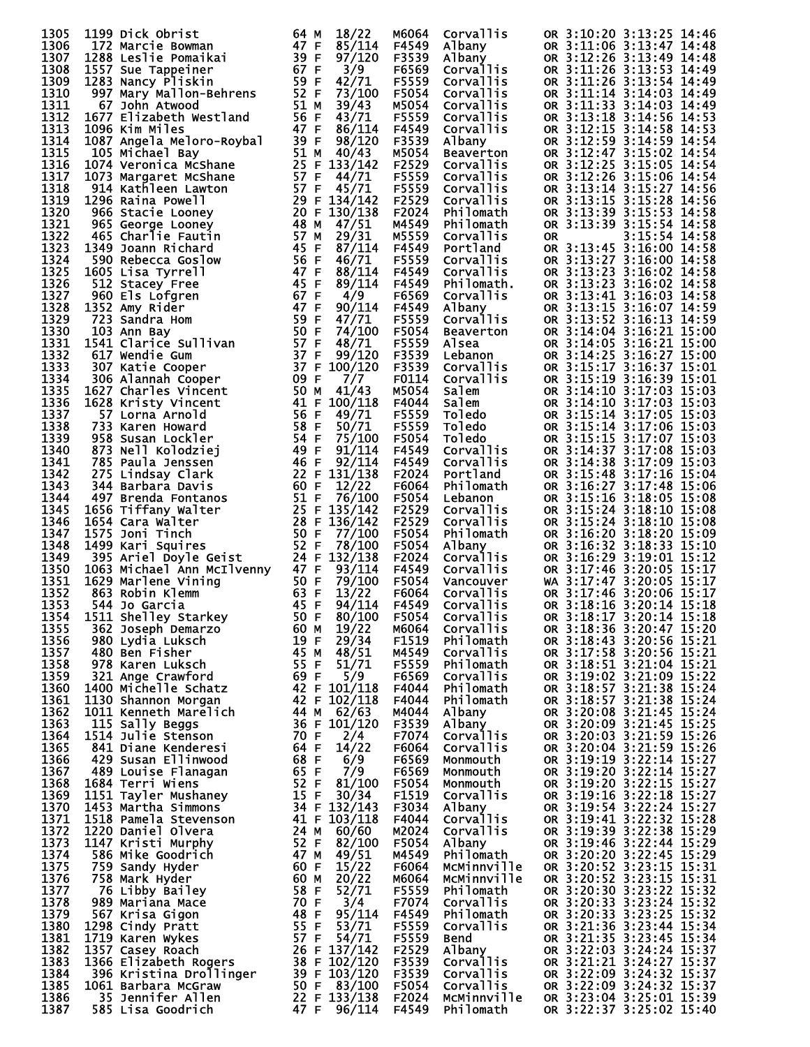```
1305  1199 Dick Obrist              64 M  18/22   M6064  Corvallis     OR 3:10:20 3:13:25 14:46
1306   172 Marcie Bowman            47 F  85/114  F4549  Albany        OR 3:11:06 3:13:47 14:48
1307  1288 Leslie Pomaikai          39 F  97/120  F3539  Albany        OR 3:12:26 3:13:49 14:48
1308  1557 Sue Tappeiner            67 F   3/9    F6569  Corvallis     OR 3:11:26 3:13:53 14:49
1309  1283 Nancy Pliskin            59 F  42/71   F5559  Corvallis     OR 3:11:26 3:13:54 14:49
1310   997 Mary Mallon-Behrens      52 F  73/100  F5054  Corvallis     OR 3:11:14 3:14:03 14:49
1311    67 John Atwood              51 M  39/43   M5054  Corvallis     OR 3:11:33 3:14:03 14:49
1312  1677 Elizabeth Westland       56 F  43/71   F5559  Corvallis     OR 3:13:18 3:14:56 14:53
1313  1096 Kim Miles                47 F  86/114  F4549  Corvallis     OR 3:12:15 3:14:58 14:53
1314  1087 Angela Meloro-Roybal     39 F  98/120  F3539  Albany        OR 3:12:59 3:14:59 14:54
1315   105 Michael Bay              51 M  40/43   M5054  Beaverton     OR 3:12:47 3:15:02 14:54
1316  1074 Veronica McShane         25 F 133/142  F2529  Corvallis     OR 3:12:25 3:15:05 14:54
1317  1073 Margaret McShane         57 F  44/71   F5559  Corvallis     OR 3:12:26 3:15:06 14:54
1318   914 Kathleen Lawton          57 F  45/71   F5559  Corvallis     OR 3:13:14 3:15:27 14:56
1319  1296 Raina Powell             29 F 134/142  F2529  Corvallis     OR 3:13:15 3:15:28 14:56
1320   966 Stacie Looney            20 F 130/138  F2024  Philomath     OR 3:13:39 3:15:53 14:58
1321   965 George Looney            48 M  47/51   M4549  Philomath     OR 3:13:39 3:15:54 14:58
1322   465 Charlie Fautin           57 M  29/31   M5559  Corvallis     OR         3:15:54 14:58
1323  1349 Joann Richard            45 F  87/114  F4549  Portland      OR 3:13:45 3:16:00 14:58
1324   590 Rebecca Goslow           56 F  46/71   F5559  Corvallis     OR 3:13:27 3:16:00 14:58
1325  1605 Lisa Tyrrell             47 F  88/114  F4549  Corvallis     OR 3:13:23 3:16:02 14:58
1326   512 Stacey Free              45 F  89/114  F4549  Philomath.    OR 3:13:23 3:16:02 14:58
1327   960 Els Lofgren              67 F   4/9    F6569  Corvallis     OR 3:13:41 3:16:03 14:58
1328  1352 Amy Rider                47 F  90/114  F4549  Albany        OR 3:13:15 3:16:07 14:59
1329   723 Sandra Hom               59 F  47/71   F5559  Corvallis     OR 3:13:52 3:16:13 14:59
1330   103 Ann Bay                  50 F  74/100  F5054  Beaverton     OR 3:14:04 3:16:21 15:00
1331  1541 Clarice Sullivan         57 F  48/71   F5559  Alsea         OR 3:14:05 3:16:21 15:00
1332   617 Wendie Gum               37 F  99/120  F3539  Lebanon       OR 3:14:25 3:16:27 15:00
1333   307 Katie Cooper             37 F 100/120  F3539  Corvallis     OR 3:15:17 3:16:37 15:01
1334   306 Alannah Cooper           09 F   7/7    F0114  Corvallis     OR 3:15:19 3:16:39 15:01
1335  1627 Charles Vincent          50 M  41/43   M5054  Salem         OR 3:14:10 3:17:03 15:03
1336  1628 Kristy Vincent           41 F 100/118  F4044  Salem         OR 3:14:10 3:17:03 15:03
1337    57 Lorna Arnold             56 F  49/71   F5559  Toledo        OR 3:15:14 3:17:05 15:03
1338   733 Karen Howard             58 F  50/71   F5559  Toledo        OR 3:15:14 3:17:06 15:03
1339   958 Susan Lockler            54 F  75/100  F5054  Toledo        OR 3:15:15 3:17:07 15:03
1340   873 Nell Kolodziej           49 F  91/114  F4549  Corvallis     OR 3:14:37 3:17:08 15:03
1341   785 Paula Jenssen            46 F  92/114  F4549  Corvallis     OR 3:14:38 3:17:09 15:03
1342   275 Lindsay Clark            22 F 131/138  F2024  Portland      OR 3:15:48 3:17:16 15:04
1343   344 Barbara Davis            60 F  12/22   F6064  Philomath     OR 3:16:27 3:17:48 15:06
1344   497 Brenda Fontanos          51 F  76/100  F5054  Lebanon       OR 3:15:16 3:18:05 15:08
1345  1656 Tiffany Walter           25 F 135/142  F2529  Corvallis     OR 3:15:24 3:18:10 15:08
1346  1654 Cara Walter              28 F 136/142  F2529  Corvallis     OR 3:15:24 3:18:10 15:08
1347  1575 Joni Tinch               50 F  77/100  F5054  Philomath     OR 3:16:20 3:18:20 15:09
1348  1499 Kari Squires             52 F  78/100  F5054  Albany        OR 3:16:32 3:18:33 15:10
1349   395 Ariel Doyle Geist        24 F 132/138  F2024  Corvallis     OR 3:16:29 3:19:01 15:12
1350  1063 Michael Ann McIlvenny    47 F  93/114  F4549  Corvallis     OR 3:17:46 3:20:05 15:17
1351  1629 Marlene Vining           50 F  79/100  F5054  Vancouver     WA 3:17:47 3:20:05 15:17
1352   863 Robin Klemm              63 F  13/22   F6064  Corvallis     OR 3:17:46 3:20:06 15:17
1353   544 Jo Garcia                45 F  94/114  F4549  Corvallis     OR 3:18:16 3:20:14 15:18
1354  1511 Shelley Starkey          50 F  80/100  F5054  Corvallis     OR 3:18:17 3:20:14 15:18
1355   362 Joseph Demarzo           60 M  19/22   M6064  Corvallis     OR 3:18:36 3:20:47 15:20
1356   980 Lydia Luksch             19 F  29/34   F1519  Philomath     OR 3:18:43 3:20:56 15:21
1357   480 Ben Fisher               45 M  48/51   M4549  Corvallis     OR 3:17:58 3:20:56 15:21
1358   978 Karen Luksch             55 F  51/71   F5559  Philomath     OR 3:18:51 3:21:04 15:21
1359   321 Ange Crawford            69 F   5/9    F6569  Corvallis     OR 3:19:02 3:21:09 15:22
1360  1400 Michelle Schatz          42 F 101/118  F4044  Philomath     OR 3:18:57 3:21:38 15:24
1361  1130 Shannon Morgan           42 F 102/118  F4044  Philomath     OR 3:18:57 3:21:38 15:24
1362  1011 Kenneth Marelich         44 M  62/63   M4044  Albany        OR 3:20:08 3:21:45 15:24
1363   115 Sally Beggs              36 F 101/120  F3539  Albany        OR 3:20:09 3:21:45 15:25
1364  1514 Julie Stenson            70 F   2/4    F7074  Corvallis     OR 3:20:03 3:21:59 15:26
1365   841 Diane Kenderesi          64 F  14/22   F6064  Corvallis     OR 3:20:04 3:21:59 15:26
1366   429 Susan Ellinwood          68 F   6/9    F6569  Monmouth      OR 3:19:19 3:22:14 15:27
1367   489 Louise Flanagan          65 F   7/9    F6569  Monmouth      OR 3:19:20 3:22:14 15:27
1368  1684 Terri Wiens              52 F  81/100  F5054  Monmouth      OR 3:19:20 3:22:15 15:27
1369  1151 Tayler Mushaney          15 F  30/34   F1519  Corvallis     OR 3:19:16 3:22:18 15:27
1370  1453 Martha Simmons           34 F 132/143  F3034  Albany        OR 3:19:54 3:22:24 15:27
1371  1518 Pamela Stevenson         41 F 103/118  F4044  Corvallis     OR 3:19:41 3:22:32 15:28
1372  1220 Daniel Olvera            24 M  60/60   M2024  Corvallis     OR 3:19:39 3:22:38 15:29
1373  1147 Kristi Murphy            52 F  82/100  F5054  Albany        OR 3:19:46 3:22:44 15:29
1374   586 Mike Goodrich            47 M  49/51   M4549  Philomath     OR 3:20:20 3:22:45 15:29
1375   759 Sandy Hyder              60 F  15/22   F6064  McMinnville   OR 3:20:52 3:23:15 15:31
1376   758 Mark Hyder               60 M  20/22   M6064  McMinnville   OR 3:20:52 3:23:15 15:31
1377    76 Libby Bailey             58 F  52/71   F5559  Philomath     OR 3:20:30 3:23:22 15:32
1378   989 Mariana Mace             70 F   3/4    F7074  Corvallis     OR 3:20:33 3:23:24 15:32
1379   567 Krisa Gigon              48 F  95/114  F4549  Philomath     OR 3:20:33 3:23:25 15:32
1380  1298 Cindy Pratt              55 F  53/71   F5559  Corvallis     OR 3:21:36 3:23:44 15:34
1381  1719 Karen Wykes              57 F  54/71   F5559  Bend          OR 3:21:35 3:23:45 15:34
1382  1357 Casey Roach              26 F 137/142  F2529  Albany        OR 3:22:03 3:24:24 15:37
1383  1366 Elizabeth Rogers         38 F 102/120  F3539  Corvallis     OR 3:21:21 3:24:27 15:37
1384   396 Kristina Drollinger      39 F 103/120  F3539  Corvallis     OR 3:22:09 3:24:32 15:37
1385  1061 Barbara McGraw           50 F  83/100  F5054  Corvallis     OR 3:22:09 3:24:32 15:37
1386    35 Jennifer Allen           22 F 133/138  F2024  McMinnville   OR 3:23:04 3:25:01 15:39
1387   585 Lisa Goodrich            47 F  96/114  F4549  Philomath     OR 3:22:37 3:25:02 15:40
```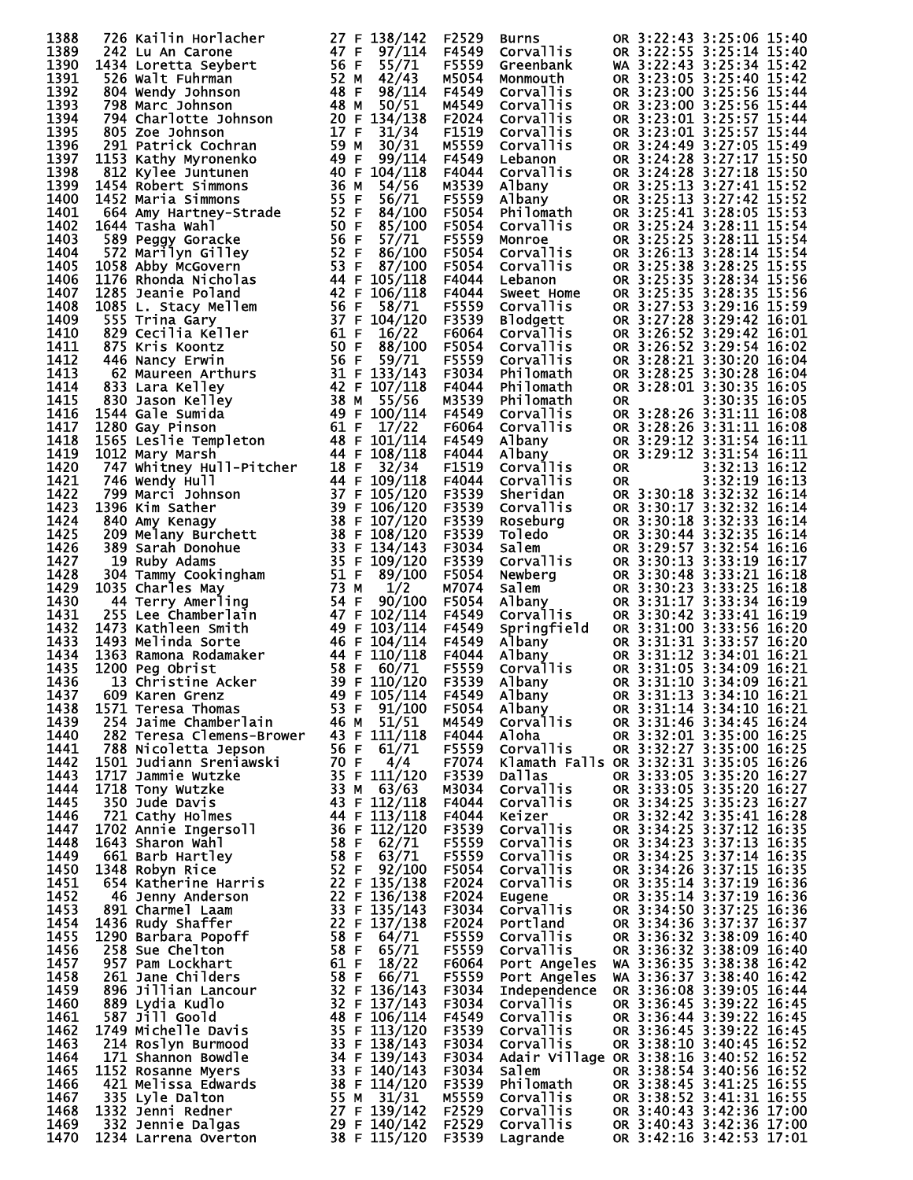```
1388   726 Kailin Horlacher        27 F 138/142  F2529  Burns         OR 3:22:43 3:25:06 15:40
1389   242 Lu An Carone            47 F  97/114  F4549  Corvallis     OR 3:22:55 3:25:14 15:40
1390  1434 Loretta Seybert         56 F  55/71   F5559  Greenbank     WA 3:22:43 3:25:34 15:42
1391   526 Walt Fuhrman            52 M  42/43   M5054  Monmouth      OR 3:23:05 3:25:40 15:42
1392   804 Wendy Johnson           48 F  98/114  F4549  Corvallis     OR 3:23:00 3:25:56 15:44
1393   798 Marc Johnson            48 M  50/51   M4549  Corvallis     OR 3:23:00 3:25:56 15:44
1394   794 Charlotte Johnson       20 F 134/138  F2024  Corvallis     OR 3:23:01 3:25:57 15:44
1395   805 Zoe Johnson             17 F  31/34   F1519  Corvallis     OR 3:23:01 3:25:57 15:44
1396   291 Patrick Cochran         59 M  30/31   M5559  Corvallis     OR 3:24:49 3:27:05 15:49
1397  1153 Kathy Myronenko         49 F  99/114  F4549  Lebanon       OR 3:24:28 3:27:17 15:50
1398   812 Kylee Juntunen          40 F 104/118  F4044  Corvallis     OR 3:24:28 3:27:18 15:50
1399  1454 Robert Simmons          36 M  54/56   M3539  Albany        OR 3:25:13 3:27:41 15:52
1400  1452 Maria Simmons           55 F  56/71   F5559  Albany        OR 3:25:13 3:27:42 15:52
1401   664 Amy Hartney-Strade      52 F  84/100  F5054  Philomath     OR 3:25:41 3:28:05 15:53
1402  1644 Tasha Wahl              50 F  85/100  F5054  Corvallis     OR 3:25:24 3:28:11 15:54
1403   589 Peggy Goracke           56 F  57/71   F5559  Monroe        OR 3:25:25 3:28:11 15:54
1404   572 Marilyn Gilley          52 F  86/100  F5054  Corvallis     OR 3:26:13 3:28:14 15:54
1405  1058 Abby McGovern           53 F  87/100  F5054  Corvallis     OR 3:25:38 3:28:25 15:55
1406  1176 Rhonda Nicholas         44 F 105/118  F4044  Lebanon       OR 3:25:35 3:28:34 15:56
1407  1285 Jeanie Poland           42 F 106/118  F4044  Sweet Home    OR 3:25:35 3:28:35 15:56
1408  1085 L. Stacy Mellem         56 F  58/71   F5559  Corvallis     OR 3:27:53 3:29:16 15:59
1409   555 Trina Gary              37 F 104/120  F3539  Blodgett      OR 3:27:28 3:29:42 16:01
1410   829 Cecilia Keller          61 F  16/22   F6064  Corvallis     OR 3:26:52 3:29:42 16:01
1411   875 Kris Koontz             50 F  88/100  F5054  Corvallis     OR 3:26:52 3:29:54 16:02
1412   446 Nancy Erwin             56 F  59/71   F5559  Corvallis     OR 3:28:21 3:30:20 16:04
1413    62 Maureen Arthurs         31 F 133/143  F3034  Philomath     OR 3:28:25 3:30:28 16:04
1414   833 Lara Kelley             42 F 107/118  F4044  Philomath     OR 3:28:01 3:30:35 16:05
1415   830 Jason Kelley            38 M  55/56   M3539  Philomath     OR         3:30:35 16:05
1416  1544 Gale Sumida             49 F 100/114  F4549  Corvallis     OR 3:28:26 3:31:11 16:08
1417  1280 Gay Pinson              61 F  17/22   F6064  Corvallis     OR 3:28:26 3:31:11 16:08
1418  1565 Leslie Templeton        48 F 101/114  F4549  Albany        OR 3:29:12 3:31:54 16:11
1419  1012 Mary Marsh              44 F 108/118  F4044  Albany        OR 3:29:12 3:31:54 16:11
1420   747 Whitney Hull-Pitcher    18 F  32/34   F1519  Corvallis     OR         3:32:13 16:12
1421   746 Wendy Hull              44 F 109/118  F4044  Corvallis     OR         3:32:19 16:13
1422   799 Marci Johnson           37 F 105/120  F3539  Sheridan      OR 3:30:18 3:32:32 16:14
1423  1396 Kim Sather              39 F 106/120  F3539  Corvallis     OR 3:30:17 3:32:32 16:14
1424   840 Amy Kenagy              38 F 107/120  F3539  Roseburg      OR 3:30:18 3:32:33 16:14
1425   209 Melany Burchett         38 F 108/120  F3539  Toledo        OR 3:30:44 3:32:35 16:14
1426   389 Sarah Donohue           33 F 134/143  F3034  Salem         OR 3:29:57 3:32:54 16:16
1427    19 Ruby Adams              35 F 109/120  F3539  Corvallis     OR 3:30:13 3:33:19 16:17
1428   304 Tammy Cookingham        51 F  89/100  F5054  Newberg       OR 3:30:48 3:33:21 16:18
1429  1035 Charles May             73 M   1/2    M7074  Salem         OR 3:30:23 3:33:25 16:18
1430    44 Terry Amerling          54 F  90/100  F5054  Albany        OR 3:31:17 3:33:34 16:19
1431   255 Lee Chamberlain         47 F 102/114  F4549  Corvallis     OR 3:30:42 3:33:41 16:19
1432  1473 Kathleen Smith          49 F 103/114  F4549  Springfield   OR 3:31:00 3:33:56 16:20
1433  1493 Melinda Sorte           46 F 104/114  F4549  Albany        OR 3:31:31 3:33:57 16:20
1434  1363 Ramona Rodamaker        44 F 110/118  F4044  Albany        OR 3:31:12 3:34:01 16:21
1435  1200 Peg Obrist              58 F  60/71   F5559  Corvallis     OR 3:31:05 3:34:09 16:21
1436    13 Christine Acker         39 F 110/120  F3539  Albany        OR 3:31:10 3:34:09 16:21
1437   609 Karen Grenz             49 F 105/114  F4549  Albany        OR 3:31:13 3:34:10 16:21
1438  1571 Teresa Thomas           53 F  91/100  F5054  Albany        OR 3:31:14 3:34:10 16:21
1439   254 Jaime Chamberlain       46 M  51/51   M4549  Corvallis     OR 3:31:46 3:34:45 16:24
1440   282 Teresa Clemens-Brower   43 F 111/118  F4044  Aloha         OR 3:32:01 3:35:00 16:25
1441   788 Nicoletta Jepson        56 F  61/71   F5559  Corvallis     OR 3:32:27 3:35:00 16:25
1442  1501 Judiann Sreniawski      70 F   4/4    F7074  Klamath Falls OR 3:32:31 3:35:05 16:26
1443  1717 Jammie Wutzke           35 F 111/120  F3539  Dallas        OR 3:33:05 3:35:20 16:27
1444  1718 Tony Wutzke             33 M  63/63   M3034  Corvallis     OR 3:33:05 3:35:20 16:27
1445   350 Jude Davis              43 F 112/118  F4044  Corvallis     OR 3:34:25 3:35:23 16:27
1446   721 Cathy Holmes            44 F 113/118  F4044  Keizer        OR 3:32:42 3:35:41 16:28
1447  1702 Annie Ingersoll         36 F 112/120  F3539  Corvallis     OR 3:34:25 3:37:12 16:35
1448  1643 Sharon Wahl             58 F  62/71   F5559  Corvallis     OR 3:34:23 3:37:13 16:35
1449   661 Barb Hartley            58 F  63/71   F5559  Corvallis     OR 3:34:25 3:37:14 16:35
1450  1348 Robyn Rice              52 F  92/100  F5054  Corvallis     OR 3:34:26 3:37:15 16:35
1451   654 Katherine Harris        22 F 135/138  F2024  Corvallis     OR 3:35:14 3:37:19 16:36
1452    46 Jenny Anderson          22 F 136/138  F2024  Eugene        OR 3:35:14 3:37:19 16:36
1453   891 Charmel Laam            33 F 135/143  F3034  Corvallis     OR 3:34:50 3:37:25 16:36
1454  1436 Rudy Shaffer            22 F 137/138  F2024  Portland      OR 3:34:36 3:37:37 16:37
1455  1290 Barbara Popoff          58 F  64/71   F5559  Corvallis     OR 3:36:32 3:38:09 16:40
1456   258 Sue Chelton             58 F  65/71   F5559  Corvallis     OR 3:36:32 3:38:09 16:40
1457   957 Pam Lockhart            61 F  18/22   F6064  Port Angeles  WA 3:36:35 3:38:38 16:42
1458   261 Jane Childers           58 F  66/71   F5559  Port Angeles  WA 3:36:37 3:38:40 16:42
1459   896 Jillian Lancour         32 F 136/143  F3034  Independence  OR 3:36:08 3:39:05 16:44
1460   889 Lydia Kudlo             32 F 137/143  F3034  Corvallis     OR 3:36:45 3:39:22 16:45
1461   587 Jill Goold              48 F 106/114  F4549  Corvallis     OR 3:36:44 3:39:22 16:45
1462  1749 Michelle Davis          35 F 113/120  F3539  Corvallis     OR 3:36:45 3:39:22 16:45
1463   214 Roslyn Burmood          33 F 138/143  F3034  Corvallis     OR 3:38:10 3:40:45 16:52
1464   171 Shannon Bowdle          34 F 139/143  F3034  Adair Village OR 3:38:16 3:40:52 16:52
1465  1152 Rosanne Myers           33 F 140/143  F3034  Salem         OR 3:38:54 3:40:56 16:52
1466   421 Melissa Edwards         38 F 114/120  F3539  Philomath     OR 3:38:45 3:41:25 16:55
1467   335 Lyle Dalton             55 M  31/31   M5559  Corvallis     OR 3:38:52 3:41:31 16:55
1468  1332 Jenni Redner            27 F 139/142  F2529  Corvallis     OR 3:40:43 3:42:36 17:00
1469   332 Jennie Dalgas           29 F 140/142  F2529  Corvallis     OR 3:40:43 3:42:36 17:00
1470  1234 Larrena Overton         38 F 115/120  F3539  Lagrande      OR 3:42:16 3:42:53 17:01
```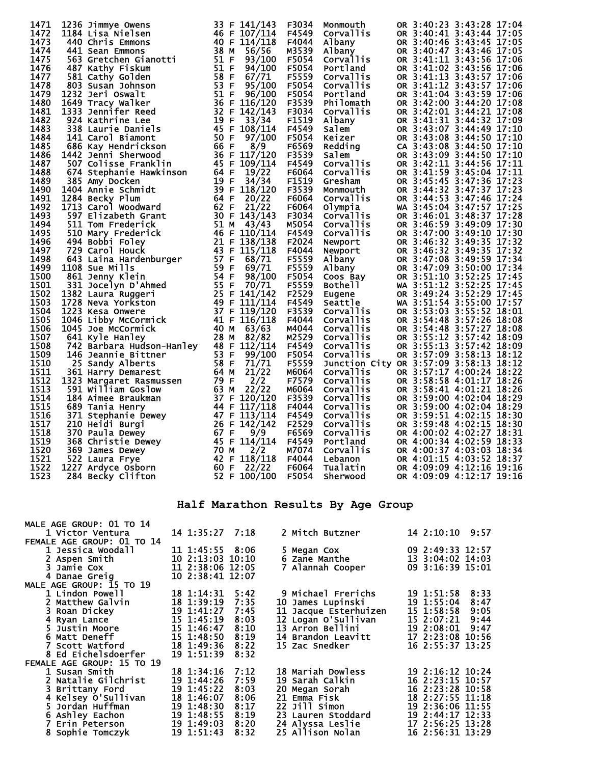| Place | Bib | Name | Age | Sex | Div Place | Division | City | State | Chip Time | Gun Time | Pace |
|---|---|---|---|---|---|---|---|---|---|---|---|
| 1471 | 1236 | Jimmye Owens | 33 | F | 141/143 | F3034 | Monmouth | OR | 3:40:23 | 3:43:28 | 17:04 |
| 1472 | 1184 | Lisa Nielsen | 46 | F | 107/114 | F4549 | Corvallis | OR | 3:40:41 | 3:43:44 | 17:05 |
| 1473 | 440 | Chris Emmons | 40 | F | 114/118 | F4044 | Albany | OR | 3:40:46 | 3:43:45 | 17:05 |
| 1474 | 441 | Sean Emmons | 38 | M | 56/56 | M3539 | Albany | OR | 3:40:47 | 3:43:46 | 17:05 |
| 1475 | 563 | Gretchen Gianotti | 51 | F | 93/100 | F5054 | Corvallis | OR | 3:41:11 | 3:43:56 | 17:06 |
| 1476 | 487 | Kathy Fiskum | 51 | F | 94/100 | F5054 | Portland | OR | 3:41:02 | 3:43:56 | 17:06 |
| 1477 | 581 | Cathy Golden | 58 | F | 67/71 | F5559 | Corvallis | OR | 3:41:13 | 3:43:57 | 17:06 |
| 1478 | 803 | Susan Johnson | 53 | F | 95/100 | F5054 | Corvallis | OR | 3:41:12 | 3:43:57 | 17:06 |
| 1479 | 1232 | Jeri Oswalt | 51 | F | 96/100 | F5054 | Portland | OR | 3:41:04 | 3:43:59 | 17:06 |
| 1480 | 1649 | Tracy Walker | 36 | F | 116/120 | F3539 | Philomath | OR | 3:42:00 | 3:44:20 | 17:08 |
| 1481 | 1333 | Jennifer Reed | 32 | F | 142/143 | F3034 | Corvallis | OR | 3:42:01 | 3:44:21 | 17:08 |
| 1482 | 924 | Kathrine Lee | 19 | F | 33/34 | F1519 | Albany | OR | 3:41:31 | 3:44:32 | 17:09 |
| 1483 | 338 | Laurie Daniels | 45 | F | 108/114 | F4549 | Salem | OR | 3:43:07 | 3:44:49 | 17:10 |
| 1484 | 141 | Carol Biamont | 50 | F | 97/100 | F5054 | Keizer | OR | 3:43:08 | 3:44:50 | 17:10 |
| 1485 | 686 | Kay Hendrickson | 66 | F | 8/9 | F6569 | Redding | CA | 3:43:08 | 3:44:50 | 17:10 |
| 1486 | 1442 | Jenni Sherwood | 36 | F | 117/120 | F3539 | Salem | OR | 3:43:09 | 3:44:50 | 17:10 |
| 1487 | 507 | Colisse Franklin | 45 | F | 109/114 | F4549 | Corvallis | OR | 3:42:11 | 3:44:56 | 17:11 |
| 1488 | 674 | Stephanie Hawkinson | 64 | F | 19/22 | F6064 | Corvallis | OR | 3:41:59 | 3:45:04 | 17:11 |
| 1489 | 385 | Amy Docken | 19 | F | 34/34 | F1519 | Gresham | OR | 3:45:45 | 3:47:36 | 17:23 |
| 1490 | 1404 | Annie Schmidt | 39 | F | 118/120 | F3539 | Monmouth | OR | 3:44:32 | 3:47:37 | 17:23 |
| 1491 | 1284 | Becky Plum | 64 | F | 20/22 | F6064 | Corvallis | OR | 3:44:53 | 3:47:46 | 17:24 |
| 1492 | 1713 | Carol Woodward | 62 | F | 21/22 | F6064 | Olympia | WA | 3:45:04 | 3:47:57 | 17:25 |
| 1493 | 597 | Elizabeth Grant | 30 | F | 143/143 | F3034 | Corvallis | OR | 3:46:01 | 3:48:37 | 17:28 |
| 1494 | 511 | Tom Frederick | 51 | M | 43/43 | M5054 | Corvallis | OR | 3:46:59 | 3:49:09 | 17:30 |
| 1495 | 510 | Mary Frederick | 46 | F | 110/114 | F4549 | Corvallis | OR | 3:47:00 | 3:49:10 | 17:30 |
| 1496 | 494 | Bobbi Foley | 21 | F | 138/138 | F2024 | Newport | OR | 3:46:32 | 3:49:35 | 17:32 |
| 1497 | 729 | Carol Houck | 43 | F | 115/118 | F4044 | Newport | OR | 3:46:32 | 3:49:35 | 17:32 |
| 1498 | 643 | Laina Hardenburger | 57 | F | 68/71 | F5559 | Albany | OR | 3:47:08 | 3:49:59 | 17:34 |
| 1499 | 1108 | Sue Mills | 59 | F | 69/71 | F5559 | Albany | OR | 3:47:09 | 3:50:00 | 17:34 |
| 1500 | 861 | Jenny Klein | 54 | F | 98/100 | F5054 | Coos Bay | OR | 3:51:10 | 3:52:25 | 17:45 |
| 1501 | 331 | Jocelyn D'Ahmed | 55 | F | 70/71 | F5559 | Bothell | WA | 3:51:12 | 3:52:25 | 17:45 |
| 1502 | 1382 | Laura Ruggeri | 25 | F | 141/142 | F2529 | Eugene | OR | 3:49:24 | 3:52:29 | 17:45 |
| 1503 | 1728 | Neva Yorkston | 49 | F | 111/114 | F4549 | Seattle | WA | 3:51:54 | 3:55:00 | 17:57 |
| 1504 | 1223 | Kesa Onwere | 37 | F | 119/120 | F3539 | Corvallis | OR | 3:53:03 | 3:55:52 | 18:01 |
| 1505 | 1046 | Libby McCormick | 41 | F | 116/118 | F4044 | Corvallis | OR | 3:54:48 | 3:57:26 | 18:08 |
| 1506 | 1045 | Joe McCormick | 40 | M | 63/63 | M4044 | Corvallis | OR | 3:54:48 | 3:57:27 | 18:08 |
| 1507 | 641 | Kyle Hanley | 28 | M | 82/82 | M2529 | Corvallis | OR | 3:55:12 | 3:57:42 | 18:09 |
| 1508 | 742 | Barbara Hudson-Hanley | 48 | F | 112/114 | F4549 | Corvallis | OR | 3:55:13 | 3:57:42 | 18:09 |
| 1509 | 146 | Jeannie Bittner | 53 | F | 99/100 | F5054 | Corvallis | OR | 3:57:09 | 3:58:13 | 18:12 |
| 1510 | 25 | Sandy Alberts | 58 | F | 71/71 | F5559 | Junction City | OR | 3:57:09 | 3:58:13 | 18:12 |
| 1511 | 361 | Harry Demarest | 64 | M | 21/22 | M6064 | Corvallis | OR | 3:57:17 | 4:00:24 | 18:22 |
| 1512 | 1323 | Margaret Rasmussen | 79 | F | 2/2 | F7579 | Corvallis | OR | 3:58:58 | 4:01:17 | 18:26 |
| 1513 | 591 | William Goslow | 63 | M | 22/22 | M6064 | Corvallis | OR | 3:58:41 | 4:01:21 | 18:26 |
| 1514 | 184 | Aimee Braukman | 37 | F | 120/120 | F3539 | Corvallis | OR | 3:59:00 | 4:02:04 | 18:29 |
| 1515 | 689 | Tania Henry | 44 | F | 117/118 | F4044 | Corvallis | OR | 3:59:00 | 4:02:04 | 18:29 |
| 1516 | 371 | Stephanie Dewey | 47 | F | 113/114 | F4549 | Corvallis | OR | 3:59:51 | 4:02:15 | 18:30 |
| 1517 | 210 | Heidi Burgi | 26 | F | 142/142 | F2529 | Corvallis | OR | 3:59:48 | 4:02:15 | 18:30 |
| 1518 | 370 | Paula Dewey | 67 | F | 9/9 | F6569 | Corvallis | OR | 4:00:02 | 4:02:27 | 18:31 |
| 1519 | 368 | Christie Dewey | 45 | F | 114/114 | F4549 | Portland | OR | 4:00:34 | 4:02:59 | 18:33 |
| 1520 | 369 | James Dewey | 70 | M | 2/2 | M7074 | Corvallis | OR | 4:00:37 | 4:03:03 | 18:34 |
| 1521 | 522 | Laura Frye | 42 | F | 118/118 | F4044 | Lebanon | OR | 4:01:15 | 4:03:52 | 18:37 |
| 1522 | 1227 | Ardyce Osborn | 60 | F | 22/22 | F6064 | Tualatin | OR | 4:09:09 | 4:12:16 | 19:16 |
| 1523 | 284 | Becky Clifton | 52 | F | 100/100 | F5054 | Sherwood | OR | 4:09:09 | 4:12:17 | 19:16 |

## Half Marathon Results By Age Group

**MALE AGE GROUP: 01 TO 14**

| Place | Name | Age | Time | Pace |
|---|---|---|---|---|
| 1 | Victor Ventura | 14 | 1:35:27 | 7:18 |
| 2 | Mitch Butzner | 14 | 2:10:10 | 9:57 |

**FEMALE AGE GROUP: 01 TO 14**

| Place | Name | Age | Time | Pace |
|---|---|---|---|---|
| 1 | Jessica Woodall | 11 | 1:45:55 | 8:06 |
| 2 | Aspen Smith | 10 | 2:13:03 | 10:10 |
| 3 | Jamie Cox | 11 | 2:38:06 | 12:05 |
| 4 | Danae Greig | 10 | 2:38:41 | 12:07 |
| 5 | Megan Cox | 09 | 2:49:33 | 12:57 |
| 6 | Zane Manthe | 13 | 3:04:02 | 14:03 |
| 7 | Alannah Cooper | 09 | 3:16:39 | 15:01 |

**MALE AGE GROUP: 15 TO 19**

| Place | Name | Age | Time | Pace |
|---|---|---|---|---|
| 1 | Lindon Powell | 18 | 1:14:31 | 5:42 |
| 2 | Matthew Galvin | 18 | 1:39:19 | 7:35 |
| 3 | Roan Dickey | 19 | 1:41:27 | 7:45 |
| 4 | Ryan Lance | 15 | 1:45:19 | 8:03 |
| 5 | Justin Moore | 15 | 1:46:47 | 8:10 |
| 6 | Matt Deneff | 15 | 1:48:50 | 8:19 |
| 7 | Scott Watford | 18 | 1:49:36 | 8:22 |
| 8 | Ed Eichelsdoerfer | 19 | 1:51:39 | 8:32 |
| 9 | Michael Frerichs | 19 | 1:51:58 | 8:33 |
| 10 | James Lupinski | 19 | 1:55:04 | 8:47 |
| 11 | Jacque Esterhuizen | 15 | 1:58:58 | 9:05 |
| 12 | Logan O'Sullivan | 15 | 2:07:21 | 9:44 |
| 13 | Arron Bellini | 19 | 2:08:01 | 9:47 |
| 14 | Brandon Leavitt | 17 | 2:23:08 | 10:56 |
| 15 | Zac Snedker | 16 | 2:55:37 | 13:25 |

**FEMALE AGE GROUP: 15 TO 19**

| Place | Name | Age | Time | Pace |
|---|---|---|---|---|
| 1 | Susan Smith | 18 | 1:34:16 | 7:12 |
| 2 | Natalie Gilchrist | 19 | 1:44:26 | 7:59 |
| 3 | Brittany Ford | 19 | 1:45:22 | 8:03 |
| 4 | Kelsey O'Sullivan | 18 | 1:46:07 | 8:06 |
| 5 | Jordan Huffman | 19 | 1:48:30 | 8:17 |
| 6 | Ashley Eachon | 19 | 1:48:55 | 8:19 |
| 7 | Erin Peterson | 19 | 1:49:03 | 8:20 |
| 8 | Sophie Tomczyk | 19 | 1:51:43 | 8:32 |
| 18 | Mariah Dowless | 19 | 2:16:12 | 10:24 |
| 19 | Sarah Calkin | 16 | 2:23:15 | 10:57 |
| 20 | Megan Sorah | 16 | 2:23:28 | 10:58 |
| 21 | Emma Fisk | 18 | 2:27:55 | 11:18 |
| 22 | Jill Simon | 19 | 2:36:06 | 11:55 |
| 23 | Lauren Stoddard | 19 | 2:44:17 | 12:33 |
| 24 | Alyssa Leslie | 17 | 2:56:25 | 13:28 |
| 25 | Allison Nolan | 16 | 2:56:31 | 13:29 |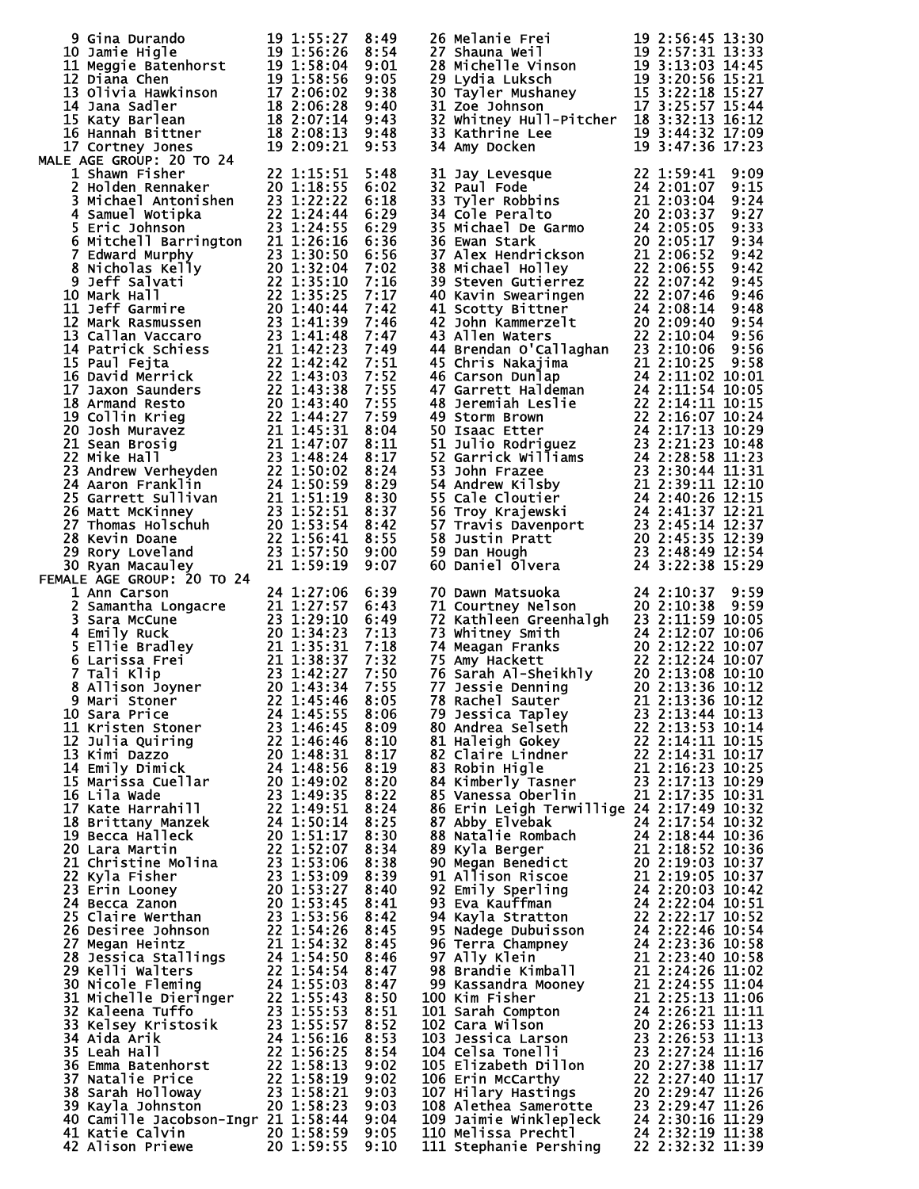| Place | Name | Age | Time | Pace |
|---|---|---|---|---|
| 9 | Gina Durando | 19 | 1:55:27 | 8:49 |
| 10 | Jamie Higle | 19 | 1:56:26 | 8:54 |
| 11 | Meggie Batenhorst | 19 | 1:58:04 | 9:01 |
| 12 | Diana Chen | 19 | 1:58:56 | 9:05 |
| 13 | Olivia Hawkinson | 17 | 2:06:02 | 9:38 |
| 14 | Jana Sadler | 18 | 2:06:28 | 9:40 |
| 15 | Katy Barlean | 18 | 2:07:14 | 9:43 |
| 16 | Hannah Bittner | 18 | 2:08:13 | 9:48 |
| 17 | Cortney Jones | 19 | 2:09:21 | 9:53 |
| 26 | Melanie Frei | 19 | 2:56:45 | 13:30 |
| 27 | Shauna Weil | 19 | 2:57:31 | 13:33 |
| 28 | Michelle Vinson | 19 | 3:13:03 | 14:45 |
| 29 | Lydia Luksch | 19 | 3:20:56 | 15:21 |
| 30 | Tayler Mushaney | 15 | 3:22:18 | 15:27 |
| 31 | Zoe Johnson | 17 | 3:25:57 | 15:44 |
| 32 | Whitney Hull-Pitcher | 18 | 3:32:13 | 16:12 |
| 33 | Kathrine Lee | 19 | 3:44:32 | 17:09 |
| 34 | Amy Docken | 19 | 3:47:36 | 17:23 |

MALE AGE GROUP: 20 TO 24

| Place | Name | Age | Time | Pace |
|---|---|---|---|---|
| 1 | Shawn Fisher | 22 | 1:15:51 | 5:48 |
| 2 | Holden Rennaker | 20 | 1:18:55 | 6:02 |
| 3 | Michael Antonishen | 23 | 1:22:22 | 6:18 |
| 4 | Samuel Wotipka | 22 | 1:24:44 | 6:29 |
| 5 | Eric Johnson | 23 | 1:24:55 | 6:29 |
| 6 | Mitchell Barrington | 21 | 1:26:16 | 6:36 |
| 7 | Edward Murphy | 23 | 1:30:50 | 6:56 |
| 8 | Nicholas Kelly | 20 | 1:32:04 | 7:02 |
| 9 | Jeff Salvati | 22 | 1:35:10 | 7:16 |
| 10 | Mark Hall | 22 | 1:35:25 | 7:17 |
| 11 | Jeff Garmire | 20 | 1:40:44 | 7:42 |
| 12 | Mark Rasmussen | 23 | 1:41:39 | 7:46 |
| 13 | Callan Vaccaro | 23 | 1:41:48 | 7:47 |
| 14 | Patrick Schiess | 21 | 1:42:23 | 7:49 |
| 15 | Paul Fejta | 22 | 1:42:42 | 7:51 |
| 16 | David Merrick | 22 | 1:43:03 | 7:52 |
| 17 | Jaxon Saunders | 22 | 1:43:38 | 7:55 |
| 18 | Armand Resto | 20 | 1:43:40 | 7:55 |
| 19 | Collin Krieg | 22 | 1:44:27 | 7:59 |
| 20 | Josh Muravez | 21 | 1:45:31 | 8:04 |
| 21 | Sean Brosig | 21 | 1:47:07 | 8:11 |
| 22 | Mike Hall | 23 | 1:48:24 | 8:17 |
| 23 | Andrew Verheyden | 22 | 1:50:02 | 8:24 |
| 24 | Aaron Franklin | 24 | 1:50:59 | 8:29 |
| 25 | Garrett Sullivan | 21 | 1:51:19 | 8:30 |
| 26 | Matt McKinney | 23 | 1:52:51 | 8:37 |
| 27 | Thomas Holschuh | 20 | 1:53:54 | 8:42 |
| 28 | Kevin Doane | 22 | 1:56:41 | 8:55 |
| 29 | Rory Loveland | 23 | 1:57:50 | 9:00 |
| 30 | Ryan Macauley | 21 | 1:59:19 | 9:07 |
| 31 | Jay Levesque | 22 | 1:59:41 | 9:09 |
| 32 | Paul Fode | 24 | 2:01:07 | 9:15 |
| 33 | Tyler Robbins | 21 | 2:03:04 | 9:24 |
| 34 | Cole Peralto | 20 | 2:03:37 | 9:27 |
| 35 | Michael De Garmo | 24 | 2:05:05 | 9:33 |
| 36 | Ewan Stark | 20 | 2:05:17 | 9:34 |
| 37 | Alex Hendrickson | 21 | 2:06:52 | 9:42 |
| 38 | Michael Holley | 22 | 2:06:55 | 9:42 |
| 39 | Steven Gutierrez | 22 | 2:07:42 | 9:45 |
| 40 | Kavin Swearingen | 22 | 2:07:46 | 9:46 |
| 41 | Scotty Bittner | 24 | 2:08:14 | 9:48 |
| 42 | John Kammerzelt | 20 | 2:09:40 | 9:54 |
| 43 | Allen Waters | 22 | 2:10:04 | 9:56 |
| 44 | Brendan O'Callaghan | 23 | 2:10:06 | 9:56 |
| 45 | Chris Nakajima | 21 | 2:10:25 | 9:58 |
| 46 | Carson Dunlap | 24 | 2:11:02 | 10:01 |
| 47 | Garrett Haldeman | 24 | 2:11:54 | 10:05 |
| 48 | Jeremiah Leslie | 22 | 2:14:11 | 10:15 |
| 49 | Storm Brown | 22 | 2:16:07 | 10:24 |
| 50 | Isaac Etter | 24 | 2:17:13 | 10:29 |
| 51 | Julio Rodriguez | 23 | 2:21:23 | 10:48 |
| 52 | Garrick Williams | 24 | 2:28:58 | 11:23 |
| 53 | John Frazee | 23 | 2:30:44 | 11:31 |
| 54 | Andrew Kilsby | 21 | 2:39:11 | 12:10 |
| 55 | Cale Cloutier | 24 | 2:40:26 | 12:15 |
| 56 | Troy Krajewski | 24 | 2:41:37 | 12:21 |
| 57 | Travis Davenport | 23 | 2:45:14 | 12:37 |
| 58 | Justin Pratt | 20 | 2:45:35 | 12:39 |
| 59 | Dan Hough | 23 | 2:48:49 | 12:54 |
| 60 | Daniel Olvera | 24 | 3:22:38 | 15:29 |

FEMALE AGE GROUP: 20 TO 24

| Place | Name | Age | Time | Pace |
|---|---|---|---|---|
| 1 | Ann Carson | 24 | 1:27:06 | 6:39 |
| 2 | Samantha Longacre | 21 | 1:27:57 | 6:43 |
| 3 | Sara McCune | 23 | 1:29:10 | 6:49 |
| 4 | Emily Ruck | 20 | 1:34:23 | 7:13 |
| 5 | Ellie Bradley | 21 | 1:35:31 | 7:18 |
| 6 | Larissa Frei | 21 | 1:38:37 | 7:32 |
| 7 | Tali Klip | 23 | 1:42:27 | 7:50 |
| 8 | Allison Joyner | 20 | 1:43:34 | 7:55 |
| 9 | Mari Stoner | 22 | 1:45:46 | 8:05 |
| 10 | Sara Price | 24 | 1:45:55 | 8:06 |
| 11 | Kristen Stoner | 23 | 1:46:45 | 8:09 |
| 12 | Julia Quiring | 22 | 1:46:46 | 8:10 |
| 13 | Kimi Dazzo | 20 | 1:48:31 | 8:17 |
| 14 | Emily Dimick | 24 | 1:48:56 | 8:19 |
| 15 | Marissa Cuellar | 20 | 1:49:02 | 8:20 |
| 16 | Lila Wade | 23 | 1:49:35 | 8:22 |
| 17 | Kate Harrahill | 22 | 1:49:51 | 8:24 |
| 18 | Brittany Manzek | 24 | 1:50:14 | 8:25 |
| 19 | Becca Halleck | 20 | 1:51:17 | 8:30 |
| 20 | Lara Martin | 22 | 1:52:07 | 8:34 |
| 21 | Christine Molina | 23 | 1:53:06 | 8:38 |
| 22 | Kyla Fisher | 23 | 1:53:09 | 8:39 |
| 23 | Erin Looney | 20 | 1:53:27 | 8:40 |
| 24 | Becca Zanon | 20 | 1:53:45 | 8:41 |
| 25 | Claire Werthan | 23 | 1:53:56 | 8:42 |
| 26 | Desiree Johnson | 22 | 1:54:26 | 8:45 |
| 27 | Megan Heintz | 21 | 1:54:32 | 8:45 |
| 28 | Jessica Stallings | 24 | 1:54:50 | 8:46 |
| 29 | Kelli Walters | 22 | 1:54:54 | 8:47 |
| 30 | Nicole Fleming | 24 | 1:55:03 | 8:47 |
| 31 | Michelle Dieringer | 22 | 1:55:43 | 8:50 |
| 32 | Kaleena Tuffo | 23 | 1:55:53 | 8:51 |
| 33 | Kelsey Kristosik | 23 | 1:55:57 | 8:52 |
| 34 | Aida Arik | 24 | 1:56:16 | 8:53 |
| 35 | Leah Hall | 22 | 1:56:25 | 8:54 |
| 36 | Emma Batenhorst | 22 | 1:58:13 | 9:02 |
| 37 | Natalie Price | 22 | 1:58:19 | 9:02 |
| 38 | Sarah Holloway | 23 | 1:58:21 | 9:03 |
| 39 | Kayla Johnston | 20 | 1:58:23 | 9:03 |
| 40 | Camille Jacobson-Ingr | 21 | 1:58:44 | 9:04 |
| 41 | Katie Calvin | 20 | 1:58:59 | 9:05 |
| 42 | Alison Priewe | 20 | 1:59:55 | 9:10 |
| 70 | Dawn Matsuoka | 24 | 2:10:37 | 9:59 |
| 71 | Courtney Nelson | 20 | 2:10:38 | 9:59 |
| 72 | Kathleen Greenhalgh | 23 | 2:11:59 | 10:05 |
| 73 | Whitney Smith | 24 | 2:12:07 | 10:06 |
| 74 | Meagan Franks | 20 | 2:12:22 | 10:07 |
| 75 | Amy Hackett | 22 | 2:12:24 | 10:07 |
| 76 | Sarah Al-Sheikhly | 20 | 2:13:08 | 10:10 |
| 77 | Jessie Denning | 20 | 2:13:36 | 10:12 |
| 78 | Rachel Sauter | 21 | 2:13:36 | 10:12 |
| 79 | Jessica Tapley | 23 | 2:13:44 | 10:13 |
| 80 | Andrea Selseth | 22 | 2:13:53 | 10:14 |
| 81 | Haleigh Gokey | 22 | 2:14:11 | 10:15 |
| 82 | Claire Lindner | 22 | 2:14:31 | 10:17 |
| 83 | Robin Higle | 21 | 2:16:23 | 10:25 |
| 84 | Kimberly Tasner | 23 | 2:17:13 | 10:29 |
| 85 | Vanessa Oberlin | 21 | 2:17:35 | 10:31 |
| 86 | Erin Leigh Terwillige | 24 | 2:17:49 | 10:32 |
| 87 | Abby Elvebak | 24 | 2:17:54 | 10:32 |
| 88 | Natalie Rombach | 24 | 2:18:44 | 10:36 |
| 89 | Kyla Berger | 21 | 2:18:52 | 10:36 |
| 90 | Megan Benedict | 20 | 2:19:03 | 10:37 |
| 91 | Allison Riscoe | 21 | 2:19:05 | 10:37 |
| 92 | Emily Sperling | 24 | 2:20:03 | 10:42 |
| 93 | Eva Kauffman | 24 | 2:22:04 | 10:51 |
| 94 | Kayla Stratton | 22 | 2:22:17 | 10:52 |
| 95 | Nadege Dubuisson | 24 | 2:22:46 | 10:54 |
| 96 | Terra Champney | 24 | 2:23:36 | 10:58 |
| 97 | Ally Klein | 21 | 2:23:40 | 10:58 |
| 98 | Brandie Kimball | 21 | 2:24:26 | 11:02 |
| 99 | Kassandra Mooney | 21 | 2:24:55 | 11:04 |
| 100 | Kim Fisher | 21 | 2:25:13 | 11:06 |
| 101 | Sarah Compton | 24 | 2:26:21 | 11:11 |
| 102 | Cara Wilson | 20 | 2:26:53 | 11:13 |
| 103 | Jessica Larson | 23 | 2:26:53 | 11:13 |
| 104 | Celsa Tonelli | 23 | 2:27:24 | 11:16 |
| 105 | Elizabeth Dillon | 20 | 2:27:38 | 11:17 |
| 106 | Erin McCarthy | 22 | 2:27:40 | 11:17 |
| 107 | Hilary Hastings | 20 | 2:29:47 | 11:26 |
| 108 | Alethea Samerotte | 23 | 2:29:47 | 11:26 |
| 109 | Jaimie Winklepleck | 24 | 2:30:16 | 11:29 |
| 110 | Melissa Prechtl | 24 | 2:32:19 | 11:38 |
| 111 | Stephanie Pershing | 22 | 2:32:32 | 11:39 |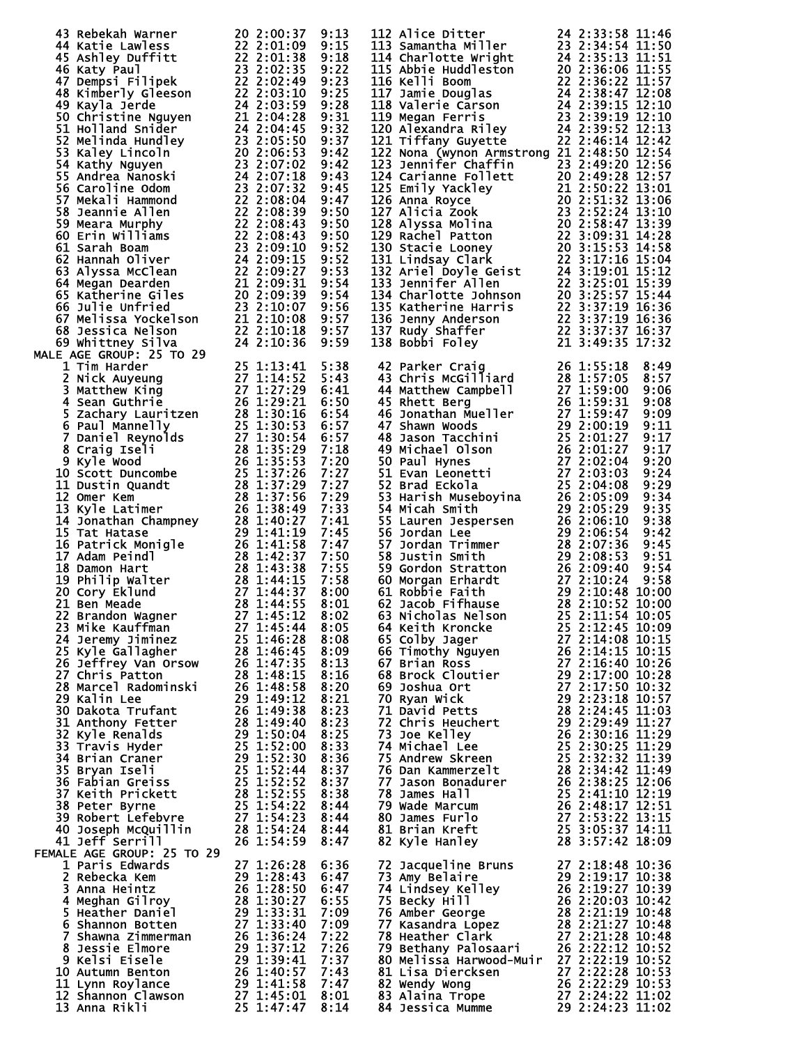| Place | Name | Age | Time | Pace |
|---|---|---|---|---|
| 43 | Rebekah Warner | 20 | 2:00:37 | 9:13 |
| 44 | Katie Lawless | 22 | 2:01:09 | 9:15 |
| 45 | Ashley Duffitt | 22 | 2:01:38 | 9:18 |
| 46 | Katy Paul | 23 | 2:02:35 | 9:22 |
| 47 | Dempsi Filipek | 22 | 2:02:49 | 9:23 |
| 48 | Kimberly Gleeson | 22 | 2:03:10 | 9:25 |
| 49 | Kayla Jerde | 24 | 2:03:59 | 9:28 |
| 50 | Christine Nguyen | 21 | 2:04:28 | 9:31 |
| 51 | Holland Snider | 24 | 2:04:45 | 9:32 |
| 52 | Melinda Hundley | 23 | 2:05:50 | 9:37 |
| 53 | Kaley Lincoln | 20 | 2:06:53 | 9:42 |
| 54 | Kathy Nguyen | 23 | 2:07:02 | 9:42 |
| 55 | Andrea Nanoski | 24 | 2:07:18 | 9:43 |
| 56 | Caroline Odom | 23 | 2:07:32 | 9:45 |
| 57 | Mekali Hammond | 22 | 2:08:04 | 9:47 |
| 58 | Jeannie Allen | 22 | 2:08:39 | 9:50 |
| 59 | Meara Murphy | 22 | 2:08:43 | 9:50 |
| 60 | Erin Williams | 22 | 2:08:43 | 9:50 |
| 61 | Sarah Boam | 23 | 2:09:10 | 9:52 |
| 62 | Hannah Oliver | 24 | 2:09:15 | 9:52 |
| 63 | Alyssa McClean | 22 | 2:09:27 | 9:53 |
| 64 | Megan Dearden | 21 | 2:09:31 | 9:54 |
| 65 | Katherine Giles | 20 | 2:09:39 | 9:54 |
| 66 | Julie Unfried | 23 | 2:10:07 | 9:56 |
| 67 | Melissa Yockelson | 21 | 2:10:08 | 9:57 |
| 68 | Jessica Nelson | 22 | 2:10:18 | 9:57 |
| 69 | Whittney Silva | 24 | 2:10:36 | 9:59 |
| 112 | Alice Ditter | 24 | 2:33:58 | 11:46 |
| 113 | Samantha Miller | 23 | 2:34:54 | 11:50 |
| 114 | Charlotte Wright | 24 | 2:35:13 | 11:51 |
| 115 | Abbie Huddleston | 20 | 2:36:06 | 11:55 |
| 116 | Kelli Boom | 22 | 2:36:22 | 11:57 |
| 117 | Jamie Douglas | 24 | 2:38:47 | 12:08 |
| 118 | Valerie Carson | 24 | 2:39:15 | 12:10 |
| 119 | Megan Ferris | 23 | 2:39:19 | 12:10 |
| 120 | Alexandra Riley | 24 | 2:39:52 | 12:13 |
| 121 | Tiffany Guyette | 22 | 2:46:14 | 12:42 |
| 122 | Nona (Wynon Armstrong | 21 | 2:48:50 | 12:54 |
| 123 | Jennifer Chaffin | 23 | 2:49:20 | 12:56 |
| 124 | Carianne Follett | 20 | 2:49:28 | 12:57 |
| 125 | Emily Yackley | 21 | 2:50:22 | 13:01 |
| 126 | Anna Royce | 20 | 2:51:32 | 13:06 |
| 127 | Alicia Zook | 23 | 2:52:24 | 13:10 |
| 128 | Alyssa Molina | 20 | 2:58:47 | 13:39 |
| 129 | Rachel Patton | 22 | 3:09:31 | 14:28 |
| 130 | Stacie Looney | 20 | 3:15:53 | 14:58 |
| 131 | Lindsay Clark | 22 | 3:17:16 | 15:04 |
| 132 | Ariel Doyle Geist | 24 | 3:19:01 | 15:12 |
| 133 | Jennifer Allen | 22 | 3:25:01 | 15:39 |
| 134 | Charlotte Johnson | 20 | 3:25:57 | 15:44 |
| 135 | Katherine Harris | 22 | 3:37:19 | 16:36 |
| 136 | Jenny Anderson | 22 | 3:37:19 | 16:36 |
| 137 | Rudy Shaffer | 22 | 3:37:37 | 16:37 |
| 138 | Bobbi Foley | 21 | 3:49:35 | 17:32 |

## MALE AGE GROUP: 25 TO 29

| Place | Name | Age | Time | Pace |
|---|---|---|---|---|
| 1 | Tim Harder | 25 | 1:13:41 | 5:38 |
| 2 | Nick Auyeung | 27 | 1:14:52 | 5:43 |
| 3 | Matthew King | 27 | 1:27:29 | 6:41 |
| 4 | Sean Guthrie | 26 | 1:29:21 | 6:50 |
| 5 | Zachary Lauritzen | 28 | 1:30:16 | 6:54 |
| 6 | Paul Mannelly | 25 | 1:30:53 | 6:57 |
| 7 | Daniel Reynolds | 27 | 1:30:54 | 6:57 |
| 8 | Craig Iseli | 28 | 1:35:29 | 7:18 |
| 9 | Kyle Wood | 26 | 1:35:53 | 7:20 |
| 10 | Scott Duncombe | 25 | 1:37:26 | 7:27 |
| 11 | Dustin Quandt | 28 | 1:37:29 | 7:27 |
| 12 | Omer Kem | 28 | 1:37:56 | 7:29 |
| 13 | Kyle Latimer | 26 | 1:38:49 | 7:33 |
| 14 | Jonathan Champney | 28 | 1:40:27 | 7:41 |
| 15 | Tat Hatase | 29 | 1:41:19 | 7:45 |
| 16 | Patrick Monigle | 26 | 1:41:58 | 7:47 |
| 17 | Adam Peindl | 28 | 1:42:37 | 7:50 |
| 18 | Damon Hart | 28 | 1:43:38 | 7:55 |
| 19 | Philip Walter | 28 | 1:44:15 | 7:58 |
| 20 | Cory Eklund | 27 | 1:44:37 | 8:00 |
| 21 | Ben Meade | 28 | 1:44:55 | 8:01 |
| 22 | Brandon Wagner | 27 | 1:45:12 | 8:02 |
| 23 | Mike Kauffman | 27 | 1:45:44 | 8:05 |
| 24 | Jeremy Jiminez | 25 | 1:46:28 | 8:08 |
| 25 | Kyle Gallagher | 28 | 1:46:45 | 8:09 |
| 26 | Jeffrey Van Orsow | 26 | 1:47:35 | 8:13 |
| 27 | Chris Patton | 28 | 1:48:15 | 8:16 |
| 28 | Marcel Radominski | 26 | 1:48:58 | 8:20 |
| 29 | Kalin Lee | 29 | 1:49:12 | 8:21 |
| 30 | Dakota Trufant | 26 | 1:49:38 | 8:23 |
| 31 | Anthony Fetter | 28 | 1:49:40 | 8:23 |
| 32 | Kyle Renalds | 29 | 1:50:04 | 8:25 |
| 33 | Travis Hyder | 25 | 1:52:00 | 8:33 |
| 34 | Brian Craner | 29 | 1:52:30 | 8:36 |
| 35 | Bryan Iseli | 25 | 1:52:44 | 8:37 |
| 36 | Fabian Greiss | 25 | 1:52:52 | 8:37 |
| 37 | Keith Prickett | 28 | 1:52:55 | 8:38 |
| 38 | Peter Byrne | 25 | 1:54:22 | 8:44 |
| 39 | Robert Lefebvre | 27 | 1:54:23 | 8:44 |
| 40 | Joseph McQuillin | 28 | 1:54:24 | 8:44 |
| 41 | Jeff Serrill | 26 | 1:54:59 | 8:47 |
| 42 | Parker Craig | 26 | 1:55:18 | 8:49 |
| 43 | Chris McGilliard | 28 | 1:57:05 | 8:57 |
| 44 | Matthew Campbell | 27 | 1:59:00 | 9:06 |
| 45 | Rhett Berg | 26 | 1:59:31 | 9:08 |
| 46 | Jonathan Mueller | 27 | 1:59:47 | 9:09 |
| 47 | Shawn Woods | 29 | 2:00:19 | 9:11 |
| 48 | Jason Tacchini | 25 | 2:01:27 | 9:17 |
| 49 | Michael Olson | 26 | 2:01:27 | 9:17 |
| 50 | Paul Hynes | 27 | 2:02:04 | 9:20 |
| 51 | Evan Leonetti | 27 | 2:03:03 | 9:24 |
| 52 | Brad Eckola | 25 | 2:04:08 | 9:29 |
| 53 | Harish Museboyina | 26 | 2:05:09 | 9:34 |
| 54 | Micah Smith | 29 | 2:05:29 | 9:35 |
| 55 | Lauren Jespersen | 26 | 2:06:10 | 9:38 |
| 56 | Jordan Lee | 29 | 2:06:54 | 9:42 |
| 57 | Jordan Trimmer | 28 | 2:07:36 | 9:45 |
| 58 | Justin Smith | 29 | 2:08:53 | 9:51 |
| 59 | Gordon Stratton | 26 | 2:09:40 | 9:54 |
| 60 | Morgan Erhardt | 27 | 2:10:24 | 9:58 |
| 61 | Robbie Faith | 29 | 2:10:48 | 10:00 |
| 62 | Jacob Fifhause | 28 | 2:10:52 | 10:00 |
| 63 | Nicholas Nelson | 25 | 2:11:54 | 10:05 |
| 64 | Keith Kroncke | 25 | 2:12:45 | 10:09 |
| 65 | Colby Jager | 27 | 2:14:08 | 10:15 |
| 66 | Timothy Nguyen | 26 | 2:14:15 | 10:15 |
| 67 | Brian Ross | 27 | 2:16:40 | 10:26 |
| 68 | Brock Cloutier | 29 | 2:17:00 | 10:28 |
| 69 | Joshua Ort | 27 | 2:17:50 | 10:32 |
| 70 | Ryan Wick | 29 | 2:23:18 | 10:57 |
| 71 | David Petts | 28 | 2:24:45 | 11:03 |
| 72 | Chris Heuchert | 29 | 2:29:49 | 11:27 |
| 73 | Joe Kelley | 26 | 2:30:16 | 11:29 |
| 74 | Michael Lee | 25 | 2:30:25 | 11:29 |
| 75 | Andrew Skreen | 25 | 2:32:32 | 11:39 |
| 76 | Dan Kammerzelt | 28 | 2:34:42 | 11:49 |
| 77 | Jason Bonadurer | 26 | 2:38:25 | 12:06 |
| 78 | James Hall | 25 | 2:41:10 | 12:19 |
| 79 | Wade Marcum | 26 | 2:48:17 | 12:51 |
| 80 | James Furlo | 27 | 2:53:22 | 13:15 |
| 81 | Brian Kreft | 25 | 3:05:37 | 14:11 |
| 82 | Kyle Hanley | 28 | 3:57:42 | 18:09 |

## FEMALE AGE GROUP: 25 TO 29

| Place | Name | Age | Time | Pace |
|---|---|---|---|---|
| 1 | Paris Edwards | 27 | 1:26:28 | 6:36 |
| 2 | Rebecka Kem | 29 | 1:28:43 | 6:47 |
| 3 | Anna Heintz | 26 | 1:28:50 | 6:47 |
| 4 | Meghan Gilroy | 28 | 1:30:27 | 6:55 |
| 5 | Heather Daniel | 29 | 1:33:31 | 7:09 |
| 6 | Shannon Botten | 27 | 1:33:40 | 7:09 |
| 7 | Shawna Zimmerman | 26 | 1:36:24 | 7:22 |
| 8 | Jessie Elmore | 29 | 1:37:12 | 7:26 |
| 9 | Kelsi Eisele | 29 | 1:39:41 | 7:37 |
| 10 | Autumn Benton | 26 | 1:40:57 | 7:43 |
| 11 | Lynn Roylance | 29 | 1:41:58 | 7:47 |
| 12 | Shannon Clawson | 27 | 1:45:01 | 8:01 |
| 13 | Anna Rikli | 25 | 1:47:47 | 8:14 |
| 72 | Jacqueline Bruns | 27 | 2:18:48 | 10:36 |
| 73 | Amy Belaire | 29 | 2:19:17 | 10:38 |
| 74 | Lindsey Kelley | 26 | 2:19:27 | 10:39 |
| 75 | Becky Hill | 26 | 2:20:03 | 10:42 |
| 76 | Amber George | 28 | 2:21:19 | 10:48 |
| 77 | Kasandra Lopez | 28 | 2:21:27 | 10:48 |
| 78 | Heather Clark | 27 | 2:21:28 | 10:48 |
| 79 | Bethany Palosaari | 26 | 2:22:12 | 10:52 |
| 80 | Melissa Harwood-Muir | 27 | 2:22:19 | 10:52 |
| 81 | Lisa Diercksen | 27 | 2:22:28 | 10:53 |
| 82 | Wendy Wong | 26 | 2:22:29 | 10:53 |
| 83 | Alaina Trope | 27 | 2:24:22 | 11:02 |
| 84 | Jessica Mumme | 29 | 2:24:23 | 11:02 |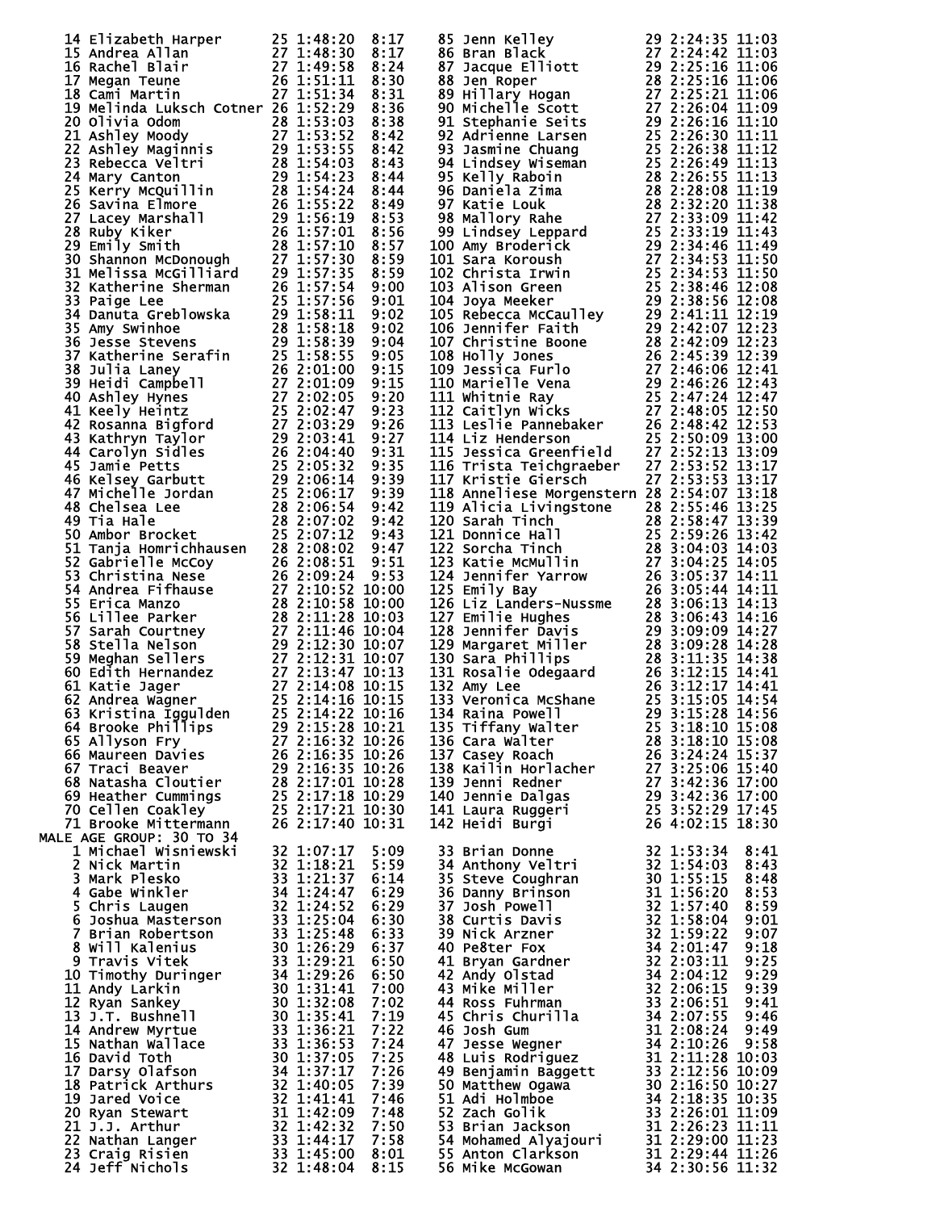```
 14 Elizabeth Harper       25 1:48:20  8:17    85 Jenn Kelley            29 2:24:35 11:03
 15 Andrea Allan           27 1:48:30  8:17    86 Bran Black             27 2:24:42 11:03
 16 Rachel Blair           27 1:49:58  8:24    87 Jacque Elliott         29 2:25:16 11:06
 17 Megan Teune            26 1:51:11  8:30    88 Jen Roper              28 2:25:16 11:06
 18 Cami Martin            27 1:51:34  8:31    89 Hillary Hogan          27 2:25:21 11:06
 19 Melinda Luksch Cotner  26 1:52:29  8:36    90 Michelle Scott         27 2:26:04 11:09
 20 Olivia Odom            28 1:53:03  8:38    91 Stephanie Seits        29 2:26:16 11:10
 21 Ashley Moody           27 1:53:52  8:42    92 Adrienne Larsen        25 2:26:30 11:11
 22 Ashley Maginnis        29 1:53:55  8:42    93 Jasmine Chuang         25 2:26:38 11:12
 23 Rebecca Veltri         28 1:54:03  8:43    94 Lindsey Wiseman        25 2:26:49 11:13
 24 Mary Canton            29 1:54:23  8:44    95 Kelly Raboin           28 2:26:55 11:13
 25 Kerry McQuillin        28 1:54:24  8:44    96 Daniela Zima           28 2:28:08 11:19
 26 Savina Elmore          26 1:55:22  8:49    97 Katie Louk             28 2:32:20 11:38
 27 Lacey Marshall         29 1:56:19  8:53    98 Mallory Rahe           27 2:33:09 11:42
 28 Ruby Kiker             26 1:57:01  8:56    99 Lindsey Leppard        25 2:33:19 11:43
 29 Emily Smith            28 1:57:10  8:57   100 Amy Broderick          29 2:34:46 11:49
 30 Shannon McDonough      27 1:57:30  8:59   101 Sara Koroush           27 2:34:53 11:50
 31 Melissa McGilliard     29 1:57:35  8:59   102 Christa Irwin          25 2:34:53 11:50
 32 Katherine Sherman      26 1:57:54  9:00   103 Alison Green           25 2:38:46 12:08
 33 Paige Lee              25 1:57:56  9:01   104 Joya Meeker            29 2:38:56 12:08
 34 Danuta Greblowska      29 1:58:11  9:02   105 Rebecca McCaulley      29 2:41:11 12:19
 35 Amy Swinhoe            28 1:58:18  9:02   106 Jennifer Faith         29 2:42:07 12:23
 36 Jesse Stevens          29 1:58:39  9:04   107 Christine Boone        28 2:42:09 12:23
 37 Katherine Serafin      25 1:58:55  9:05   108 Holly Jones            26 2:45:39 12:39
 38 Julia Laney            26 2:01:00  9:15   109 Jessica Furlo          27 2:46:06 12:41
 39 Heidi Campbell         27 2:01:09  9:15   110 Marielle Vena          29 2:46:26 12:43
 40 Ashley Hynes           27 2:02:05  9:20   111 Whitnie Ray            25 2:47:24 12:47
 41 Keely Heintz           25 2:02:47  9:23   112 Caitlyn Wicks          27 2:48:05 12:50
 42 Rosanna Bigford        27 2:03:29  9:26   113 Leslie Pannebaker      26 2:48:42 12:53
 43 Kathryn Taylor         29 2:03:41  9:27   114 Liz Henderson          25 2:50:09 13:00
 44 Carolyn Sidles         26 2:04:40  9:31   115 Jessica Greenfield     27 2:52:13 13:09
 45 Jamie Petts            25 2:05:32  9:35   116 Trista Teichgraeber    27 2:53:52 13:17
 46 Kelsey Garbutt         29 2:06:14  9:39   117 Kristie Giersch        27 2:53:53 13:17
 47 Michelle Jordan        25 2:06:17  9:39   118 Anneliese Morgenstern  28 2:54:07 13:18
 48 Chelsea Lee            28 2:06:54  9:42   119 Alicia Livingstone     28 2:55:46 13:25
 49 Tia Hale               28 2:07:02  9:42   120 Sarah Tinch            28 2:58:47 13:39
 50 Ambor Brocket          25 2:07:12  9:43   121 Donnice Hall           25 2:59:26 13:42
 51 Tanja Homrichhausen    28 2:08:02  9:47   122 Sorcha Tinch           28 3:04:03 14:03
 52 Gabrielle McCoy        26 2:08:51  9:51   123 Katie McMullin         27 3:04:25 14:05
 53 Christina Nese         26 2:09:24  9:53   124 Jennifer Yarrow        26 3:05:37 14:11
 54 Andrea Fifhause        27 2:10:52 10:00   125 Emily Bay              26 3:05:44 14:11
 55 Erica Manzo            28 2:10:58 10:00   126 Liz Landers-Nussme     28 3:06:13 14:13
 56 Lillee Parker          28 2:11:28 10:03   127 Emilie Hughes          28 3:06:43 14:16
 57 Sarah Courtney         27 2:11:46 10:04   128 Jennifer Davis         29 3:09:09 14:27
 58 Stella Nelson          29 2:12:30 10:07   129 Margaret Miller        28 3:09:28 14:28
 59 Meghan Sellers         27 2:12:31 10:07   130 Sara Phillips          28 3:11:35 14:38
 60 Edith Hernandez        27 2:13:47 10:13   131 Rosalie Odegaard       26 3:12:15 14:41
 61 Katie Jager            27 2:14:08 10:15   132 Amy Lee                26 3:12:17 14:41
 62 Andrea Wagner          25 2:14:16 10:15   133 Veronica McShane       25 3:15:05 14:54
 63 Kristina Iggulden      25 2:14:22 10:16   134 Raina Powell           29 3:15:28 14:56
 64 Brooke Phillips        29 2:15:28 10:21   135 Tiffany Walter         25 3:18:10 15:08
 65 Allyson Fry            27 2:16:32 10:26   136 Cara Walter            28 3:18:10 15:08
 66 Maureen Davies         26 2:16:35 10:26   137 Casey Roach            26 3:24:24 15:37
 67 Traci Beaver           29 2:16:35 10:26   138 Kailin Horlacher       27 3:25:06 15:40
 68 Natasha Cloutier       28 2:17:01 10:28   139 Jenni Redner           27 3:42:36 17:00
 69 Heather Cummings       25 2:17:18 10:29   140 Jennie Dalgas          29 3:42:36 17:00
 70 Cellen Coakley         25 2:17:21 10:30   141 Laura Ruggeri          25 3:52:29 17:45
 71 Brooke Mittermann      26 2:17:40 10:31   142 Heidi Burgi            26 4:02:15 18:30
MALE AGE GROUP: 30 TO 34
  1 Michael Wisniewski     32 1:07:17  5:09    33 Brian Donne            32 1:53:34  8:41
  2 Nick Martin            32 1:18:21  5:59    34 Anthony Veltri         32 1:54:03  8:43
  3 Mark Plesko            33 1:21:37  6:14    35 Steve Coughran         30 1:55:15  8:48
  4 Gabe Winkler           34 1:24:47  6:29    36 Danny Brinson          31 1:56:20  8:53
  5 Chris Laugen           32 1:24:52  6:29    37 Josh Powell            32 1:57:40  8:59
  6 Joshua Masterson       33 1:25:04  6:30    38 Curtis Davis           32 1:58:04  9:01
  7 Brian Robertson        33 1:25:48  6:33    39 Nick Arzner            32 1:59:22  9:07
  8 Will Kalenius          30 1:26:29  6:37    40 Pe8ter Fox             34 2:01:47  9:18
  9 Travis Vitek           33 1:29:21  6:50    41 Bryan Gardner          32 2:03:11  9:25
 10 Timothy Duringer       34 1:29:26  6:50    42 Andy Olstad            34 2:04:12  9:29
 11 Andy Larkin            30 1:31:41  7:00    43 Mike Miller            32 2:06:15  9:39
 12 Ryan Sankey            30 1:32:08  7:02    44 Ross Fuhrman           33 2:06:51  9:41
 13 J.T. Bushnell          30 1:35:41  7:19    45 Chris Churilla         34 2:07:55  9:46
 14 Andrew Myrtue          33 1:36:21  7:22    46 Josh Gum               31 2:08:24  9:49
 15 Nathan Wallace         33 1:36:53  7:24    47 Jesse Wegner           34 2:10:26  9:58
 16 David Toth             30 1:37:05  7:25    48 Luis Rodriguez         31 2:11:28 10:03
 17 Darsy Olafson          34 1:37:17  7:26    49 Benjamin Baggett       33 2:12:56 10:09
 18 Patrick Arthurs        32 1:40:05  7:39    50 Matthew Ogawa          30 2:16:50 10:27
 19 Jared Voice            32 1:41:41  7:46    51 Adi Holmboe            34 2:18:35 10:35
 20 Ryan Stewart           31 1:42:09  7:48    52 Zach Golik             33 2:26:01 11:09
 21 J.J. Arthur            32 1:42:32  7:50    53 Brian Jackson          31 2:26:23 11:11
 22 Nathan Langer          33 1:44:17  7:58    54 Mohamed Alyajouri      31 2:29:00 11:23
 23 Craig Risien           33 1:45:00  8:01    55 Anton Clarkson         31 2:29:44 11:26
 24 Jeff Nichols           32 1:48:04  8:15    56 Mike McGowan           34 2:30:56 11:32
```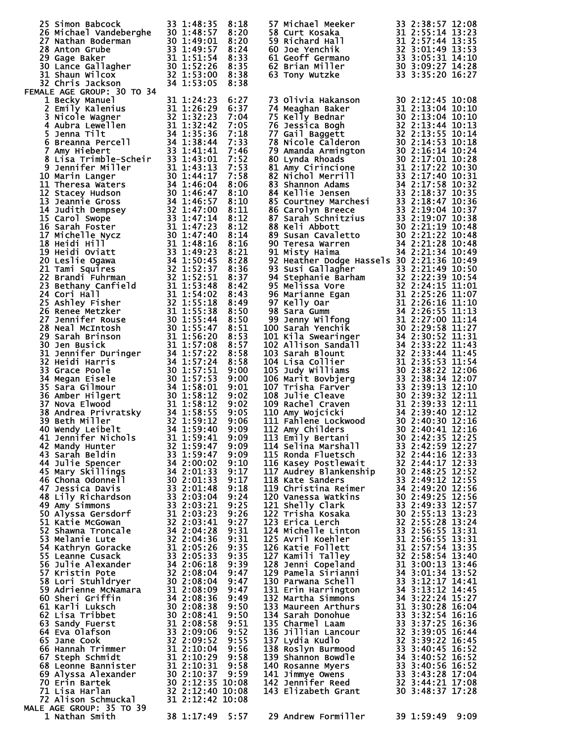| Place | Name | Age | Time | Pace |
|---|---|---|---|---|
| 25 | Simon Babcock | 33 | 1:48:35 | 8:18 |
| 26 | Michael Vandeberghe | 30 | 1:48:57 | 8:20 |
| 27 | Nathan Boderman | 30 | 1:49:01 | 8:20 |
| 28 | Anton Grube | 33 | 1:49:57 | 8:24 |
| 29 | Gage Baker | 31 | 1:51:54 | 8:33 |
| 30 | Lance Gallagher | 30 | 1:52:26 | 8:35 |
| 31 | Shaun Wilcox | 32 | 1:53:00 | 8:38 |
| 32 | Chris Jackson | 34 | 1:53:05 | 8:38 |
| 57 | Michael Meeker | 33 | 2:38:57 | 12:08 |
| 58 | Curt Kosaka | 31 | 2:55:14 | 13:23 |
| 59 | Richard Hall | 31 | 2:57:44 | 13:35 |
| 60 | Joe Yenchik | 32 | 3:01:49 | 13:53 |
| 61 | Geoff Germano | 33 | 3:05:31 | 14:10 |
| 62 | Brian Miller | 30 | 3:09:27 | 14:28 |
| 63 | Tony Wutzke | 33 | 3:35:20 | 16:27 |

FEMALE AGE GROUP: 30 TO 34

| Place | Name | Age | Time | Pace |
|---|---|---|---|---|
| 1 | Becky Manuel | 31 | 1:24:23 | 6:27 |
| 2 | Emily Kalenius | 31 | 1:26:29 | 6:37 |
| 3 | Nicole Wagner | 32 | 1:32:23 | 7:04 |
| 4 | Aubra Lewellen | 31 | 1:32:42 | 7:05 |
| 5 | Jenna Tilt | 34 | 1:35:36 | 7:18 |
| 6 | Breanna Percell | 34 | 1:38:44 | 7:33 |
| 7 | Amy Hiebert | 33 | 1:41:41 | 7:46 |
| 8 | Lisa Trimble-Scheir | 33 | 1:43:01 | 7:52 |
| 9 | Jennifer Miller | 31 | 1:43:13 | 7:53 |
| 10 | Marin Langer | 30 | 1:44:17 | 7:58 |
| 11 | Theresa Waters | 34 | 1:46:04 | 8:06 |
| 12 | Stacey Hudson | 30 | 1:46:47 | 8:10 |
| 13 | Jeannie Gross | 34 | 1:46:57 | 8:10 |
| 14 | Judith Dempsey | 32 | 1:47:00 | 8:11 |
| 15 | Carol Swope | 33 | 1:47:14 | 8:12 |
| 16 | Sarah Foster | 31 | 1:47:23 | 8:12 |
| 17 | Michelle Nycz | 30 | 1:47:40 | 8:14 |
| 18 | Heidi Hill | 31 | 1:48:16 | 8:16 |
| 19 | Heidi Oviatt | 33 | 1:49:23 | 8:21 |
| 20 | Leslie Ogawa | 34 | 1:50:45 | 8:28 |
| 21 | Tami Squires | 32 | 1:52:37 | 8:36 |
| 22 | Brandi Fuhrman | 32 | 1:52:51 | 8:37 |
| 23 | Bethany Canfield | 31 | 1:53:48 | 8:42 |
| 24 | Cori Hall | 31 | 1:54:02 | 8:43 |
| 25 | Ashley Fisher | 32 | 1:55:18 | 8:49 |
| 26 | Renee Metzker | 31 | 1:55:38 | 8:50 |
| 27 | Jennifer Rouse | 30 | 1:55:44 | 8:50 |
| 28 | Neal McIntosh | 30 | 1:55:47 | 8:51 |
| 29 | Sarah Brinson | 31 | 1:56:20 | 8:53 |
| 30 | Jen Busick | 31 | 1:57:08 | 8:57 |
| 31 | Jennifer Duringer | 34 | 1:57:22 | 8:58 |
| 32 | Heidi Harris | 34 | 1:57:24 | 8:58 |
| 33 | Grace Poole | 30 | 1:57:51 | 9:00 |
| 34 | Megan Eisele | 30 | 1:57:53 | 9:00 |
| 35 | Sara Gilmour | 34 | 1:58:01 | 9:01 |
| 36 | Amber Hilgert | 30 | 1:58:12 | 9:02 |
| 37 | Nova Elwood | 31 | 1:58:12 | 9:02 |
| 38 | Andrea Privratsky | 34 | 1:58:55 | 9:05 |
| 39 | Beth Miller | 32 | 1:59:12 | 9:06 |
| 40 | Wendy Leibelt | 34 | 1:59:40 | 9:09 |
| 41 | Jennifer Nichols | 31 | 1:59:41 | 9:09 |
| 42 | Mandy Hunter | 32 | 1:59:47 | 9:09 |
| 43 | Sarah Beldin | 33 | 1:59:47 | 9:09 |
| 44 | Julie Spencer | 34 | 2:00:02 | 9:10 |
| 45 | Mary Skillings | 34 | 2:01:33 | 9:17 |
| 46 | Chona Odonnell | 30 | 2:01:33 | 9:17 |
| 47 | Jessica Davis | 33 | 2:01:48 | 9:18 |
| 48 | Lily Richardson | 33 | 2:03:04 | 9:24 |
| 49 | Amy Simmons | 33 | 2:03:21 | 9:25 |
| 50 | Alyssa Gersdorf | 31 | 2:03:23 | 9:26 |
| 51 | Katie McGowan | 32 | 2:03:41 | 9:27 |
| 52 | Shawna Troncale | 34 | 2:04:28 | 9:31 |
| 53 | Melanie Lute | 32 | 2:04:36 | 9:31 |
| 54 | Kathryn Goracke | 31 | 2:05:26 | 9:35 |
| 55 | Leanne Cusack | 33 | 2:05:33 | 9:35 |
| 56 | Julie Alexander | 34 | 2:06:18 | 9:39 |
| 57 | Kristin Pote | 32 | 2:08:04 | 9:47 |
| 58 | Lori Stuhldryer | 30 | 2:08:04 | 9:47 |
| 59 | Adrienne McNamara | 31 | 2:08:09 | 9:47 |
| 60 | Sheri Griffin | 34 | 2:08:36 | 9:49 |
| 61 | Karli Luksch | 30 | 2:08:38 | 9:50 |
| 62 | Lisa Tribbet | 30 | 2:08:41 | 9:50 |
| 63 | Sandy Fuerst | 31 | 2:08:58 | 9:51 |
| 64 | Eva Olafson | 33 | 2:09:06 | 9:52 |
| 65 | Jane Cook | 32 | 2:09:52 | 9:55 |
| 66 | Hannah Trimmer | 31 | 2:10:04 | 9:56 |
| 67 | Steph Schmidt | 31 | 2:10:29 | 9:58 |
| 68 | Leonne Bannister | 31 | 2:10:31 | 9:58 |
| 69 | Alyssa Alexander | 30 | 2:10:37 | 9:59 |
| 70 | Erin Bartek | 30 | 2:12:35 | 10:08 |
| 71 | Lisa Harlan | 32 | 2:12:40 | 10:08 |
| 72 | Alison Schmuckal | 31 | 2:12:42 | 10:08 |
| 73 | Olivia Hakanson | 30 | 2:12:45 | 10:08 |
| 74 | Meaghan Baker | 31 | 2:13:04 | 10:10 |
| 75 | Kelly Bednar | 30 | 2:13:04 | 10:10 |
| 76 | Jessica Bogh | 32 | 2:13:44 | 10:13 |
| 77 | Gail Baggett | 32 | 2:13:55 | 10:14 |
| 78 | Nicole Calderon | 30 | 2:14:53 | 10:18 |
| 79 | Amanda Armington | 30 | 2:16:14 | 10:24 |
| 80 | Lynda Rhoads | 30 | 2:17:01 | 10:28 |
| 81 | Amy Cirincione | 31 | 2:17:22 | 10:30 |
| 82 | Nichol Merrill | 33 | 2:17:40 | 10:31 |
| 83 | Shannon Adams | 34 | 2:17:58 | 10:32 |
| 84 | Kellie Jensen | 33 | 2:18:37 | 10:35 |
| 85 | Courtney Marchesi | 33 | 2:18:47 | 10:36 |
| 86 | Carolyn Breece | 33 | 2:19:04 | 10:37 |
| 87 | Sarah Schnitzius | 33 | 2:19:07 | 10:38 |
| 88 | Keli Abbott | 30 | 2:21:19 | 10:48 |
| 89 | Susan Cavaletto | 30 | 2:21:22 | 10:48 |
| 90 | Teresa Warren | 34 | 2:21:28 | 10:48 |
| 91 | Misty Haima | 34 | 2:21:34 | 10:49 |
| 92 | Heather Dodge Hassels | 30 | 2:21:36 | 10:49 |
| 93 | Susi Gallagher | 33 | 2:21:49 | 10:50 |
| 94 | Stephanie Barham | 32 | 2:22:39 | 10:54 |
| 95 | Melissa Vore | 32 | 2:24:15 | 11:01 |
| 96 | Marianne Egan | 31 | 2:25:26 | 11:07 |
| 97 | Kelly Oar | 31 | 2:26:16 | 11:10 |
| 98 | Sara Gumm | 34 | 2:26:55 | 11:13 |
| 99 | Jenny Wilfong | 31 | 2:27:00 | 11:14 |
| 100 | Sarah Yenchik | 30 | 2:29:58 | 11:27 |
| 101 | Kila Swearinger | 34 | 2:30:52 | 11:31 |
| 102 | Allison Sandall | 34 | 2:33:22 | 11:43 |
| 103 | Sarah Blount | 32 | 2:33:44 | 11:45 |
| 104 | Lisa Collier | 31 | 2:35:53 | 11:54 |
| 105 | Judy Williams | 30 | 2:38:22 | 12:06 |
| 106 | Marit Bovbjerg | 33 | 2:38:34 | 12:07 |
| 107 | Trisha Farver | 33 | 2:39:13 | 12:10 |
| 108 | Julie Cleave | 30 | 2:39:32 | 12:11 |
| 109 | Rachel Craven | 31 | 2:39:33 | 12:11 |
| 110 | Amy Wojcicki | 34 | 2:39:40 | 12:12 |
| 111 | Fahlene Lockwood | 30 | 2:40:30 | 12:16 |
| 112 | Amy Childers | 30 | 2:40:41 | 12:16 |
| 113 | Emily Bertani | 30 | 2:42:35 | 12:25 |
| 114 | Selina Marshall | 33 | 2:42:59 | 12:27 |
| 115 | Ronda Fluetsch | 32 | 2:44:16 | 12:33 |
| 116 | Kasey Postlewait | 32 | 2:44:17 | 12:33 |
| 117 | Audrey Blankenship | 30 | 2:48:25 | 12:52 |
| 118 | Kate Sanders | 33 | 2:49:12 | 12:55 |
| 119 | Christina Reimer | 34 | 2:49:20 | 12:56 |
| 120 | Vanessa Watkins | 30 | 2:49:25 | 12:56 |
| 121 | Shelly Clark | 33 | 2:49:33 | 12:57 |
| 122 | Trisha Kosaka | 30 | 2:55:13 | 13:23 |
| 123 | Erica Lerch | 32 | 2:55:28 | 13:24 |
| 124 | Michelle Linton | 33 | 2:56:55 | 13:31 |
| 125 | Avril Koehler | 31 | 2:56:55 | 13:31 |
| 126 | Katie Follett | 31 | 2:57:54 | 13:35 |
| 127 | Kamili Talley | 32 | 2:58:54 | 13:40 |
| 128 | Jenni Copeland | 31 | 3:00:13 | 13:46 |
| 129 | Pamela Sirianni | 34 | 3:01:34 | 13:52 |
| 130 | Parwana Schell | 33 | 3:12:17 | 14:41 |
| 131 | Erin Harrington | 34 | 3:13:12 | 14:45 |
| 132 | Martha Simmons | 34 | 3:22:24 | 15:27 |
| 133 | Maureen Arthurs | 31 | 3:30:28 | 16:04 |
| 134 | Sarah Donohue | 33 | 3:32:54 | 16:16 |
| 135 | Charmel Laam | 33 | 3:37:25 | 16:36 |
| 136 | Jillian Lancour | 32 | 3:39:05 | 16:44 |
| 137 | Lydia Kudlo | 32 | 3:39:22 | 16:45 |
| 138 | Roslyn Burmood | 33 | 3:40:45 | 16:52 |
| 139 | Shannon Bowdle | 34 | 3:40:52 | 16:52 |
| 140 | Rosanne Myers | 33 | 3:40:56 | 16:52 |
| 141 | Jimmye Owens | 33 | 3:43:28 | 17:04 |
| 142 | Jennifer Reed | 32 | 3:44:21 | 17:08 |
| 143 | Elizabeth Grant | 30 | 3:48:37 | 17:28 |

MALE AGE GROUP: 35 TO 39

| Place | Name | Age | Time | Pace |
|---|---|---|---|---|
| 1 | Nathan Smith | 38 | 1:17:49 | 5:57 |
| 29 | Andrew Formiller | 39 | 1:59:49 | 9:09 |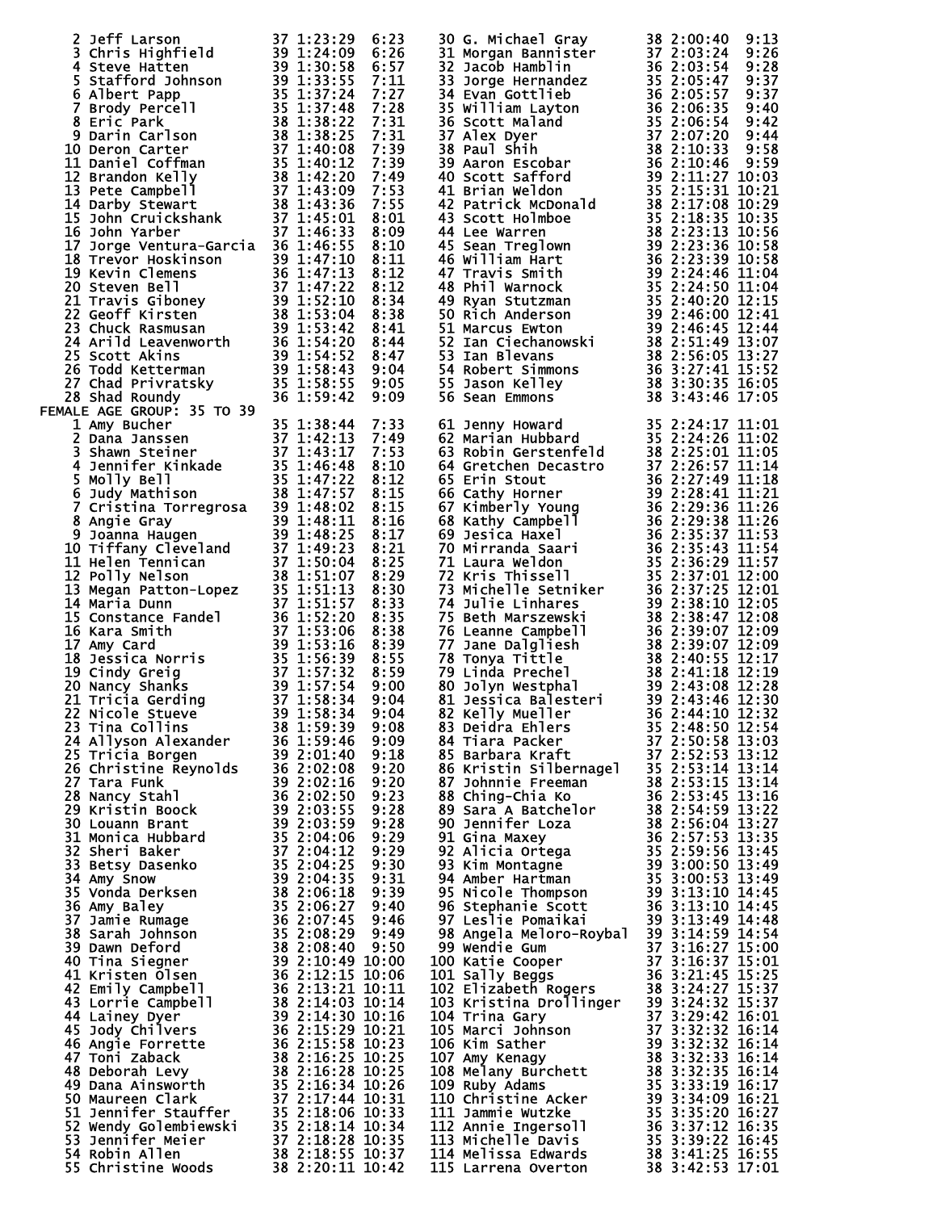| Place | Name | Age | Time | Pace |
|---|---|---|---|---|
| 2 | Jeff Larson | 37 | 1:23:29 | 6:23 |
| 3 | Chris Highfield | 39 | 1:24:09 | 6:26 |
| 4 | Steve Hatten | 39 | 1:30:58 | 6:57 |
| 5 | Stafford Johnson | 39 | 1:33:55 | 7:11 |
| 6 | Albert Papp | 35 | 1:37:24 | 7:27 |
| 7 | Brody Percell | 35 | 1:37:48 | 7:28 |
| 8 | Eric Park | 38 | 1:38:22 | 7:31 |
| 9 | Darin Carlson | 38 | 1:38:25 | 7:31 |
| 10 | Deron Carter | 37 | 1:40:08 | 7:39 |
| 11 | Daniel Coffman | 35 | 1:40:12 | 7:39 |
| 12 | Brandon Kelly | 38 | 1:42:20 | 7:49 |
| 13 | Pete Campbell | 37 | 1:43:09 | 7:53 |
| 14 | Darby Stewart | 38 | 1:43:36 | 7:55 |
| 15 | John Cruickshank | 37 | 1:45:01 | 8:01 |
| 16 | John Yarber | 37 | 1:46:33 | 8:09 |
| 17 | Jorge Ventura-Garcia | 36 | 1:46:55 | 8:10 |
| 18 | Trevor Hoskinson | 39 | 1:47:10 | 8:11 |
| 19 | Kevin Clemens | 36 | 1:47:13 | 8:12 |
| 20 | Steven Bell | 37 | 1:47:22 | 8:12 |
| 21 | Travis Giboney | 39 | 1:52:10 | 8:34 |
| 22 | Geoff Kirsten | 38 | 1:53:04 | 8:38 |
| 23 | Chuck Rasmusan | 39 | 1:53:42 | 8:41 |
| 24 | Arild Leavenworth | 36 | 1:54:20 | 8:44 |
| 25 | Scott Akins | 39 | 1:54:52 | 8:47 |
| 26 | Todd Ketterman | 39 | 1:58:43 | 9:04 |
| 27 | Chad Privratsky | 35 | 1:58:55 | 9:05 |
| 28 | Shad Roundy | 36 | 1:59:42 | 9:09 |
| 30 | G. Michael Gray | 38 | 2:00:40 | 9:13 |
| 31 | Morgan Bannister | 37 | 2:03:24 | 9:26 |
| 32 | Jacob Hamblin | 36 | 2:03:54 | 9:28 |
| 33 | Jorge Hernandez | 35 | 2:05:47 | 9:37 |
| 34 | Evan Gottlieb | 36 | 2:05:57 | 9:37 |
| 35 | William Layton | 36 | 2:06:35 | 9:40 |
| 36 | Scott Maland | 35 | 2:06:54 | 9:42 |
| 37 | Alex Dyer | 37 | 2:07:20 | 9:44 |
| 38 | Paul Shih | 38 | 2:10:33 | 9:58 |
| 39 | Aaron Escobar | 36 | 2:10:46 | 9:59 |
| 40 | Scott Safford | 39 | 2:11:27 | 10:03 |
| 41 | Brian Weldon | 35 | 2:15:31 | 10:21 |
| 42 | Patrick McDonald | 38 | 2:17:08 | 10:29 |
| 43 | Scott Holmboe | 35 | 2:18:35 | 10:35 |
| 44 | Lee Warren | 38 | 2:23:13 | 10:56 |
| 45 | Sean Treglown | 39 | 2:23:36 | 10:58 |
| 46 | William Hart | 36 | 2:23:39 | 10:58 |
| 47 | Travis Smith | 39 | 2:24:46 | 11:04 |
| 48 | Phil Warnock | 35 | 2:24:50 | 11:04 |
| 49 | Ryan Stutzman | 35 | 2:40:20 | 12:15 |
| 50 | Rich Anderson | 39 | 2:46:00 | 12:41 |
| 51 | Marcus Ewton | 39 | 2:46:45 | 12:44 |
| 52 | Ian Ciechanowski | 38 | 2:51:49 | 13:07 |
| 53 | Ian Blevans | 38 | 2:56:05 | 13:27 |
| 54 | Robert Simmons | 36 | 3:27:41 | 15:52 |
| 55 | Jason Kelley | 38 | 3:30:35 | 16:05 |
| 56 | Sean Emmons | 38 | 3:43:46 | 17:05 |

FEMALE AGE GROUP: 35 TO 39

| Place | Name | Age | Time | Pace |
|---|---|---|---|---|
| 1 | Amy Bucher | 35 | 1:38:44 | 7:33 |
| 2 | Dana Janssen | 37 | 1:42:13 | 7:49 |
| 3 | Shawn Steiner | 37 | 1:43:17 | 7:53 |
| 4 | Jennifer Kinkade | 35 | 1:46:48 | 8:10 |
| 5 | Molly Bell | 35 | 1:47:22 | 8:12 |
| 6 | Judy Mathison | 38 | 1:47:57 | 8:15 |
| 7 | Cristina Torregrosa | 39 | 1:48:02 | 8:15 |
| 8 | Angie Gray | 39 | 1:48:11 | 8:16 |
| 9 | Joanna Haugen | 39 | 1:48:25 | 8:17 |
| 10 | Tiffany Cleveland | 37 | 1:49:23 | 8:21 |
| 11 | Helen Tennican | 37 | 1:50:04 | 8:25 |
| 12 | Polly Nelson | 38 | 1:51:07 | 8:29 |
| 13 | Megan Patton-Lopez | 35 | 1:51:13 | 8:30 |
| 14 | Maria Dunn | 37 | 1:51:57 | 8:33 |
| 15 | Constance Fandel | 36 | 1:52:20 | 8:35 |
| 16 | Kara Smith | 37 | 1:53:06 | 8:38 |
| 17 | Amy Card | 39 | 1:53:16 | 8:39 |
| 18 | Jessica Norris | 35 | 1:56:39 | 8:55 |
| 19 | Cindy Greig | 37 | 1:57:32 | 8:59 |
| 20 | Nancy Shanks | 39 | 1:57:54 | 9:00 |
| 21 | Tricia Gerding | 37 | 1:58:34 | 9:04 |
| 22 | Nicole Stueve | 39 | 1:58:34 | 9:04 |
| 23 | Tina Collins | 38 | 1:59:39 | 9:08 |
| 24 | Allyson Alexander | 36 | 1:59:46 | 9:09 |
| 25 | Tricia Borgen | 39 | 2:01:40 | 9:18 |
| 26 | Christine Reynolds | 36 | 2:02:08 | 9:20 |
| 27 | Tara Funk | 39 | 2:02:16 | 9:20 |
| 28 | Nancy Stahl | 36 | 2:02:50 | 9:23 |
| 29 | Kristin Boock | 39 | 2:03:55 | 9:28 |
| 30 | Louann Brant | 39 | 2:03:59 | 9:28 |
| 31 | Monica Hubbard | 35 | 2:04:06 | 9:29 |
| 32 | Sheri Baker | 37 | 2:04:12 | 9:29 |
| 33 | Betsy Dasenko | 35 | 2:04:25 | 9:30 |
| 34 | Amy Snow | 39 | 2:04:35 | 9:31 |
| 35 | Vonda Derksen | 38 | 2:06:18 | 9:39 |
| 36 | Amy Baley | 35 | 2:06:27 | 9:40 |
| 37 | Jamie Rumage | 36 | 2:07:45 | 9:46 |
| 38 | Sarah Johnson | 35 | 2:08:29 | 9:49 |
| 39 | Dawn Deford | 38 | 2:08:40 | 9:50 |
| 40 | Tina Siegner | 39 | 2:10:49 | 10:00 |
| 41 | Kristen Olsen | 36 | 2:12:15 | 10:06 |
| 42 | Emily Campbell | 36 | 2:13:21 | 10:11 |
| 43 | Lorrie Campbell | 38 | 2:14:03 | 10:14 |
| 44 | Lainey Dyer | 39 | 2:14:30 | 10:16 |
| 45 | Jody Chilvers | 36 | 2:15:29 | 10:21 |
| 46 | Angie Forrette | 36 | 2:15:58 | 10:23 |
| 47 | Toni Zaback | 38 | 2:16:25 | 10:25 |
| 48 | Deborah Levy | 38 | 2:16:28 | 10:25 |
| 49 | Dana Ainsworth | 35 | 2:16:34 | 10:26 |
| 50 | Maureen Clark | 37 | 2:17:44 | 10:31 |
| 51 | Jennifer Stauffer | 35 | 2:18:06 | 10:33 |
| 52 | Wendy Golembiewski | 35 | 2:18:14 | 10:34 |
| 53 | Jennifer Meier | 37 | 2:18:28 | 10:35 |
| 54 | Robin Allen | 38 | 2:18:55 | 10:37 |
| 55 | Christine Woods | 38 | 2:20:11 | 10:42 |
| 61 | Jenny Howard | 35 | 2:24:17 | 11:01 |
| 62 | Marian Hubbard | 35 | 2:24:26 | 11:02 |
| 63 | Robin Gerstenfeld | 38 | 2:25:01 | 11:05 |
| 64 | Gretchen Decastro | 37 | 2:26:57 | 11:14 |
| 65 | Erin Stout | 36 | 2:27:49 | 11:18 |
| 66 | Cathy Horner | 39 | 2:28:41 | 11:21 |
| 67 | Kimberly Young | 36 | 2:29:36 | 11:26 |
| 68 | Kathy Campbell | 36 | 2:29:38 | 11:26 |
| 69 | Jesica Haxel | 36 | 2:35:37 | 11:53 |
| 70 | Mirranda Saari | 36 | 2:35:43 | 11:54 |
| 71 | Laura Weldon | 35 | 2:36:29 | 11:57 |
| 72 | Kris Thissell | 35 | 2:37:01 | 12:00 |
| 73 | Michelle Setniker | 36 | 2:37:25 | 12:01 |
| 74 | Julie Linhares | 39 | 2:38:10 | 12:05 |
| 75 | Beth Marszewski | 38 | 2:38:47 | 12:08 |
| 76 | Leanne Campbell | 36 | 2:39:07 | 12:09 |
| 77 | Jane Dalgliesh | 38 | 2:39:07 | 12:09 |
| 78 | Tonya Tittle | 38 | 2:40:55 | 12:17 |
| 79 | Linda Prechel | 38 | 2:41:18 | 12:19 |
| 80 | Jolyn Westphal | 39 | 2:43:08 | 12:28 |
| 81 | Jessica Balesteri | 39 | 2:43:46 | 12:30 |
| 82 | Kelly Mueller | 36 | 2:44:10 | 12:32 |
| 83 | Deidra Ehlers | 35 | 2:48:50 | 12:54 |
| 84 | Tiara Packer | 37 | 2:50:58 | 13:03 |
| 85 | Barbara Kraft | 37 | 2:52:53 | 13:12 |
| 86 | Kristin Silbernagel | 35 | 2:53:14 | 13:14 |
| 87 | Johnnie Freeman | 38 | 2:53:15 | 13:14 |
| 88 | Ching-Chia Ko | 36 | 2:53:45 | 13:16 |
| 89 | Sara A Batchelor | 38 | 2:54:59 | 13:22 |
| 90 | Jennifer Loza | 38 | 2:56:04 | 13:27 |
| 91 | Gina Maxey | 36 | 2:57:53 | 13:35 |
| 92 | Alicia Ortega | 35 | 2:59:56 | 13:45 |
| 93 | Kim Montagne | 39 | 3:00:50 | 13:49 |
| 94 | Amber Hartman | 35 | 3:00:53 | 13:49 |
| 95 | Nicole Thompson | 39 | 3:13:10 | 14:45 |
| 96 | Stephanie Scott | 36 | 3:13:10 | 14:45 |
| 97 | Leslie Pomaikai | 39 | 3:13:49 | 14:48 |
| 98 | Angela Meloro-Roybal | 39 | 3:14:59 | 14:54 |
| 99 | Wendie Gum | 37 | 3:16:27 | 15:00 |
| 100 | Katie Cooper | 37 | 3:16:37 | 15:01 |
| 101 | Sally Beggs | 36 | 3:21:45 | 15:25 |
| 102 | Elizabeth Rogers | 38 | 3:24:27 | 15:37 |
| 103 | Kristina Drollinger | 39 | 3:24:32 | 15:37 |
| 104 | Trina Gary | 37 | 3:29:42 | 16:01 |
| 105 | Marci Johnson | 37 | 3:32:32 | 16:14 |
| 106 | Kim Sather | 39 | 3:32:32 | 16:14 |
| 107 | Amy Kenagy | 38 | 3:32:33 | 16:14 |
| 108 | Melany Burchett | 38 | 3:32:35 | 16:14 |
| 109 | Ruby Adams | 35 | 3:33:19 | 16:17 |
| 110 | Christine Acker | 39 | 3:34:09 | 16:21 |
| 111 | Jammie Wutzke | 35 | 3:35:20 | 16:27 |
| 112 | Annie Ingersoll | 36 | 3:37:12 | 16:35 |
| 113 | Michelle Davis | 35 | 3:39:22 | 16:45 |
| 114 | Melissa Edwards | 38 | 3:41:25 | 16:55 |
| 115 | Larrena Overton | 38 | 3:42:53 | 17:01 |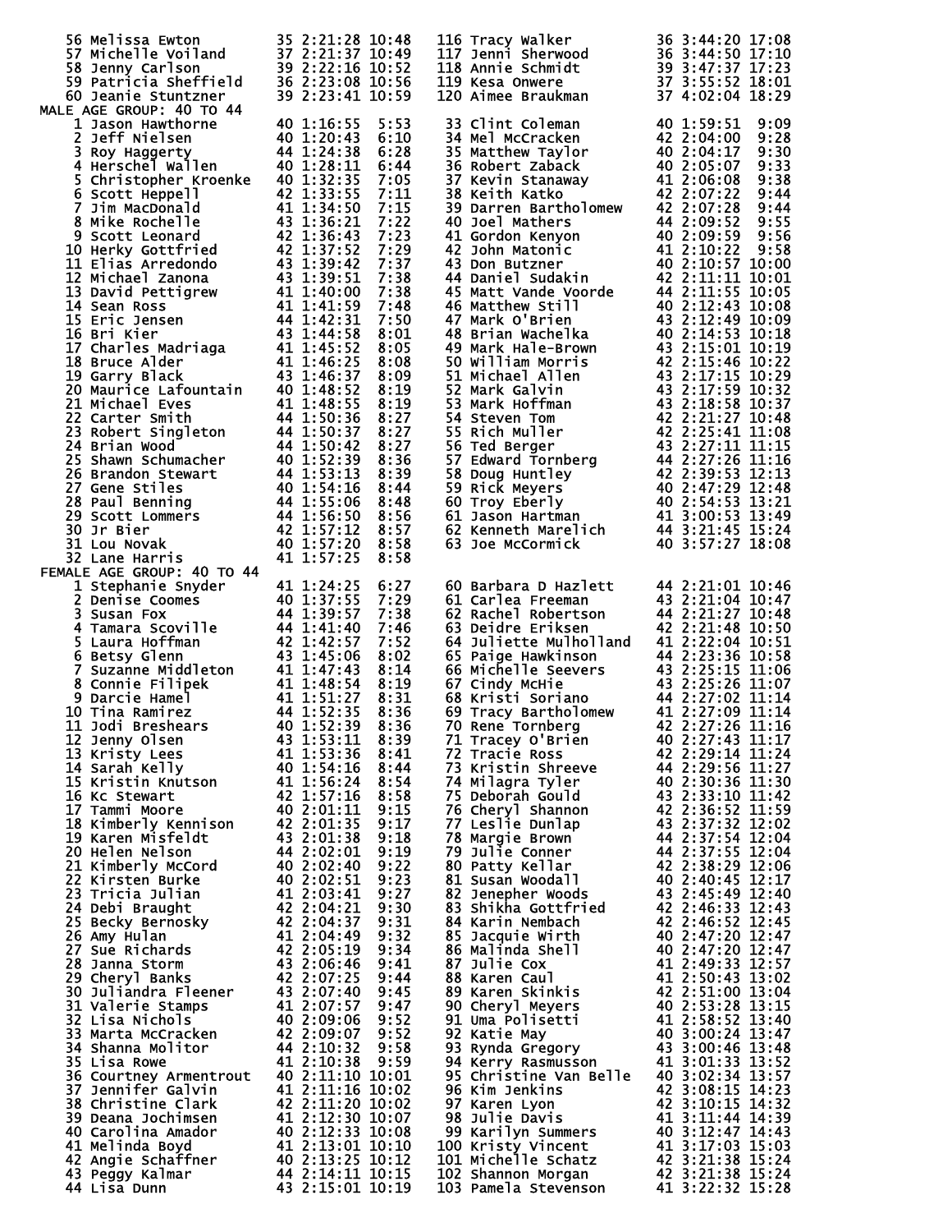| Place | Name | Age | Time | Pace |
|---|---|---|---|---|
| 56 | Melissa Ewton | 35 | 2:21:28 | 10:48 |
| 57 | Michelle Voiland | 37 | 2:21:37 | 10:49 |
| 58 | Jenny Carlson | 39 | 2:22:16 | 10:52 |
| 59 | Patricia Sheffield | 36 | 2:23:08 | 10:56 |
| 60 | Jeanie Stuntzner | 39 | 2:23:41 | 10:59 |
| 116 | Tracy Walker | 36 | 3:44:20 | 17:08 |
| 117 | Jenni Sherwood | 36 | 3:44:50 | 17:10 |
| 118 | Annie Schmidt | 39 | 3:47:37 | 17:23 |
| 119 | Kesa Onwere | 37 | 3:55:52 | 18:01 |
| 120 | Aimee Braukman | 37 | 4:02:04 | 18:29 |

## MALE AGE GROUP: 40 TO 44

| Place | Name | Age | Time | Pace |
|---|---|---|---|---|
| 1 | Jason Hawthorne | 40 | 1:16:55 | 5:53 |
| 2 | Jeff Nielsen | 40 | 1:20:43 | 6:10 |
| 3 | Roy Haggerty | 44 | 1:24:38 | 6:28 |
| 4 | Herschel Wallen | 40 | 1:28:11 | 6:44 |
| 5 | Christopher Kroenke | 40 | 1:32:35 | 7:05 |
| 6 | Scott Heppell | 42 | 1:33:55 | 7:11 |
| 7 | Jim MacDonald | 41 | 1:34:50 | 7:15 |
| 8 | Mike Rochelle | 43 | 1:36:21 | 7:22 |
| 9 | Scott Leonard | 42 | 1:36:43 | 7:23 |
| 10 | Herky Gottfried | 42 | 1:37:52 | 7:29 |
| 11 | Elias Arredondo | 43 | 1:39:42 | 7:37 |
| 12 | Michael Zanona | 43 | 1:39:51 | 7:38 |
| 13 | David Pettigrew | 41 | 1:40:00 | 7:38 |
| 14 | Sean Ross | 41 | 1:41:59 | 7:48 |
| 15 | Eric Jensen | 44 | 1:42:31 | 7:50 |
| 16 | Bri Kier | 43 | 1:44:58 | 8:01 |
| 17 | Charles Madriaga | 41 | 1:45:52 | 8:05 |
| 18 | Bruce Alder | 41 | 1:46:25 | 8:08 |
| 19 | Garry Black | 43 | 1:46:37 | 8:09 |
| 20 | Maurice Lafountain | 40 | 1:48:52 | 8:19 |
| 21 | Michael Eves | 41 | 1:48:55 | 8:19 |
| 22 | Carter Smith | 44 | 1:50:36 | 8:27 |
| 23 | Robert Singleton | 44 | 1:50:37 | 8:27 |
| 24 | Brian Wood | 44 | 1:50:42 | 8:27 |
| 25 | Shawn Schumacher | 40 | 1:52:39 | 8:36 |
| 26 | Brandon Stewart | 44 | 1:53:13 | 8:39 |
| 27 | Gene Stiles | 40 | 1:54:16 | 8:44 |
| 28 | Paul Benning | 44 | 1:55:06 | 8:48 |
| 29 | Scott Lommers | 44 | 1:56:50 | 8:56 |
| 30 | Jr Bier | 42 | 1:57:12 | 8:57 |
| 31 | Lou Novak | 40 | 1:57:20 | 8:58 |
| 32 | Lane Harris | 41 | 1:57:25 | 8:58 |
| 33 | Clint Coleman | 40 | 1:59:51 | 9:09 |
| 34 | Mel McCracken | 42 | 2:04:00 | 9:28 |
| 35 | Matthew Taylor | 40 | 2:04:17 | 9:30 |
| 36 | Robert Zaback | 40 | 2:05:07 | 9:33 |
| 37 | Kevin Stanaway | 41 | 2:06:08 | 9:38 |
| 38 | Keith Katko | 42 | 2:07:22 | 9:44 |
| 39 | Darren Bartholomew | 42 | 2:07:28 | 9:44 |
| 40 | Joel Mathers | 44 | 2:09:52 | 9:55 |
| 41 | Gordon Kenyon | 40 | 2:09:59 | 9:56 |
| 42 | John Matonic | 41 | 2:10:22 | 9:58 |
| 43 | Don Butzner | 40 | 2:10:57 | 10:00 |
| 44 | Daniel Sudakin | 42 | 2:11:11 | 10:01 |
| 45 | Matt Vande Voorde | 44 | 2:11:55 | 10:05 |
| 46 | Matthew Still | 40 | 2:12:43 | 10:08 |
| 47 | Mark O'Brien | 43 | 2:12:49 | 10:09 |
| 48 | Brian Wachelka | 40 | 2:14:53 | 10:18 |
| 49 | Mark Hale-Brown | 43 | 2:15:01 | 10:19 |
| 50 | William Morris | 42 | 2:15:46 | 10:22 |
| 51 | Michael Allen | 43 | 2:17:15 | 10:29 |
| 52 | Mark Galvin | 43 | 2:17:59 | 10:32 |
| 53 | Mark Hoffman | 43 | 2:18:58 | 10:37 |
| 54 | Steven Tom | 42 | 2:21:27 | 10:48 |
| 55 | Rich Muller | 42 | 2:25:41 | 11:08 |
| 56 | Ted Berger | 43 | 2:27:11 | 11:15 |
| 57 | Edward Tornberg | 44 | 2:27:26 | 11:16 |
| 58 | Doug Huntley | 42 | 2:39:53 | 12:13 |
| 59 | Rick Meyers | 40 | 2:47:29 | 12:48 |
| 60 | Troy Eberly | 40 | 2:54:53 | 13:21 |
| 61 | Jason Hartman | 41 | 3:00:53 | 13:49 |
| 62 | Kenneth Marelich | 44 | 3:21:45 | 15:24 |
| 63 | Joe McCormick | 40 | 3:57:27 | 18:08 |

## FEMALE AGE GROUP: 40 TO 44

| Place | Name | Age | Time | Pace |
|---|---|---|---|---|
| 1 | Stephanie Snyder | 41 | 1:24:25 | 6:27 |
| 2 | Denise Coomes | 40 | 1:37:55 | 7:29 |
| 3 | Susan Fox | 44 | 1:39:57 | 7:38 |
| 4 | Tamara Scoville | 44 | 1:41:40 | 7:46 |
| 5 | Laura Hoffman | 42 | 1:42:57 | 7:52 |
| 6 | Betsy Glenn | 43 | 1:45:06 | 8:02 |
| 7 | Suzanne Middleton | 41 | 1:47:43 | 8:14 |
| 8 | Connie Filipek | 41 | 1:48:54 | 8:19 |
| 9 | Darcie Hamel | 41 | 1:51:27 | 8:31 |
| 10 | Tina Ramirez | 44 | 1:52:35 | 8:36 |
| 11 | Jodi Breshears | 40 | 1:52:39 | 8:36 |
| 12 | Jenny Olsen | 43 | 1:53:11 | 8:39 |
| 13 | Kristy Lees | 41 | 1:53:36 | 8:41 |
| 14 | Sarah Kelly | 40 | 1:54:16 | 8:44 |
| 15 | Kristin Knutson | 41 | 1:56:24 | 8:54 |
| 16 | Kc Stewart | 42 | 1:57:16 | 8:58 |
| 17 | Tammi Moore | 40 | 2:01:11 | 9:15 |
| 18 | Kimberly Kennison | 42 | 2:01:35 | 9:17 |
| 19 | Karen Misfeldt | 43 | 2:01:38 | 9:18 |
| 20 | Helen Nelson | 44 | 2:02:01 | 9:19 |
| 21 | Kimberly McCord | 40 | 2:02:40 | 9:22 |
| 22 | Kirsten Burke | 40 | 2:02:51 | 9:23 |
| 23 | Tricia Julian | 41 | 2:03:41 | 9:27 |
| 24 | Debi Braught | 42 | 2:04:21 | 9:30 |
| 25 | Becky Bernosky | 42 | 2:04:37 | 9:31 |
| 26 | Amy Hulan | 41 | 2:04:49 | 9:32 |
| 27 | Sue Richards | 42 | 2:05:19 | 9:34 |
| 28 | Janna Storm | 43 | 2:06:46 | 9:41 |
| 29 | Cheryl Banks | 42 | 2:07:25 | 9:44 |
| 30 | Juliandra Fleener | 43 | 2:07:40 | 9:45 |
| 31 | Valerie Stamps | 41 | 2:07:57 | 9:47 |
| 32 | Lisa Nichols | 40 | 2:09:06 | 9:52 |
| 33 | Marta McCracken | 42 | 2:09:07 | 9:52 |
| 34 | Shanna Molitor | 44 | 2:10:32 | 9:58 |
| 35 | Lisa Rowe | 41 | 2:10:38 | 9:59 |
| 36 | Courtney Armentrout | 40 | 2:11:10 | 10:01 |
| 37 | Jennifer Galvin | 41 | 2:11:16 | 10:02 |
| 38 | Christine Clark | 42 | 2:11:20 | 10:02 |
| 39 | Deana Jochimsen | 41 | 2:12:30 | 10:07 |
| 40 | Carolina Amador | 40 | 2:12:33 | 10:08 |
| 41 | Melinda Boyd | 41 | 2:13:01 | 10:10 |
| 42 | Angie Schaffner | 40 | 2:13:25 | 10:12 |
| 43 | Peggy Kalmar | 44 | 2:14:11 | 10:15 |
| 44 | Lisa Dunn | 43 | 2:15:01 | 10:19 |
| 60 | Barbara D Hazlett | 44 | 2:21:01 | 10:46 |
| 61 | Carlea Freeman | 43 | 2:21:04 | 10:47 |
| 62 | Rachel Robertson | 44 | 2:21:27 | 10:48 |
| 63 | Deidre Eriksen | 42 | 2:21:48 | 10:50 |
| 64 | Juliette Mulholland | 41 | 2:22:04 | 10:51 |
| 65 | Paige Hawkinson | 44 | 2:23:36 | 10:58 |
| 66 | Michelle Seevers | 43 | 2:25:15 | 11:06 |
| 67 | Cindy McHie | 43 | 2:25:26 | 11:07 |
| 68 | Kristi Soriano | 44 | 2:27:02 | 11:14 |
| 69 | Tracy Bartholomew | 41 | 2:27:09 | 11:14 |
| 70 | Rene Tornberg | 42 | 2:27:26 | 11:16 |
| 71 | Tracey O'Brien | 40 | 2:27:43 | 11:17 |
| 72 | Tracie Ross | 42 | 2:29:14 | 11:24 |
| 73 | Kristin Shreeve | 44 | 2:29:56 | 11:27 |
| 74 | Milagra Tyler | 40 | 2:30:36 | 11:30 |
| 75 | Deborah Gould | 43 | 2:33:10 | 11:42 |
| 76 | Cheryl Shannon | 42 | 2:36:52 | 11:59 |
| 77 | Leslie Dunlap | 43 | 2:37:32 | 12:02 |
| 78 | Margie Brown | 44 | 2:37:54 | 12:04 |
| 79 | Julie Conner | 44 | 2:37:55 | 12:04 |
| 80 | Patty Kellar | 42 | 2:38:29 | 12:06 |
| 81 | Susan Woodall | 40 | 2:40:45 | 12:17 |
| 82 | Jenepher Woods | 43 | 2:45:49 | 12:40 |
| 83 | Shikha Gottfried | 42 | 2:46:33 | 12:43 |
| 84 | Karin Nembach | 42 | 2:46:52 | 12:45 |
| 85 | Jacquie Wirth | 40 | 2:47:20 | 12:47 |
| 86 | Malinda Shell | 40 | 2:47:20 | 12:47 |
| 87 | Julie Cox | 41 | 2:49:33 | 12:57 |
| 88 | Karen Caul | 41 | 2:50:43 | 13:02 |
| 89 | Karen Skinkis | 42 | 2:51:00 | 13:04 |
| 90 | Cheryl Meyers | 40 | 2:53:28 | 13:15 |
| 91 | Uma Polisetti | 41 | 2:58:52 | 13:40 |
| 92 | Katie May | 40 | 3:00:24 | 13:47 |
| 93 | Rynda Gregory | 43 | 3:00:46 | 13:48 |
| 94 | Kerry Rasmusson | 41 | 3:01:33 | 13:52 |
| 95 | Christine Van Belle | 40 | 3:02:34 | 13:57 |
| 96 | Kim Jenkins | 42 | 3:08:15 | 14:23 |
| 97 | Karen Lyon | 42 | 3:10:15 | 14:32 |
| 98 | Julie Davis | 41 | 3:11:44 | 14:39 |
| 99 | Karilyn Summers | 40 | 3:12:47 | 14:43 |
| 100 | Kristy Vincent | 41 | 3:17:03 | 15:03 |
| 101 | Michelle Schatz | 42 | 3:21:38 | 15:24 |
| 102 | Shannon Morgan | 42 | 3:21:38 | 15:24 |
| 103 | Pamela Stevenson | 41 | 3:22:32 | 15:28 |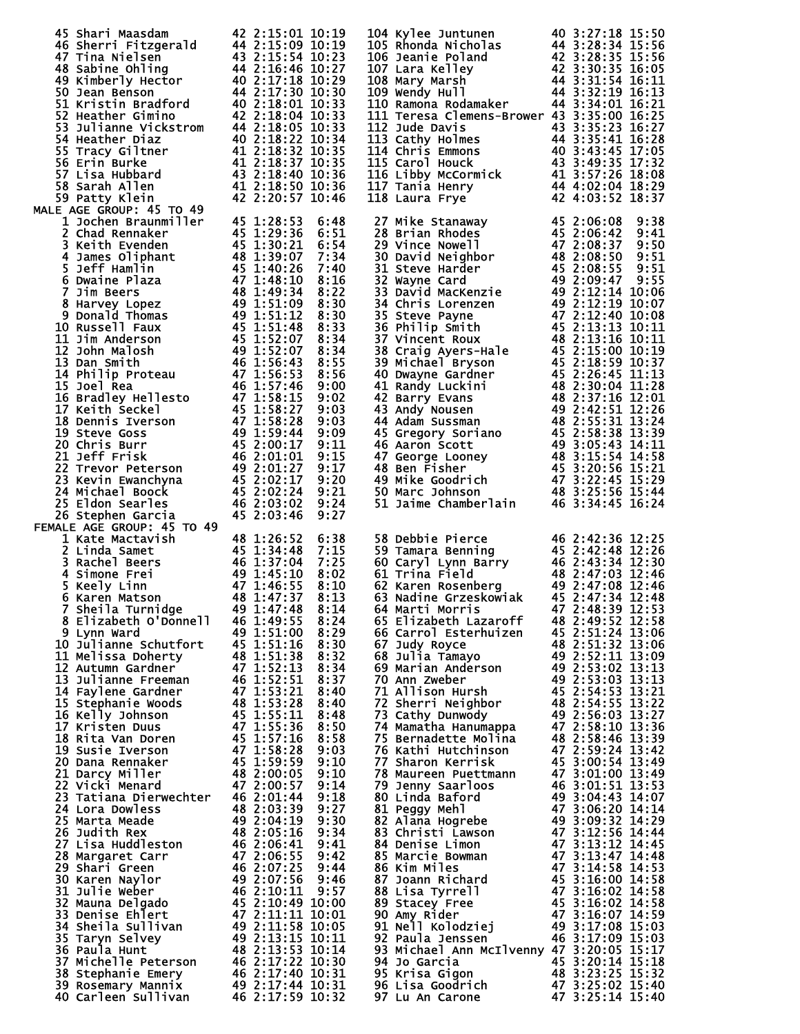| Place | Name | Age | Time | Pace |
|---|---|---|---|---|
| 45 | Shari Maasdam | 42 | 2:15:01 | 10:19 |
| 46 | Sherri Fitzgerald | 44 | 2:15:09 | 10:19 |
| 47 | Tina Nielsen | 43 | 2:15:54 | 10:23 |
| 48 | Sabine Ohling | 44 | 2:16:46 | 10:27 |
| 49 | Kimberly Hector | 40 | 2:17:18 | 10:29 |
| 50 | Jean Benson | 44 | 2:17:30 | 10:30 |
| 51 | Kristin Bradford | 40 | 2:18:01 | 10:33 |
| 52 | Heather Gimino | 42 | 2:18:04 | 10:33 |
| 53 | Julianne Vickstrom | 44 | 2:18:05 | 10:33 |
| 54 | Heather Diaz | 40 | 2:18:22 | 10:34 |
| 55 | Tracy Giltner | 41 | 2:18:32 | 10:35 |
| 56 | Erin Burke | 41 | 2:18:37 | 10:35 |
| 57 | Lisa Hubbard | 43 | 2:18:40 | 10:36 |
| 58 | Sarah Allen | 41 | 2:18:50 | 10:36 |
| 59 | Patty Klein | 42 | 2:20:57 | 10:46 |
| 104 | Kylee Juntunen | 40 | 3:27:18 | 15:50 |
| 105 | Rhonda Nicholas | 44 | 3:28:34 | 15:56 |
| 106 | Jeanie Poland | 42 | 3:28:35 | 15:56 |
| 107 | Lara Kelley | 42 | 3:30:35 | 16:05 |
| 108 | Mary Marsh | 44 | 3:31:54 | 16:11 |
| 109 | Wendy Hull | 44 | 3:32:19 | 16:13 |
| 110 | Ramona Rodamaker | 44 | 3:34:01 | 16:21 |
| 111 | Teresa Clemens-Brower | 43 | 3:35:00 | 16:25 |
| 112 | Jude Davis | 43 | 3:35:23 | 16:27 |
| 113 | Cathy Holmes | 44 | 3:35:41 | 16:28 |
| 114 | Chris Emmons | 40 | 3:43:45 | 17:05 |
| 115 | Carol Houck | 43 | 3:49:35 | 17:32 |
| 116 | Libby McCormick | 41 | 3:57:26 | 18:08 |
| 117 | Tania Henry | 44 | 4:02:04 | 18:29 |
| 118 | Laura Frye | 42 | 4:03:52 | 18:37 |

MALE AGE GROUP: 45 TO 49

| Place | Name | Age | Time | Pace |
|---|---|---|---|---|
| 1 | Jochen Braunmiller | 45 | 1:28:53 | 6:48 |
| 2 | Chad Rennaker | 45 | 1:29:36 | 6:51 |
| 3 | Keith Evenden | 45 | 1:30:21 | 6:54 |
| 4 | James Oliphant | 48 | 1:39:07 | 7:34 |
| 5 | Jeff Hamlin | 45 | 1:40:26 | 7:40 |
| 6 | Dwaine Plaza | 47 | 1:48:10 | 8:16 |
| 7 | Jim Beers | 48 | 1:49:34 | 8:22 |
| 8 | Harvey Lopez | 49 | 1:51:09 | 8:30 |
| 9 | Donald Thomas | 49 | 1:51:12 | 8:30 |
| 10 | Russell Faux | 45 | 1:51:48 | 8:33 |
| 11 | Jim Anderson | 45 | 1:52:07 | 8:34 |
| 12 | John Malosh | 49 | 1:52:07 | 8:34 |
| 13 | Dan Smith | 46 | 1:56:43 | 8:55 |
| 14 | Philip Proteau | 47 | 1:56:53 | 8:56 |
| 15 | Joel Rea | 46 | 1:57:46 | 9:00 |
| 16 | Bradley Hellesto | 47 | 1:58:15 | 9:02 |
| 17 | Keith Seckel | 45 | 1:58:27 | 9:03 |
| 18 | Dennis Iverson | 47 | 1:58:28 | 9:03 |
| 19 | Steve Goss | 49 | 1:59:44 | 9:09 |
| 20 | Chris Burr | 45 | 2:00:17 | 9:11 |
| 21 | Jeff Frisk | 46 | 2:01:01 | 9:15 |
| 22 | Trevor Peterson | 49 | 2:01:27 | 9:17 |
| 23 | Kevin Ewanchyna | 45 | 2:02:17 | 9:20 |
| 24 | Michael Boock | 45 | 2:02:24 | 9:21 |
| 25 | Eldon Searles | 46 | 2:03:02 | 9:24 |
| 26 | Stephen Garcia | 45 | 2:03:46 | 9:27 |
| 27 | Mike Stanaway | 45 | 2:06:08 | 9:38 |
| 28 | Brian Rhodes | 45 | 2:06:42 | 9:41 |
| 29 | Vince Nowell | 47 | 2:08:37 | 9:50 |
| 30 | David Neighbor | 48 | 2:08:50 | 9:51 |
| 31 | Steve Harder | 45 | 2:08:55 | 9:51 |
| 32 | Wayne Card | 49 | 2:09:47 | 9:55 |
| 33 | David MacKenzie | 49 | 2:12:14 | 10:06 |
| 34 | Chris Lorenzen | 49 | 2:12:19 | 10:07 |
| 35 | Steve Payne | 47 | 2:12:40 | 10:08 |
| 36 | Philip Smith | 45 | 2:13:13 | 10:11 |
| 37 | Vincent Roux | 48 | 2:13:16 | 10:11 |
| 38 | Craig Ayers-Hale | 45 | 2:15:00 | 10:19 |
| 39 | Michael Bryson | 45 | 2:18:59 | 10:37 |
| 40 | Dwayne Gardner | 45 | 2:26:45 | 11:13 |
| 41 | Randy Luckini | 48 | 2:30:04 | 11:28 |
| 42 | Barry Evans | 48 | 2:37:16 | 12:01 |
| 43 | Andy Nousen | 49 | 2:42:51 | 12:26 |
| 44 | Adam Sussman | 48 | 2:55:31 | 13:24 |
| 45 | Gregory Soriano | 45 | 2:58:38 | 13:39 |
| 46 | Aaron Scott | 49 | 3:05:43 | 14:11 |
| 47 | George Looney | 48 | 3:15:54 | 14:58 |
| 48 | Ben Fisher | 45 | 3:20:56 | 15:21 |
| 49 | Mike Goodrich | 47 | 3:22:45 | 15:29 |
| 50 | Marc Johnson | 48 | 3:25:56 | 15:44 |
| 51 | Jaime Chamberlain | 46 | 3:34:45 | 16:24 |

FEMALE AGE GROUP: 45 TO 49

| Place | Name | Age | Time | Pace |
|---|---|---|---|---|
| 1 | Kate Mactavish | 48 | 1:26:52 | 6:38 |
| 2 | Linda Samet | 45 | 1:34:48 | 7:15 |
| 3 | Rachel Beers | 46 | 1:37:04 | 7:25 |
| 4 | Simone Frei | 49 | 1:45:10 | 8:02 |
| 5 | Keely Linn | 47 | 1:46:55 | 8:10 |
| 6 | Karen Matson | 48 | 1:47:37 | 8:13 |
| 7 | Sheila Turnidge | 49 | 1:47:48 | 8:14 |
| 8 | Elizabeth O'Donnell | 46 | 1:49:55 | 8:24 |
| 9 | Lynn Ward | 49 | 1:51:00 | 8:29 |
| 10 | Julianne Schutfort | 45 | 1:51:16 | 8:30 |
| 11 | Melissa Doherty | 48 | 1:51:38 | 8:32 |
| 12 | Autumn Gardner | 47 | 1:52:13 | 8:34 |
| 13 | Julianne Freeman | 46 | 1:52:51 | 8:37 |
| 14 | Faylene Gardner | 47 | 1:53:21 | 8:40 |
| 15 | Stephanie Woods | 48 | 1:53:28 | 8:40 |
| 16 | Kelly Johnson | 45 | 1:55:11 | 8:48 |
| 17 | Kristen Duus | 47 | 1:55:36 | 8:50 |
| 18 | Rita Van Doren | 45 | 1:57:16 | 8:58 |
| 19 | Susie Iverson | 47 | 1:58:28 | 9:03 |
| 20 | Dana Rennaker | 45 | 1:59:59 | 9:10 |
| 21 | Darcy Miller | 48 | 2:00:05 | 9:10 |
| 22 | Vicki Menard | 47 | 2:00:57 | 9:14 |
| 23 | Tatiana Dierwechter | 46 | 2:01:44 | 9:18 |
| 24 | Lora Dowless | 48 | 2:03:39 | 9:27 |
| 25 | Marta Meade | 49 | 2:04:19 | 9:30 |
| 26 | Judith Rex | 48 | 2:05:16 | 9:34 |
| 27 | Lisa Huddleston | 46 | 2:06:41 | 9:41 |
| 28 | Margaret Carr | 47 | 2:06:55 | 9:42 |
| 29 | Shari Green | 46 | 2:07:25 | 9:44 |
| 30 | Karen Naylor | 49 | 2:07:56 | 9:46 |
| 31 | Julie Weber | 46 | 2:10:11 | 9:57 |
| 32 | Mauna Delgado | 45 | 2:10:49 | 10:00 |
| 33 | Denise Ehlert | 47 | 2:11:11 | 10:01 |
| 34 | Sheila Sullivan | 49 | 2:11:58 | 10:05 |
| 35 | Taryn Selvey | 49 | 2:13:15 | 10:11 |
| 36 | Paula Hunt | 48 | 2:13:53 | 10:14 |
| 37 | Michelle Peterson | 46 | 2:17:22 | 10:30 |
| 38 | Stephanie Emery | 46 | 2:17:40 | 10:31 |
| 39 | Rosemary Mannix | 49 | 2:17:44 | 10:31 |
| 40 | Carleen Sullivan | 46 | 2:17:59 | 10:32 |
| 58 | Debbie Pierce | 46 | 2:42:36 | 12:25 |
| 59 | Tamara Benning | 45 | 2:42:48 | 12:26 |
| 60 | Caryl Lynn Barry | 46 | 2:43:34 | 12:30 |
| 61 | Trina Field | 48 | 2:47:03 | 12:46 |
| 62 | Karen Rosenberg | 49 | 2:47:08 | 12:46 |
| 63 | Nadine Grzeskowiak | 45 | 2:47:34 | 12:48 |
| 64 | Marti Morris | 47 | 2:48:39 | 12:53 |
| 65 | Elizabeth Lazaroff | 48 | 2:49:52 | 12:58 |
| 66 | Carrol Esterhuizen | 45 | 2:51:24 | 13:06 |
| 67 | Judy Royce | 48 | 2:51:32 | 13:06 |
| 68 | Julia Tamayo | 49 | 2:52:11 | 13:09 |
| 69 | Marian Anderson | 49 | 2:53:02 | 13:13 |
| 70 | Ann Zweber | 49 | 2:53:03 | 13:13 |
| 71 | Allison Hursh | 45 | 2:54:53 | 13:21 |
| 72 | Sherri Neighbor | 48 | 2:54:55 | 13:22 |
| 73 | Cathy Dunwody | 49 | 2:56:03 | 13:27 |
| 74 | Mamatha Hanumappa | 47 | 2:58:10 | 13:36 |
| 75 | Bernadette Molina | 48 | 2:58:46 | 13:39 |
| 76 | Kathi Hutchinson | 47 | 2:59:24 | 13:42 |
| 77 | Sharon Kerrisk | 45 | 3:00:54 | 13:49 |
| 78 | Maureen Puettmann | 47 | 3:01:00 | 13:49 |
| 79 | Jenny Saarloos | 46 | 3:01:51 | 13:53 |
| 80 | Linda Baford | 49 | 3:04:43 | 14:07 |
| 81 | Peggy Mehl | 47 | 3:06:20 | 14:14 |
| 82 | Alana Hogrebe | 49 | 3:09:32 | 14:29 |
| 83 | Christi Lawson | 47 | 3:12:56 | 14:44 |
| 84 | Denise Limon | 47 | 3:13:12 | 14:45 |
| 85 | Marcie Bowman | 47 | 3:13:47 | 14:48 |
| 86 | Kim Miles | 47 | 3:14:58 | 14:53 |
| 87 | Joann Richard | 45 | 3:16:00 | 14:58 |
| 88 | Lisa Tyrrell | 47 | 3:16:02 | 14:58 |
| 89 | Stacey Free | 45 | 3:16:02 | 14:58 |
| 90 | Amy Rider | 47 | 3:16:07 | 14:59 |
| 91 | Nell Kolodziej | 49 | 3:17:08 | 15:03 |
| 92 | Paula Jenssen | 46 | 3:17:09 | 15:03 |
| 93 | Michael Ann McIlvenny | 47 | 3:20:05 | 15:17 |
| 94 | Jo Garcia | 45 | 3:20:14 | 15:18 |
| 95 | Krisa Gigon | 48 | 3:23:25 | 15:32 |
| 96 | Lisa Goodrich | 47 | 3:25:02 | 15:40 |
| 97 | Lu An Carone | 47 | 3:25:14 | 15:40 |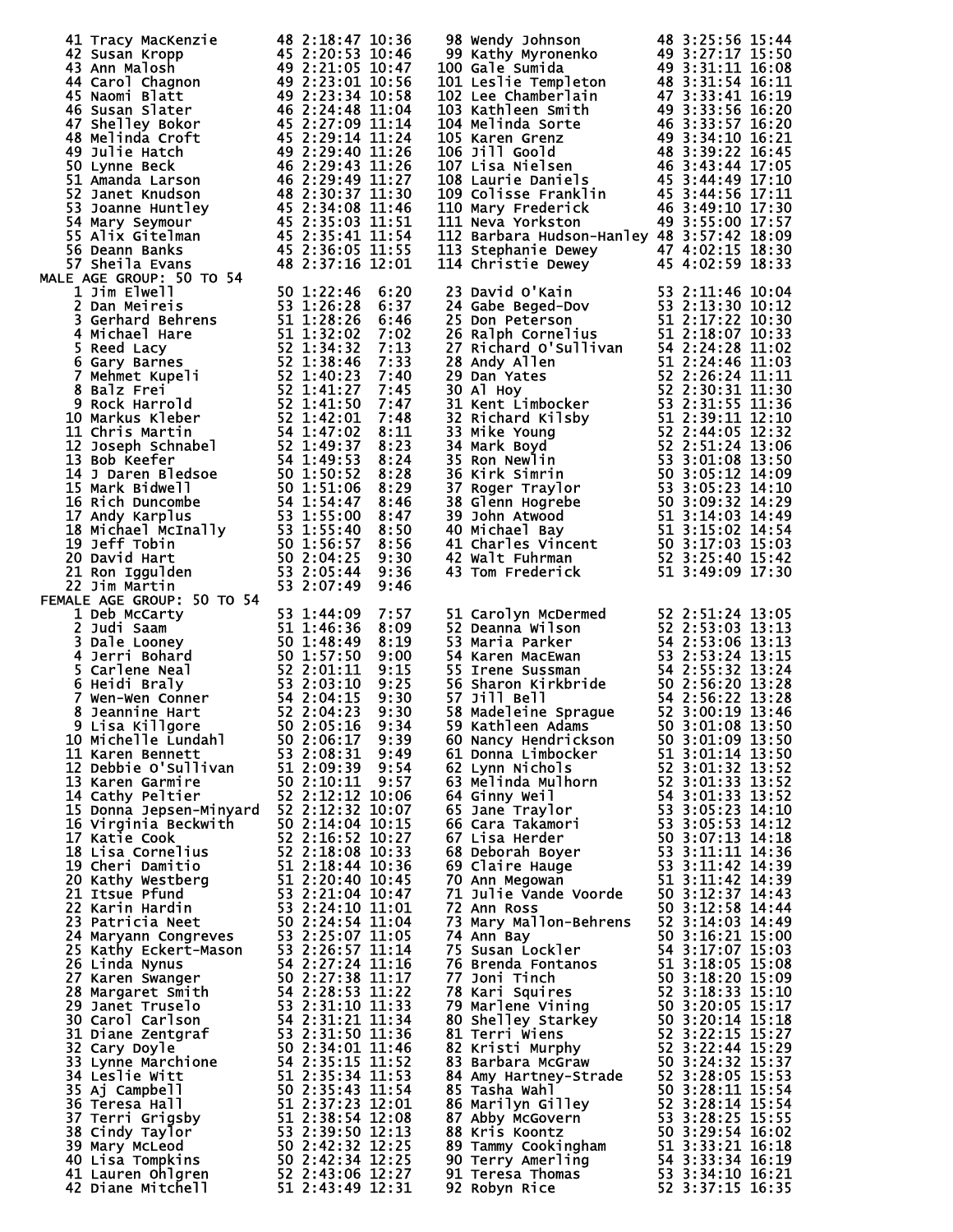41 Tracy MacKenzie 48 2:18:47 10:36
42 Susan Kropp 45 2:20:53 10:46
43 Ann Malosh 49 2:21:05 10:47
44 Carol Chagnon 49 2:23:01 10:56
45 Naomi Blatt 49 2:23:34 10:58
46 Susan Slater 46 2:24:48 11:04
47 Shelley Bokor 45 2:27:09 11:14
48 Melinda Croft 45 2:29:14 11:24
49 Julie Hatch 49 2:29:40 11:26
50 Lynne Beck 46 2:29:43 11:26
51 Amanda Larson 46 2:29:49 11:27
52 Janet Knudson 48 2:30:37 11:30
53 Joanne Huntley 45 2:34:08 11:46
54 Mary Seymour 45 2:35:03 11:51
55 Alix Gitelman 45 2:35:41 11:54
56 Deann Banks 45 2:36:05 11:55
57 Sheila Evans 48 2:37:16 12:01
98 Wendy Johnson 48 3:25:56 15:44
99 Kathy Myronenko 49 3:27:17 15:50
100 Gale Sumida 49 3:31:11 16:08
101 Leslie Templeton 48 3:31:54 16:11
102 Lee Chamberlain 47 3:33:41 16:19
103 Kathleen Smith 49 3:33:56 16:20
104 Melinda Sorte 46 3:33:57 16:20
105 Karen Grenz 49 3:34:10 16:21
106 Jill Goold 48 3:39:22 16:45
107 Lisa Nielsen 46 3:43:44 17:05
108 Laurie Daniels 45 3:44:49 17:10
109 Colisse Franklin 45 3:44:56 17:11
110 Mary Frederick 46 3:49:10 17:30
111 Neva Yorkston 49 3:55:00 17:57
112 Barbara Hudson-Hanley 48 3:57:42 18:09
113 Stephanie Dewey 47 4:02:15 18:30
114 Christie Dewey 45 4:02:59 18:33

MALE AGE GROUP: 50 TO 54

1 Jim Elwell 50 1:22:46 6:20
2 Dan Meireis 53 1:26:28 6:37
3 Gerhard Behrens 51 1:28:26 6:46
4 Michael Hare 51 1:32:02 7:02
5 Reed Lacy 52 1:34:32 7:13
6 Gary Barnes 52 1:38:46 7:33
7 Mehmet Kupeli 52 1:40:23 7:40
8 Balz Frei 52 1:41:27 7:45
9 Rock Harrold 52 1:41:50 7:47
10 Markus Kleber 52 1:42:01 7:48
11 Chris Martin 54 1:47:02 8:11
12 Joseph Schnabel 52 1:49:37 8:23
13 Bob Keefer 54 1:49:53 8:24
14 J Daren Bledsoe 50 1:50:52 8:28
15 Mark Bidwell 50 1:51:06 8:29
16 Rich Duncombe 54 1:54:47 8:46
17 Andy Karplus 53 1:55:00 8:47
18 Michael McInally 53 1:55:40 8:50
19 Jeff Tobin 50 1:56:57 8:56
20 David Hart 50 2:04:25 9:30
21 Ron Iggulden 53 2:05:44 9:36
22 Jim Martin 53 2:07:49 9:46
23 David O'Kain 53 2:11:46 10:04
24 Gabe Beged-Dov 53 2:13:30 10:12
25 Don Peterson 51 2:17:22 10:30
26 Ralph Cornelius 51 2:18:07 10:33
27 Richard O'Sullivan 54 2:24:28 11:02
28 Andy Allen 51 2:24:46 11:03
29 Dan Yates 52 2:26:24 11:11
30 Al Hoy 52 2:30:31 11:30
31 Kent Limbocker 53 2:31:55 11:36
32 Richard Kilsby 51 2:39:11 12:10
33 Mike Young 52 2:44:05 12:32
34 Mark Boyd 52 2:51:24 13:06
35 Ron Newlin 53 3:01:08 13:50
36 Kirk Simrin 50 3:05:12 14:09
37 Roger Traylor 53 3:05:23 14:10
38 Glenn Hogrebe 50 3:09:32 14:29
39 John Atwood 51 3:14:03 14:49
40 Michael Bay 51 3:15:02 14:54
41 Charles Vincent 50 3:17:03 15:03
42 Walt Fuhrman 52 3:25:40 15:42
43 Tom Frederick 51 3:49:09 17:30

FEMALE AGE GROUP: 50 TO 54

1 Deb McCarty 53 1:44:09 7:57
2 Judi Saam 51 1:46:36 8:09
3 Dale Looney 50 1:48:49 8:19
4 Jerri Bohard 50 1:57:50 9:00
5 Carlene Neal 52 2:01:11 9:15
6 Heidi Braly 53 2:03:10 9:25
7 Wen-Wen Conner 54 2:04:15 9:30
8 Jeannine Hart 52 2:04:23 9:30
9 Lisa Killgore 50 2:05:16 9:34
10 Michelle Lundahl 50 2:06:17 9:39
11 Karen Bennett 53 2:08:31 9:49
12 Debbie O'Sullivan 51 2:09:39 9:54
13 Karen Garmire 50 2:10:11 9:57
14 Cathy Peltier 52 2:12:12 10:06
15 Donna Jepsen-Minyard 52 2:12:32 10:07
16 Virginia Beckwith 50 2:14:04 10:15
17 Katie Cook 52 2:16:52 10:27
18 Lisa Cornelius 52 2:18:08 10:33
19 Cheri Damitio 51 2:18:44 10:36
20 Kathy Westberg 51 2:20:40 10:45
21 Itsue Pfund 53 2:21:04 10:47
22 Karin Hardin 53 2:24:10 11:01
23 Patricia Neet 50 2:24:54 11:04
24 Maryann Congreves 53 2:25:07 11:05
25 Kathy Eckert-Mason 53 2:26:57 11:14
26 Linda Nynus 54 2:27:24 11:16
27 Karen Swanger 50 2:27:38 11:17
28 Margaret Smith 54 2:28:53 11:22
29 Janet Truselo 53 2:31:10 11:33
30 Carol Carlson 54 2:31:21 11:34
31 Diane Zentgraf 53 2:31:50 11:36
32 Cary Doyle 50 2:34:01 11:46
33 Lynne Marchione 54 2:35:15 11:52
34 Leslie Witt 51 2:35:34 11:53
35 Aj Campbell 50 2:35:43 11:54
36 Teresa Hall 51 2:37:23 12:01
37 Terri Grigsby 51 2:38:54 12:08
38 Cindy Taylor 53 2:39:50 12:13
39 Mary McLeod 50 2:42:32 12:25
40 Lisa Tompkins 50 2:42:34 12:25
41 Lauren Ohlgren 52 2:43:06 12:27
42 Diane Mitchell 51 2:43:49 12:31
51 Carolyn McDermed 52 2:51:24 13:05
52 Deanna Wilson 52 2:53:03 13:13
53 Maria Parker 54 2:53:06 13:13
54 Karen MacEwan 53 2:53:24 13:15
55 Irene Sussman 54 2:55:32 13:24
56 Sharon Kirkbride 50 2:56:20 13:28
57 Jill Bell 54 2:56:22 13:28
58 Madeleine Sprague 52 3:00:19 13:46
59 Kathleen Adams 50 3:01:08 13:50
60 Nancy Hendrickson 50 3:01:09 13:50
61 Donna Limbocker 51 3:01:14 13:50
62 Lynn Nichols 52 3:01:32 13:52
63 Melinda Mulhorn 52 3:01:33 13:52
64 Ginny Weil 54 3:01:33 13:52
65 Jane Traylor 53 3:05:23 14:10
66 Cara Takamori 53 3:05:53 14:12
67 Lisa Herder 50 3:07:13 14:18
68 Deborah Boyer 53 3:11:11 14:36
69 Claire Hauge 53 3:11:42 14:39
70 Ann Megowan 51 3:11:42 14:39
71 Julie Vande Voorde 50 3:12:37 14:43
72 Ann Ross 50 3:12:58 14:44
73 Mary Mallon-Behrens 52 3:14:03 14:49
74 Ann Bay 50 3:16:21 15:00
75 Susan Lockler 54 3:17:07 15:03
76 Brenda Fontanos 51 3:18:05 15:08
77 Joni Tinch 50 3:18:20 15:09
78 Kari Squires 52 3:18:33 15:10
79 Marlene Vining 50 3:20:05 15:17
80 Shelley Starkey 50 3:20:14 15:18
81 Terri Wiens 52 3:22:15 15:27
82 Kristi Murphy 52 3:22:44 15:29
83 Barbara McGraw 50 3:24:32 15:37
84 Amy Hartney-Strade 52 3:28:05 15:53
85 Tasha Wahl 50 3:28:11 15:54
86 Marilyn Gilley 52 3:28:14 15:54
87 Abby McGovern 53 3:28:25 15:55
88 Kris Koontz 50 3:29:54 16:02
89 Tammy Cookingham 51 3:33:21 16:18
90 Terry Amerling 54 3:33:34 16:19
91 Teresa Thomas 53 3:34:10 16:21
92 Robyn Rice 52 3:37:15 16:35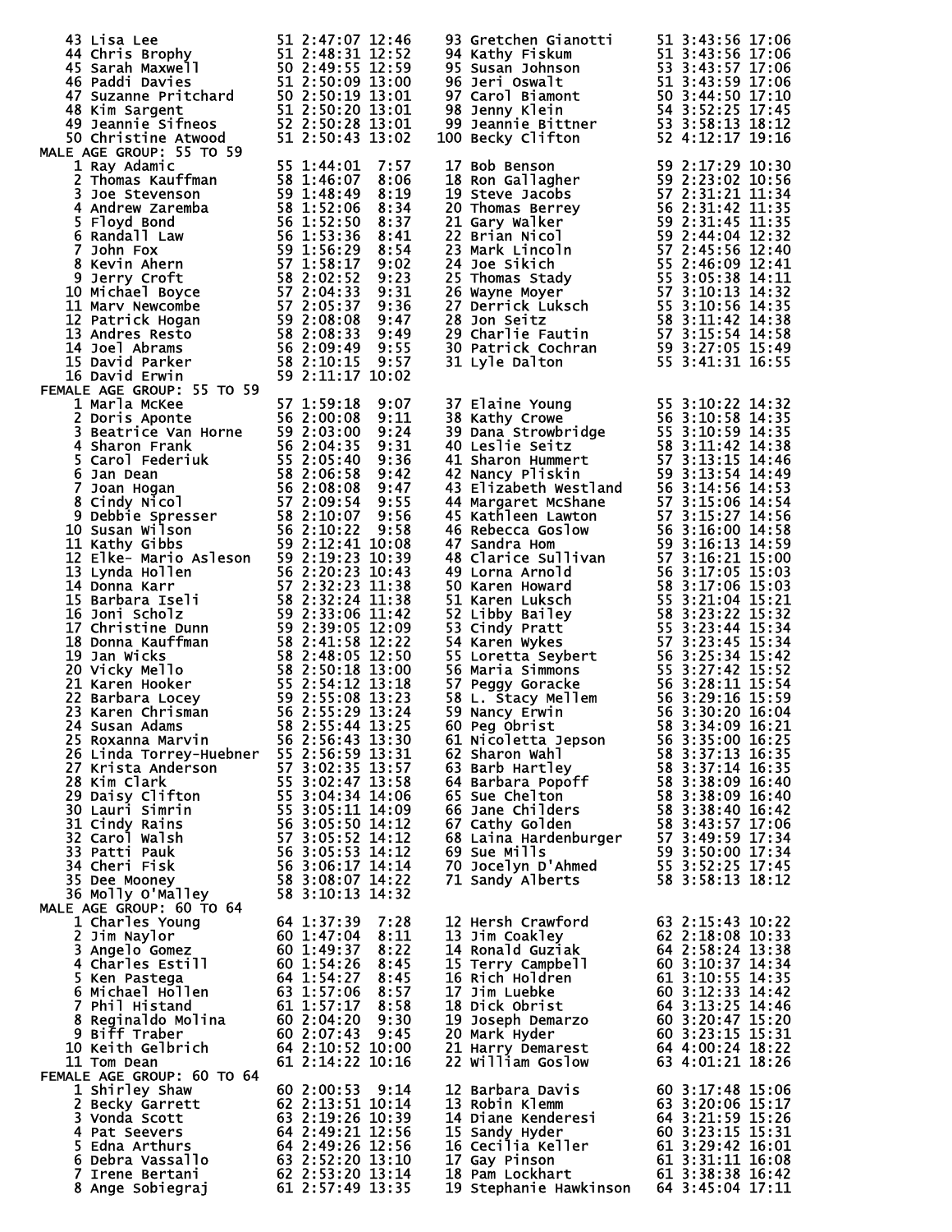| Place | Name | Age | Time | Pace | Place | Name | Age | Time | Pace |
|---|---|---|---|---|---|---|---|---|---|
| 43 | Lisa Lee | 51 | 2:47:07 | 12:46 | 93 | Gretchen Gianotti | 51 | 3:43:56 | 17:06 |
| 44 | Chris Brophy | 51 | 2:48:31 | 12:52 | 94 | Kathy Fiskum | 51 | 3:43:56 | 17:06 |
| 45 | Sarah Maxwell | 50 | 2:49:55 | 12:59 | 95 | Susan Johnson | 53 | 3:43:57 | 17:06 |
| 46 | Paddi Davies | 51 | 2:50:09 | 13:00 | 96 | Jeri Oswalt | 51 | 3:43:59 | 17:06 |
| 47 | Suzanne Pritchard | 50 | 2:50:19 | 13:01 | 97 | Carol Biamont | 50 | 3:44:50 | 17:10 |
| 48 | Kim Sargent | 51 | 2:50:20 | 13:01 | 98 | Jenny Klein | 54 | 3:52:25 | 17:45 |
| 49 | Jeannie Sifneos | 52 | 2:50:28 | 13:01 | 99 | Jeannie Bittner | 53 | 3:58:13 | 18:12 |
| 50 | Christine Atwood | 51 | 2:50:43 | 13:02 | 100 | Becky Clifton | 52 | 4:12:17 | 19:16 |

MALE AGE GROUP: 55 TO 59

| Place | Name | Age | Time | Pace | Place | Name | Age | Time | Pace |
|---|---|---|---|---|---|---|---|---|---|
| 1 | Ray Adamic | 55 | 1:44:01 | 7:57 | 17 | Bob Benson | 59 | 2:17:29 | 10:30 |
| 2 | Thomas Kauffman | 58 | 1:46:07 | 8:06 | 18 | Ron Gallagher | 59 | 2:23:02 | 10:56 |
| 3 | Joe Stevenson | 59 | 1:48:49 | 8:19 | 19 | Steve Jacobs | 57 | 2:31:21 | 11:34 |
| 4 | Andrew Zaremba | 58 | 1:52:06 | 8:34 | 20 | Thomas Berrey | 56 | 2:31:42 | 11:35 |
| 5 | Floyd Bond | 56 | 1:52:50 | 8:37 | 21 | Gary Walker | 59 | 2:31:45 | 11:35 |
| 6 | Randall Law | 56 | 1:53:36 | 8:41 | 22 | Brian Nicol | 59 | 2:44:04 | 12:32 |
| 7 | John Fox | 59 | 1:56:29 | 8:54 | 23 | Mark Lincoln | 57 | 2:45:56 | 12:40 |
| 8 | Kevin Ahern | 57 | 1:58:17 | 9:02 | 24 | Joe Sikich | 55 | 2:46:09 | 12:41 |
| 9 | Jerry Croft | 58 | 2:02:52 | 9:23 | 25 | Thomas Stady | 55 | 3:05:38 | 14:11 |
| 10 | Michael Boyce | 57 | 2:04:33 | 9:31 | 26 | Wayne Moyer | 57 | 3:10:13 | 14:32 |
| 11 | Marv Newcombe | 57 | 2:05:37 | 9:36 | 27 | Derrick Luksch | 55 | 3:10:56 | 14:35 |
| 12 | Patrick Hogan | 59 | 2:08:08 | 9:47 | 28 | Jon Seitz | 58 | 3:11:42 | 14:38 |
| 13 | Andres Resto | 58 | 2:08:33 | 9:49 | 29 | Charlie Fautin | 57 | 3:15:54 | 14:58 |
| 14 | Joel Abrams | 56 | 2:09:49 | 9:55 | 30 | Patrick Cochran | 59 | 3:27:05 | 15:49 |
| 15 | David Parker | 58 | 2:10:15 | 9:57 | 31 | Lyle Dalton | 55 | 3:41:31 | 16:55 |
| 16 | David Erwin | 59 | 2:11:17 | 10:02 | | | | | |

FEMALE AGE GROUP: 55 TO 59

| Place | Name | Age | Time | Pace | Place | Name | Age | Time | Pace |
|---|---|---|---|---|---|---|---|---|---|
| 1 | Marla McKee | 57 | 1:59:18 | 9:07 | 37 | Elaine Young | 55 | 3:10:22 | 14:32 |
| 2 | Doris Aponte | 56 | 2:00:08 | 9:11 | 38 | Kathy Crowe | 56 | 3:10:58 | 14:35 |
| 3 | Beatrice Van Horne | 59 | 2:03:00 | 9:24 | 39 | Dana Strowbridge | 55 | 3:10:59 | 14:35 |
| 4 | Sharon Frank | 56 | 2:04:35 | 9:31 | 40 | Leslie Seitz | 58 | 3:11:42 | 14:38 |
| 5 | Carol Federiuk | 55 | 2:05:40 | 9:36 | 41 | Sharon Hummert | 57 | 3:13:15 | 14:46 |
| 6 | Jan Dean | 58 | 2:06:58 | 9:42 | 42 | Nancy Pliskin | 59 | 3:13:54 | 14:49 |
| 7 | Joan Hogan | 56 | 2:08:08 | 9:47 | 43 | Elizabeth Westland | 56 | 3:14:56 | 14:53 |
| 8 | Cindy Nicol | 57 | 2:09:54 | 9:55 | 44 | Margaret McShane | 57 | 3:15:06 | 14:54 |
| 9 | Debbie Spresser | 58 | 2:10:07 | 9:56 | 45 | Kathleen Lawton | 57 | 3:15:27 | 14:56 |
| 10 | Susan Wilson | 56 | 2:10:22 | 9:58 | 46 | Rebecca Goslow | 56 | 3:16:00 | 14:58 |
| 11 | Kathy Gibbs | 59 | 2:12:41 | 10:08 | 47 | Sandra Hom | 59 | 3:16:13 | 14:59 |
| 12 | Elke- Mario Asleson | 59 | 2:19:23 | 10:39 | 48 | Clarice Sullivan | 57 | 3:16:21 | 15:00 |
| 13 | Lynda Hollen | 56 | 2:20:23 | 10:43 | 49 | Lorna Arnold | 56 | 3:17:05 | 15:03 |
| 14 | Donna Karr | 57 | 2:32:23 | 11:38 | 50 | Karen Howard | 58 | 3:17:06 | 15:03 |
| 15 | Barbara Iseli | 58 | 2:32:24 | 11:38 | 51 | Karen Luksch | 55 | 3:21:04 | 15:21 |
| 16 | Joni Scholz | 59 | 2:33:06 | 11:42 | 52 | Libby Bailey | 58 | 3:23:22 | 15:32 |
| 17 | Christine Dunn | 59 | 2:39:05 | 12:09 | 53 | Cindy Pratt | 55 | 3:23:44 | 15:34 |
| 18 | Donna Kauffman | 58 | 2:41:58 | 12:22 | 54 | Karen Wykes | 57 | 3:23:45 | 15:34 |
| 19 | Jan Wicks | 58 | 2:48:05 | 12:50 | 55 | Loretta Seybert | 56 | 3:25:34 | 15:42 |
| 20 | Vicky Mello | 58 | 2:50:18 | 13:00 | 56 | Maria Simmons | 55 | 3:27:42 | 15:52 |
| 21 | Karen Hooker | 55 | 2:54:12 | 13:18 | 57 | Peggy Goracke | 56 | 3:28:11 | 15:54 |
| 22 | Barbara Locey | 59 | 2:55:08 | 13:23 | 58 | L. Stacy Mellem | 56 | 3:29:16 | 15:59 |
| 23 | Karen Chrisman | 56 | 2:55:29 | 13:24 | 59 | Nancy Erwin | 56 | 3:30:20 | 16:04 |
| 24 | Susan Adams | 58 | 2:55:44 | 13:25 | 60 | Peg Obrist | 58 | 3:34:09 | 16:21 |
| 25 | Roxanna Marvin | 56 | 2:56:43 | 13:30 | 61 | Nicoletta Jepson | 56 | 3:35:00 | 16:25 |
| 26 | Linda Torrey-Huebner | 55 | 2:56:59 | 13:31 | 62 | Sharon Wahl | 58 | 3:37:13 | 16:35 |
| 27 | Krista Anderson | 57 | 3:02:35 | 13:57 | 63 | Barb Hartley | 58 | 3:37:14 | 16:35 |
| 28 | Kim Clark | 55 | 3:02:47 | 13:58 | 64 | Barbara Popoff | 58 | 3:38:09 | 16:40 |
| 29 | Daisy Clifton | 55 | 3:04:34 | 14:06 | 65 | Sue Chelton | 58 | 3:38:09 | 16:40 |
| 30 | Lauri Simrin | 55 | 3:05:11 | 14:09 | 66 | Jane Childers | 58 | 3:38:40 | 16:42 |
| 31 | Cindy Rains | 56 | 3:05:50 | 14:12 | 67 | Cathy Golden | 58 | 3:43:57 | 17:06 |
| 32 | Carol Walsh | 57 | 3:05:52 | 14:12 | 68 | Laina Hardenburger | 57 | 3:49:59 | 17:34 |
| 33 | Patti Pauk | 56 | 3:05:53 | 14:12 | 69 | Sue Mills | 59 | 3:50:00 | 17:34 |
| 34 | Cheri Fisk | 56 | 3:06:17 | 14:14 | 70 | Jocelyn D'Ahmed | 55 | 3:52:25 | 17:45 |
| 35 | Dee Mooney | 58 | 3:08:07 | 14:22 | 71 | Sandy Alberts | 58 | 3:58:13 | 18:12 |
| 36 | Molly O'Malley | 58 | 3:10:13 | 14:32 | | | | | |

MALE AGE GROUP: 60 TO 64

| Place | Name | Age | Time | Pace | Place | Name | Age | Time | Pace |
|---|---|---|---|---|---|---|---|---|---|
| 1 | Charles Young | 64 | 1:37:39 | 7:28 | 12 | Hersh Crawford | 63 | 2:15:43 | 10:22 |
| 2 | Jim Naylor | 60 | 1:47:04 | 8:11 | 13 | Jim Coakley | 62 | 2:18:08 | 10:33 |
| 3 | Angelo Gomez | 60 | 1:49:37 | 8:22 | 14 | Ronald Guziak | 64 | 2:58:24 | 13:38 |
| 4 | Charles Estill | 60 | 1:54:26 | 8:45 | 15 | Terry Campbell | 60 | 3:10:37 | 14:34 |
| 5 | Ken Pastega | 64 | 1:54:27 | 8:45 | 16 | Rich Holdren | 61 | 3:10:55 | 14:35 |
| 6 | Michael Hollen | 63 | 1:57:06 | 8:57 | 17 | Jim Luebke | 60 | 3:12:33 | 14:42 |
| 7 | Phil Histand | 61 | 1:57:17 | 8:58 | 18 | Dick Obrist | 64 | 3:13:25 | 14:46 |
| 8 | Reginaldo Molina | 60 | 2:04:20 | 9:30 | 19 | Joseph Demarzo | 60 | 3:20:47 | 15:20 |
| 9 | Biff Traber | 60 | 2:07:43 | 9:45 | 20 | Mark Hyder | 60 | 3:23:15 | 15:31 |
| 10 | Keith Gelbrich | 64 | 2:10:52 | 10:00 | 21 | Harry Demarest | 64 | 4:00:24 | 18:22 |
| 11 | Tom Dean | 61 | 2:14:22 | 10:16 | 22 | William Goslow | 63 | 4:01:21 | 18:26 |

FEMALE AGE GROUP: 60 TO 64

| Place | Name | Age | Time | Pace | Place | Name | Age | Time | Pace |
|---|---|---|---|---|---|---|---|---|---|
| 1 | Shirley Shaw | 60 | 2:00:53 | 9:14 | 12 | Barbara Davis | 60 | 3:17:48 | 15:06 |
| 2 | Becky Garrett | 62 | 2:13:51 | 10:14 | 13 | Robin Klemm | 63 | 3:20:06 | 15:17 |
| 3 | Vonda Scott | 63 | 2:19:26 | 10:39 | 14 | Diane Kenderesi | 64 | 3:21:59 | 15:26 |
| 4 | Pat Seevers | 64 | 2:49:21 | 12:56 | 15 | Sandy Hyder | 60 | 3:23:15 | 15:31 |
| 5 | Edna Arthurs | 64 | 2:49:26 | 12:56 | 16 | Cecilia Keller | 61 | 3:29:42 | 16:01 |
| 6 | Debra Vassallo | 63 | 2:52:20 | 13:10 | 17 | Gay Pinson | 61 | 3:31:11 | 16:08 |
| 7 | Irene Bertani | 62 | 2:53:20 | 13:14 | 18 | Pam Lockhart | 61 | 3:38:38 | 16:42 |
| 8 | Ange Sobiegraj | 61 | 2:57:49 | 13:35 | 19 | Stephanie Hawkinson | 64 | 3:45:04 | 17:11 |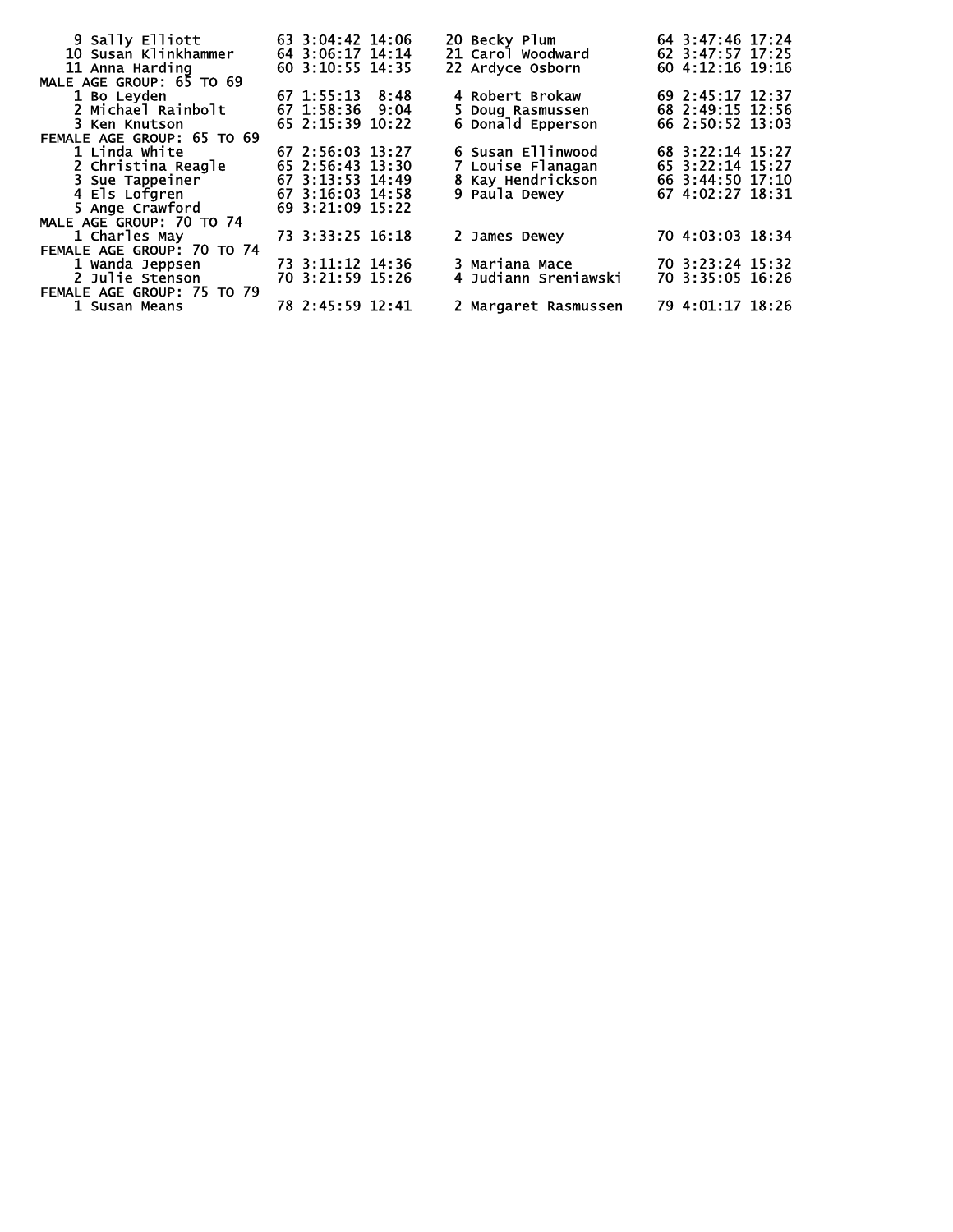```
    9 Sally Elliott          63 3:04:42 14:06     20 Becky Plum             64 3:47:46 17:24
   10 Susan Klinkhammer      64 3:06:17 14:14     21 Carol Woodward         62 3:47:57 17:25
   11 Anna Harding           60 3:10:55 14:35     22 Ardyce Osborn          60 4:12:16 19:16
MALE AGE GROUP: 65 TO 69
    1 Bo Leyden              67 1:55:13  8:48      4 Robert Brokaw          69 2:45:17 12:37
    2 Michael Rainbolt       67 1:58:36  9:04      5 Doug Rasmussen         68 2:49:15 12:56
    3 Ken Knutson            65 2:15:39 10:22      6 Donald Epperson        66 2:50:52 13:03
FEMALE AGE GROUP: 65 TO 69
    1 Linda White            67 2:56:03 13:27      6 Susan Ellinwood        68 3:22:14 15:27
    2 Christina Reagle       65 2:56:43 13:30      7 Louise Flanagan        65 3:22:14 15:27
    3 Sue Tappeiner          67 3:13:53 14:49      8 Kay Hendrickson        66 3:44:50 17:10
    4 Els Lofgren            67 3:16:03 14:58      9 Paula Dewey            67 4:02:27 18:31
    5 Ange Crawford          69 3:21:09 15:22
MALE AGE GROUP: 70 TO 74
    1 Charles May            73 3:33:25 16:18      2 James Dewey            70 4:03:03 18:34
FEMALE AGE GROUP: 70 TO 74
    1 Wanda Jeppsen          73 3:11:12 14:36      3 Mariana Mace           70 3:23:24 15:32
    2 Julie Stenson          70 3:21:59 15:26      4 Judiann Sreniawski     70 3:35:05 16:26
FEMALE AGE GROUP: 75 TO 79
    1 Susan Means            78 2:45:59 12:41      2 Margaret Rasmussen     79 4:01:17 18:26
```